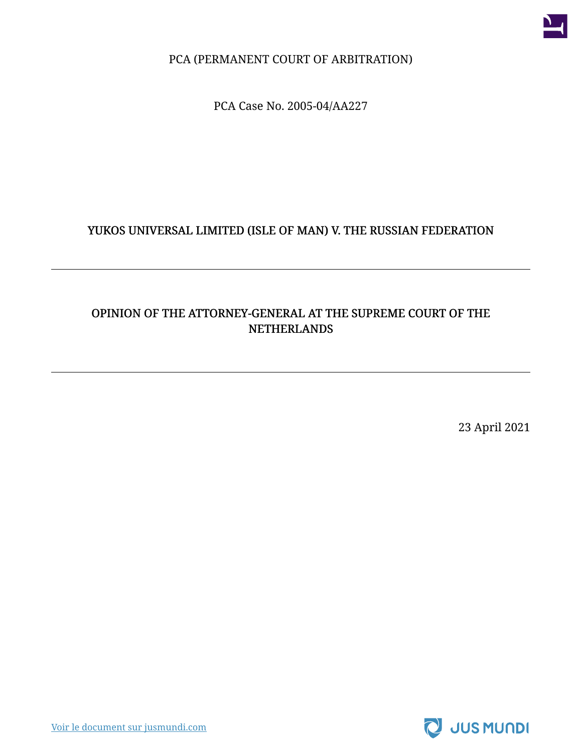PCA (PERMANENT COURT OF ARBITRATION)

PCA Case No. 2005-04/AA227

# YUKOS UNIVERSAL LIMITED (ISLE OF MAN) V. THE RUSSIAN FEDERATION

---

## OPINION OF THE ATTORNEY-GENERAL AT THE SUPREME COURT OF THE NETHERLANDS

---

23 April 2021

Voir le document sur jusmundi.com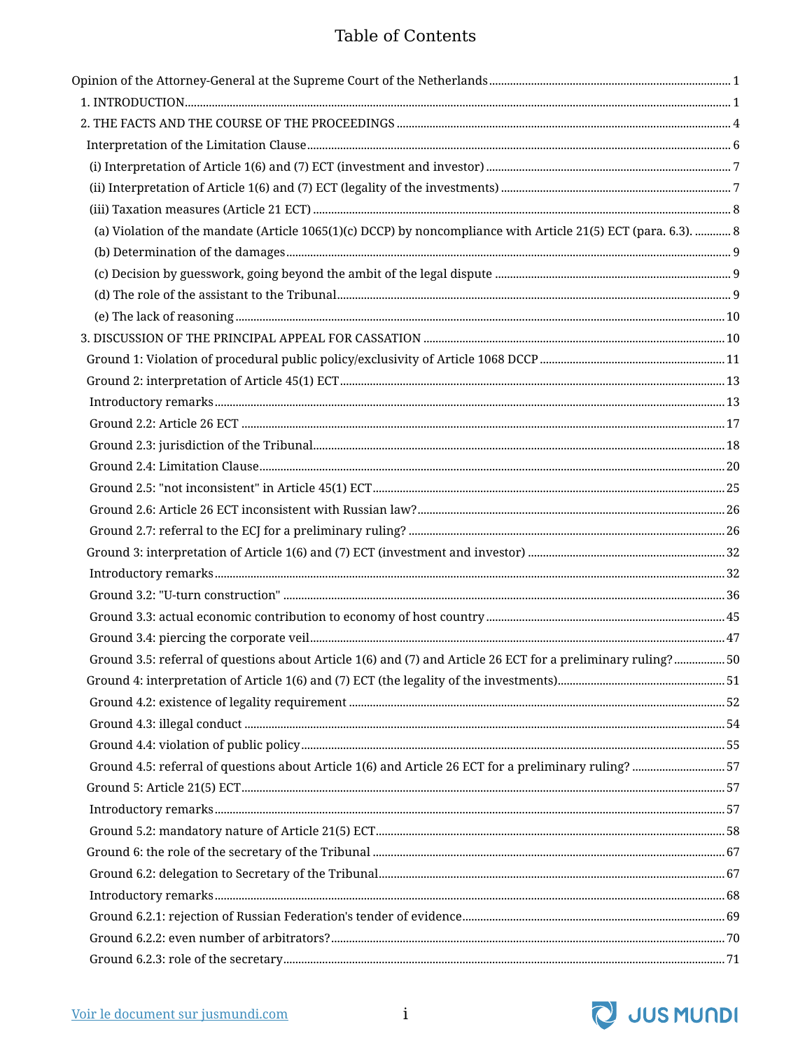# Table of Contents

- Opinion of the Attorney-General at the Supreme Court of the Netherlands ..... 1
  - 1. INTRODUCTION ..... 1
  - 2. THE FACTS AND THE COURSE OF THE PROCEEDINGS ..... 4
    - Interpretation of the Limitation Clause ..... 6
      - (i) Interpretation of Article 1(6) and (7) ECT (investment and investor) ..... 7
      - (ii) Interpretation of Article 1(6) and (7) ECT (legality of the investments) ..... 7
      - (iii) Taxation measures (Article 21 ECT) ..... 8
        - (a) Violation of the mandate (Article 1065(1)(c) DCCP) by noncompliance with Article 21(5) ECT (para. 6.3). ..... 8
        - (b) Determination of the damages ..... 9
        - (c) Decision by guesswork, going beyond the ambit of the legal dispute ..... 9
        - (d) The role of the assistant to the Tribunal ..... 9
        - (e) The lack of reasoning ..... 10
  - 3. DISCUSSION OF THE PRINCIPAL APPEAL FOR CASSATION ..... 10
    - Ground 1: Violation of procedural public policy/exclusivity of Article 1068 DCCP ..... 11
    - Ground 2: interpretation of Article 45(1) ECT ..... 13
      - Introductory remarks ..... 13
      - Ground 2.2: Article 26 ECT ..... 17
      - Ground 2.3: jurisdiction of the Tribunal ..... 18
      - Ground 2.4: Limitation Clause ..... 20
      - Ground 2.5: "not inconsistent" in Article 45(1) ECT ..... 25
      - Ground 2.6: Article 26 ECT inconsistent with Russian law? ..... 26
      - Ground 2.7: referral to the ECJ for a preliminary ruling? ..... 26
    - Ground 3: interpretation of Article 1(6) and (7) ECT (investment and investor) ..... 32
      - Introductory remarks ..... 32
      - Ground 3.2: "U-turn construction" ..... 36
      - Ground 3.3: actual economic contribution to economy of host country ..... 45
      - Ground 3.4: piercing the corporate veil ..... 47
      - Ground 3.5: referral of questions about Article 1(6) and (7) and Article 26 ECT for a preliminary ruling? ..... 50
    - Ground 4: interpretation of Article 1(6) and (7) ECT (the legality of the investments) ..... 51
      - Ground 4.2: existence of legality requirement ..... 52
      - Ground 4.3: illegal conduct ..... 54
      - Ground 4.4: violation of public policy ..... 55
      - Ground 4.5: referral of questions about Article 1(6) and Article 26 ECT for a preliminary ruling? ..... 57
    - Ground 5: Article 21(5) ECT ..... 57
      - Introductory remarks ..... 57
      - Ground 5.2: mandatory nature of Article 21(5) ECT ..... 58
    - Ground 6: the role of the secretary of the Tribunal ..... 67
      - Ground 6.2: delegation to Secretary of the Tribunal ..... 67
      - Introductory remarks ..... 68
      - Ground 6.2.1: rejection of Russian Federation's tender of evidence ..... 69
      - Ground 6.2.2: even number of arbitrators? ..... 70
      - Ground 6.2.3: role of the secretary ..... 71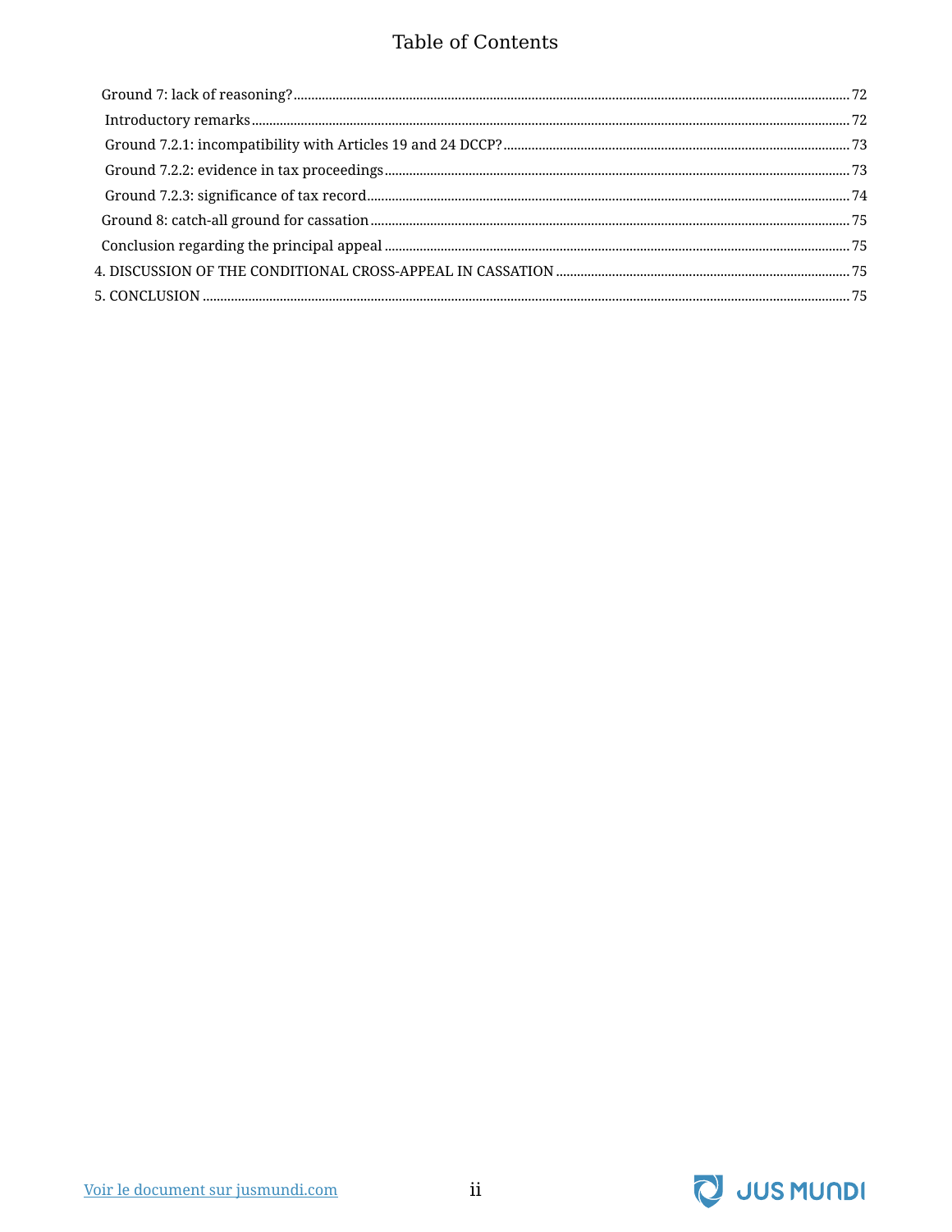# Table of Contents

- Ground 7: lack of reasoning? ..... 72
  - Introductory remarks ..... 72
  - Ground 7.2.1: incompatibility with Articles 19 and 24 DCCP? ..... 73
  - Ground 7.2.2: evidence in tax proceedings ..... 73
  - Ground 7.2.3: significance of tax record ..... 74
- Ground 8: catch-all ground for cassation ..... 75
- Conclusion regarding the principal appeal ..... 75

4. DISCUSSION OF THE CONDITIONAL CROSS-APPEAL IN CASSATION ..... 75

5. CONCLUSION ..... 75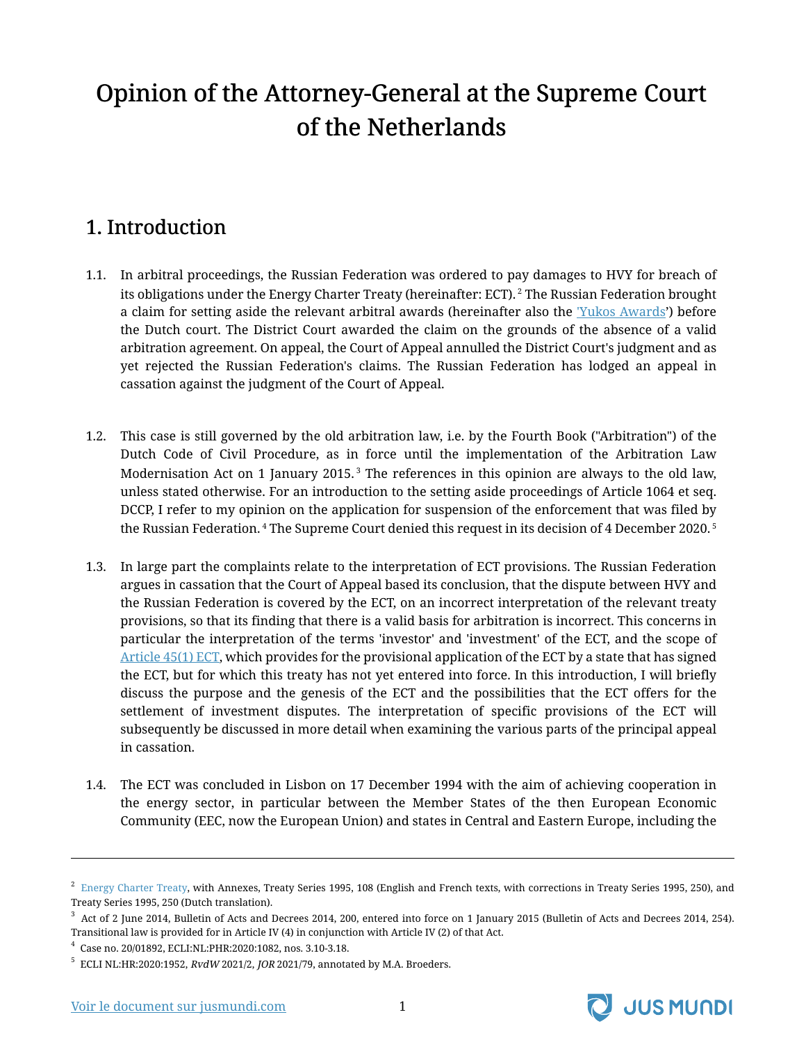# Opinion of the Attorney-General at the Supreme Court of the Netherlands

## 1. Introduction

1.1. In arbitral proceedings, the Russian Federation was ordered to pay damages to HVY for breach of its obligations under the Energy Charter Treaty (hereinafter: ECT).[2] The Russian Federation brought a claim for setting aside the relevant arbitral awards (hereinafter also the 'Yukos Awards') before the Dutch court. The District Court awarded the claim on the grounds of the absence of a valid arbitration agreement. On appeal, the Court of Appeal annulled the District Court's judgment and as yet rejected the Russian Federation's claims. The Russian Federation has lodged an appeal in cassation against the judgment of the Court of Appeal.

1.2. This case is still governed by the old arbitration law, i.e. by the Fourth Book ("Arbitration") of the Dutch Code of Civil Procedure, as in force until the implementation of the Arbitration Law Modernisation Act on 1 January 2015.[3] The references in this opinion are always to the old law, unless stated otherwise. For an introduction to the setting aside proceedings of Article 1064 et seq. DCCP, I refer to my opinion on the application for suspension of the enforcement that was filed by the Russian Federation.[4] The Supreme Court denied this request in its decision of 4 December 2020.[5]

1.3. In large part the complaints relate to the interpretation of ECT provisions. The Russian Federation argues in cassation that the Court of Appeal based its conclusion, that the dispute between HVY and the Russian Federation is covered by the ECT, on an incorrect interpretation of the relevant treaty provisions, so that its finding that there is a valid basis for arbitration is incorrect. This concerns in particular the interpretation of the terms 'investor' and 'investment' of the ECT, and the scope of Article 45(1) ECT, which provides for the provisional application of the ECT by a state that has signed the ECT, but for which this treaty has not yet entered into force. In this introduction, I will briefly discuss the purpose and the genesis of the ECT and the possibilities that the ECT offers for the settlement of investment disputes. The interpretation of specific provisions of the ECT will subsequently be discussed in more detail when examining the various parts of the principal appeal in cassation.

1.4. The ECT was concluded in Lisbon on 17 December 1994 with the aim of achieving cooperation in the energy sector, in particular between the Member States of the then European Economic Community (EEC, now the European Union) and states in Central and Eastern Europe, including the

---

[2] Energy Charter Treaty, with Annexes, Treaty Series 1995, 108 (English and French texts, with corrections in Treaty Series 1995, 250), and Treaty Series 1995, 250 (Dutch translation).

[3] Act of 2 June 2014, Bulletin of Acts and Decrees 2014, 200, entered into force on 1 January 2015 (Bulletin of Acts and Decrees 2014, 254). Transitional law is provided for in Article IV (4) in conjunction with Article IV (2) of that Act.

[4] Case no. 20/01892, ECLI:NL:PHR:2020:1082, nos. 3.10-3.18.

[5] ECLI NL:HR:2020:1952, *RvdW* 2021/2, *JOR* 2021/79, annotated by M.A. Broeders.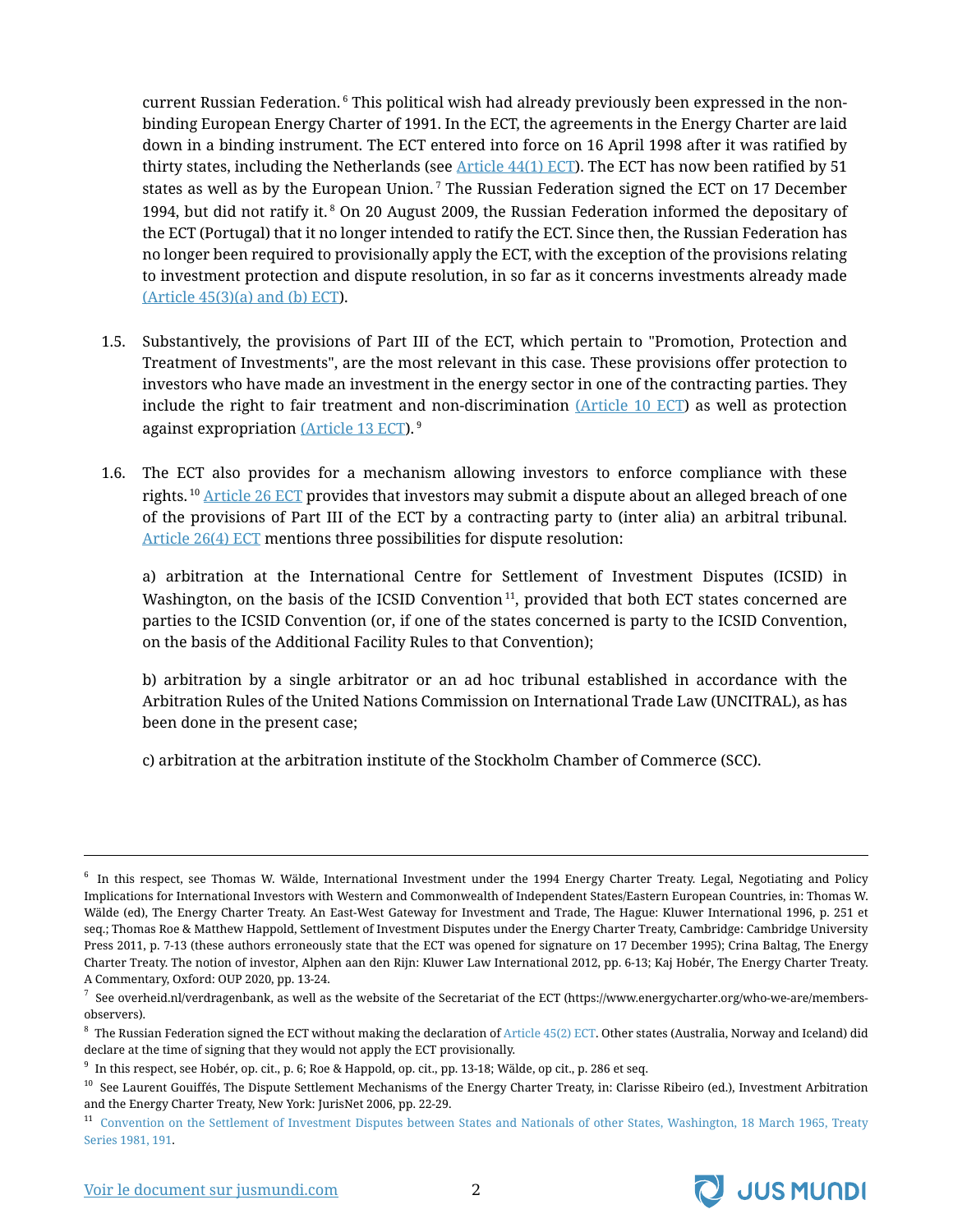current Russian Federation.[6] This political wish had already previously been expressed in the non-binding European Energy Charter of 1991. In the ECT, the agreements in the Energy Charter are laid down in a binding instrument. The ECT entered into force on 16 April 1998 after it was ratified by thirty states, including the Netherlands (see Article 44(1) ECT). The ECT has now been ratified by 51 states as well as by the European Union.[7] The Russian Federation signed the ECT on 17 December 1994, but did not ratify it.[8] On 20 August 2009, the Russian Federation informed the depositary of the ECT (Portugal) that it no longer intended to ratify the ECT. Since then, the Russian Federation has no longer been required to provisionally apply the ECT, with the exception of the provisions relating to investment protection and dispute resolution, in so far as it concerns investments already made (Article 45(3)(a) and (b) ECT).

1.5. Substantively, the provisions of Part III of the ECT, which pertain to "Promotion, Protection and Treatment of Investments", are the most relevant in this case. These provisions offer protection to investors who have made an investment in the energy sector in one of the contracting parties. They include the right to fair treatment and non-discrimination (Article 10 ECT) as well as protection against expropriation (Article 13 ECT).[9]

1.6. The ECT also provides for a mechanism allowing investors to enforce compliance with these rights.[10] Article 26 ECT provides that investors may submit a dispute about an alleged breach of one of the provisions of Part III of the ECT by a contracting party to (inter alia) an arbitral tribunal. Article 26(4) ECT mentions three possibilities for dispute resolution:

a) arbitration at the International Centre for Settlement of Investment Disputes (ICSID) in Washington, on the basis of the ICSID Convention[11], provided that both ECT states concerned are parties to the ICSID Convention (or, if one of the states concerned is party to the ICSID Convention, on the basis of the Additional Facility Rules to that Convention);

b) arbitration by a single arbitrator or an ad hoc tribunal established in accordance with the Arbitration Rules of the United Nations Commission on International Trade Law (UNCITRAL), as has been done in the present case;

c) arbitration at the arbitration institute of the Stockholm Chamber of Commerce (SCC).

---

[6] In this respect, see Thomas W. Wälde, International Investment under the 1994 Energy Charter Treaty. Legal, Negotiating and Policy Implications for International Investors with Western and Commonwealth of Independent States/Eastern European Countries, in: Thomas W. Wälde (ed), The Energy Charter Treaty. An East-West Gateway for Investment and Trade, The Hague: Kluwer International 1996, p. 251 et seq.; Thomas Roe & Matthew Happold, Settlement of Investment Disputes under the Energy Charter Treaty, Cambridge: Cambridge University Press 2011, p. 7-13 (these authors erroneously state that the ECT was opened for signature on 17 December 1995); Crina Baltag, The Energy Charter Treaty. The notion of investor, Alphen aan den Rijn: Kluwer Law International 2012, pp. 6-13; Kaj Hobér, The Energy Charter Treaty. A Commentary, Oxford: OUP 2020, pp. 13-24.

[7] See overheid.nl/verdragenbank, as well as the website of the Secretariat of the ECT (https://www.energycharter.org/who-we-are/members-observers).

[8] The Russian Federation signed the ECT without making the declaration of Article 45(2) ECT. Other states (Australia, Norway and Iceland) did declare at the time of signing that they would not apply the ECT provisionally.

[9] In this respect, see Hobér, op. cit., p. 6; Roe & Happold, op. cit., pp. 13-18; Wälde, op cit., p. 286 et seq.

[10] See Laurent Gouiffés, The Dispute Settlement Mechanisms of the Energy Charter Treaty, in: Clarisse Ribeiro (ed.), Investment Arbitration and the Energy Charter Treaty, New York: JurisNet 2006, pp. 22-29.

[11] Convention on the Settlement of Investment Disputes between States and Nationals of other States, Washington, 18 March 1965, Treaty Series 1981, 191.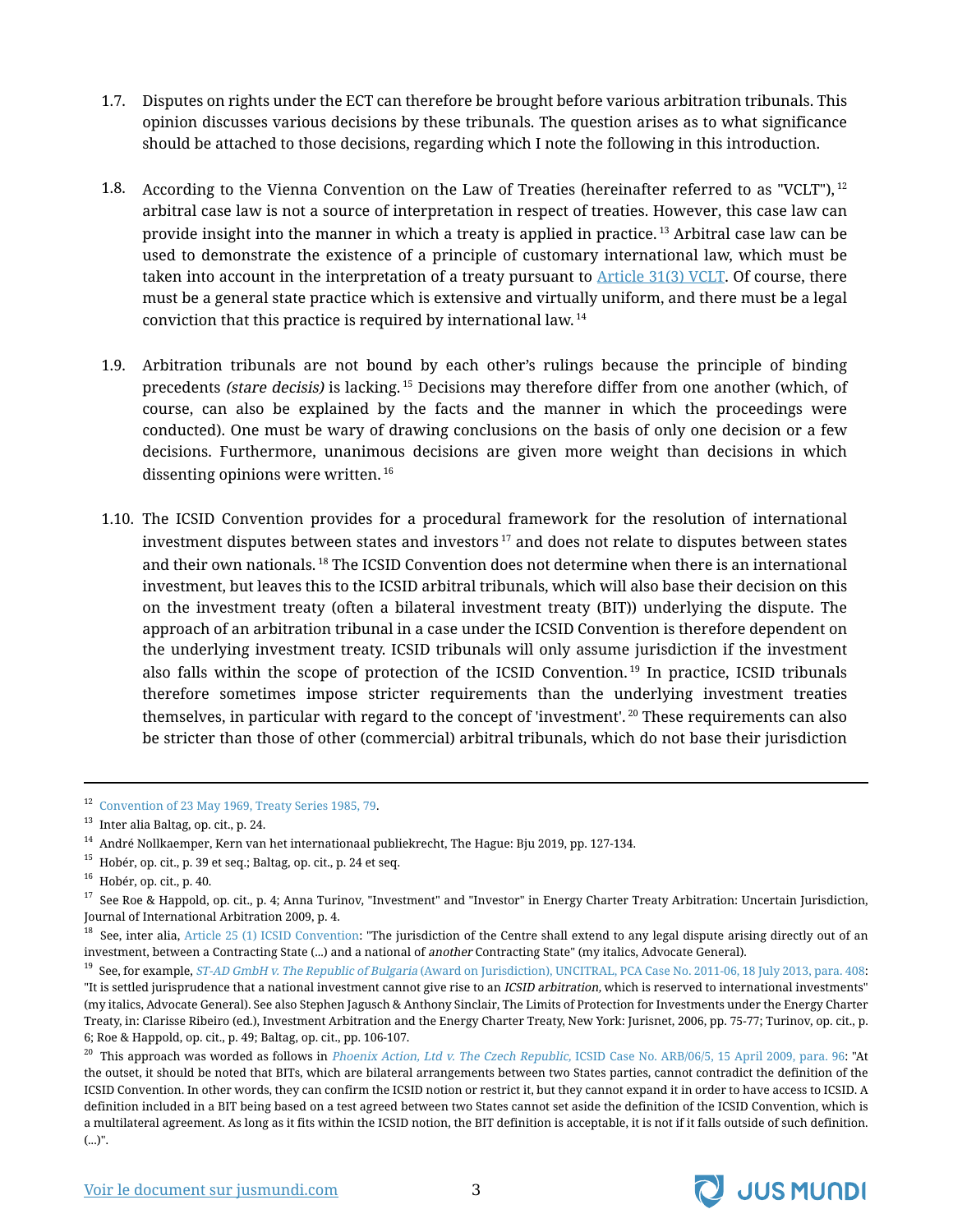1.7. Disputes on rights under the ECT can therefore be brought before various arbitration tribunals. This opinion discusses various decisions by these tribunals. The question arises as to what significance should be attached to those decisions, regarding which I note the following in this introduction.

1.8. According to the Vienna Convention on the Law of Treaties (hereinafter referred to as "VCLT"), [12] arbitral case law is not a source of interpretation in respect of treaties. However, this case law can provide insight into the manner in which a treaty is applied in practice. [13] Arbitral case law can be used to demonstrate the existence of a principle of customary international law, which must be taken into account in the interpretation of a treaty pursuant to Article 31(3) VCLT. Of course, there must be a general state practice which is extensive and virtually uniform, and there must be a legal conviction that this practice is required by international law. [14]

1.9. Arbitration tribunals are not bound by each other's rulings because the principle of binding precedents *(stare decisis)* is lacking. [15] Decisions may therefore differ from one another (which, of course, can also be explained by the facts and the manner in which the proceedings were conducted). One must be wary of drawing conclusions on the basis of only one decision or a few decisions. Furthermore, unanimous decisions are given more weight than decisions in which dissenting opinions were written. [16]

1.10. The ICSID Convention provides for a procedural framework for the resolution of international investment disputes between states and investors [17] and does not relate to disputes between states and their own nationals. [18] The ICSID Convention does not determine when there is an international investment, but leaves this to the ICSID arbitral tribunals, which will also base their decision on this on the investment treaty (often a bilateral investment treaty (BIT)) underlying the dispute. The approach of an arbitration tribunal in a case under the ICSID Convention is therefore dependent on the underlying investment treaty. ICSID tribunals will only assume jurisdiction if the investment also falls within the scope of protection of the ICSID Convention. [19] In practice, ICSID tribunals therefore sometimes impose stricter requirements than the underlying investment treaties themselves, in particular with regard to the concept of 'investment'. [20] These requirements can also be stricter than those of other (commercial) arbitral tribunals, which do not base their jurisdiction

---

[12] Convention of 23 May 1969, Treaty Series 1985, 79.

[13] Inter alia Baltag, op. cit., p. 24.

[14] André Nollkaemper, Kern van het internationaal publiekrecht, The Hague: Bju 2019, pp. 127-134.

[15] Hobér, op. cit., p. 39 et seq.; Baltag, op. cit., p. 24 et seq.

[16] Hobér, op. cit., p. 40.

[17] See Roe & Happold, op. cit., p. 4; Anna Turinov, "Investment" and "Investor" in Energy Charter Treaty Arbitration: Uncertain Jurisdiction, Journal of International Arbitration 2009, p. 4.

[18] See, inter alia, Article 25 (1) ICSID Convention: "The jurisdiction of the Centre shall extend to any legal dispute arising directly out of an investment, between a Contracting State (...) and a national of *another* Contracting State" (my italics, Advocate General).

[19] See, for example, *ST-AD GmbH v. The Republic of Bulgaria* (Award on Jurisdiction), UNCITRAL, PCA Case No. 2011-06, 18 July 2013, para. 408: "It is settled jurisprudence that a national investment cannot give rise to an *ICSID arbitration*, which is reserved to international investments" (my italics, Advocate General). See also Stephen Jagusch & Anthony Sinclair, The Limits of Protection for Investments under the Energy Charter Treaty, in: Clarisse Ribeiro (ed.), Investment Arbitration and the Energy Charter Treaty, New York: Jurisnet, 2006, pp. 75-77; Turinov, op. cit., p. 6; Roe & Happold, op. cit., p. 49; Baltag, op. cit., pp. 106-107.

[20] This approach was worded as follows in *Phoenix Action, Ltd v. The Czech Republic*, ICSID Case No. ARB/06/5, 15 April 2009, para. 96: "At the outset, it should be noted that BITs, which are bilateral arrangements between two States parties, cannot contradict the definition of the ICSID Convention. In other words, they can confirm the ICSID notion or restrict it, but they cannot expand it in order to have access to ICSID. A definition included in a BIT being based on a test agreed between two States cannot set aside the definition of the ICSID Convention, which is a multilateral agreement. As long as it fits within the ICSID notion, the BIT definition is acceptable, it is not if it falls outside of such definition. (...)".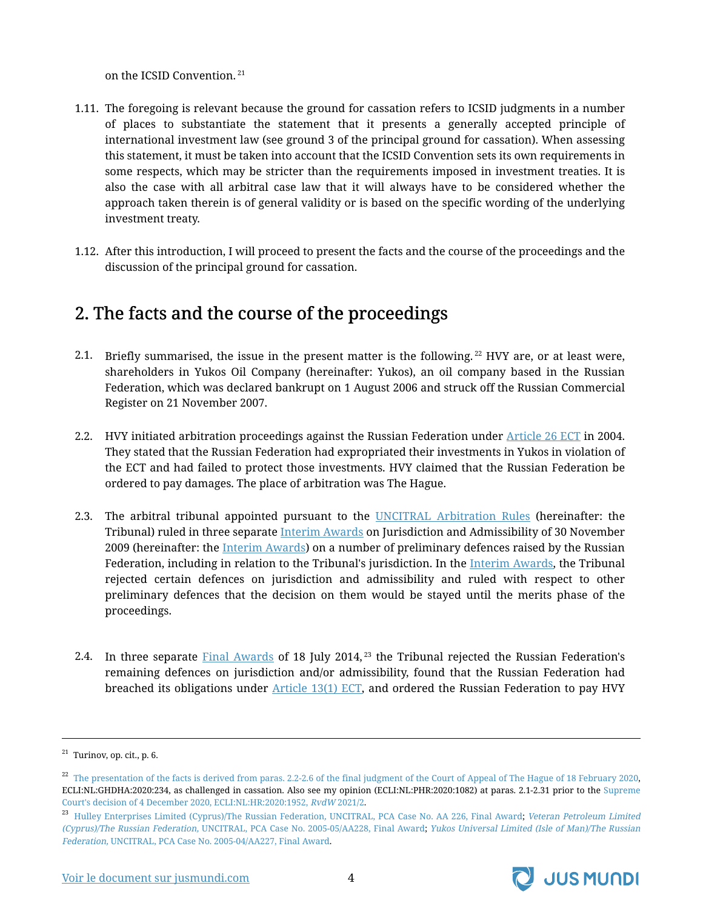on the ICSID Convention. [21]

1.11. The foregoing is relevant because the ground for cassation refers to ICSID judgments in a number of places to substantiate the statement that it presents a generally accepted principle of international investment law (see ground 3 of the principal ground for cassation). When assessing this statement, it must be taken into account that the ICSID Convention sets its own requirements in some respects, which may be stricter than the requirements imposed in investment treaties. It is also the case with all arbitral case law that it will always have to be considered whether the approach taken therein is of general validity or is based on the specific wording of the underlying investment treaty.

1.12. After this introduction, I will proceed to present the facts and the course of the proceedings and the discussion of the principal ground for cassation.

## 2. The facts and the course of the proceedings

2.1. Briefly summarised, the issue in the present matter is the following. [22] HVY are, or at least were, shareholders in Yukos Oil Company (hereinafter: Yukos), an oil company based in the Russian Federation, which was declared bankrupt on 1 August 2006 and struck off the Russian Commercial Register on 21 November 2007.

2.2. HVY initiated arbitration proceedings against the Russian Federation under Article 26 ECT in 2004. They stated that the Russian Federation had expropriated their investments in Yukos in violation of the ECT and had failed to protect those investments. HVY claimed that the Russian Federation be ordered to pay damages. The place of arbitration was The Hague.

2.3. The arbitral tribunal appointed pursuant to the UNCITRAL Arbitration Rules (hereinafter: the Tribunal) ruled in three separate Interim Awards on Jurisdiction and Admissibility of 30 November 2009 (hereinafter: the Interim Awards) on a number of preliminary defences raised by the Russian Federation, including in relation to the Tribunal's jurisdiction. In the Interim Awards, the Tribunal rejected certain defences on jurisdiction and admissibility and ruled with respect to other preliminary defences that the decision on them would be stayed until the merits phase of the proceedings.

2.4. In three separate Final Awards of 18 July 2014, [23] the Tribunal rejected the Russian Federation's remaining defences on jurisdiction and/or admissibility, found that the Russian Federation had breached its obligations under Article 13(1) ECT, and ordered the Russian Federation to pay HVY

---

[21] Turinov, op. cit., p. 6.

[22] The presentation of the facts is derived from paras. 2.2-2.6 of the final judgment of the Court of Appeal of The Hague of 18 February 2020, ECLI:NL:GHDHA:2020:234, as challenged in cassation. Also see my opinion (ECLI:NL:PHR:2020:1082) at paras. 2.1-2.31 prior to the Supreme Court's decision of 4 December 2020, ECLI:NL:HR:2020:1952, *RvdW* 2021/2.

[23] Hulley Enterprises Limited (Cyprus)/The Russian Federation, UNCITRAL, PCA Case No. AA 226, Final Award; *Veteran Petroleum Limited (Cyprus)/The Russian Federation,* UNCITRAL, PCA Case No. 2005-05/AA228, Final Award; *Yukos Universal Limited (Isle of Man)/The Russian Federation,* UNCITRAL, PCA Case No. 2005-04/AA227, Final Award.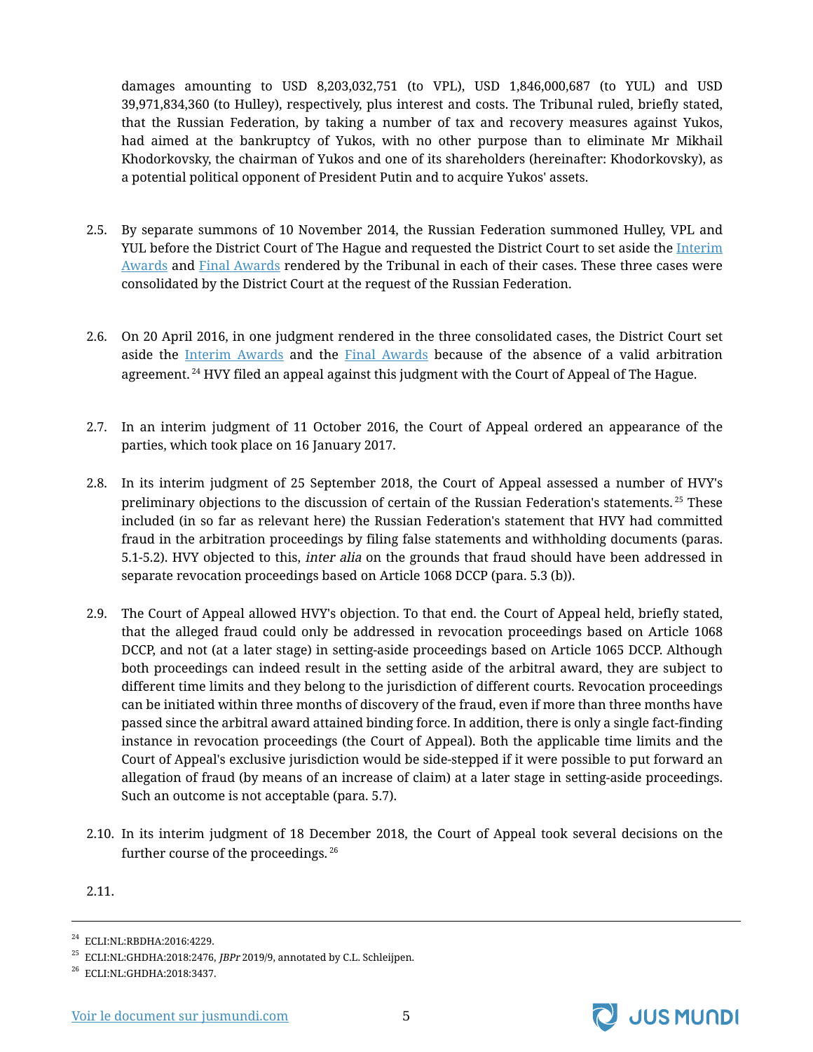damages amounting to USD 8,203,032,751 (to VPL), USD 1,846,000,687 (to YUL) and USD 39,971,834,360 (to Hulley), respectively, plus interest and costs. The Tribunal ruled, briefly stated, that the Russian Federation, by taking a number of tax and recovery measures against Yukos, had aimed at the bankruptcy of Yukos, with no other purpose than to eliminate Mr Mikhail Khodorkovsky, the chairman of Yukos and one of its shareholders (hereinafter: Khodorkovsky), as a potential political opponent of President Putin and to acquire Yukos' assets.

2.5. By separate summons of 10 November 2014, the Russian Federation summoned Hulley, VPL and YUL before the District Court of The Hague and requested the District Court to set aside the Interim Awards and Final Awards rendered by the Tribunal in each of their cases. These three cases were consolidated by the District Court at the request of the Russian Federation.

2.6. On 20 April 2016, in one judgment rendered in the three consolidated cases, the District Court set aside the Interim Awards and the Final Awards because of the absence of a valid arbitration agreement.[24] HVY filed an appeal against this judgment with the Court of Appeal of The Hague.

2.7. In an interim judgment of 11 October 2016, the Court of Appeal ordered an appearance of the parties, which took place on 16 January 2017.

2.8. In its interim judgment of 25 September 2018, the Court of Appeal assessed a number of HVY's preliminary objections to the discussion of certain of the Russian Federation's statements.[25] These included (in so far as relevant here) the Russian Federation's statement that HVY had committed fraud in the arbitration proceedings by filing false statements and withholding documents (paras. 5.1-5.2). HVY objected to this, *inter alia* on the grounds that fraud should have been addressed in separate revocation proceedings based on Article 1068 DCCP (para. 5.3 (b)).

2.9. The Court of Appeal allowed HVY's objection. To that end. the Court of Appeal held, briefly stated, that the alleged fraud could only be addressed in revocation proceedings based on Article 1068 DCCP, and not (at a later stage) in setting-aside proceedings based on Article 1065 DCCP. Although both proceedings can indeed result in the setting aside of the arbitral award, they are subject to different time limits and they belong to the jurisdiction of different courts. Revocation proceedings can be initiated within three months of discovery of the fraud, even if more than three months have passed since the arbitral award attained binding force. In addition, there is only a single fact-finding instance in revocation proceedings (the Court of Appeal). Both the applicable time limits and the Court of Appeal's exclusive jurisdiction would be side-stepped if it were possible to put forward an allegation of fraud (by means of an increase of claim) at a later stage in setting-aside proceedings. Such an outcome is not acceptable (para. 5.7).

2.10. In its interim judgment of 18 December 2018, the Court of Appeal took several decisions on the further course of the proceedings.[26]

2.11.

---

[24] ECLI:NL:RBDHA:2016:4229.

[25] ECLI:NL:GHDHA:2018:2476, *JBPr* 2019/9, annotated by C.L. Schleijpen.

[26] ECLI:NL:GHDHA:2018:3437.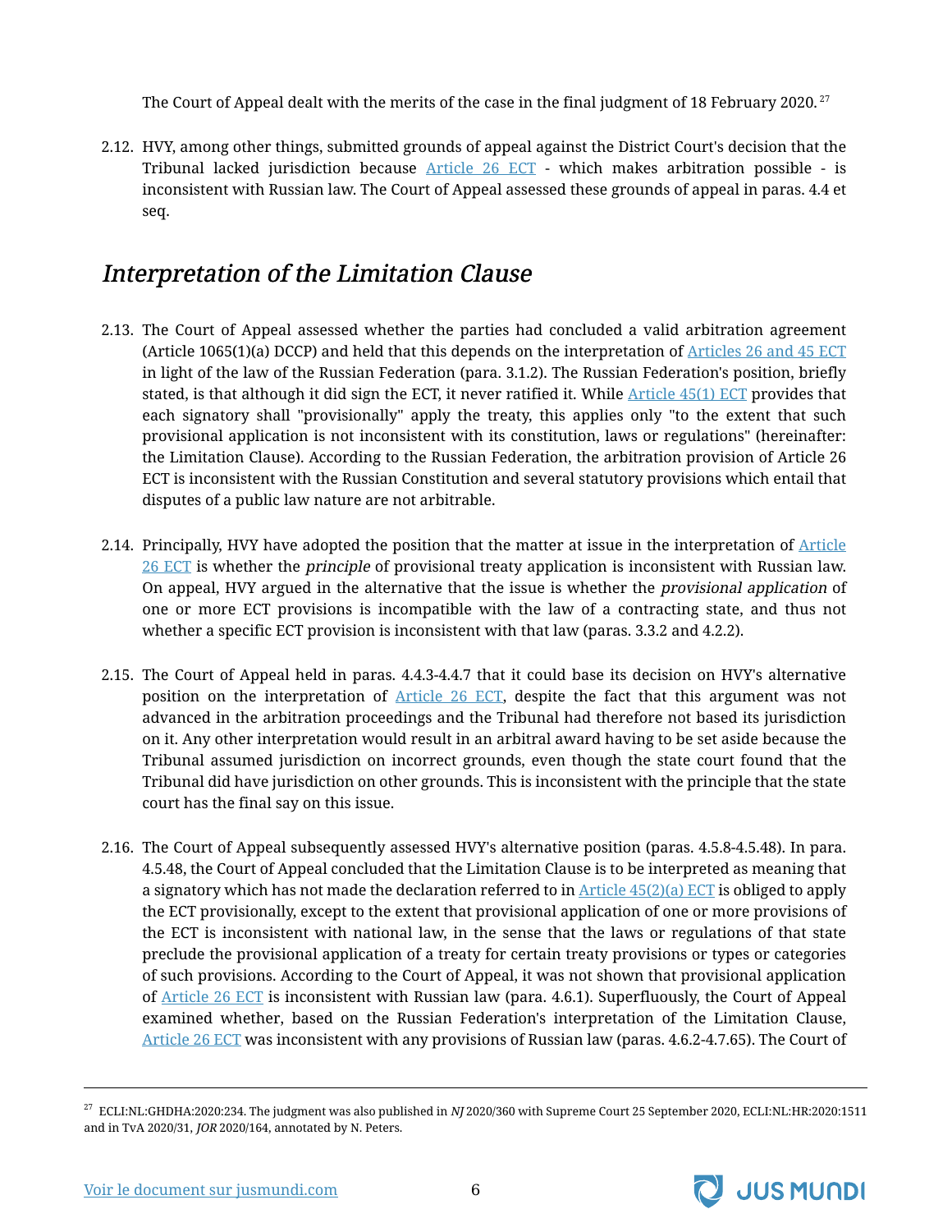The Court of Appeal dealt with the merits of the case in the final judgment of 18 February 2020.[27]

2.12. HVY, among other things, submitted grounds of appeal against the District Court's decision that the Tribunal lacked jurisdiction because [Article 26 ECT] - which makes arbitration possible - is inconsistent with Russian law. The Court of Appeal assessed these grounds of appeal in paras. 4.4 et seq.

## *Interpretation of the Limitation Clause*

2.13. The Court of Appeal assessed whether the parties had concluded a valid arbitration agreement (Article 1065(1)(a) DCCP) and held that this depends on the interpretation of [Articles 26 and 45 ECT] in light of the law of the Russian Federation (para. 3.1.2). The Russian Federation's position, briefly stated, is that although it did sign the ECT, it never ratified it. While [Article 45(1) ECT] provides that each signatory shall "provisionally" apply the treaty, this applies only "to the extent that such provisional application is not inconsistent with its constitution, laws or regulations" (hereinafter: the Limitation Clause). According to the Russian Federation, the arbitration provision of Article 26 ECT is inconsistent with the Russian Constitution and several statutory provisions which entail that disputes of a public law nature are not arbitrable.

2.14. Principally, HVY have adopted the position that the matter at issue in the interpretation of [Article 26 ECT] is whether the *principle* of provisional treaty application is inconsistent with Russian law. On appeal, HVY argued in the alternative that the issue is whether the *provisional application* of one or more ECT provisions is incompatible with the law of a contracting state, and thus not whether a specific ECT provision is inconsistent with that law (paras. 3.3.2 and 4.2.2).

2.15. The Court of Appeal held in paras. 4.4.3-4.4.7 that it could base its decision on HVY's alternative position on the interpretation of [Article 26 ECT], despite the fact that this argument was not advanced in the arbitration proceedings and the Tribunal had therefore not based its jurisdiction on it. Any other interpretation would result in an arbitral award having to be set aside because the Tribunal assumed jurisdiction on incorrect grounds, even though the state court found that the Tribunal did have jurisdiction on other grounds. This is inconsistent with the principle that the state court has the final say on this issue.

2.16. The Court of Appeal subsequently assessed HVY's alternative position (paras. 4.5.8-4.5.48). In para. 4.5.48, the Court of Appeal concluded that the Limitation Clause is to be interpreted as meaning that a signatory which has not made the declaration referred to in [Article 45(2)(a) ECT] is obliged to apply the ECT provisionally, except to the extent that provisional application of one or more provisions of the ECT is inconsistent with national law, in the sense that the laws or regulations of that state preclude the provisional application of a treaty for certain treaty provisions or types or categories of such provisions. According to the Court of Appeal, it was not shown that provisional application of [Article 26 ECT] is inconsistent with Russian law (para. 4.6.1). Superfluously, the Court of Appeal examined whether, based on the Russian Federation's interpretation of the Limitation Clause, [Article 26 ECT] was inconsistent with any provisions of Russian law (paras. 4.6.2-4.7.65). The Court of

[27] ECLI:NL:GHDHA:2020:234. The judgment was also published in *NJ* 2020/360 with Supreme Court 25 September 2020, ECLI:NL:HR:2020:1511 and in TvA 2020/31, *JOR* 2020/164, annotated by N. Peters.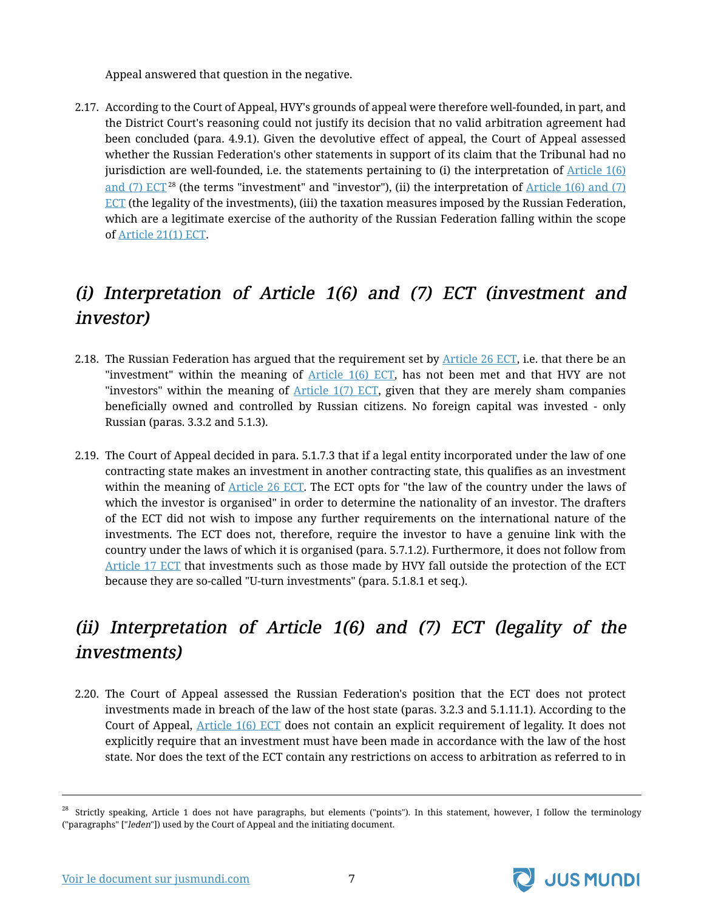Appeal answered that question in the negative.

2.17. According to the Court of Appeal, HVY's grounds of appeal were therefore well-founded, in part, and the District Court's reasoning could not justify its decision that no valid arbitration agreement had been concluded (para. 4.9.1). Given the devolutive effect of appeal, the Court of Appeal assessed whether the Russian Federation's other statements in support of its claim that the Tribunal had no jurisdiction are well-founded, i.e. the statements pertaining to (i) the interpretation of Article 1(6) and (7) ECT[28] (the terms "investment" and "investor"), (ii) the interpretation of Article 1(6) and (7) ECT (the legality of the investments), (iii) the taxation measures imposed by the Russian Federation, which are a legitimate exercise of the authority of the Russian Federation falling within the scope of Article 21(1) ECT.

## *(i) Interpretation of Article 1(6) and (7) ECT (investment and investor)*

2.18. The Russian Federation has argued that the requirement set by Article 26 ECT, i.e. that there be an "investment" within the meaning of Article 1(6) ECT, has not been met and that HVY are not "investors" within the meaning of Article 1(7) ECT, given that they are merely sham companies beneficially owned and controlled by Russian citizens. No foreign capital was invested - only Russian (paras. 3.3.2 and 5.1.3).

2.19. The Court of Appeal decided in para. 5.1.7.3 that if a legal entity incorporated under the law of one contracting state makes an investment in another contracting state, this qualifies as an investment within the meaning of Article 26 ECT. The ECT opts for "the law of the country under the laws of which the investor is organised" in order to determine the nationality of an investor. The drafters of the ECT did not wish to impose any further requirements on the international nature of the investments. The ECT does not, therefore, require the investor to have a genuine link with the country under the laws of which it is organised (para. 5.7.1.2). Furthermore, it does not follow from Article 17 ECT that investments such as those made by HVY fall outside the protection of the ECT because they are so-called "U-turn investments" (para. 5.1.8.1 et seq.).

## *(ii) Interpretation of Article 1(6) and (7) ECT (legality of the investments)*

2.20. The Court of Appeal assessed the Russian Federation's position that the ECT does not protect investments made in breach of the law of the host state (paras. 3.2.3 and 5.1.11.1). According to the Court of Appeal, Article 1(6) ECT does not contain an explicit requirement of legality. It does not explicitly require that an investment must have been made in accordance with the law of the host state. Nor does the text of the ECT contain any restrictions on access to arbitration as referred to in

[28] Strictly speaking, Article 1 does not have paragraphs, but elements ("points"). In this statement, however, I follow the terminology ("paragraphs" ["*leden*"]) used by the Court of Appeal and the initiating document.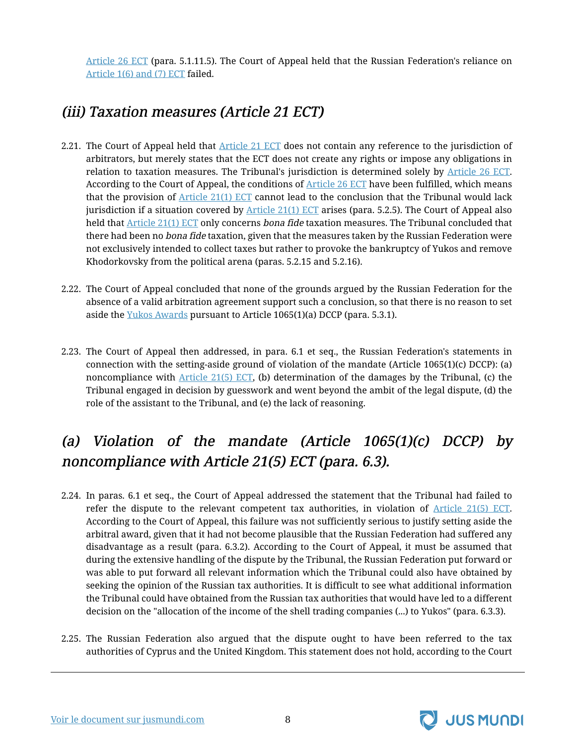Article 26 ECT (para. 5.1.11.5). The Court of Appeal held that the Russian Federation's reliance on Article 1(6) and (7) ECT failed.

### (iii) Taxation measures (Article 21 ECT)

2.21. The Court of Appeal held that Article 21 ECT does not contain any reference to the jurisdiction of arbitrators, but merely states that the ECT does not create any rights or impose any obligations in relation to taxation measures. The Tribunal's jurisdiction is determined solely by Article 26 ECT. According to the Court of Appeal, the conditions of Article 26 ECT have been fulfilled, which means that the provision of Article 21(1) ECT cannot lead to the conclusion that the Tribunal would lack jurisdiction if a situation covered by Article 21(1) ECT arises (para. 5.2.5). The Court of Appeal also held that Article 21(1) ECT only concerns *bona fide* taxation measures. The Tribunal concluded that there had been no *bona fide* taxation, given that the measures taken by the Russian Federation were not exclusively intended to collect taxes but rather to provoke the bankruptcy of Yukos and remove Khodorkovsky from the political arena (paras. 5.2.15 and 5.2.16).

2.22. The Court of Appeal concluded that none of the grounds argued by the Russian Federation for the absence of a valid arbitration agreement support such a conclusion, so that there is no reason to set aside the Yukos Awards pursuant to Article 1065(1)(a) DCCP (para. 5.3.1).

2.23. The Court of Appeal then addressed, in para. 6.1 et seq., the Russian Federation's statements in connection with the setting-aside ground of violation of the mandate (Article 1065(1)(c) DCCP): (a) noncompliance with Article 21(5) ECT, (b) determination of the damages by the Tribunal, (c) the Tribunal engaged in decision by guesswork and went beyond the ambit of the legal dispute, (d) the role of the assistant to the Tribunal, and (e) the lack of reasoning.

### (a) Violation of the mandate (Article 1065(1)(c) DCCP) by noncompliance with Article 21(5) ECT (para. 6.3).

2.24. In paras. 6.1 et seq., the Court of Appeal addressed the statement that the Tribunal had failed to refer the dispute to the relevant competent tax authorities, in violation of Article 21(5) ECT. According to the Court of Appeal, this failure was not sufficiently serious to justify setting aside the arbitral award, given that it had not become plausible that the Russian Federation had suffered any disadvantage as a result (para. 6.3.2). According to the Court of Appeal, it must be assumed that during the extensive handling of the dispute by the Tribunal, the Russian Federation put forward or was able to put forward all relevant information which the Tribunal could also have obtained by seeking the opinion of the Russian tax authorities. It is difficult to see what additional information the Tribunal could have obtained from the Russian tax authorities that would have led to a different decision on the "allocation of the income of the shell trading companies (...) to Yukos" (para. 6.3.3).

2.25. The Russian Federation also argued that the dispute ought to have been referred to the tax authorities of Cyprus and the United Kingdom. This statement does not hold, according to the Court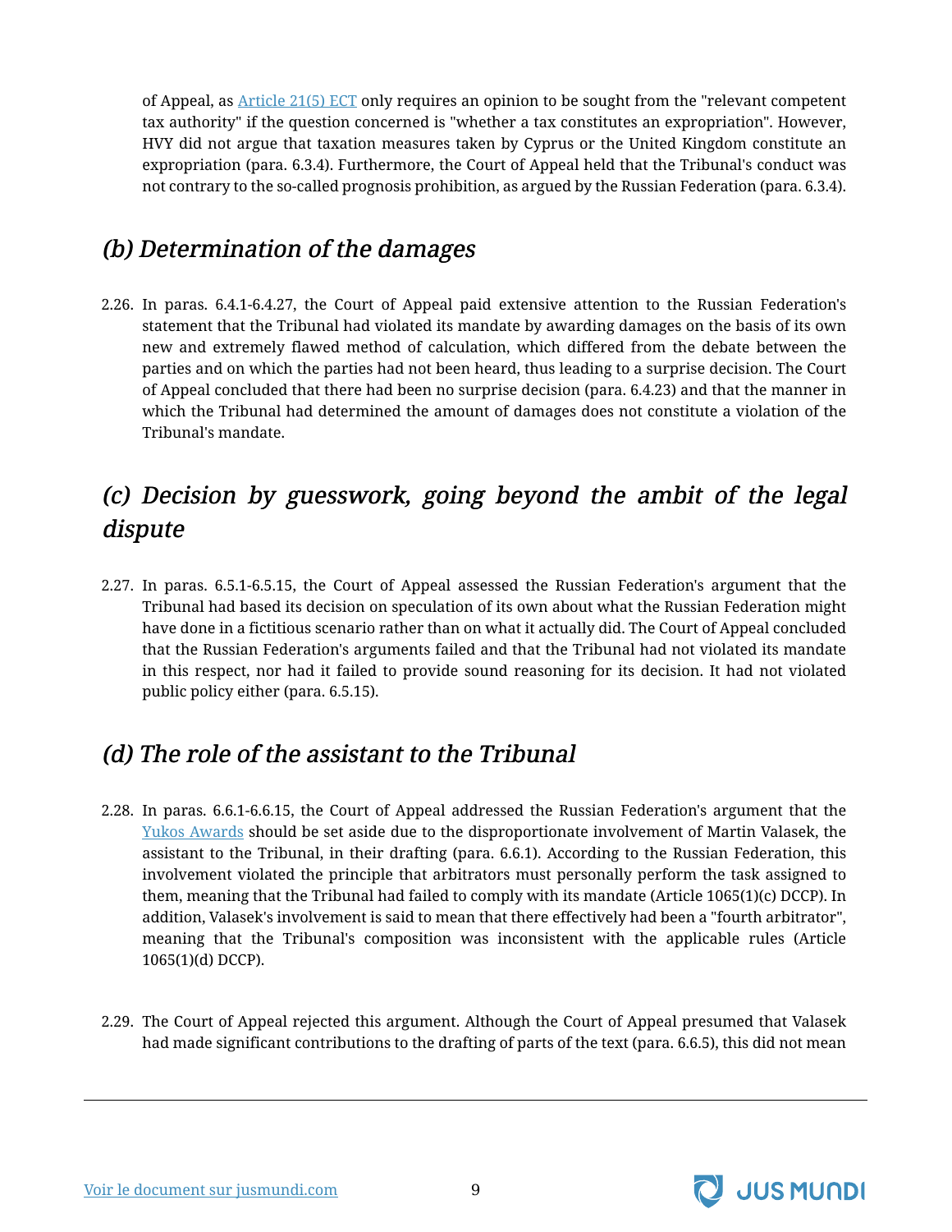of Appeal, as [Article 21(5) ECT](#) only requires an opinion to be sought from the "relevant competent tax authority" if the question concerned is "whether a tax constitutes an expropriation". However, HVY did not argue that taxation measures taken by Cyprus or the United Kingdom constitute an expropriation (para. 6.3.4). Furthermore, the Court of Appeal held that the Tribunal's conduct was not contrary to the so-called prognosis prohibition, as argued by the Russian Federation (para. 6.3.4).

## *(b) Determination of the damages*

2.26. In paras. 6.4.1-6.4.27, the Court of Appeal paid extensive attention to the Russian Federation's statement that the Tribunal had violated its mandate by awarding damages on the basis of its own new and extremely flawed method of calculation, which differed from the debate between the parties and on which the parties had not been heard, thus leading to a surprise decision. The Court of Appeal concluded that there had been no surprise decision (para. 6.4.23) and that the manner in which the Tribunal had determined the amount of damages does not constitute a violation of the Tribunal's mandate.

## *(c) Decision by guesswork, going beyond the ambit of the legal dispute*

2.27. In paras. 6.5.1-6.5.15, the Court of Appeal assessed the Russian Federation's argument that the Tribunal had based its decision on speculation of its own about what the Russian Federation might have done in a fictitious scenario rather than on what it actually did. The Court of Appeal concluded that the Russian Federation's arguments failed and that the Tribunal had not violated its mandate in this respect, nor had it failed to provide sound reasoning for its decision. It had not violated public policy either (para. 6.5.15).

## *(d) The role of the assistant to the Tribunal*

2.28. In paras. 6.6.1-6.6.15, the Court of Appeal addressed the Russian Federation's argument that the [Yukos Awards](#) should be set aside due to the disproportionate involvement of Martin Valasek, the assistant to the Tribunal, in their drafting (para. 6.6.1). According to the Russian Federation, this involvement violated the principle that arbitrators must personally perform the task assigned to them, meaning that the Tribunal had failed to comply with its mandate (Article 1065(1)(c) DCCP). In addition, Valasek's involvement is said to mean that there effectively had been a "fourth arbitrator", meaning that the Tribunal's composition was inconsistent with the applicable rules (Article 1065(1)(d) DCCP).

2.29. The Court of Appeal rejected this argument. Although the Court of Appeal presumed that Valasek had made significant contributions to the drafting of parts of the text (para. 6.6.5), this did not mean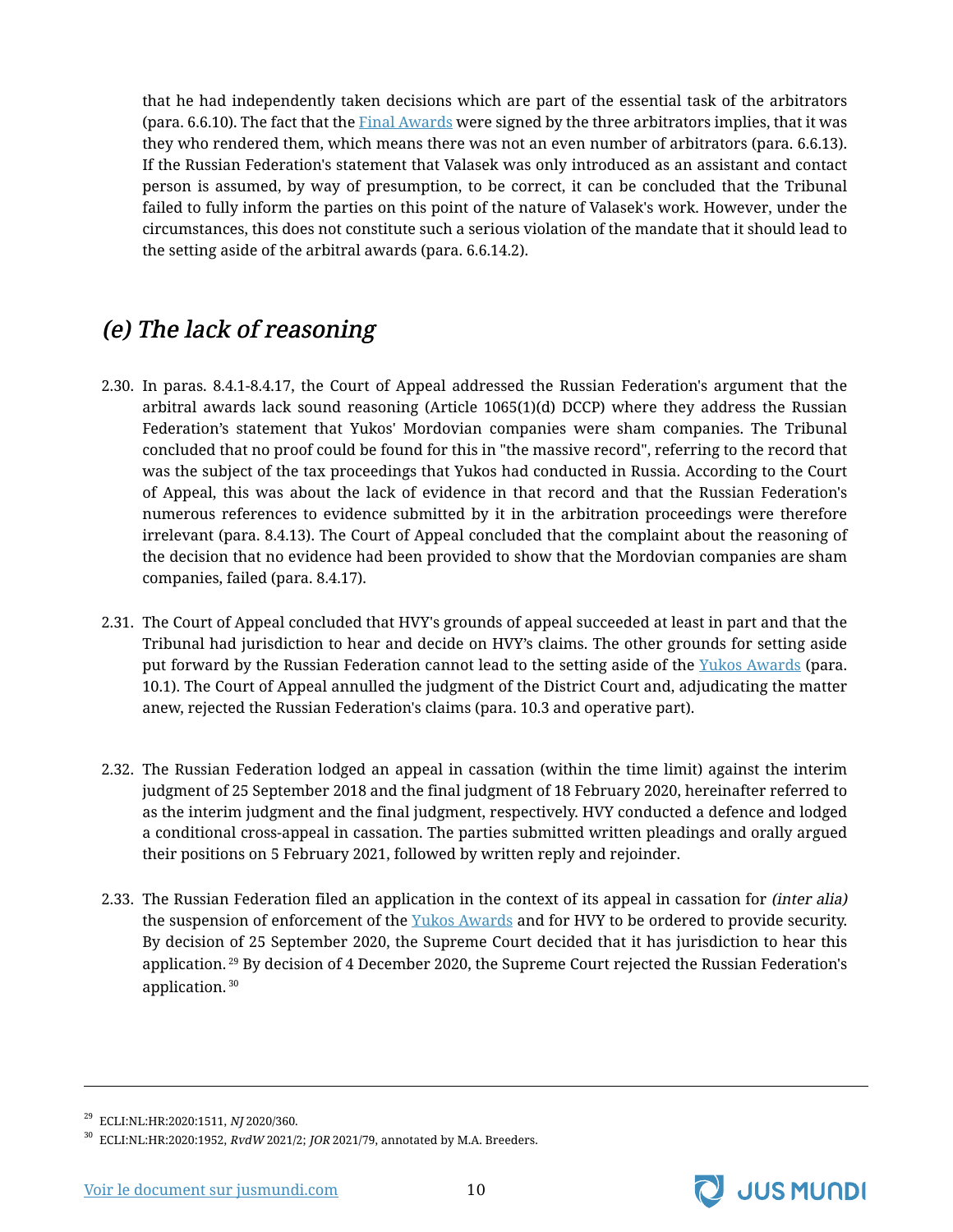that he had independently taken decisions which are part of the essential task of the arbitrators (para. 6.6.10). The fact that the Final Awards were signed by the three arbitrators implies, that it was they who rendered them, which means there was not an even number of arbitrators (para. 6.6.13). If the Russian Federation's statement that Valasek was only introduced as an assistant and contact person is assumed, by way of presumption, to be correct, it can be concluded that the Tribunal failed to fully inform the parties on this point of the nature of Valasek's work. However, under the circumstances, this does not constitute such a serious violation of the mandate that it should lead to the setting aside of the arbitral awards (para. 6.6.14.2).

## *(e) The lack of reasoning*

2.30. In paras. 8.4.1-8.4.17, the Court of Appeal addressed the Russian Federation's argument that the arbitral awards lack sound reasoning (Article 1065(1)(d) DCCP) where they address the Russian Federation's statement that Yukos' Mordovian companies were sham companies. The Tribunal concluded that no proof could be found for this in "the massive record", referring to the record that was the subject of the tax proceedings that Yukos had conducted in Russia. According to the Court of Appeal, this was about the lack of evidence in that record and that the Russian Federation's numerous references to evidence submitted by it in the arbitration proceedings were therefore irrelevant (para. 8.4.13). The Court of Appeal concluded that the complaint about the reasoning of the decision that no evidence had been provided to show that the Mordovian companies are sham companies, failed (para. 8.4.17).

2.31. The Court of Appeal concluded that HVY's grounds of appeal succeeded at least in part and that the Tribunal had jurisdiction to hear and decide on HVY's claims. The other grounds for setting aside put forward by the Russian Federation cannot lead to the setting aside of the Yukos Awards (para. 10.1). The Court of Appeal annulled the judgment of the District Court and, adjudicating the matter anew, rejected the Russian Federation's claims (para. 10.3 and operative part).

2.32. The Russian Federation lodged an appeal in cassation (within the time limit) against the interim judgment of 25 September 2018 and the final judgment of 18 February 2020, hereinafter referred to as the interim judgment and the final judgment, respectively. HVY conducted a defence and lodged a conditional cross-appeal in cassation. The parties submitted written pleadings and orally argued their positions on 5 February 2021, followed by written reply and rejoinder.

2.33. The Russian Federation filed an application in the context of its appeal in cassation for *(inter alia)* the suspension of enforcement of the Yukos Awards and for HVY to be ordered to provide security. By decision of 25 September 2020, the Supreme Court decided that it has jurisdiction to hear this application.[29] By decision of 4 December 2020, the Supreme Court rejected the Russian Federation's application.[30]

---

[29] ECLI:NL:HR:2020:1511, *NJ* 2020/360.

[30] ECLI:NL:HR:2020:1952, *RvdW* 2021/2; *JOR* 2021/79, annotated by M.A. Breeders.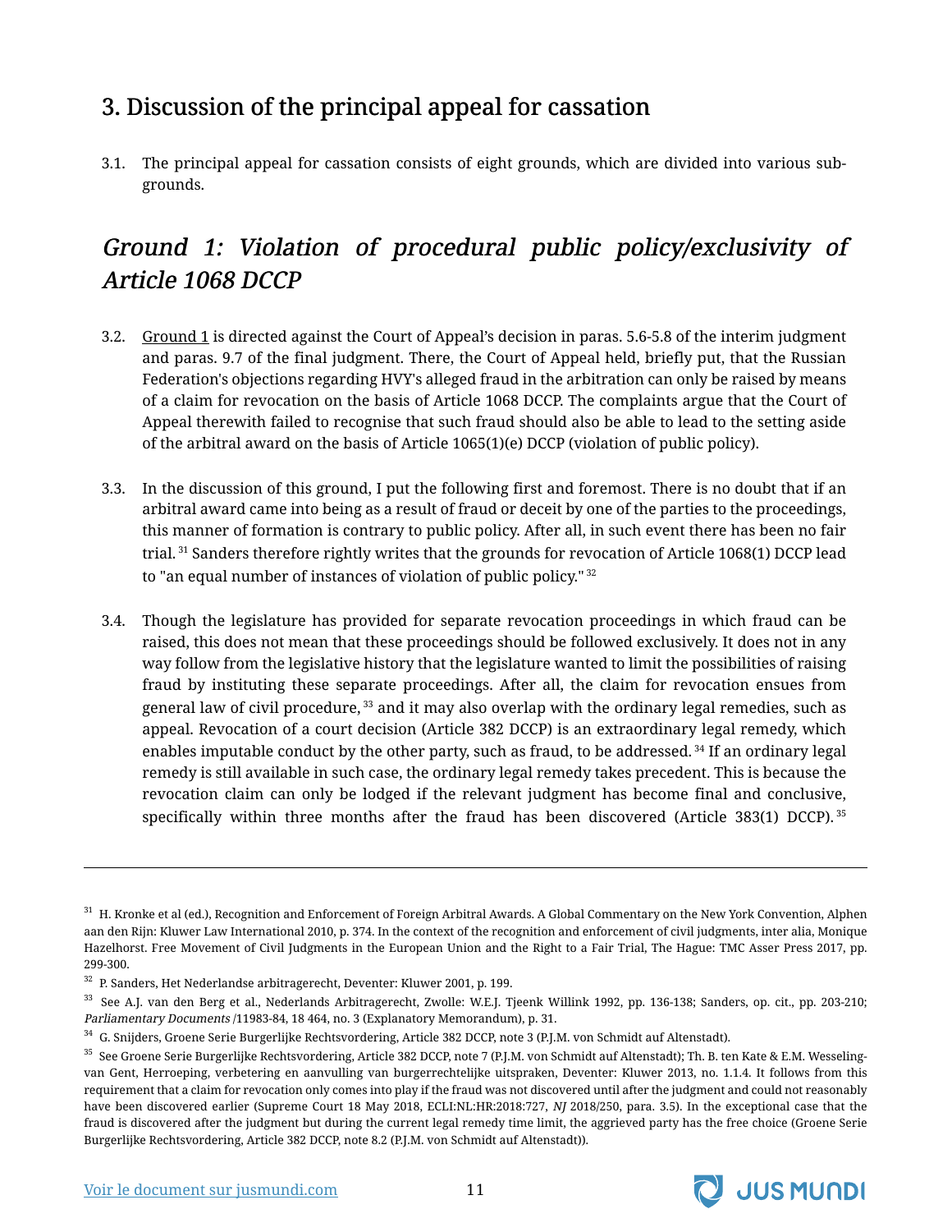## 3. Discussion of the principal appeal for cassation

3.1. The principal appeal for cassation consists of eight grounds, which are divided into various sub-grounds.

### *Ground 1: Violation of procedural public policy/exclusivity of Article 1068 DCCP*

3.2. Ground 1 is directed against the Court of Appeal's decision in paras. 5.6-5.8 of the interim judgment and paras. 9.7 of the final judgment. There, the Court of Appeal held, briefly put, that the Russian Federation's objections regarding HVY's alleged fraud in the arbitration can only be raised by means of a claim for revocation on the basis of Article 1068 DCCP. The complaints argue that the Court of Appeal therewith failed to recognise that such fraud should also be able to lead to the setting aside of the arbitral award on the basis of Article 1065(1)(e) DCCP (violation of public policy).

3.3. In the discussion of this ground, I put the following first and foremost. There is no doubt that if an arbitral award came into being as a result of fraud or deceit by one of the parties to the proceedings, this manner of formation is contrary to public policy. After all, in such event there has been no fair trial.[31] Sanders therefore rightly writes that the grounds for revocation of Article 1068(1) DCCP lead to "an equal number of instances of violation of public policy."[32]

3.4. Though the legislature has provided for separate revocation proceedings in which fraud can be raised, this does not mean that these proceedings should be followed exclusively. It does not in any way follow from the legislative history that the legislature wanted to limit the possibilities of raising fraud by instituting these separate proceedings. After all, the claim for revocation ensues from general law of civil procedure,[33] and it may also overlap with the ordinary legal remedies, such as appeal. Revocation of a court decision (Article 382 DCCP) is an extraordinary legal remedy, which enables imputable conduct by the other party, such as fraud, to be addressed.[34] If an ordinary legal remedy is still available in such case, the ordinary legal remedy takes precedent. This is because the revocation claim can only be lodged if the relevant judgment has become final and conclusive, specifically within three months after the fraud has been discovered (Article 383(1) DCCP).[35]

---

[31] H. Kronke et al (ed.), Recognition and Enforcement of Foreign Arbitral Awards. A Global Commentary on the New York Convention, Alphen aan den Rijn: Kluwer Law International 2010, p. 374. In the context of the recognition and enforcement of civil judgments, inter alia, Monique Hazelhorst. Free Movement of Civil Judgments in the European Union and the Right to a Fair Trial, The Hague: TMC Asser Press 2017, pp. 299-300.

[32] P. Sanders, Het Nederlandse arbitragerecht, Deventer: Kluwer 2001, p. 199.

[33] See A.J. van den Berg et al., Nederlands Arbitragerecht, Zwolle: W.E.J. Tjeenk Willink 1992, pp. 136-138; Sanders, op. cit., pp. 203-210; *Parliamentary Documents* /11983-84, 18 464, no. 3 (Explanatory Memorandum), p. 31.

[34] G. Snijders, Groene Serie Burgerlijke Rechtsvordering, Article 382 DCCP, note 3 (P.J.M. von Schmidt auf Altenstadt).

[35] See Groene Serie Burgerlijke Rechtsvordering, Article 382 DCCP, note 7 (P.J.M. von Schmidt auf Altenstadt); Th. B. ten Kate & E.M. Wesseling-van Gent, Herroeping, verbetering en aanvulling van burgerrechtelijke uitspraken, Deventer: Kluwer 2013, no. 1.1.4. It follows from this requirement that a claim for revocation only comes into play if the fraud was not discovered until after the judgment and could not reasonably have been discovered earlier (Supreme Court 18 May 2018, ECLI:NL:HR:2018:727, *NJ* 2018/250, para. 3.5). In the exceptional case that the fraud is discovered after the judgment but during the current legal remedy time limit, the aggrieved party has the free choice (Groene Serie Burgerlijke Rechtsvordering, Article 382 DCCP, note 8.2 (P.J.M. von Schmidt auf Altenstadt)).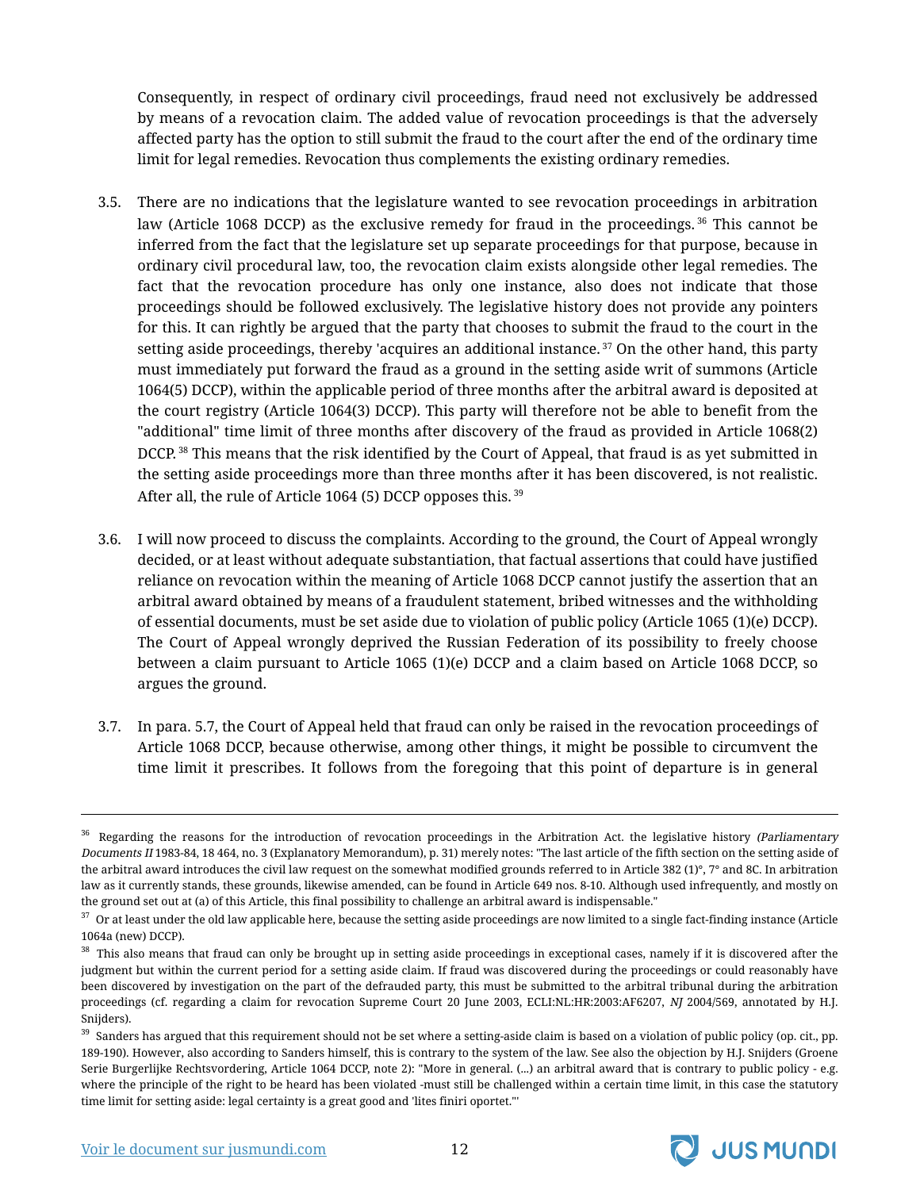Consequently, in respect of ordinary civil proceedings, fraud need not exclusively be addressed by means of a revocation claim. The added value of revocation proceedings is that the adversely affected party has the option to still submit the fraud to the court after the end of the ordinary time limit for legal remedies. Revocation thus complements the existing ordinary remedies.

3.5. There are no indications that the legislature wanted to see revocation proceedings in arbitration law (Article 1068 DCCP) as the exclusive remedy for fraud in the proceedings.[36] This cannot be inferred from the fact that the legislature set up separate proceedings for that purpose, because in ordinary civil procedural law, too, the revocation claim exists alongside other legal remedies. The fact that the revocation procedure has only one instance, also does not indicate that those proceedings should be followed exclusively. The legislative history does not provide any pointers for this. It can rightly be argued that the party that chooses to submit the fraud to the court in the setting aside proceedings, thereby 'acquires an additional instance.[37] On the other hand, this party must immediately put forward the fraud as a ground in the setting aside writ of summons (Article 1064(5) DCCP), within the applicable period of three months after the arbitral award is deposited at the court registry (Article 1064(3) DCCP). This party will therefore not be able to benefit from the "additional" time limit of three months after discovery of the fraud as provided in Article 1068(2) DCCP.[38] This means that the risk identified by the Court of Appeal, that fraud is as yet submitted in the setting aside proceedings more than three months after it has been discovered, is not realistic. After all, the rule of Article 1064 (5) DCCP opposes this.[39]

3.6. I will now proceed to discuss the complaints. According to the ground, the Court of Appeal wrongly decided, or at least without adequate substantiation, that factual assertions that could have justified reliance on revocation within the meaning of Article 1068 DCCP cannot justify the assertion that an arbitral award obtained by means of a fraudulent statement, bribed witnesses and the withholding of essential documents, must be set aside due to violation of public policy (Article 1065 (1)(e) DCCP). The Court of Appeal wrongly deprived the Russian Federation of its possibility to freely choose between a claim pursuant to Article 1065 (1)(e) DCCP and a claim based on Article 1068 DCCP, so argues the ground.

3.7. In para. 5.7, the Court of Appeal held that fraud can only be raised in the revocation proceedings of Article 1068 DCCP, because otherwise, among other things, it might be possible to circumvent the time limit it prescribes. It follows from the foregoing that this point of departure is in general

---

[36] Regarding the reasons for the introduction of revocation proceedings in the Arbitration Act. the legislative history (*Parliamentary Documents II* 1983-84, 18 464, no. 3 (Explanatory Memorandum), p. 31) merely notes: "The last article of the fifth section on the setting aside of the arbitral award introduces the civil law request on the somewhat modified grounds referred to in Article 382 (1)°, 7° and 8C. In arbitration law as it currently stands, these grounds, likewise amended, can be found in Article 649 nos. 8-10. Although used infrequently, and mostly on the ground set out at (a) of this Article, this final possibility to challenge an arbitral award is indispensable."

[37] Or at least under the old law applicable here, because the setting aside proceedings are now limited to a single fact-finding instance (Article 1064a (new) DCCP).

[38] This also means that fraud can only be brought up in setting aside proceedings in exceptional cases, namely if it is discovered after the judgment but within the current period for a setting aside claim. If fraud was discovered during the proceedings or could reasonably have been discovered by investigation on the part of the defrauded party, this must be submitted to the arbitral tribunal during the arbitration proceedings (cf. regarding a claim for revocation Supreme Court 20 June 2003, ECLI:NL:HR:2003:AF6207, *NJ* 2004/569, annotated by H.J. Snijders).

[39] Sanders has argued that this requirement should not be set where a setting-aside claim is based on a violation of public policy (op. cit., pp. 189-190). However, also according to Sanders himself, this is contrary to the system of the law. See also the objection by H.J. Snijders (Groene Serie Burgerlijke Rechtsvordering, Article 1064 DCCP, note 2): "More in general. (...) an arbitral award that is contrary to public policy - e.g. where the principle of the right to be heard has been violated -must still be challenged within a certain time limit, in this case the statutory time limit for setting aside: legal certainty is a great good and 'lites finiri oportet."'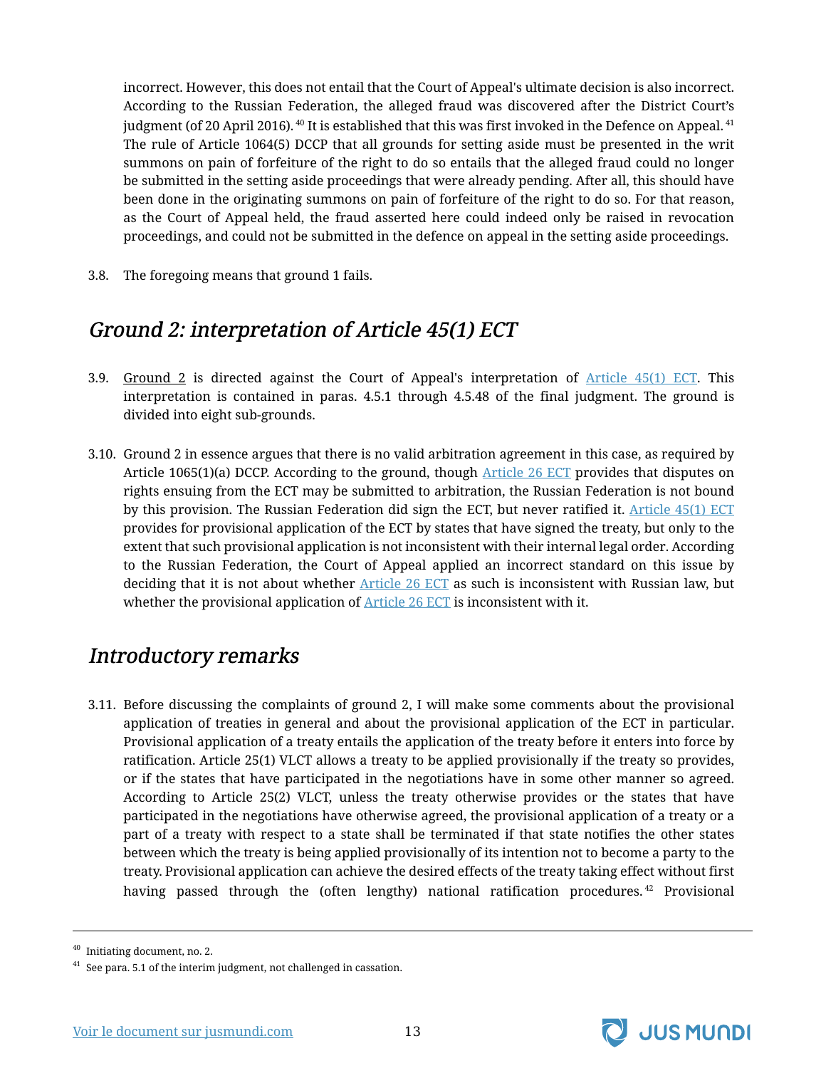incorrect. However, this does not entail that the Court of Appeal's ultimate decision is also incorrect. According to the Russian Federation, the alleged fraud was discovered after the District Court's judgment (of 20 April 2016).[40] It is established that this was first invoked in the Defence on Appeal.[41] The rule of Article 1064(5) DCCP that all grounds for setting aside must be presented in the writ summons on pain of forfeiture of the right to do so entails that the alleged fraud could no longer be submitted in the setting aside proceedings that were already pending. After all, this should have been done in the originating summons on pain of forfeiture of the right to do so. For that reason, as the Court of Appeal held, the fraud asserted here could indeed only be raised in revocation proceedings, and could not be submitted in the defence on appeal in the setting aside proceedings.

3.8. The foregoing means that ground 1 fails.

## *Ground 2: interpretation of Article 45(1) ECT*

3.9. Ground 2 is directed against the Court of Appeal's interpretation of Article 45(1) ECT. This interpretation is contained in paras. 4.5.1 through 4.5.48 of the final judgment. The ground is divided into eight sub-grounds.

3.10. Ground 2 in essence argues that there is no valid arbitration agreement in this case, as required by Article 1065(1)(a) DCCP. According to the ground, though Article 26 ECT provides that disputes on rights ensuing from the ECT may be submitted to arbitration, the Russian Federation is not bound by this provision. The Russian Federation did sign the ECT, but never ratified it. Article 45(1) ECT provides for provisional application of the ECT by states that have signed the treaty, but only to the extent that such provisional application is not inconsistent with their internal legal order. According to the Russian Federation, the Court of Appeal applied an incorrect standard on this issue by deciding that it is not about whether Article 26 ECT as such is inconsistent with Russian law, but whether the provisional application of Article 26 ECT is inconsistent with it.

## *Introductory remarks*

3.11. Before discussing the complaints of ground 2, I will make some comments about the provisional application of treaties in general and about the provisional application of the ECT in particular. Provisional application of a treaty entails the application of the treaty before it enters into force by ratification. Article 25(1) VLCT allows a treaty to be applied provisionally if the treaty so provides, or if the states that have participated in the negotiations have in some other manner so agreed. According to Article 25(2) VLCT, unless the treaty otherwise provides or the states that have participated in the negotiations have otherwise agreed, the provisional application of a treaty or a part of a treaty with respect to a state shall be terminated if that state notifies the other states between which the treaty is being applied provisionally of its intention not to become a party to the treaty. Provisional application can achieve the desired effects of the treaty taking effect without first having passed through the (often lengthy) national ratification procedures.[42] Provisional

---

[40] Initiating document, no. 2.

[41] See para. 5.1 of the interim judgment, not challenged in cassation.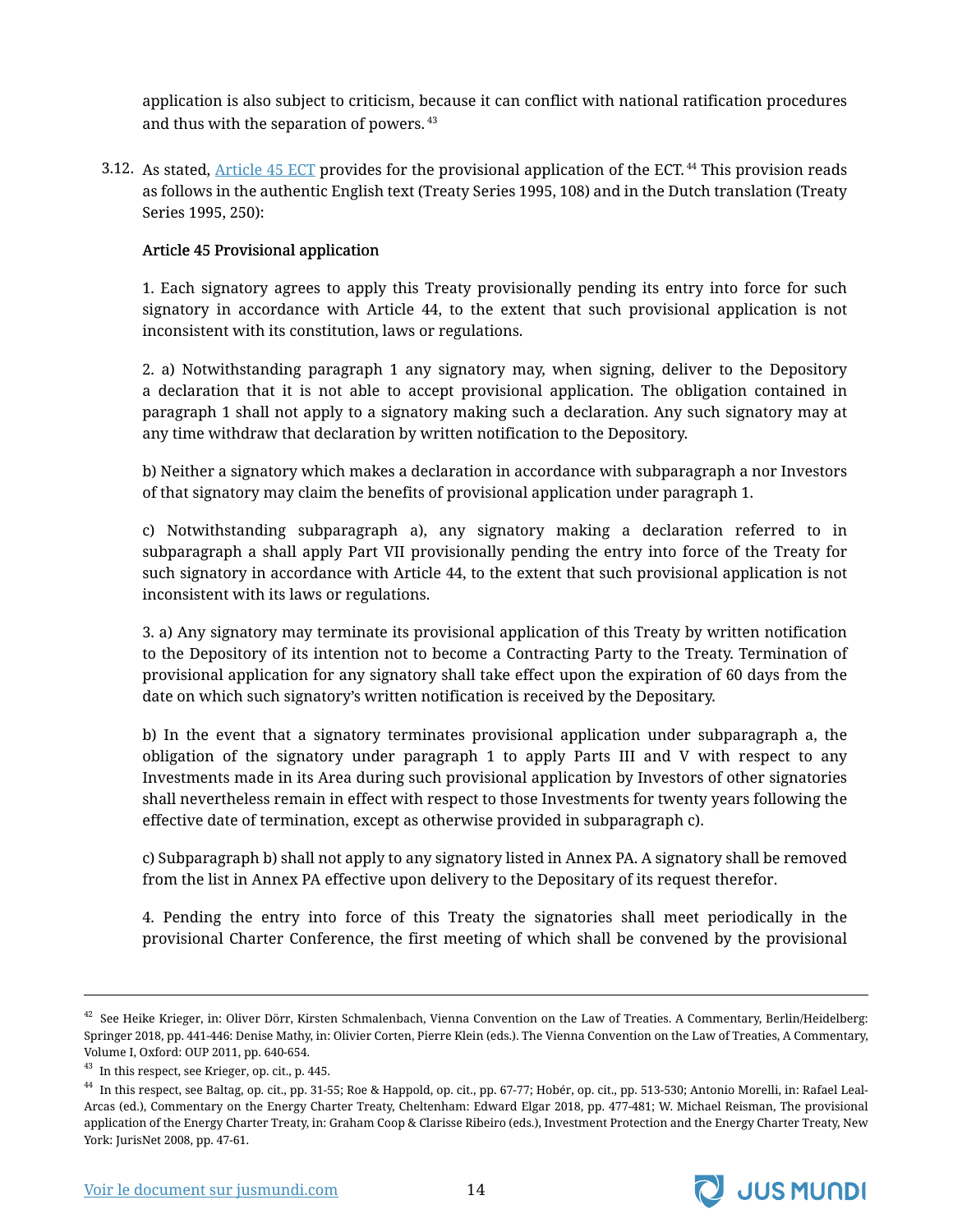application is also subject to criticism, because it can conflict with national ratification procedures and thus with the separation of powers.[43]

3.12. As stated, [Article 45 ECT](#) provides for the provisional application of the ECT.[44] This provision reads as follows in the authentic English text (Treaty Series 1995, 108) and in the Dutch translation (Treaty Series 1995, 250):

**Article 45 Provisional application**

1. Each signatory agrees to apply this Treaty provisionally pending its entry into force for such signatory in accordance with Article 44, to the extent that such provisional application is not inconsistent with its constitution, laws or regulations.

2. a) Notwithstanding paragraph 1 any signatory may, when signing, deliver to the Depository a declaration that it is not able to accept provisional application. The obligation contained in paragraph 1 shall not apply to a signatory making such a declaration. Any such signatory may at any time withdraw that declaration by written notification to the Depository.

b) Neither a signatory which makes a declaration in accordance with subparagraph a nor Investors of that signatory may claim the benefits of provisional application under paragraph 1.

c) Notwithstanding subparagraph a), any signatory making a declaration referred to in subparagraph a shall apply Part VII provisionally pending the entry into force of the Treaty for such signatory in accordance with Article 44, to the extent that such provisional application is not inconsistent with its laws or regulations.

3. a) Any signatory may terminate its provisional application of this Treaty by written notification to the Depository of its intention not to become a Contracting Party to the Treaty. Termination of provisional application for any signatory shall take effect upon the expiration of 60 days from the date on which such signatory's written notification is received by the Depositary.

b) In the event that a signatory terminates provisional application under subparagraph a, the obligation of the signatory under paragraph 1 to apply Parts III and V with respect to any Investments made in its Area during such provisional application by Investors of other signatories shall nevertheless remain in effect with respect to those Investments for twenty years following the effective date of termination, except as otherwise provided in subparagraph c).

c) Subparagraph b) shall not apply to any signatory listed in Annex PA. A signatory shall be removed from the list in Annex PA effective upon delivery to the Depositary of its request therefor.

4. Pending the entry into force of this Treaty the signatories shall meet periodically in the provisional Charter Conference, the first meeting of which shall be convened by the provisional

---

[42] See Heike Krieger, in: Oliver Dörr, Kirsten Schmalenbach, Vienna Convention on the Law of Treaties. A Commentary, Berlin/Heidelberg: Springer 2018, pp. 441-446: Denise Mathy, in: Olivier Corten, Pierre Klein (eds.). The Vienna Convention on the Law of Treaties, A Commentary, Volume I, Oxford: OUP 2011, pp. 640-654.

[43] In this respect, see Krieger, op. cit., p. 445.

[44] In this respect, see Baltag, op. cit., pp. 31-55; Roe & Happold, op. cit., pp. 67-77; Hobér, op. cit., pp. 513-530; Antonio Morelli, in: Rafael Leal-Arcas (ed.), Commentary on the Energy Charter Treaty, Cheltenham: Edward Elgar 2018, pp. 477-481; W. Michael Reisman, The provisional application of the Energy Charter Treaty, in: Graham Coop & Clarisse Ribeiro (eds.), Investment Protection and the Energy Charter Treaty, New York: JurisNet 2008, pp. 47-61.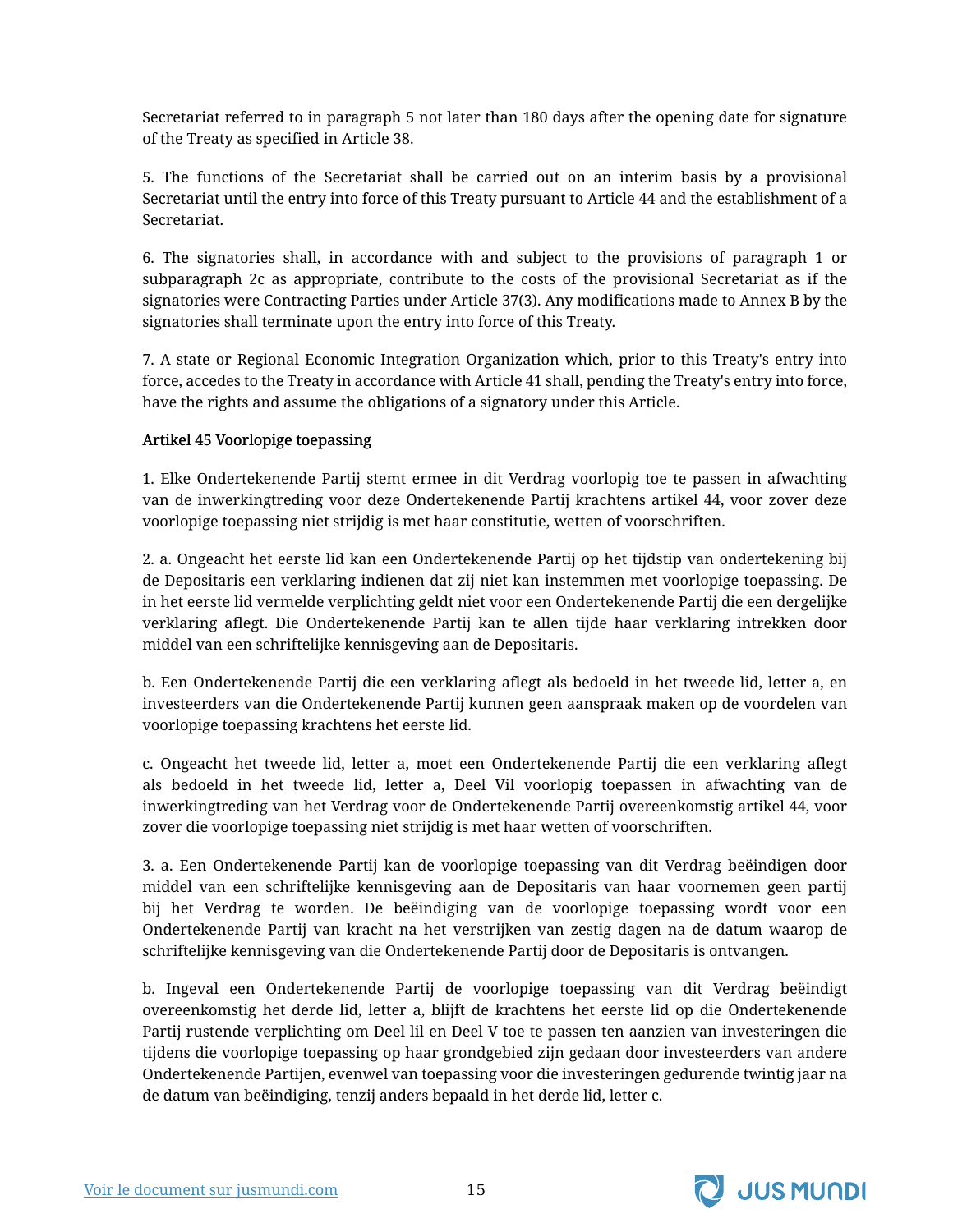Secretariat referred to in paragraph 5 not later than 180 days after the opening date for signature of the Treaty as specified in Article 38.

5. The functions of the Secretariat shall be carried out on an interim basis by a provisional Secretariat until the entry into force of this Treaty pursuant to Article 44 and the establishment of a Secretariat.

6. The signatories shall, in accordance with and subject to the provisions of paragraph 1 or subparagraph 2c as appropriate, contribute to the costs of the provisional Secretariat as if the signatories were Contracting Parties under Article 37(3). Any modifications made to Annex B by the signatories shall terminate upon the entry into force of this Treaty.

7. A state or Regional Economic Integration Organization which, prior to this Treaty's entry into force, accedes to the Treaty in accordance with Article 41 shall, pending the Treaty's entry into force, have the rights and assume the obligations of a signatory under this Article.

Artikel 45 Voorlopige toepassing

1. Elke Ondertekenende Partij stemt ermee in dit Verdrag voorlopig toe te passen in afwachting van de inwerkingtreding voor deze Ondertekenende Partij krachtens artikel 44, voor zover deze voorlopige toepassing niet strijdig is met haar constitutie, wetten of voorschriften.

2. a. Ongeacht het eerste lid kan een Ondertekenende Partij op het tijdstip van ondertekening bij de Depositaris een verklaring indienen dat zij niet kan instemmen met voorlopige toepassing. De in het eerste lid vermelde verplichting geldt niet voor een Ondertekenende Partij die een dergelijke verklaring aflegt. Die Ondertekenende Partij kan te allen tijde haar verklaring intrekken door middel van een schriftelijke kennisgeving aan de Depositaris.

b. Een Ondertekenende Partij die een verklaring aflegt als bedoeld in het tweede lid, letter a, en investeerders van die Ondertekenende Partij kunnen geen aanspraak maken op de voordelen van voorlopige toepassing krachtens het eerste lid.

c. Ongeacht het tweede lid, letter a, moet een Ondertekenende Partij die een verklaring aflegt als bedoeld in het tweede lid, letter a, Deel Vil voorlopig toepassen in afwachting van de inwerkingtreding van het Verdrag voor de Ondertekenende Partij overeenkomstig artikel 44, voor zover die voorlopige toepassing niet strijdig is met haar wetten of voorschriften.

3. a. Een Ondertekenende Partij kan de voorlopige toepassing van dit Verdrag beëindigen door middel van een schriftelijke kennisgeving aan de Depositaris van haar voornemen geen partij bij het Verdrag te worden. De beëindiging van de voorlopige toepassing wordt voor een Ondertekenende Partij van kracht na het verstrijken van zestig dagen na de datum waarop de schriftelijke kennisgeving van die Ondertekenende Partij door de Depositaris is ontvangen.

b. Ingeval een Ondertekenende Partij de voorlopige toepassing van dit Verdrag beëindigt overeenkomstig het derde lid, letter a, blijft de krachtens het eerste lid op die Ondertekenende Partij rustende verplichting om Deel lil en Deel V toe te passen ten aanzien van investeringen die tijdens die voorlopige toepassing op haar grondgebied zijn gedaan door investeerders van andere Ondertekenende Partijen, evenwel van toepassing voor die investeringen gedurende twintig jaar na de datum van beëindiging, tenzij anders bepaald in het derde lid, letter c.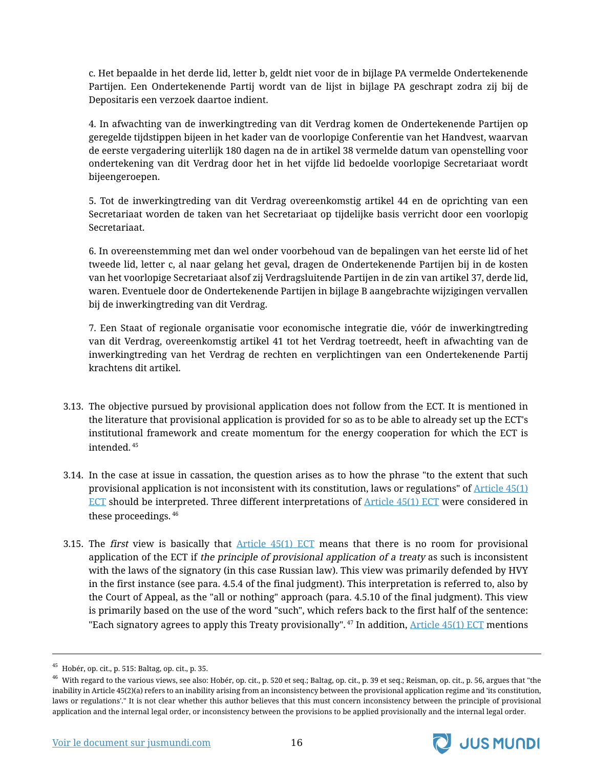c. Het bepaalde in het derde lid, letter b, geldt niet voor de in bijlage PA vermelde Ondertekenende Partijen. Een Ondertekenende Partij wordt van de lijst in bijlage PA geschrapt zodra zij bij de Depositaris een verzoek daartoe indient.

4. In afwachting van de inwerkingtreding van dit Verdrag komen de Ondertekenende Partijen op geregelde tijdstippen bijeen in het kader van de voorlopige Conferentie van het Handvest, waarvan de eerste vergadering uiterlijk 180 dagen na de in artikel 38 vermelde datum van openstelling voor ondertekening van dit Verdrag door het in het vijfde lid bedoelde voorlopige Secretariaat wordt bijeengeroepen.

5. Tot de inwerkingtreding van dit Verdrag overeenkomstig artikel 44 en de oprichting van een Secretariaat worden de taken van het Secretariaat op tijdelijke basis verricht door een voorlopig Secretariaat.

6. In overeenstemming met dan wel onder voorbehoud van de bepalingen van het eerste lid of het tweede lid, letter c, al naar gelang het geval, dragen de Ondertekenende Partijen bij in de kosten van het voorlopige Secretariaat alsof zij Verdragsluitende Partijen in de zin van artikel 37, derde lid, waren. Eventuele door de Ondertekenende Partijen in bijlage B aangebrachte wijzigingen vervallen bij de inwerkingtreding van dit Verdrag.

7. Een Staat of regionale organisatie voor economische integratie die, vóór de inwerkingtreding van dit Verdrag, overeenkomstig artikel 41 tot het Verdrag toetreedt, heeft in afwachting van de inwerkingtreding van het Verdrag de rechten en verplichtingen van een Ondertekenende Partij krachtens dit artikel.

3.13. The objective pursued by provisional application does not follow from the ECT. It is mentioned in the literature that provisional application is provided for so as to be able to already set up the ECT's institutional framework and create momentum for the energy cooperation for which the ECT is intended.[45]

3.14. In the case at issue in cassation, the question arises as to how the phrase "to the extent that such provisional application is not inconsistent with its constitution, laws or regulations" of Article 45(1) ECT should be interpreted. Three different interpretations of Article 45(1) ECT were considered in these proceedings.[46]

3.15. The *first* view is basically that Article 45(1) ECT means that there is no room for provisional application of the ECT if *the principle of provisional application of a treaty* as such is inconsistent with the laws of the signatory (in this case Russian law). This view was primarily defended by HVY in the first instance (see para. 4.5.4 of the final judgment). This interpretation is referred to, also by the Court of Appeal, as the "all or nothing" approach (para. 4.5.10 of the final judgment). This view is primarily based on the use of the word "such", which refers back to the first half of the sentence: "Each signatory agrees to apply this Treaty provisionally".[47] In addition, Article 45(1) ECT mentions

---

[45] Hobér, op. cit., p. 515: Baltag, op. cit., p. 35.

[46] With regard to the various views, see also: Hobér, op. cit., p. 520 et seq.; Baltag, op. cit., p. 39 et seq.; Reisman, op. cit., p. 56, argues that "the inability in Article 45(2)(a) refers to an inability arising from an inconsistency between the provisional application regime and 'its constitution, laws or regulations'." It is not clear whether this author believes that this must concern inconsistency between the principle of provisional application and the internal legal order, or inconsistency between the provisions to be applied provisionally and the internal legal order.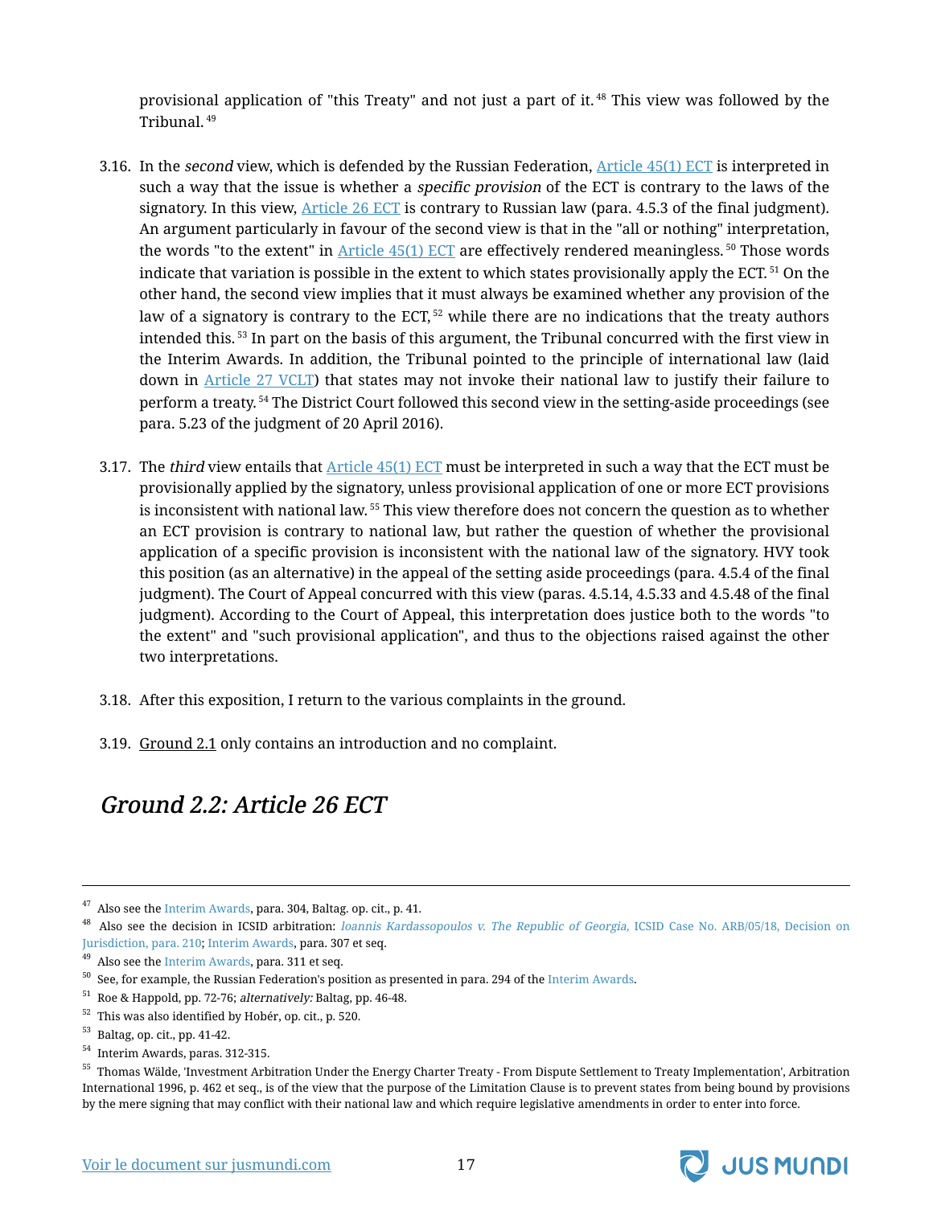provisional application of "this Treaty" and not just a part of it.[48] This view was followed by the Tribunal.[49]

3.16. In the *second* view, which is defended by the Russian Federation, Article 45(1) ECT is interpreted in such a way that the issue is whether a *specific provision* of the ECT is contrary to the laws of the signatory. In this view, Article 26 ECT is contrary to Russian law (para. 4.5.3 of the final judgment). An argument particularly in favour of the second view is that in the "all or nothing" interpretation, the words "to the extent" in Article 45(1) ECT are effectively rendered meaningless.[50] Those words indicate that variation is possible in the extent to which states provisionally apply the ECT.[51] On the other hand, the second view implies that it must always be examined whether any provision of the law of a signatory is contrary to the ECT,[52] while there are no indications that the treaty authors intended this.[53] In part on the basis of this argument, the Tribunal concurred with the first view in the Interim Awards. In addition, the Tribunal pointed to the principle of international law (laid down in Article 27 VCLT) that states may not invoke their national law to justify their failure to perform a treaty.[54] The District Court followed this second view in the setting-aside proceedings (see para. 5.23 of the judgment of 20 April 2016).

3.17. The *third* view entails that Article 45(1) ECT must be interpreted in such a way that the ECT must be provisionally applied by the signatory, unless provisional application of one or more ECT provisions is inconsistent with national law.[55] This view therefore does not concern the question as to whether an ECT provision is contrary to national law, but rather the question of whether the provisional application of a specific provision is inconsistent with the national law of the signatory. HVY took this position (as an alternative) in the appeal of the setting aside proceedings (para. 4.5.4 of the final judgment). The Court of Appeal concurred with this view (paras. 4.5.14, 4.5.33 and 4.5.48 of the final judgment). According to the Court of Appeal, this interpretation does justice both to the words "to the extent" and "such provisional application", and thus to the objections raised against the other two interpretations.

3.18. After this exposition, I return to the various complaints in the ground.

3.19. Ground 2.1 only contains an introduction and no complaint.

## *Ground 2.2: Article 26 ECT*

---

[47] Also see the Interim Awards, para. 304, Baltag. op. cit., p. 41.

[48] Also see the decision in ICSID arbitration: *Ioannis Kardassopoulos v. The Republic of Georgia,* ICSID Case No. ARB/05/18, Decision on Jurisdiction, para. 210; Interim Awards, para. 307 et seq.

[49] Also see the Interim Awards, para. 311 et seq.

[50] See, for example, the Russian Federation's position as presented in para. 294 of the Interim Awards.

[51] Roe & Happold, pp. 72-76; *alternatively:* Baltag, pp. 46-48.

[52] This was also identified by Hobér, op. cit., p. 520.

[53] Baltag, op. cit., pp. 41-42.

[54] Interim Awards, paras. 312-315.

[55] Thomas Wälde, 'Investment Arbitration Under the Energy Charter Treaty - From Dispute Settlement to Treaty Implementation', Arbitration International 1996, p. 462 et seq., is of the view that the purpose of the Limitation Clause is to prevent states from being bound by provisions by the mere signing that may conflict with their national law and which require legislative amendments in order to enter into force.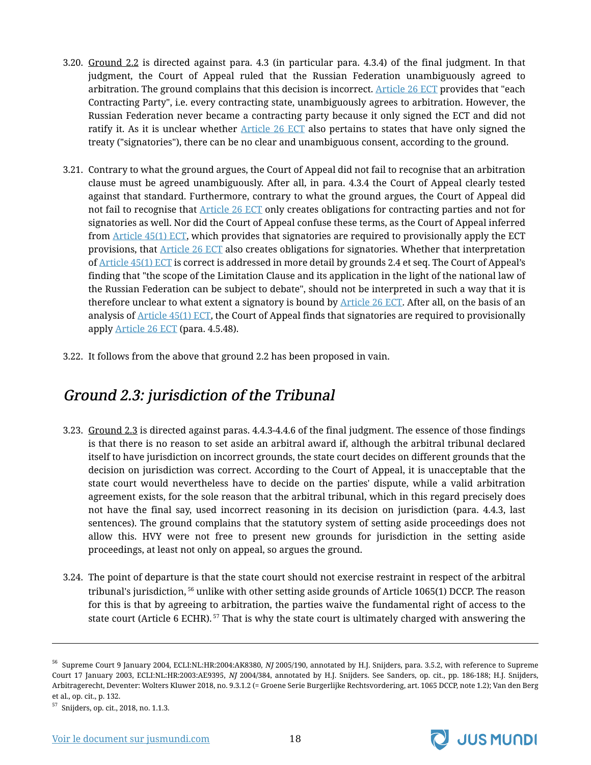3.20. <u>Ground 2.2</u> is directed against para. 4.3 (in particular para. 4.3.4) of the final judgment. In that judgment, the Court of Appeal ruled that the Russian Federation unambiguously agreed to arbitration. The ground complains that this decision is incorrect. Article 26 ECT provides that "each Contracting Party", i.e. every contracting state, unambiguously agrees to arbitration. However, the Russian Federation never became a contracting party because it only signed the ECT and did not ratify it. As it is unclear whether Article 26 ECT also pertains to states that have only signed the treaty ("signatories"), there can be no clear and unambiguous consent, according to the ground.

3.21. Contrary to what the ground argues, the Court of Appeal did not fail to recognise that an arbitration clause must be agreed unambiguously. After all, in para. 4.3.4 the Court of Appeal clearly tested against that standard. Furthermore, contrary to what the ground argues, the Court of Appeal did not fail to recognise that Article 26 ECT only creates obligations for contracting parties and not for signatories as well. Nor did the Court of Appeal confuse these terms, as the Court of Appeal inferred from Article 45(1) ECT, which provides that signatories are required to provisionally apply the ECT provisions, that Article 26 ECT also creates obligations for signatories. Whether that interpretation of Article 45(1) ECT is correct is addressed in more detail by grounds 2.4 et seq. The Court of Appeal's finding that "the scope of the Limitation Clause and its application in the light of the national law of the Russian Federation can be subject to debate", should not be interpreted in such a way that it is therefore unclear to what extent a signatory is bound by Article 26 ECT. After all, on the basis of an analysis of Article 45(1) ECT, the Court of Appeal finds that signatories are required to provisionally apply Article 26 ECT (para. 4.5.48).

3.22. It follows from the above that ground 2.2 has been proposed in vain.

## *Ground 2.3: jurisdiction of the Tribunal*

3.23. <u>Ground 2.3</u> is directed against paras. 4.4.3-4.4.6 of the final judgment. The essence of those findings is that there is no reason to set aside an arbitral award if, although the arbitral tribunal declared itself to have jurisdiction on incorrect grounds, the state court decides on different grounds that the decision on jurisdiction was correct. According to the Court of Appeal, it is unacceptable that the state court would nevertheless have to decide on the parties' dispute, while a valid arbitration agreement exists, for the sole reason that the arbitral tribunal, which in this regard precisely does not have the final say, used incorrect reasoning in its decision on jurisdiction (para. 4.4.3, last sentences). The ground complains that the statutory system of setting aside proceedings does not allow this. HVY were not free to present new grounds for jurisdiction in the setting aside proceedings, at least not only on appeal, so argues the ground.

3.24. The point of departure is that the state court should not exercise restraint in respect of the arbitral tribunal's jurisdiction,[56] unlike with other setting aside grounds of Article 1065(1) DCCP. The reason for this is that by agreeing to arbitration, the parties waive the fundamental right of access to the state court (Article 6 ECHR).[57] That is why the state court is ultimately charged with answering the

---

[56] Supreme Court 9 January 2004, ECLI:NL:HR:2004:AK8380, *NJ* 2005/190, annotated by H.J. Snijders, para. 3.5.2, with reference to Supreme Court 17 January 2003, ECLI:NL:HR:2003:AE9395, *NJ* 2004/384, annotated by H.J. Snijders. See Sanders, op. cit., pp. 186-188; H.J. Snijders, Arbitragerecht, Deventer: Wolters Kluwer 2018, no. 9.3.1.2 (= Groene Serie Burgerlijke Rechtsvordering, art. 1065 DCCP, note 1.2); Van den Berg et al., op. cit., p. 132.

[57] Snijders, op. cit., 2018, no. 1.1.3.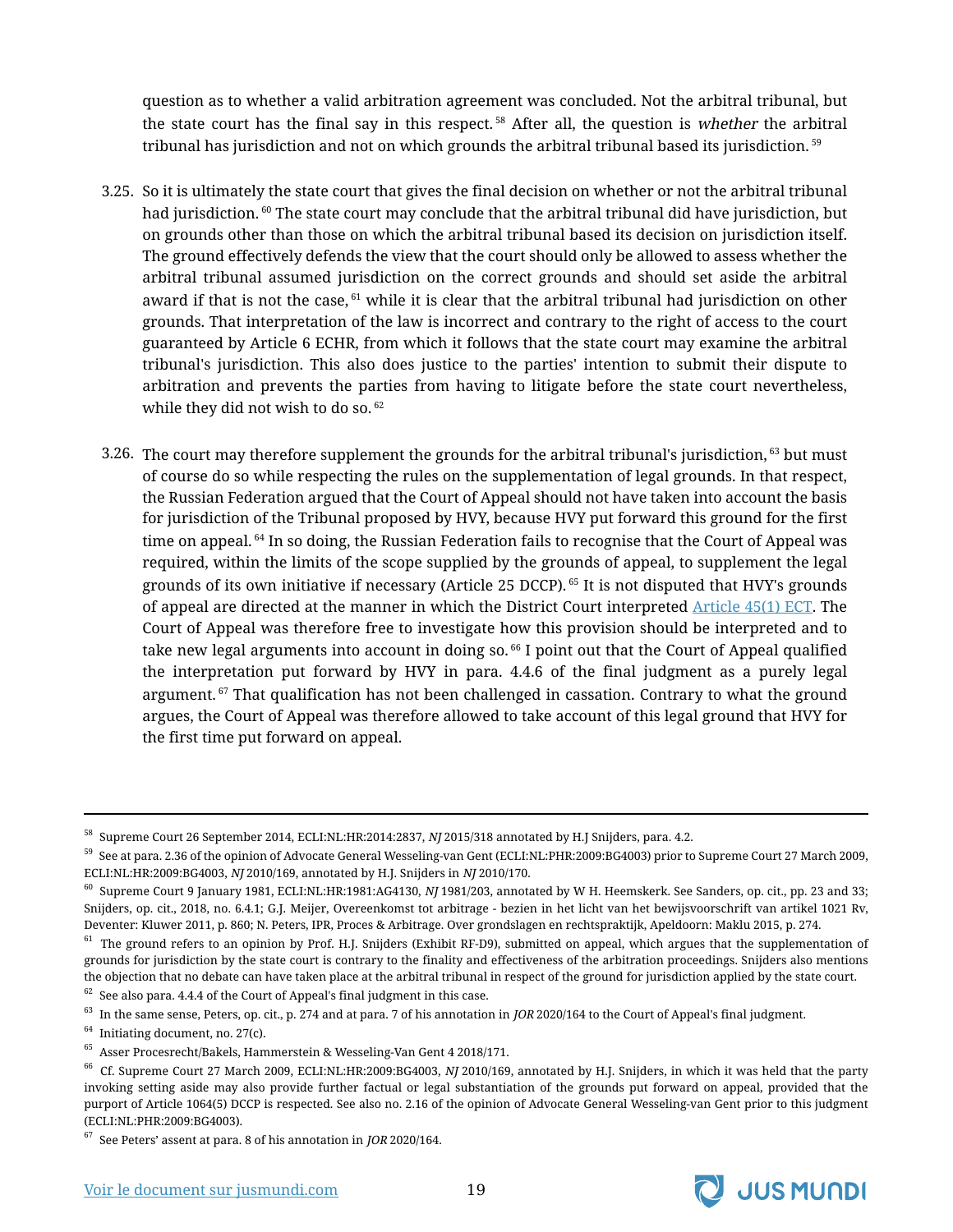question as to whether a valid arbitration agreement was concluded. Not the arbitral tribunal, but the state court has the final say in this respect.[58] After all, the question is *whether* the arbitral tribunal has jurisdiction and not on which grounds the arbitral tribunal based its jurisdiction.[59]

3.25. So it is ultimately the state court that gives the final decision on whether or not the arbitral tribunal had jurisdiction.[60] The state court may conclude that the arbitral tribunal did have jurisdiction, but on grounds other than those on which the arbitral tribunal based its decision on jurisdiction itself. The ground effectively defends the view that the court should only be allowed to assess whether the arbitral tribunal assumed jurisdiction on the correct grounds and should set aside the arbitral award if that is not the case,[61] while it is clear that the arbitral tribunal had jurisdiction on other grounds. That interpretation of the law is incorrect and contrary to the right of access to the court guaranteed by Article 6 ECHR, from which it follows that the state court may examine the arbitral tribunal's jurisdiction. This also does justice to the parties' intention to submit their dispute to arbitration and prevents the parties from having to litigate before the state court nevertheless, while they did not wish to do so.[62]

3.26. The court may therefore supplement the grounds for the arbitral tribunal's jurisdiction,[63] but must of course do so while respecting the rules on the supplementation of legal grounds. In that respect, the Russian Federation argued that the Court of Appeal should not have taken into account the basis for jurisdiction of the Tribunal proposed by HVY, because HVY put forward this ground for the first time on appeal.[64] In so doing, the Russian Federation fails to recognise that the Court of Appeal was required, within the limits of the scope supplied by the grounds of appeal, to supplement the legal grounds of its own initiative if necessary (Article 25 DCCP).[65] It is not disputed that HVY's grounds of appeal are directed at the manner in which the District Court interpreted Article 45(1) ECT. The Court of Appeal was therefore free to investigate how this provision should be interpreted and to take new legal arguments into account in doing so.[66] I point out that the Court of Appeal qualified the interpretation put forward by HVY in para. 4.4.6 of the final judgment as a purely legal argument.[67] That qualification has not been challenged in cassation. Contrary to what the ground argues, the Court of Appeal was therefore allowed to take account of this legal ground that HVY for the first time put forward on appeal.

---

[58] Supreme Court 26 September 2014, ECLI:NL:HR:2014:2837, *NJ* 2015/318 annotated by H.J Snijders, para. 4.2.

[59] See at para. 2.36 of the opinion of Advocate General Wesseling-van Gent (ECLI:NL:PHR:2009:BG4003) prior to Supreme Court 27 March 2009, ECLI:NL:HR:2009:BG4003, *NJ* 2010/169, annotated by H.J. Snijders in *NJ* 2010/170.

[60] Supreme Court 9 January 1981, ECLI:NL:HR:1981:AG4130, *NJ* 1981/203, annotated by W H. Heemskerk. See Sanders, op. cit., pp. 23 and 33; Snijders, op. cit., 2018, no. 6.4.1; G.J. Meijer, Overeenkomst tot arbitrage - bezien in het licht van het bewijsvoorschrift van artikel 1021 Rv, Deventer: Kluwer 2011, p. 860; N. Peters, IPR, Proces & Arbitrage. Over grondslagen en rechtspraktijk, Apeldoorn: Maklu 2015, p. 274.

[61] The ground refers to an opinion by Prof. H.J. Snijders (Exhibit RF-D9), submitted on appeal, which argues that the supplementation of grounds for jurisdiction by the state court is contrary to the finality and effectiveness of the arbitration proceedings. Snijders also mentions the objection that no debate can have taken place at the arbitral tribunal in respect of the ground for jurisdiction applied by the state court.

[62] See also para. 4.4.4 of the Court of Appeal's final judgment in this case.

[63] In the same sense, Peters, op. cit., p. 274 and at para. 7 of his annotation in *JOR* 2020/164 to the Court of Appeal's final judgment.

[64] Initiating document, no. 27(c).

[65] Asser Procesrecht/Bakels, Hammerstein & Wesseling-Van Gent 4 2018/171.

[66] Cf. Supreme Court 27 March 2009, ECLI:NL:HR:2009:BG4003, *NJ* 2010/169, annotated by H.J. Snijders, in which it was held that the party invoking setting aside may also provide further factual or legal substantiation of the grounds put forward on appeal, provided that the purport of Article 1064(5) DCCP is respected. See also no. 2.16 of the opinion of Advocate General Wesseling-van Gent prior to this judgment (ECLI:NL:PHR:2009:BG4003).

[67] See Peters' assent at para. 8 of his annotation in *JOR* 2020/164.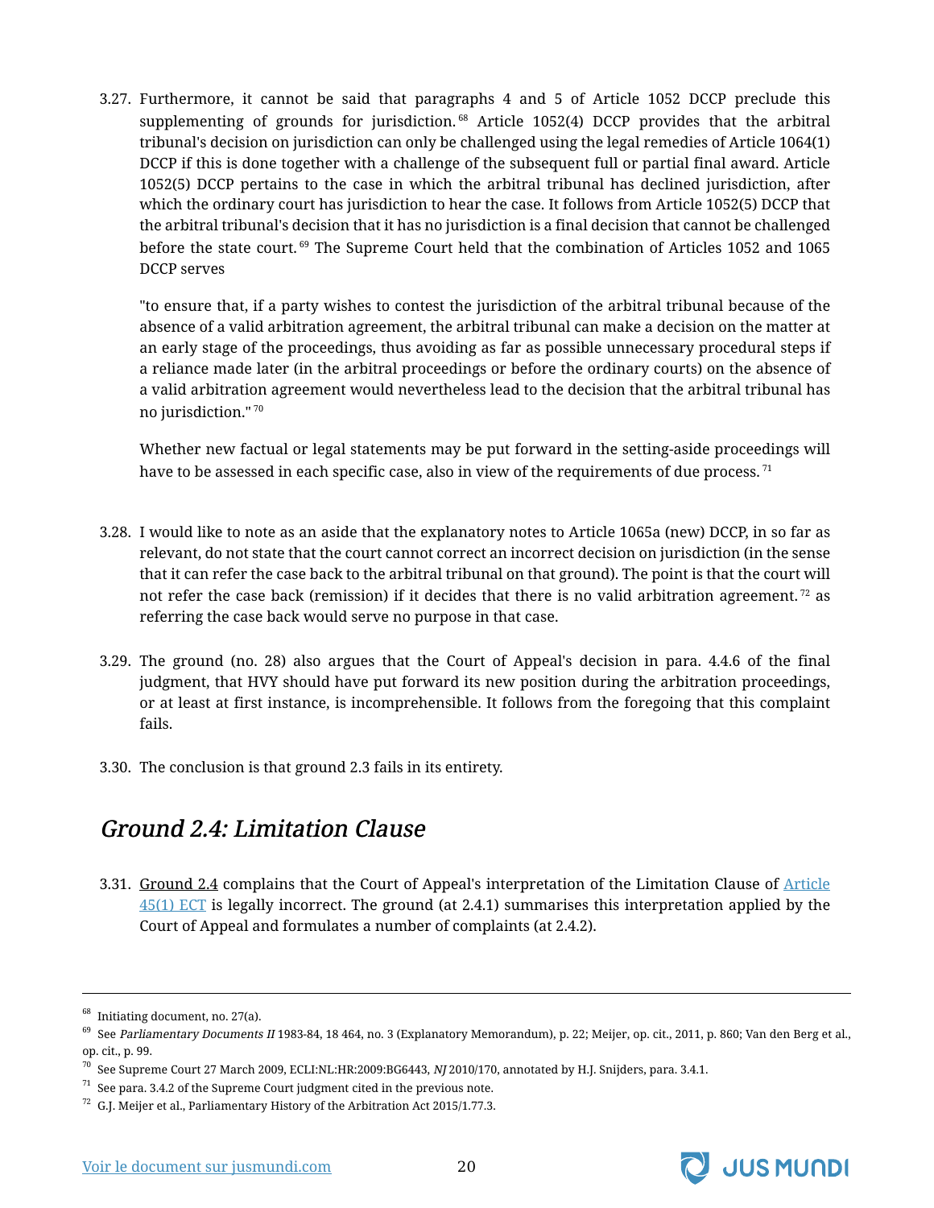3.27. Furthermore, it cannot be said that paragraphs 4 and 5 of Article 1052 DCCP preclude this supplementing of grounds for jurisdiction.[68] Article 1052(4) DCCP provides that the arbitral tribunal's decision on jurisdiction can only be challenged using the legal remedies of Article 1064(1) DCCP if this is done together with a challenge of the subsequent full or partial final award. Article 1052(5) DCCP pertains to the case in which the arbitral tribunal has declined jurisdiction, after which the ordinary court has jurisdiction to hear the case. It follows from Article 1052(5) DCCP that the arbitral tribunal's decision that it has no jurisdiction is a final decision that cannot be challenged before the state court.[69] The Supreme Court held that the combination of Articles 1052 and 1065 DCCP serves

"to ensure that, if a party wishes to contest the jurisdiction of the arbitral tribunal because of the absence of a valid arbitration agreement, the arbitral tribunal can make a decision on the matter at an early stage of the proceedings, thus avoiding as far as possible unnecessary procedural steps if a reliance made later (in the arbitral proceedings or before the ordinary courts) on the absence of a valid arbitration agreement would nevertheless lead to the decision that the arbitral tribunal has no jurisdiction."[70]

Whether new factual or legal statements may be put forward in the setting-aside proceedings will have to be assessed in each specific case, also in view of the requirements of due process.[71]

3.28. I would like to note as an aside that the explanatory notes to Article 1065a (new) DCCP, in so far as relevant, do not state that the court cannot correct an incorrect decision on jurisdiction (in the sense that it can refer the case back to the arbitral tribunal on that ground). The point is that the court will not refer the case back (remission) if it decides that there is no valid arbitration agreement.[72] as referring the case back would serve no purpose in that case.

3.29. The ground (no. 28) also argues that the Court of Appeal's decision in para. 4.4.6 of the final judgment, that HVY should have put forward its new position during the arbitration proceedings, or at least at first instance, is incomprehensible. It follows from the foregoing that this complaint fails.

3.30. The conclusion is that ground 2.3 fails in its entirety.

## *Ground 2.4: Limitation Clause*

3.31. Ground 2.4 complains that the Court of Appeal's interpretation of the Limitation Clause of Article 45(1) ECT is legally incorrect. The ground (at 2.4.1) summarises this interpretation applied by the Court of Appeal and formulates a number of complaints (at 2.4.2).

---

[68] Initiating document, no. 27(a).

[69] See *Parliamentary Documents II* 1983-84, 18 464, no. 3 (Explanatory Memorandum), p. 22; Meijer, op. cit., 2011, p. 860; Van den Berg et al., op. cit., p. 99.

[70] See Supreme Court 27 March 2009, ECLI:NL:HR:2009:BG6443, *NJ* 2010/170, annotated by H.J. Snijders, para. 3.4.1.

[71] See para. 3.4.2 of the Supreme Court judgment cited in the previous note.

[72] G.J. Meijer et al., Parliamentary History of the Arbitration Act 2015/1.77.3.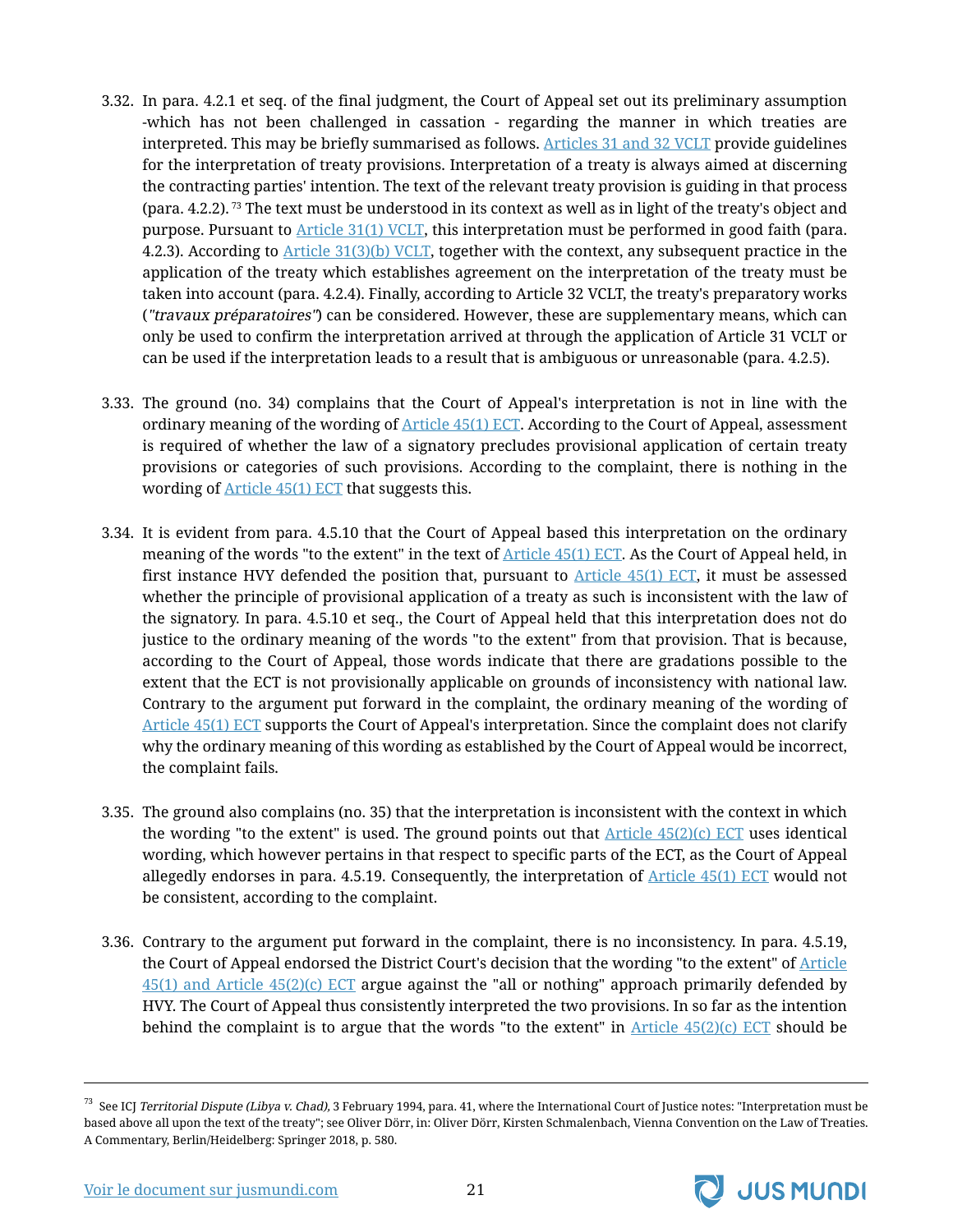3.32. In para. 4.2.1 et seq. of the final judgment, the Court of Appeal set out its preliminary assumption -which has not been challenged in cassation - regarding the manner in which treaties are interpreted. This may be briefly summarised as follows. Articles 31 and 32 VCLT provide guidelines for the interpretation of treaty provisions. Interpretation of a treaty is always aimed at discerning the contracting parties' intention. The text of the relevant treaty provision is guiding in that process (para. 4.2.2).[73] The text must be understood in its context as well as in light of the treaty's object and purpose. Pursuant to Article 31(1) VCLT, this interpretation must be performed in good faith (para. 4.2.3). According to Article 31(3)(b) VCLT, together with the context, any subsequent practice in the application of the treaty which establishes agreement on the interpretation of the treaty must be taken into account (para. 4.2.4). Finally, according to Article 32 VCLT, the treaty's preparatory works (*"travaux préparatoires"*) can be considered. However, these are supplementary means, which can only be used to confirm the interpretation arrived at through the application of Article 31 VCLT or can be used if the interpretation leads to a result that is ambiguous or unreasonable (para. 4.2.5).

3.33. The ground (no. 34) complains that the Court of Appeal's interpretation is not in line with the ordinary meaning of the wording of Article 45(1) ECT. According to the Court of Appeal, assessment is required of whether the law of a signatory precludes provisional application of certain treaty provisions or categories of such provisions. According to the complaint, there is nothing in the wording of Article 45(1) ECT that suggests this.

3.34. It is evident from para. 4.5.10 that the Court of Appeal based this interpretation on the ordinary meaning of the words "to the extent" in the text of Article 45(1) ECT. As the Court of Appeal held, in first instance HVY defended the position that, pursuant to Article 45(1) ECT, it must be assessed whether the principle of provisional application of a treaty as such is inconsistent with the law of the signatory. In para. 4.5.10 et seq., the Court of Appeal held that this interpretation does not do justice to the ordinary meaning of the words "to the extent" from that provision. That is because, according to the Court of Appeal, those words indicate that there are gradations possible to the extent that the ECT is not provisionally applicable on grounds of inconsistency with national law. Contrary to the argument put forward in the complaint, the ordinary meaning of the wording of Article 45(1) ECT supports the Court of Appeal's interpretation. Since the complaint does not clarify why the ordinary meaning of this wording as established by the Court of Appeal would be incorrect, the complaint fails.

3.35. The ground also complains (no. 35) that the interpretation is inconsistent with the context in which the wording "to the extent" is used. The ground points out that Article 45(2)(c) ECT uses identical wording, which however pertains in that respect to specific parts of the ECT, as the Court of Appeal allegedly endorses in para. 4.5.19. Consequently, the interpretation of Article 45(1) ECT would not be consistent, according to the complaint.

3.36. Contrary to the argument put forward in the complaint, there is no inconsistency. In para. 4.5.19, the Court of Appeal endorsed the District Court's decision that the wording "to the extent" of Article 45(1) and Article 45(2)(c) ECT argue against the "all or nothing" approach primarily defended by HVY. The Court of Appeal thus consistently interpreted the two provisions. In so far as the intention behind the complaint is to argue that the words "to the extent" in Article 45(2)(c) ECT should be

---

[73] See ICJ *Territorial Dispute (Libya v. Chad),* 3 February 1994, para. 41, where the International Court of Justice notes: "Interpretation must be based above all upon the text of the treaty"; see Oliver Dörr, in: Oliver Dörr, Kirsten Schmalenbach, Vienna Convention on the Law of Treaties. A Commentary, Berlin/Heidelberg: Springer 2018, p. 580.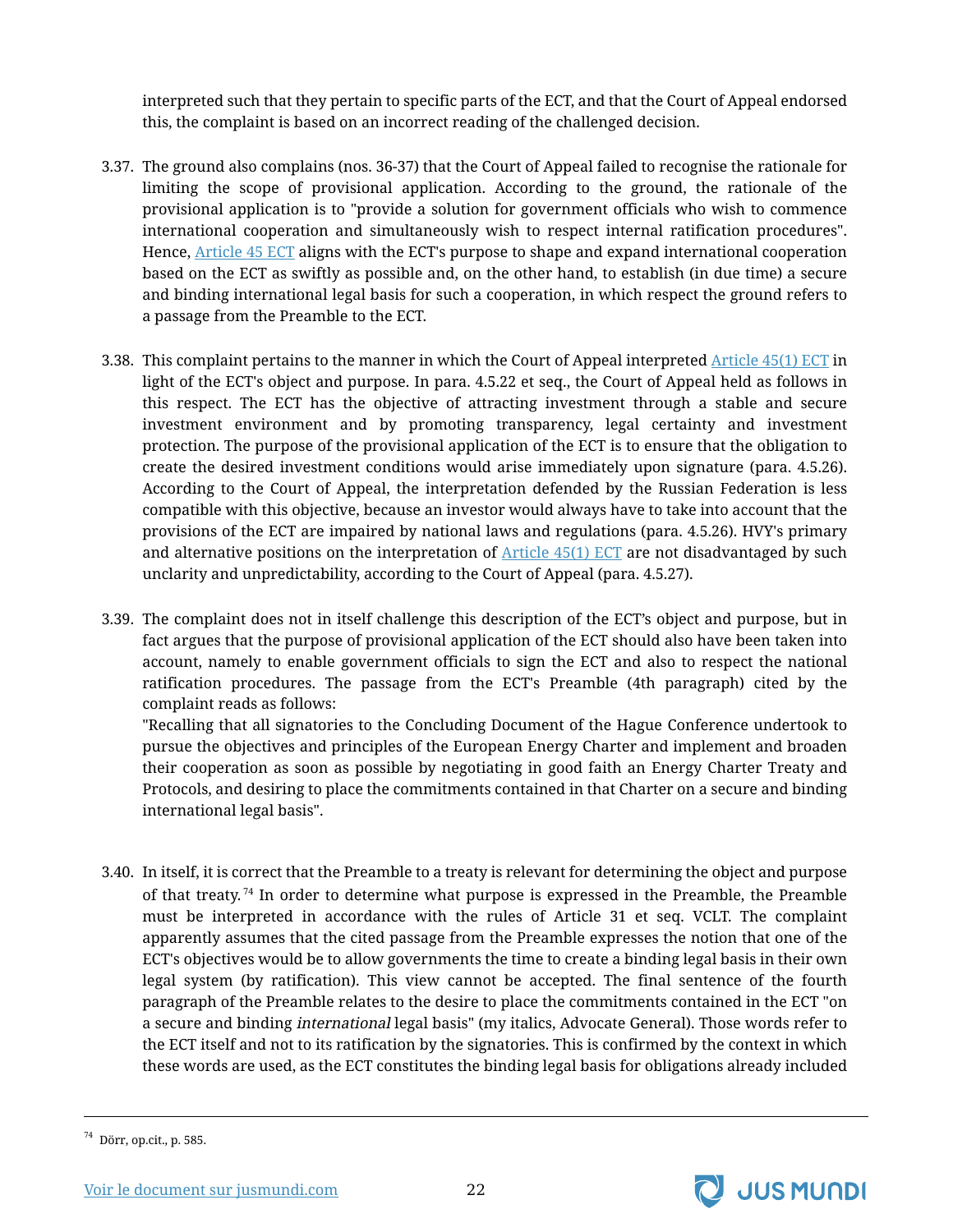interpreted such that they pertain to specific parts of the ECT, and that the Court of Appeal endorsed this, the complaint is based on an incorrect reading of the challenged decision.

3.37. The ground also complains (nos. 36-37) that the Court of Appeal failed to recognise the rationale for limiting the scope of provisional application. According to the ground, the rationale of the provisional application is to "provide a solution for government officials who wish to commence international cooperation and simultaneously wish to respect internal ratification procedures". Hence, Article 45 ECT aligns with the ECT's purpose to shape and expand international cooperation based on the ECT as swiftly as possible and, on the other hand, to establish (in due time) a secure and binding international legal basis for such a cooperation, in which respect the ground refers to a passage from the Preamble to the ECT.

3.38. This complaint pertains to the manner in which the Court of Appeal interpreted Article 45(1) ECT in light of the ECT's object and purpose. In para. 4.5.22 et seq., the Court of Appeal held as follows in this respect. The ECT has the objective of attracting investment through a stable and secure investment environment and by promoting transparency, legal certainty and investment protection. The purpose of the provisional application of the ECT is to ensure that the obligation to create the desired investment conditions would arise immediately upon signature (para. 4.5.26). According to the Court of Appeal, the interpretation defended by the Russian Federation is less compatible with this objective, because an investor would always have to take into account that the provisions of the ECT are impaired by national laws and regulations (para. 4.5.26). HVY's primary and alternative positions on the interpretation of Article 45(1) ECT are not disadvantaged by such unclarity and unpredictability, according to the Court of Appeal (para. 4.5.27).

3.39. The complaint does not in itself challenge this description of the ECT's object and purpose, but in fact argues that the purpose of provisional application of the ECT should also have been taken into account, namely to enable government officials to sign the ECT and also to respect the national ratification procedures. The passage from the ECT's Preamble (4th paragraph) cited by the complaint reads as follows:
"Recalling that all signatories to the Concluding Document of the Hague Conference undertook to pursue the objectives and principles of the European Energy Charter and implement and broaden their cooperation as soon as possible by negotiating in good faith an Energy Charter Treaty and Protocols, and desiring to place the commitments contained in that Charter on a secure and binding international legal basis".

3.40. In itself, it is correct that the Preamble to a treaty is relevant for determining the object and purpose of that treaty.[74] In order to determine what purpose is expressed in the Preamble, the Preamble must be interpreted in accordance with the rules of Article 31 et seq. VCLT. The complaint apparently assumes that the cited passage from the Preamble expresses the notion that one of the ECT's objectives would be to allow governments the time to create a binding legal basis in their own legal system (by ratification). This view cannot be accepted. The final sentence of the fourth paragraph of the Preamble relates to the desire to place the commitments contained in the ECT "on a secure and binding *international* legal basis" (my italics, Advocate General). Those words refer to the ECT itself and not to its ratification by the signatories. This is confirmed by the context in which these words are used, as the ECT constitutes the binding legal basis for obligations already included

[74] Dörr, op.cit., p. 585.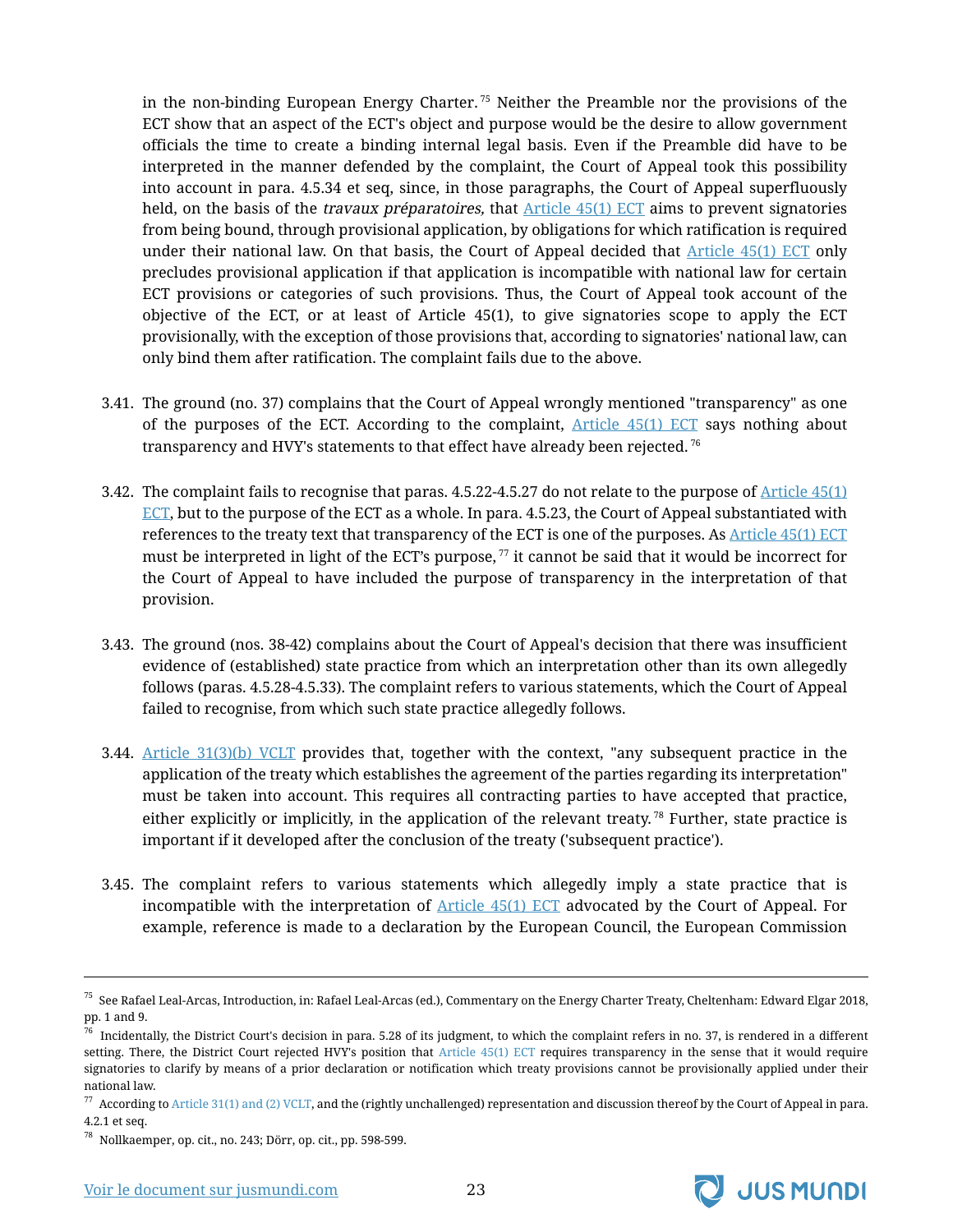in the non-binding European Energy Charter.[75] Neither the Preamble nor the provisions of the ECT show that an aspect of the ECT's object and purpose would be the desire to allow government officials the time to create a binding internal legal basis. Even if the Preamble did have to be interpreted in the manner defended by the complaint, the Court of Appeal took this possibility into account in para. 4.5.34 et seq, since, in those paragraphs, the Court of Appeal superfluously held, on the basis of the *travaux préparatoires,* that Article 45(1) ECT aims to prevent signatories from being bound, through provisional application, by obligations for which ratification is required under their national law. On that basis, the Court of Appeal decided that Article 45(1) ECT only precludes provisional application if that application is incompatible with national law for certain ECT provisions or categories of such provisions. Thus, the Court of Appeal took account of the objective of the ECT, or at least of Article 45(1), to give signatories scope to apply the ECT provisionally, with the exception of those provisions that, according to signatories' national law, can only bind them after ratification. The complaint fails due to the above.

3.41. The ground (no. 37) complains that the Court of Appeal wrongly mentioned "transparency" as one of the purposes of the ECT. According to the complaint, Article 45(1) ECT says nothing about transparency and HVY's statements to that effect have already been rejected.[76]

3.42. The complaint fails to recognise that paras. 4.5.22-4.5.27 do not relate to the purpose of Article 45(1) ECT, but to the purpose of the ECT as a whole. In para. 4.5.23, the Court of Appeal substantiated with references to the treaty text that transparency of the ECT is one of the purposes. As Article 45(1) ECT must be interpreted in light of the ECT's purpose,[77] it cannot be said that it would be incorrect for the Court of Appeal to have included the purpose of transparency in the interpretation of that provision.

3.43. The ground (nos. 38-42) complains about the Court of Appeal's decision that there was insufficient evidence of (established) state practice from which an interpretation other than its own allegedly follows (paras. 4.5.28-4.5.33). The complaint refers to various statements, which the Court of Appeal failed to recognise, from which such state practice allegedly follows.

3.44. Article 31(3)(b) VCLT provides that, together with the context, "any subsequent practice in the application of the treaty which establishes the agreement of the parties regarding its interpretation" must be taken into account. This requires all contracting parties to have accepted that practice, either explicitly or implicitly, in the application of the relevant treaty.[78] Further, state practice is important if it developed after the conclusion of the treaty ('subsequent practice').

3.45. The complaint refers to various statements which allegedly imply a state practice that is incompatible with the interpretation of Article 45(1) ECT advocated by the Court of Appeal. For example, reference is made to a declaration by the European Council, the European Commission

---

[75] See Rafael Leal-Arcas, Introduction, in: Rafael Leal-Arcas (ed.), Commentary on the Energy Charter Treaty, Cheltenham: Edward Elgar 2018, pp. 1 and 9.

[76] Incidentally, the District Court's decision in para. 5.28 of its judgment, to which the complaint refers in no. 37, is rendered in a different setting. There, the District Court rejected HVY's position that Article 45(1) ECT requires transparency in the sense that it would require signatories to clarify by means of a prior declaration or notification which treaty provisions cannot be provisionally applied under their national law.

[77] According to Article 31(1) and (2) VCLT, and the (rightly unchallenged) representation and discussion thereof by the Court of Appeal in para. 4.2.1 et seq.

[78] Nollkaemper, op. cit., no. 243; Dörr, op. cit., pp. 598-599.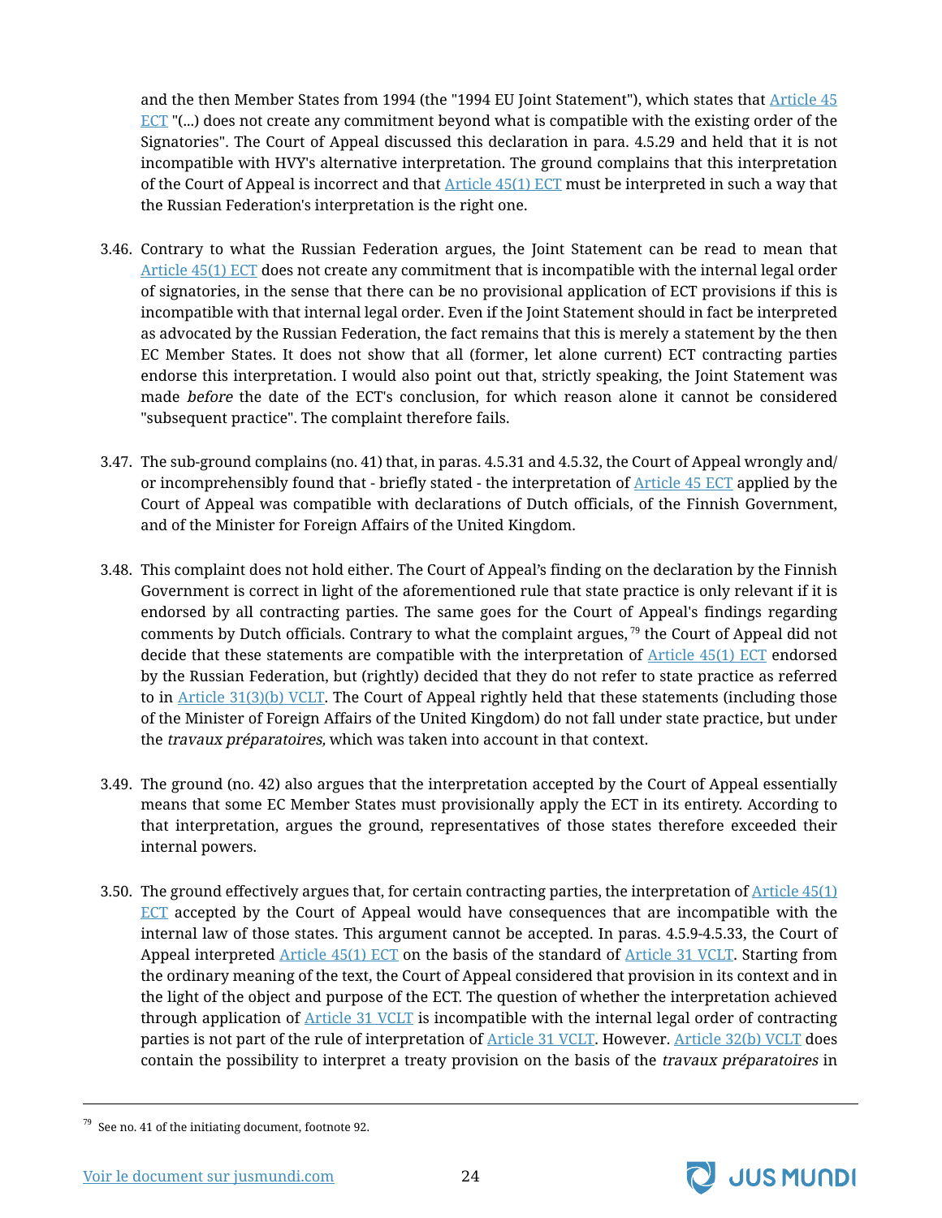and the then Member States from 1994 (the "1994 EU Joint Statement"), which states that Article 45 ECT "(...) does not create any commitment beyond what is compatible with the existing order of the Signatories". The Court of Appeal discussed this declaration in para. 4.5.29 and held that it is not incompatible with HVY's alternative interpretation. The ground complains that this interpretation of the Court of Appeal is incorrect and that Article 45(1) ECT must be interpreted in such a way that the Russian Federation's interpretation is the right one.

3.46. Contrary to what the Russian Federation argues, the Joint Statement can be read to mean that Article 45(1) ECT does not create any commitment that is incompatible with the internal legal order of signatories, in the sense that there can be no provisional application of ECT provisions if this is incompatible with that internal legal order. Even if the Joint Statement should in fact be interpreted as advocated by the Russian Federation, the fact remains that this is merely a statement by the then EC Member States. It does not show that all (former, let alone current) ECT contracting parties endorse this interpretation. I would also point out that, strictly speaking, the Joint Statement was made *before* the date of the ECT's conclusion, for which reason alone it cannot be considered "subsequent practice". The complaint therefore fails.

3.47. The sub-ground complains (no. 41) that, in paras. 4.5.31 and 4.5.32, the Court of Appeal wrongly and/or incomprehensibly found that - briefly stated - the interpretation of Article 45 ECT applied by the Court of Appeal was compatible with declarations of Dutch officials, of the Finnish Government, and of the Minister for Foreign Affairs of the United Kingdom.

3.48. This complaint does not hold either. The Court of Appeal's finding on the declaration by the Finnish Government is correct in light of the aforementioned rule that state practice is only relevant if it is endorsed by all contracting parties. The same goes for the Court of Appeal's findings regarding comments by Dutch officials. Contrary to what the complaint argues,[79] the Court of Appeal did not decide that these statements are compatible with the interpretation of Article 45(1) ECT endorsed by the Russian Federation, but (rightly) decided that they do not refer to state practice as referred to in Article 31(3)(b) VCLT. The Court of Appeal rightly held that these statements (including those of the Minister of Foreign Affairs of the United Kingdom) do not fall under state practice, but under the *travaux préparatoires,* which was taken into account in that context.

3.49. The ground (no. 42) also argues that the interpretation accepted by the Court of Appeal essentially means that some EC Member States must provisionally apply the ECT in its entirety. According to that interpretation, argues the ground, representatives of those states therefore exceeded their internal powers.

3.50. The ground effectively argues that, for certain contracting parties, the interpretation of Article 45(1) ECT accepted by the Court of Appeal would have consequences that are incompatible with the internal law of those states. This argument cannot be accepted. In paras. 4.5.9-4.5.33, the Court of Appeal interpreted Article 45(1) ECT on the basis of the standard of Article 31 VCLT. Starting from the ordinary meaning of the text, the Court of Appeal considered that provision in its context and in the light of the object and purpose of the ECT. The question of whether the interpretation achieved through application of Article 31 VCLT is incompatible with the internal legal order of contracting parties is not part of the rule of interpretation of Article 31 VCLT. However, Article 32(b) VCLT does contain the possibility to interpret a treaty provision on the basis of the *travaux préparatoires* in

[79] See no. 41 of the initiating document, footnote 92.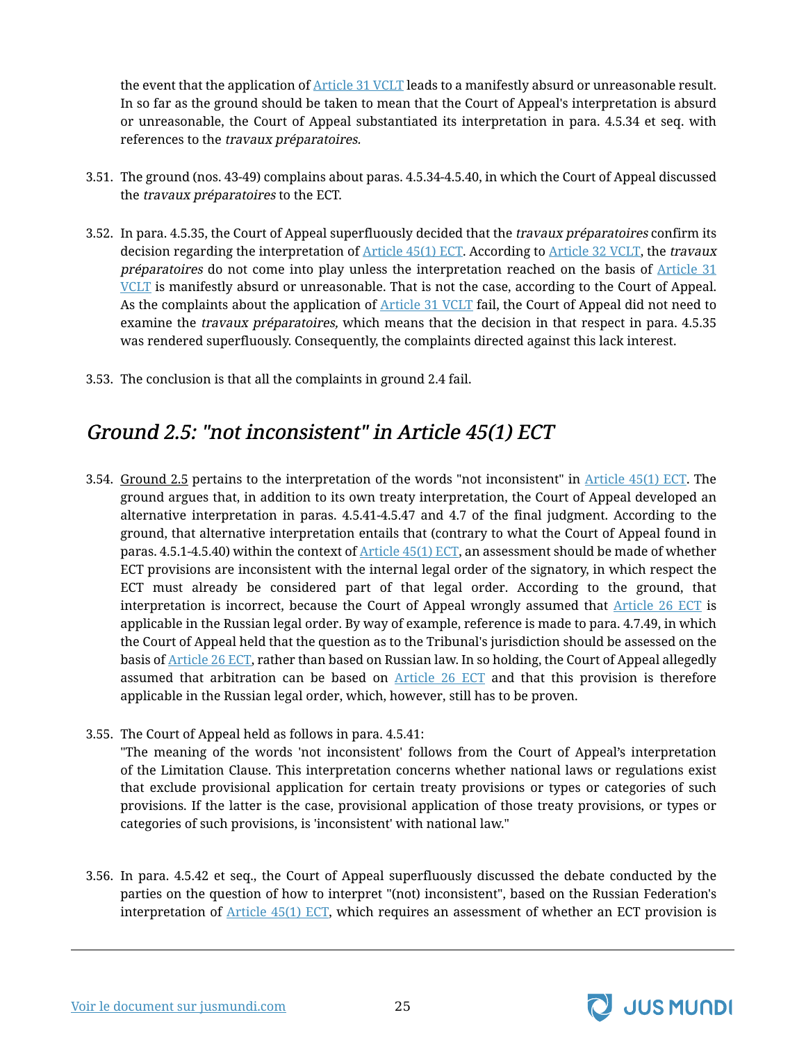the event that the application of Article 31 VCLT leads to a manifestly absurd or unreasonable result. In so far as the ground should be taken to mean that the Court of Appeal's interpretation is absurd or unreasonable, the Court of Appeal substantiated its interpretation in para. 4.5.34 et seq. with references to the *travaux préparatoires.*

3.51. The ground (nos. 43-49) complains about paras. 4.5.34-4.5.40, in which the Court of Appeal discussed the *travaux préparatoires* to the ECT.

3.52. In para. 4.5.35, the Court of Appeal superfluously decided that the *travaux préparatoires* confirm its decision regarding the interpretation of Article 45(1) ECT. According to Article 32 VCLT, the *travaux préparatoires* do not come into play unless the interpretation reached on the basis of Article 31 VCLT is manifestly absurd or unreasonable. That is not the case, according to the Court of Appeal. As the complaints about the application of Article 31 VCLT fail, the Court of Appeal did not need to examine the *travaux préparatoires,* which means that the decision in that respect in para. 4.5.35 was rendered superfluously. Consequently, the complaints directed against this lack interest.

3.53. The conclusion is that all the complaints in ground 2.4 fail.

## *Ground 2.5: "not inconsistent" in Article 45(1) ECT*

3.54. Ground 2.5 pertains to the interpretation of the words "not inconsistent" in Article 45(1) ECT. The ground argues that, in addition to its own treaty interpretation, the Court of Appeal developed an alternative interpretation in paras. 4.5.41-4.5.47 and 4.7 of the final judgment. According to the ground, that alternative interpretation entails that (contrary to what the Court of Appeal found in paras. 4.5.1-4.5.40) within the context of Article 45(1) ECT, an assessment should be made of whether ECT provisions are inconsistent with the internal legal order of the signatory, in which respect the ECT must already be considered part of that legal order. According to the ground, that interpretation is incorrect, because the Court of Appeal wrongly assumed that Article 26 ECT is applicable in the Russian legal order. By way of example, reference is made to para. 4.7.49, in which the Court of Appeal held that the question as to the Tribunal's jurisdiction should be assessed on the basis of Article 26 ECT, rather than based on Russian law. In so holding, the Court of Appeal allegedly assumed that arbitration can be based on Article 26 ECT and that this provision is therefore applicable in the Russian legal order, which, however, still has to be proven.

3.55. The Court of Appeal held as follows in para. 4.5.41:
"The meaning of the words 'not inconsistent' follows from the Court of Appeal's interpretation of the Limitation Clause. This interpretation concerns whether national laws or regulations exist that exclude provisional application for certain treaty provisions or types or categories of such provisions. If the latter is the case, provisional application of those treaty provisions, or types or categories of such provisions, is 'inconsistent' with national law."

3.56. In para. 4.5.42 et seq., the Court of Appeal superfluously discussed the debate conducted by the parties on the question of how to interpret "(not) inconsistent", based on the Russian Federation's interpretation of Article 45(1) ECT, which requires an assessment of whether an ECT provision is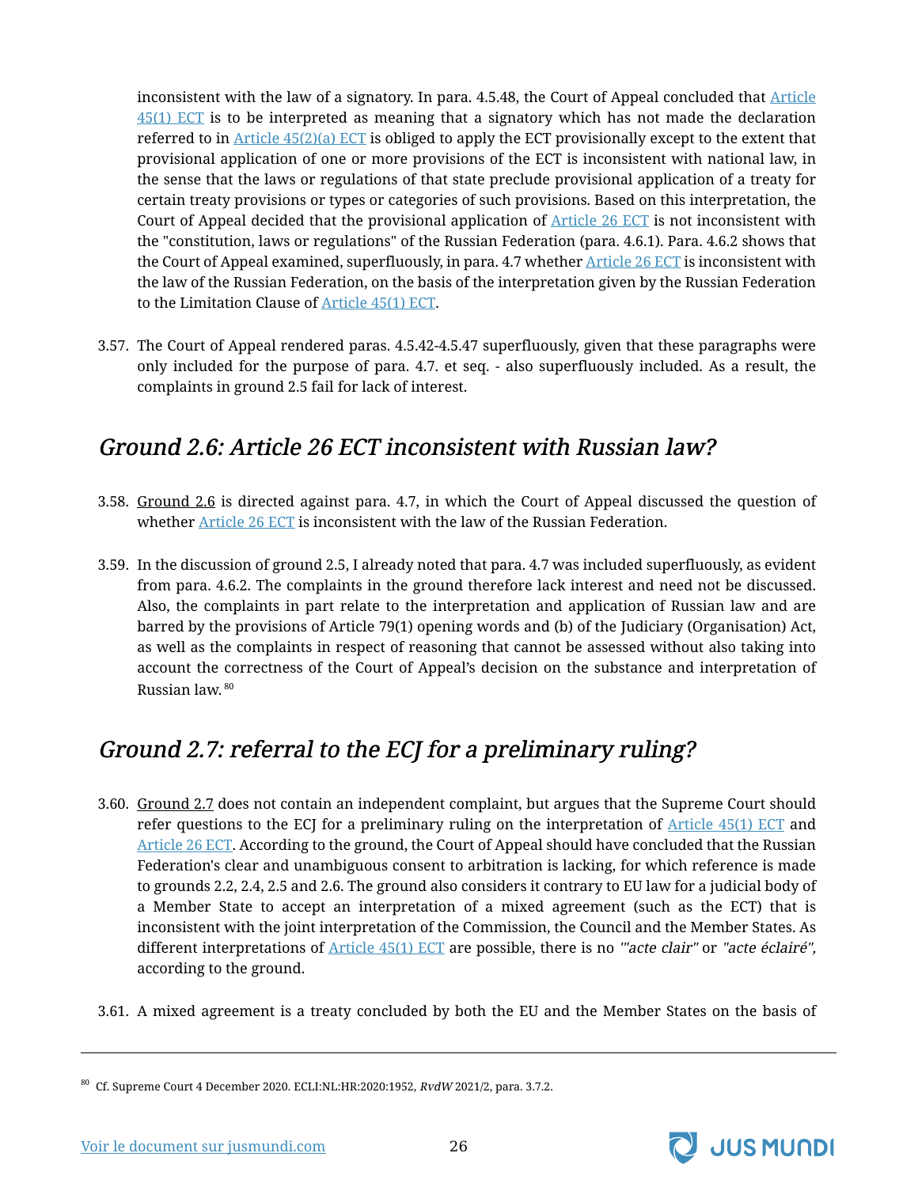inconsistent with the law of a signatory. In para. 4.5.48, the Court of Appeal concluded that Article 45(1) ECT is to be interpreted as meaning that a signatory which has not made the declaration referred to in Article 45(2)(a) ECT is obliged to apply the ECT provisionally except to the extent that provisional application of one or more provisions of the ECT is inconsistent with national law, in the sense that the laws or regulations of that state preclude provisional application of a treaty for certain treaty provisions or types or categories of such provisions. Based on this interpretation, the Court of Appeal decided that the provisional application of Article 26 ECT is not inconsistent with the "constitution, laws or regulations" of the Russian Federation (para. 4.6.1). Para. 4.6.2 shows that the Court of Appeal examined, superfluously, in para. 4.7 whether Article 26 ECT is inconsistent with the law of the Russian Federation, on the basis of the interpretation given by the Russian Federation to the Limitation Clause of Article 45(1) ECT.

3.57. The Court of Appeal rendered paras. 4.5.42-4.5.47 superfluously, given that these paragraphs were only included for the purpose of para. 4.7. et seq. - also superfluously included. As a result, the complaints in ground 2.5 fail for lack of interest.

## *Ground 2.6: Article 26 ECT inconsistent with Russian law?*

3.58. Ground 2.6 is directed against para. 4.7, in which the Court of Appeal discussed the question of whether Article 26 ECT is inconsistent with the law of the Russian Federation.

3.59. In the discussion of ground 2.5, I already noted that para. 4.7 was included superfluously, as evident from para. 4.6.2. The complaints in the ground therefore lack interest and need not be discussed. Also, the complaints in part relate to the interpretation and application of Russian law and are barred by the provisions of Article 79(1) opening words and (b) of the Judiciary (Organisation) Act, as well as the complaints in respect of reasoning that cannot be assessed without also taking into account the correctness of the Court of Appeal's decision on the substance and interpretation of Russian law.[80]

## *Ground 2.7: referral to the ECJ for a preliminary ruling?*

3.60. Ground 2.7 does not contain an independent complaint, but argues that the Supreme Court should refer questions to the ECJ for a preliminary ruling on the interpretation of Article 45(1) ECT and Article 26 ECT. According to the ground, the Court of Appeal should have concluded that the Russian Federation's clear and unambiguous consent to arbitration is lacking, for which reference is made to grounds 2.2, 2.4, 2.5 and 2.6. The ground also considers it contrary to EU law for a judicial body of a Member State to accept an interpretation of a mixed agreement (such as the ECT) that is inconsistent with the joint interpretation of the Commission, the Council and the Member States. As different interpretations of Article 45(1) ECT are possible, there is no *"'acte clair"* or *"acte éclairé",* according to the ground.

3.61. A mixed agreement is a treaty concluded by both the EU and the Member States on the basis of

[80] Cf. Supreme Court 4 December 2020. ECLI:NL:HR:2020:1952, *RvdW* 2021/2, para. 3.7.2.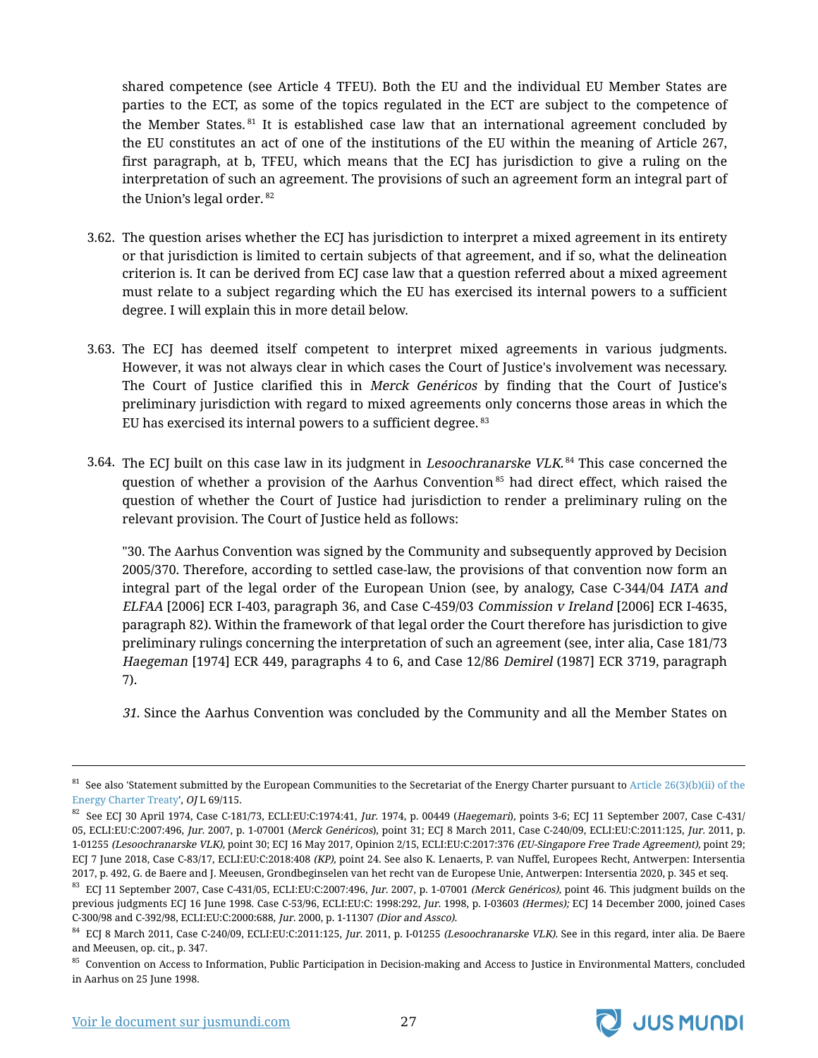shared competence (see Article 4 TFEU). Both the EU and the individual EU Member States are parties to the ECT, as some of the topics regulated in the ECT are subject to the competence of the Member States.[81] It is established case law that an international agreement concluded by the EU constitutes an act of one of the institutions of the EU within the meaning of Article 267, first paragraph, at b, TFEU, which means that the ECJ has jurisdiction to give a ruling on the interpretation of such an agreement. The provisions of such an agreement form an integral part of the Union's legal order.[82]

3.62. The question arises whether the ECJ has jurisdiction to interpret a mixed agreement in its entirety or that jurisdiction is limited to certain subjects of that agreement, and if so, what the delineation criterion is. It can be derived from ECJ case law that a question referred about a mixed agreement must relate to a subject regarding which the EU has exercised its internal powers to a sufficient degree. I will explain this in more detail below.

3.63. The ECJ has deemed itself competent to interpret mixed agreements in various judgments. However, it was not always clear in which cases the Court of Justice's involvement was necessary. The Court of Justice clarified this in *Merck Genéricos* by finding that the Court of Justice's preliminary jurisdiction with regard to mixed agreements only concerns those areas in which the EU has exercised its internal powers to a sufficient degree.[83]

3.64. The ECJ built on this case law in its judgment in *Lesoochranarske VLK.*[84] This case concerned the question of whether a provision of the Aarhus Convention[85] had direct effect, which raised the question of whether the Court of Justice had jurisdiction to render a preliminary ruling on the relevant provision. The Court of Justice held as follows:

"30. The Aarhus Convention was signed by the Community and subsequently approved by Decision 2005/370. Therefore, according to settled case-law, the provisions of that convention now form an integral part of the legal order of the European Union (see, by analogy, Case C-344/04 *IATA and ELFAA* [2006] ECR I-403, paragraph 36, and Case C-459/03 *Commission v Ireland* [2006] ECR I-4635, paragraph 82). Within the framework of that legal order the Court therefore has jurisdiction to give preliminary rulings concerning the interpretation of such an agreement (see, inter alia, Case 181/73 *Haegeman* [1974] ECR 449, paragraphs 4 to 6, and Case 12/86 *Demirel* (1987] ECR 3719, paragraph 7).

*31.* Since the Aarhus Convention was concluded by the Community and all the Member States on

---

[81] See also 'Statement submitted by the European Communities to the Secretariat of the Energy Charter pursuant to Article 26(3)(b)(ii) of the Energy Charter Treaty', *OJ* L 69/115.

[82] See ECJ 30 April 1974, Case C-181/73, ECLI:EU:C:1974:41, *Jur.* 1974, p. 00449 (*Haegemari*), points 3-6; ECJ 11 September 2007, Case C-431/05, ECLI:EU:C:2007:496, *Jur.* 2007, p. 1-07001 (*Merck Genéricos*), point 31; ECJ 8 March 2011, Case C-240/09, ECLI:EU:C:2011:125, *Jur.* 2011, p. 1-01255 *(Lesoochranarske VLK),* point 30; ECJ 16 May 2017, Opinion 2/15, ECLI:EU:C:2017:376 *(EU-Singapore Free Trade Agreement),* point 29; ECJ 7 June 2018, Case C-83/17, ECLI:EU:C:2018:408 *(KP),* point 24. See also K. Lenaerts, P. van Nuffel, Europees Recht, Antwerpen: Intersentia 2017, p. 492, G. de Baere and J. Meeusen, Grondbeginselen van het recht van de Europese Unie, Antwerpen: Intersentia 2020, p. 345 et seq.

[83] ECJ 11 September 2007, Case C-431/05, ECLI:EU:C:2007:496, *Jur.* 2007, p. 1-07001 *(Merck Genéricos),* point 46. This judgment builds on the previous judgments ECJ 16 June 1998. Case C-53/96, ECLI:EU:C: 1998:292, *Jur.* 1998, p. I-03603 *(Hermes);* ECJ 14 December 2000, joined Cases C-300/98 and C-392/98, ECLI:EU:C:2000:688, *Jur.* 2000, p. 1-11307 *(Dior and Assco).*

[84] ECJ 8 March 2011, Case C-240/09, ECLI:EU:C:2011:125, *Jur.* 2011, p. I-01255 *(Lesoochranarske VLK).* See in this regard, inter alia. De Baere and Meeusen, op. cit., p. 347.

[85] Convention on Access to Information, Public Participation in Decision-making and Access to Justice in Environmental Matters, concluded in Aarhus on 25 June 1998.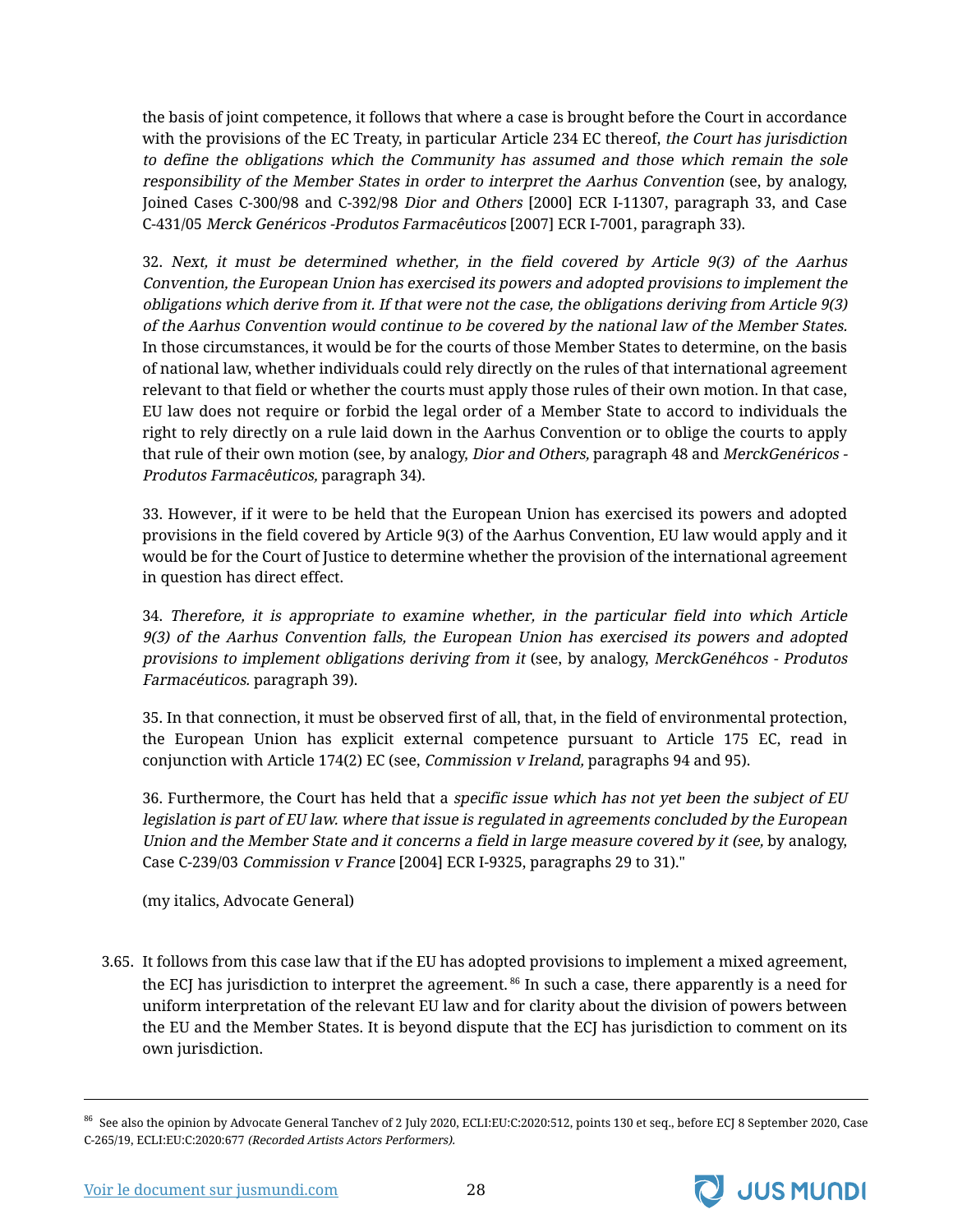the basis of joint competence, it follows that where a case is brought before the Court in accordance with the provisions of the EC Treaty, in particular Article 234 EC thereof, *the Court has jurisdiction to define the obligations which the Community has assumed and those which remain the sole responsibility of the Member States in order to interpret the Aarhus Convention* (see, by analogy, Joined Cases C-300/98 and C-392/98 *Dior and Others* [2000] ECR I-11307, paragraph 33, and Case C-431/05 *Merck Genéricos -Produtos Farmacêuticos* [2007] ECR I-7001, paragraph 33).

32. *Next, it must be determined whether, in the field covered by Article 9(3) of the Aarhus Convention, the European Union has exercised its powers and adopted provisions to implement the obligations which derive from it. If that were not the case, the obligations deriving from Article 9(3) of the Aarhus Convention would continue to be covered by the national law of the Member States.* In those circumstances, it would be for the courts of those Member States to determine, on the basis of national law, whether individuals could rely directly on the rules of that international agreement relevant to that field or whether the courts must apply those rules of their own motion. In that case, EU law does not require or forbid the legal order of a Member State to accord to individuals the right to rely directly on a rule laid down in the Aarhus Convention or to oblige the courts to apply that rule of their own motion (see, by analogy, *Dior and Others,* paragraph 48 and *MerckGenéricos - Produtos Farmacêuticos,* paragraph 34).

33. However, if it were to be held that the European Union has exercised its powers and adopted provisions in the field covered by Article 9(3) of the Aarhus Convention, EU law would apply and it would be for the Court of Justice to determine whether the provision of the international agreement in question has direct effect.

34. *Therefore, it is appropriate to examine whether, in the particular field into which Article 9(3) of the Aarhus Convention falls, the European Union has exercised its powers and adopted provisions to implement obligations deriving from it* (see, by analogy, *MerckGenéhcos - Produtos Farmacéuticos.* paragraph 39).

35. In that connection, it must be observed first of all, that, in the field of environmental protection, the European Union has explicit external competence pursuant to Article 175 EC, read in conjunction with Article 174(2) EC (see, *Commission v Ireland,* paragraphs 94 and 95).

36. Furthermore, the Court has held that a *specific issue which has not yet been the subject of EU legislation is part of EU law. where that issue is regulated in agreements concluded by the European Union and the Member State and it concerns a field in large measure covered by it (see,* by analogy, Case C-239/03 *Commission v France* [2004] ECR I-9325, paragraphs 29 to 31)."

(my italics, Advocate General)

3.65. It follows from this case law that if the EU has adopted provisions to implement a mixed agreement, the ECJ has jurisdiction to interpret the agreement.[86] In such a case, there apparently is a need for uniform interpretation of the relevant EU law and for clarity about the division of powers between the EU and the Member States. It is beyond dispute that the ECJ has jurisdiction to comment on its own jurisdiction.

---

[86] See also the opinion by Advocate General Tanchev of 2 July 2020, ECLI:EU:C:2020:512, points 130 et seq., before ECJ 8 September 2020, Case C-265/19, ECLI:EU:C:2020:677 *(Recorded Artists Actors Performers).*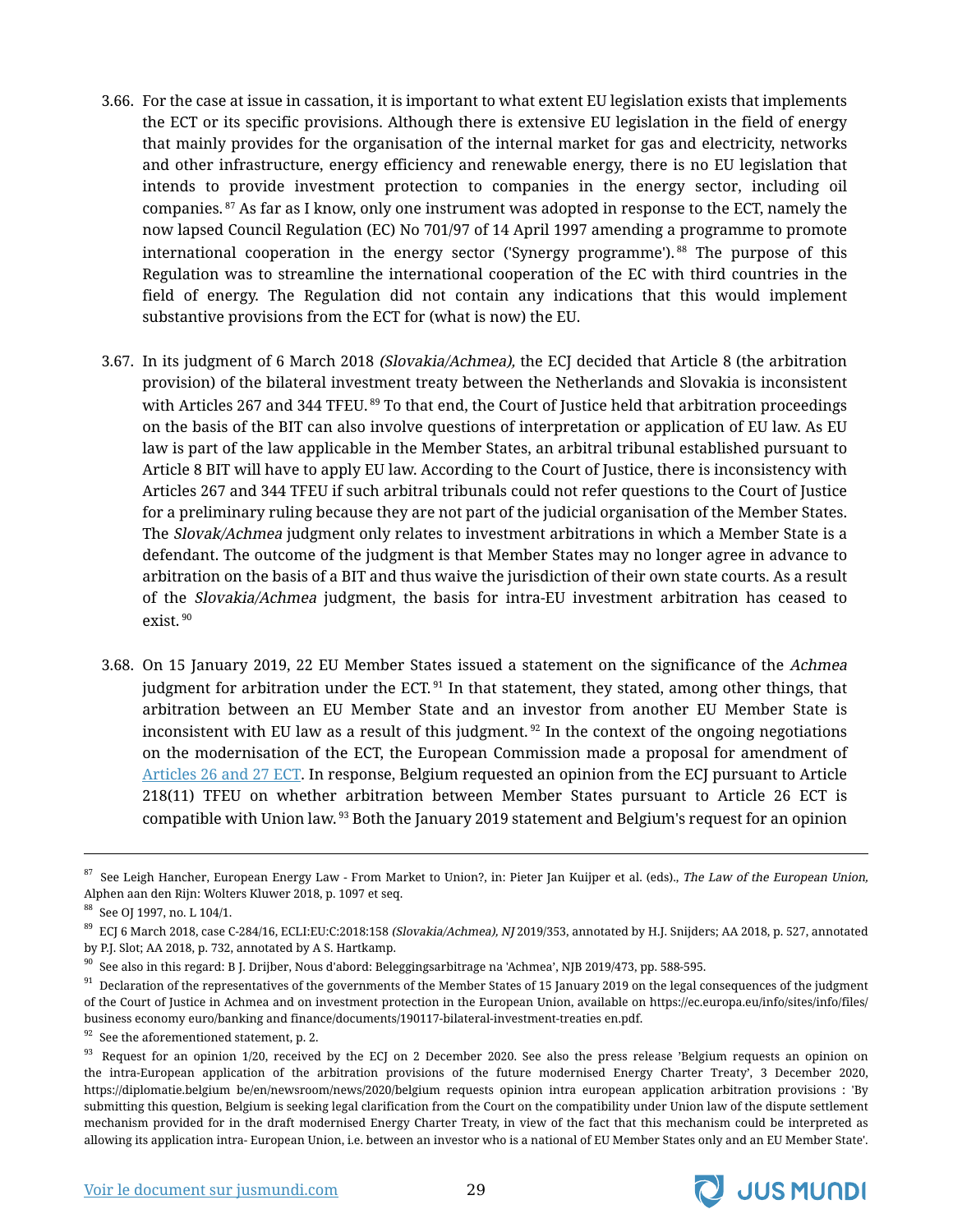3.66. For the case at issue in cassation, it is important to what extent EU legislation exists that implements the ECT or its specific provisions. Although there is extensive EU legislation in the field of energy that mainly provides for the organisation of the internal market for gas and electricity, networks and other infrastructure, energy efficiency and renewable energy, there is no EU legislation that intends to provide investment protection to companies in the energy sector, including oil companies.[87] As far as I know, only one instrument was adopted in response to the ECT, namely the now lapsed Council Regulation (EC) No 701/97 of 14 April 1997 amending a programme to promote international cooperation in the energy sector ('Synergy programme').[88] The purpose of this Regulation was to streamline the international cooperation of the EC with third countries in the field of energy. The Regulation did not contain any indications that this would implement substantive provisions from the ECT for (what is now) the EU.

3.67. In its judgment of 6 March 2018 *(Slovakia/Achmea),* the ECJ decided that Article 8 (the arbitration provision) of the bilateral investment treaty between the Netherlands and Slovakia is inconsistent with Articles 267 and 344 TFEU.[89] To that end, the Court of Justice held that arbitration proceedings on the basis of the BIT can also involve questions of interpretation or application of EU law. As EU law is part of the law applicable in the Member States, an arbitral tribunal established pursuant to Article 8 BIT will have to apply EU law. According to the Court of Justice, there is inconsistency with Articles 267 and 344 TFEU if such arbitral tribunals could not refer questions to the Court of Justice for a preliminary ruling because they are not part of the judicial organisation of the Member States. The *Slovak/Achmea* judgment only relates to investment arbitrations in which a Member State is a defendant. The outcome of the judgment is that Member States may no longer agree in advance to arbitration on the basis of a BIT and thus waive the jurisdiction of their own state courts. As a result of the *Slovakia/Achmea* judgment, the basis for intra-EU investment arbitration has ceased to exist.[90]

3.68. On 15 January 2019, 22 EU Member States issued a statement on the significance of the *Achmea* judgment for arbitration under the ECT.[91] In that statement, they stated, among other things, that arbitration between an EU Member State and an investor from another EU Member State is inconsistent with EU law as a result of this judgment.[92] In the context of the ongoing negotiations on the modernisation of the ECT, the European Commission made a proposal for amendment of Articles 26 and 27 ECT. In response, Belgium requested an opinion from the ECJ pursuant to Article 218(11) TFEU on whether arbitration between Member States pursuant to Article 26 ECT is compatible with Union law.[93] Both the January 2019 statement and Belgium's request for an opinion

---

[87] See Leigh Hancher, European Energy Law - From Market to Union?, in: Pieter Jan Kuijper et al. (eds)., *The Law of the European Union,* Alphen aan den Rijn: Wolters Kluwer 2018, p. 1097 et seq.

[88] See OJ 1997, no. L 104/1.

[89] ECJ 6 March 2018, case C-284/16, ECLI:EU:C:2018:158 *(Slovakia/Achmea), NJ* 2019/353, annotated by H.J. Snijders; AA 2018, p. 527, annotated by P.J. Slot; AA 2018, p. 732, annotated by A S. Hartkamp.

[90] See also in this regard: B J. Drijber, Nous d'abord: Beleggingsarbitrage na 'Achmea', NJB 2019/473, pp. 588-595.

[91] Declaration of the representatives of the governments of the Member States of 15 January 2019 on the legal consequences of the judgment of the Court of Justice in Achmea and on investment protection in the European Union, available on https://ec.europa.eu/info/sites/info/files/ business economy euro/banking and finance/documents/190117-bilateral-investment-treaties en.pdf.

[92] See the aforementioned statement, p. 2.

[93] Request for an opinion 1/20, received by the ECJ on 2 December 2020. See also the press release 'Belgium requests an opinion on the intra-European application of the arbitration provisions of the future modernised Energy Charter Treaty', 3 December 2020, https://diplomatie.belgium be/en/newsroom/news/2020/belgium requests opinion intra european application arbitration provisions : 'By submitting this question, Belgium is seeking legal clarification from the Court on the compatibility under Union law of the dispute settlement mechanism provided for in the draft modernised Energy Charter Treaty, in view of the fact that this mechanism could be interpreted as allowing its application intra- European Union, i.e. between an investor who is a national of EU Member States only and an EU Member State'.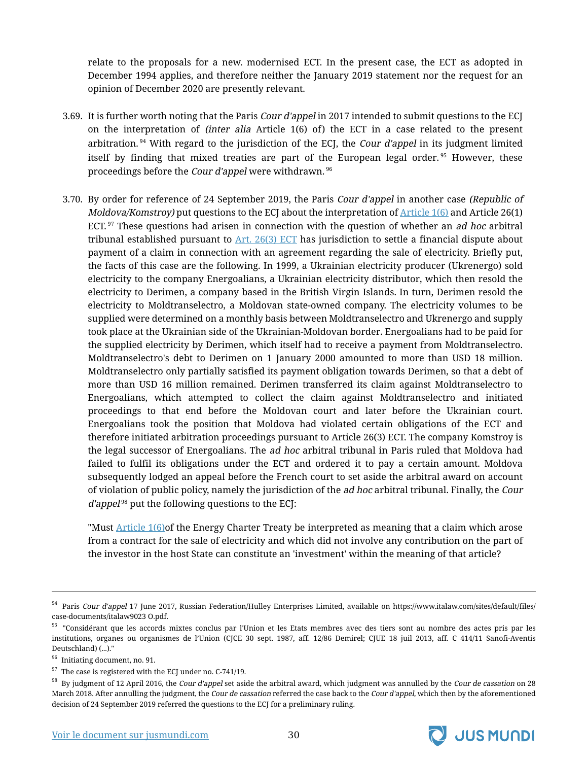relate to the proposals for a new. modernised ECT. In the present case, the ECT as adopted in December 1994 applies, and therefore neither the January 2019 statement nor the request for an opinion of December 2020 are presently relevant.

3.69. It is further worth noting that the Paris *Cour d'appel* in 2017 intended to submit questions to the ECJ on the interpretation of *(inter alia* Article 1(6) of) the ECT in a case related to the present arbitration.[94] With regard to the jurisdiction of the ECJ, the *Cour d'appel* in its judgment limited itself by finding that mixed treaties are part of the European legal order.[95] However, these proceedings before the *Cour d'appel* were withdrawn.[96]

3.70. By order for reference of 24 September 2019, the Paris *Cour d'appel* in another case *(Republic of Moldova/Komstroy)* put questions to the ECJ about the interpretation of Article 1(6) and Article 26(1) ECT.[97] These questions had arisen in connection with the question of whether an *ad hoc* arbitral tribunal established pursuant to Art. 26(3) ECT has jurisdiction to settle a financial dispute about payment of a claim in connection with an agreement regarding the sale of electricity. Briefly put, the facts of this case are the following. In 1999, a Ukrainian electricity producer (Ukrenergo) sold electricity to the company Energoalians, a Ukrainian electricity distributor, which then resold the electricity to Derimen, a company based in the British Virgin Islands. In turn, Derimen resold the electricity to Moldtranselectro, a Moldovan state-owned company. The electricity volumes to be supplied were determined on a monthly basis between Moldtranselectro and Ukrenergo and supply took place at the Ukrainian side of the Ukrainian-Moldovan border. Energoalians had to be paid for the supplied electricity by Derimen, which itself had to receive a payment from Moldtranselectro. Moldtranselectro's debt to Derimen on 1 January 2000 amounted to more than USD 18 million. Moldtranselectro only partially satisfied its payment obligation towards Derimen, so that a debt of more than USD 16 million remained. Derimen transferred its claim against Moldtranselectro to Energoalians, which attempted to collect the claim against Moldtranselectro and initiated proceedings to that end before the Moldovan court and later before the Ukrainian court. Energoalians took the position that Moldova had violated certain obligations of the ECT and therefore initiated arbitration proceedings pursuant to Article 26(3) ECT. The company Komstroy is the legal successor of Energoalians. The *ad hoc* arbitral tribunal in Paris ruled that Moldova had failed to fulfil its obligations under the ECT and ordered it to pay a certain amount. Moldova subsequently lodged an appeal before the French court to set aside the arbitral award on account of violation of public policy, namely the jurisdiction of the *ad hoc* arbitral tribunal. Finally, the *Cour d'appel*[98] put the following questions to the ECJ:

"Must Article 1(6)of the Energy Charter Treaty be interpreted as meaning that a claim which arose from a contract for the sale of electricity and which did not involve any contribution on the part of the investor in the host State can constitute an 'investment' within the meaning of that article?

---

[94] Paris *Cour d'appel* 17 June 2017, Russian Federation/Hulley Enterprises Limited, available on https://www.italaw.com/sites/default/files/case-documents/italaw9023 O.pdf.

[95] "Considérant que les accords mixtes conclus par l'Union et les Etats membres avec des tiers sont au nombre des actes pris par les institutions, organes ou organismes de l'Union (CJCE 30 sept. 1987, aff. 12/86 Demirel; CJUE 18 juil 2013, aff. C 414/11 Sanofi-Aventis Deutschland) (...)."

[96] Initiating document, no. 91.

[97] The case is registered with the ECJ under no. C-741/19.

[98] By judgment of 12 April 2016, the *Cour d'appel* set aside the arbitral award, which judgment was annulled by the *Cour de cassation* on 28 March 2018. After annulling the judgment, the *Cour de cassation* referred the case back to the *Cour d'appel,* which then by the aforementioned decision of 24 September 2019 referred the questions to the ECJ for a preliminary ruling.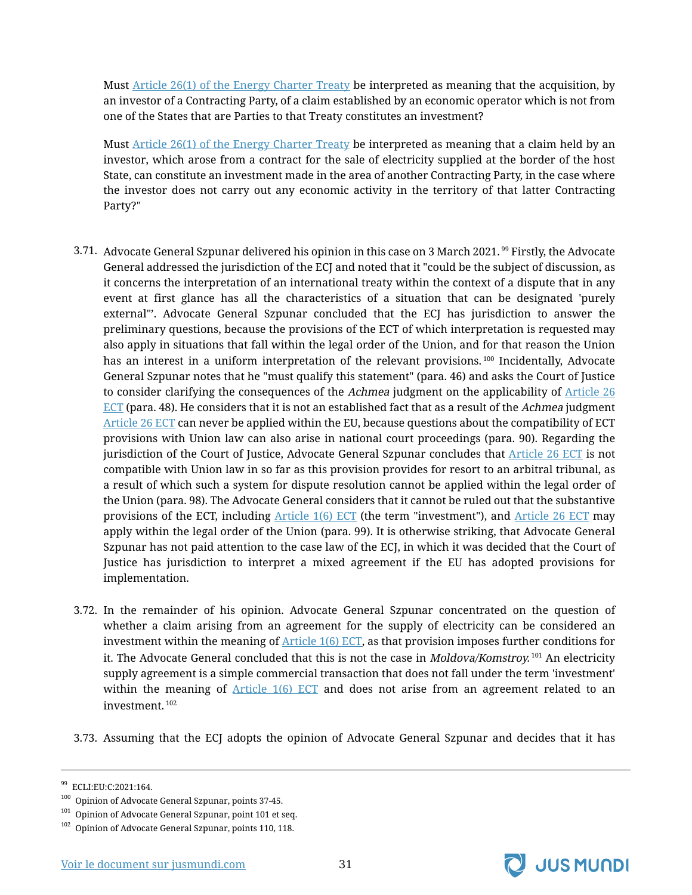Must [Article 26(1) of the Energy Charter Treaty] be interpreted as meaning that the acquisition, by an investor of a Contracting Party, of a claim established by an economic operator which is not from one of the States that are Parties to that Treaty constitutes an investment?

Must [Article 26(1) of the Energy Charter Treaty] be interpreted as meaning that a claim held by an investor, which arose from a contract for the sale of electricity supplied at the border of the host State, can constitute an investment made in the area of another Contracting Party, in the case where the investor does not carry out any economic activity in the territory of that latter Contracting Party?"

3.71. Advocate General Szpunar delivered his opinion in this case on 3 March 2021.[99] Firstly, the Advocate General addressed the jurisdiction of the ECJ and noted that it "could be the subject of discussion, as it concerns the interpretation of an international treaty within the context of a dispute that in any event at first glance has all the characteristics of a situation that can be designated 'purely external'". Advocate General Szpunar concluded that the ECJ has jurisdiction to answer the preliminary questions, because the provisions of the ECT of which interpretation is requested may also apply in situations that fall within the legal order of the Union, and for that reason the Union has an interest in a uniform interpretation of the relevant provisions.[100] Incidentally, Advocate General Szpunar notes that he "must qualify this statement" (para. 46) and asks the Court of Justice to consider clarifying the consequences of the *Achmea* judgment on the applicability of [Article 26 ECT] (para. 48). He considers that it is not an established fact that as a result of the *Achmea* judgment [Article 26 ECT] can never be applied within the EU, because questions about the compatibility of ECT provisions with Union law can also arise in national court proceedings (para. 90). Regarding the jurisdiction of the Court of Justice, Advocate General Szpunar concludes that [Article 26 ECT] is not compatible with Union law in so far as this provision provides for resort to an arbitral tribunal, as a result of which such a system for dispute resolution cannot be applied within the legal order of the Union (para. 98). The Advocate General considers that it cannot be ruled out that the substantive provisions of the ECT, including [Article 1(6) ECT] (the term "investment"), and [Article 26 ECT] may apply within the legal order of the Union (para. 99). It is otherwise striking, that Advocate General Szpunar has not paid attention to the case law of the ECJ, in which it was decided that the Court of Justice has jurisdiction to interpret a mixed agreement if the EU has adopted provisions for implementation.

3.72. In the remainder of his opinion. Advocate General Szpunar concentrated on the question of whether a claim arising from an agreement for the supply of electricity can be considered an investment within the meaning of [Article 1(6) ECT], as that provision imposes further conditions for it. The Advocate General concluded that this is not the case in *Moldova/Komstroy.*[101] An electricity supply agreement is a simple commercial transaction that does not fall under the term 'investment' within the meaning of [Article 1(6) ECT] and does not arise from an agreement related to an investment.[102]

3.73. Assuming that the ECJ adopts the opinion of Advocate General Szpunar and decides that it has

---

[99] ECLI:EU:C:2021:164.

[100] Opinion of Advocate General Szpunar, points 37-45.

[101] Opinion of Advocate General Szpunar, point 101 et seq.

[102] Opinion of Advocate General Szpunar, points 110, 118.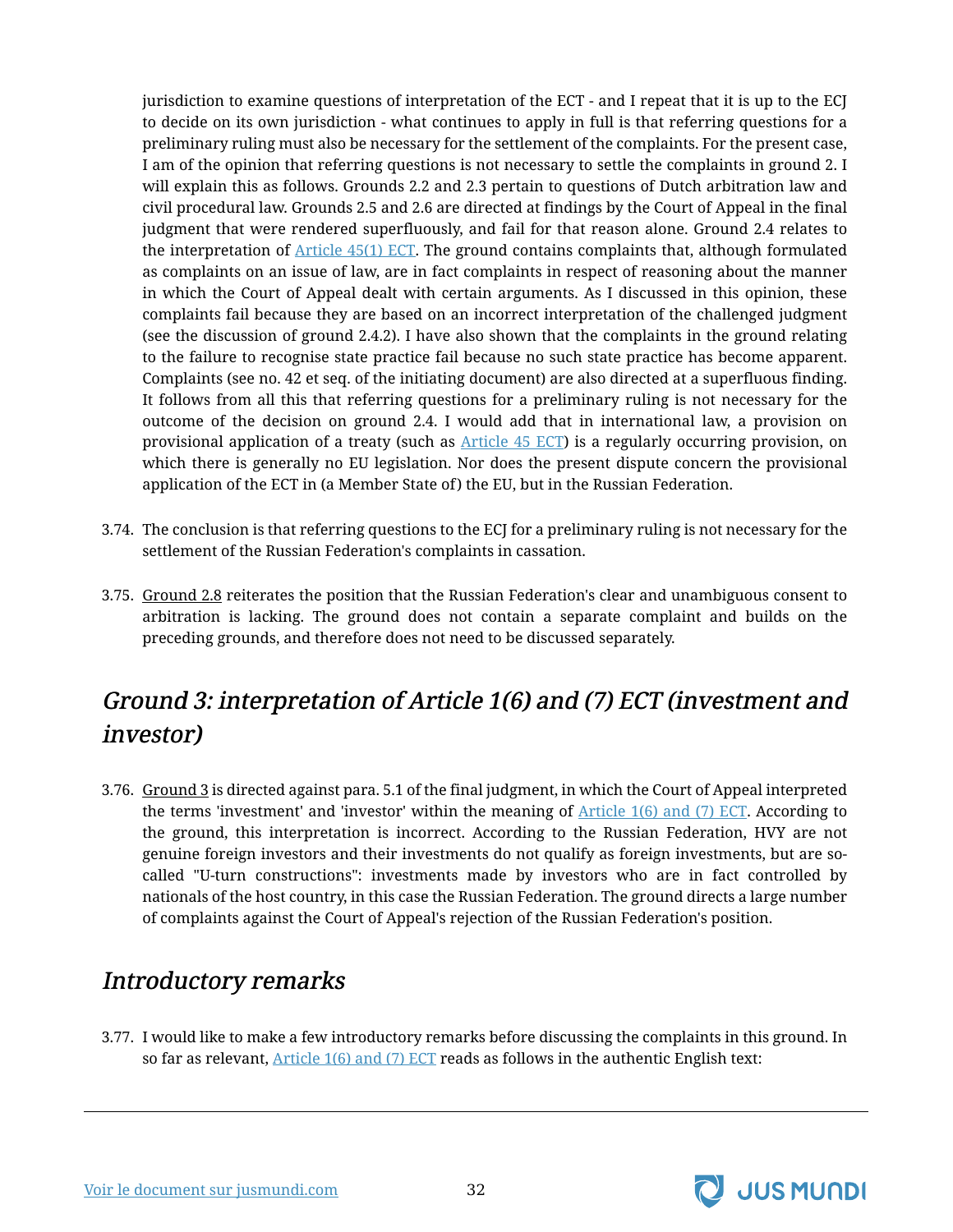jurisdiction to examine questions of interpretation of the ECT - and I repeat that it is up to the ECJ to decide on its own jurisdiction - what continues to apply in full is that referring questions for a preliminary ruling must also be necessary for the settlement of the complaints. For the present case, I am of the opinion that referring questions is not necessary to settle the complaints in ground 2. I will explain this as follows. Grounds 2.2 and 2.3 pertain to questions of Dutch arbitration law and civil procedural law. Grounds 2.5 and 2.6 are directed at findings by the Court of Appeal in the final judgment that were rendered superfluously, and fail for that reason alone. Ground 2.4 relates to the interpretation of Article 45(1) ECT. The ground contains complaints that, although formulated as complaints on an issue of law, are in fact complaints in respect of reasoning about the manner in which the Court of Appeal dealt with certain arguments. As I discussed in this opinion, these complaints fail because they are based on an incorrect interpretation of the challenged judgment (see the discussion of ground 2.4.2). I have also shown that the complaints in the ground relating to the failure to recognise state practice fail because no such state practice has become apparent. Complaints (see no. 42 et seq. of the initiating document) are also directed at a superfluous finding. It follows from all this that referring questions for a preliminary ruling is not necessary for the outcome of the decision on ground 2.4. I would add that in international law, a provision on provisional application of a treaty (such as Article 45 ECT) is a regularly occurring provision, on which there is generally no EU legislation. Nor does the present dispute concern the provisional application of the ECT in (a Member State of) the EU, but in the Russian Federation.

3.74. The conclusion is that referring questions to the ECJ for a preliminary ruling is not necessary for the settlement of the Russian Federation's complaints in cassation.

3.75. Ground 2.8 reiterates the position that the Russian Federation's clear and unambiguous consent to arbitration is lacking. The ground does not contain a separate complaint and builds on the preceding grounds, and therefore does not need to be discussed separately.

## *Ground 3: interpretation of Article 1(6) and (7) ECT (investment and investor)*

3.76. Ground 3 is directed against para. 5.1 of the final judgment, in which the Court of Appeal interpreted the terms 'investment' and 'investor' within the meaning of Article 1(6) and (7) ECT. According to the ground, this interpretation is incorrect. According to the Russian Federation, HVY are not genuine foreign investors and their investments do not qualify as foreign investments, but are so-called "U-turn constructions": investments made by investors who are in fact controlled by nationals of the host country, in this case the Russian Federation. The ground directs a large number of complaints against the Court of Appeal's rejection of the Russian Federation's position.

## *Introductory remarks*

3.77. I would like to make a few introductory remarks before discussing the complaints in this ground. In so far as relevant, Article 1(6) and (7) ECT reads as follows in the authentic English text: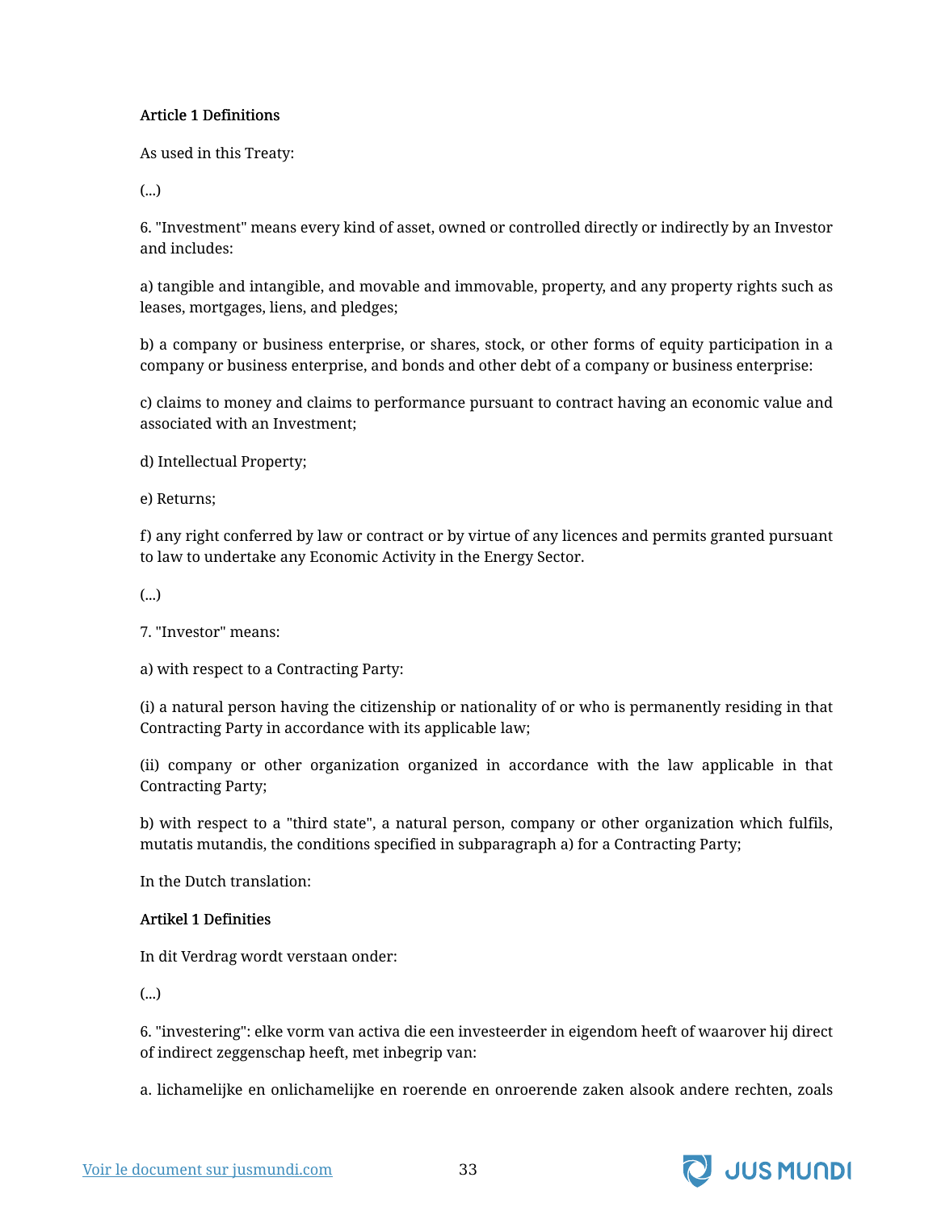**Article 1 Definitions**

As used in this Treaty:

(...)

6. "Investment" means every kind of asset, owned or controlled directly or indirectly by an Investor and includes:

a) tangible and intangible, and movable and immovable, property, and any property rights such as leases, mortgages, liens, and pledges;

b) a company or business enterprise, or shares, stock, or other forms of equity participation in a company or business enterprise, and bonds and other debt of a company or business enterprise:

c) claims to money and claims to performance pursuant to contract having an economic value and associated with an Investment;

d) Intellectual Property;

e) Returns;

f) any right conferred by law or contract or by virtue of any licences and permits granted pursuant to law to undertake any Economic Activity in the Energy Sector.

(...)

7. "Investor" means:

a) with respect to a Contracting Party:

(i) a natural person having the citizenship or nationality of or who is permanently residing in that Contracting Party in accordance with its applicable law;

(ii) company or other organization organized in accordance with the law applicable in that Contracting Party;

b) with respect to a "third state", a natural person, company or other organization which fulfils, mutatis mutandis, the conditions specified in subparagraph a) for a Contracting Party;

In the Dutch translation:

**Artikel 1 Definities**

In dit Verdrag wordt verstaan onder:

(...)

6. "investering": elke vorm van activa die een investeerder in eigendom heeft of waarover hij direct of indirect zeggenschap heeft, met inbegrip van:

a. lichamelijke en onlichamelijke en roerende en onroerende zaken alsook andere rechten, zoals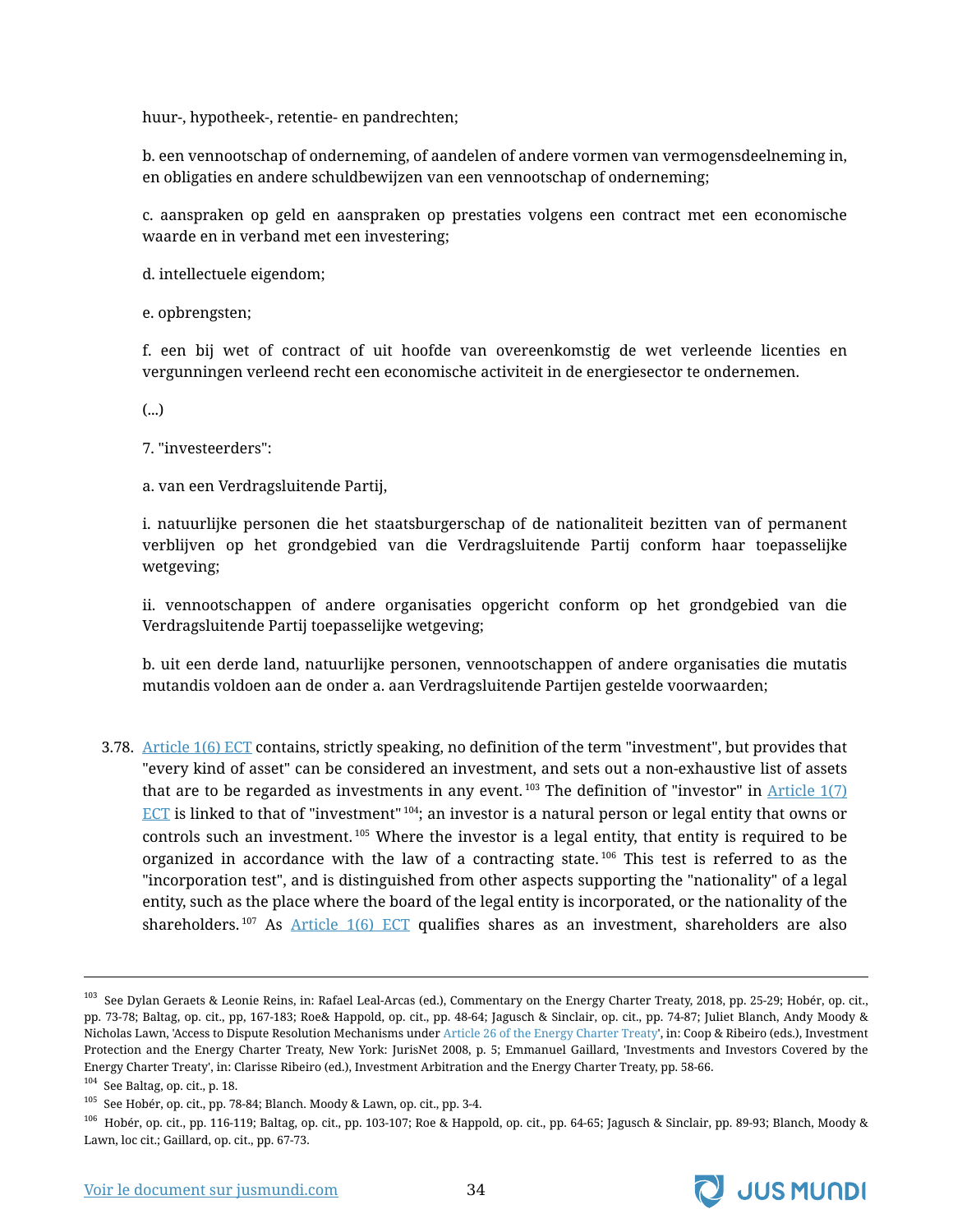huur-, hypotheek-, retentie- en pandrechten;

b. een vennootschap of onderneming, of aandelen of andere vormen van vermogensdeelneming in, en obligaties en andere schuldbewijzen van een vennootschap of onderneming;

c. aanspraken op geld en aanspraken op prestaties volgens een contract met een economische waarde en in verband met een investering;

d. intellectuele eigendom;

e. opbrengsten;

f. een bij wet of contract of uit hoofde van overeenkomstig de wet verleende licenties en vergunningen verleend recht een economische activiteit in de energiesector te ondernemen.

(...)

7. "investeerders":

a. van een Verdragsluitende Partij,

i. natuurlijke personen die het staatsburgerschap of de nationaliteit bezitten van of permanent verblijven op het grondgebied van die Verdragsluitende Partij conform haar toepasselijke wetgeving;

ii. vennootschappen of andere organisaties opgericht conform op het grondgebied van die Verdragsluitende Partij toepasselijke wetgeving;

b. uit een derde land, natuurlijke personen, vennootschappen of andere organisaties die mutatis mutandis voldoen aan de onder a. aan Verdragsluitende Partijen gestelde voorwaarden;

3.78. Article 1(6) ECT contains, strictly speaking, no definition of the term "investment", but provides that "every kind of asset" can be considered an investment, and sets out a non-exhaustive list of assets that are to be regarded as investments in any event.[103] The definition of "investor" in Article 1(7) ECT is linked to that of "investment"[104]; an investor is a natural person or legal entity that owns or controls such an investment.[105] Where the investor is a legal entity, that entity is required to be organized in accordance with the law of a contracting state.[106] This test is referred to as the "incorporation test", and is distinguished from other aspects supporting the "nationality" of a legal entity, such as the place where the board of the legal entity is incorporated, or the nationality of the shareholders.[107] As Article 1(6) ECT qualifies shares as an investment, shareholders are also

---

[103] See Dylan Geraets & Leonie Reins, in: Rafael Leal-Arcas (ed.), Commentary on the Energy Charter Treaty, 2018, pp. 25-29; Hobér, op. cit., pp. 73-78; Baltag, op. cit., pp, 167-183; Roe& Happold, op. cit., pp. 48-64; Jagusch & Sinclair, op. cit., pp. 74-87; Juliet Blanch, Andy Moody & Nicholas Lawn, 'Access to Dispute Resolution Mechanisms under Article 26 of the Energy Charter Treaty', in: Coop & Ribeiro (eds.), Investment Protection and the Energy Charter Treaty, New York: JurisNet 2008, p. 5; Emmanuel Gaillard, 'Investments and Investors Covered by the Energy Charter Treaty', in: Clarisse Ribeiro (ed.), Investment Arbitration and the Energy Charter Treaty, pp. 58-66.

[104] See Baltag, op. cit., p. 18.

[105] See Hobér, op. cit., pp. 78-84; Blanch. Moody & Lawn, op. cit., pp. 3-4.

[106] Hobér, op. cit., pp. 116-119; Baltag, op. cit., pp. 103-107; Roe & Happold, op. cit., pp. 64-65; Jagusch & Sinclair, pp. 89-93; Blanch, Moody & Lawn, loc cit.; Gaillard, op. cit., pp. 67-73.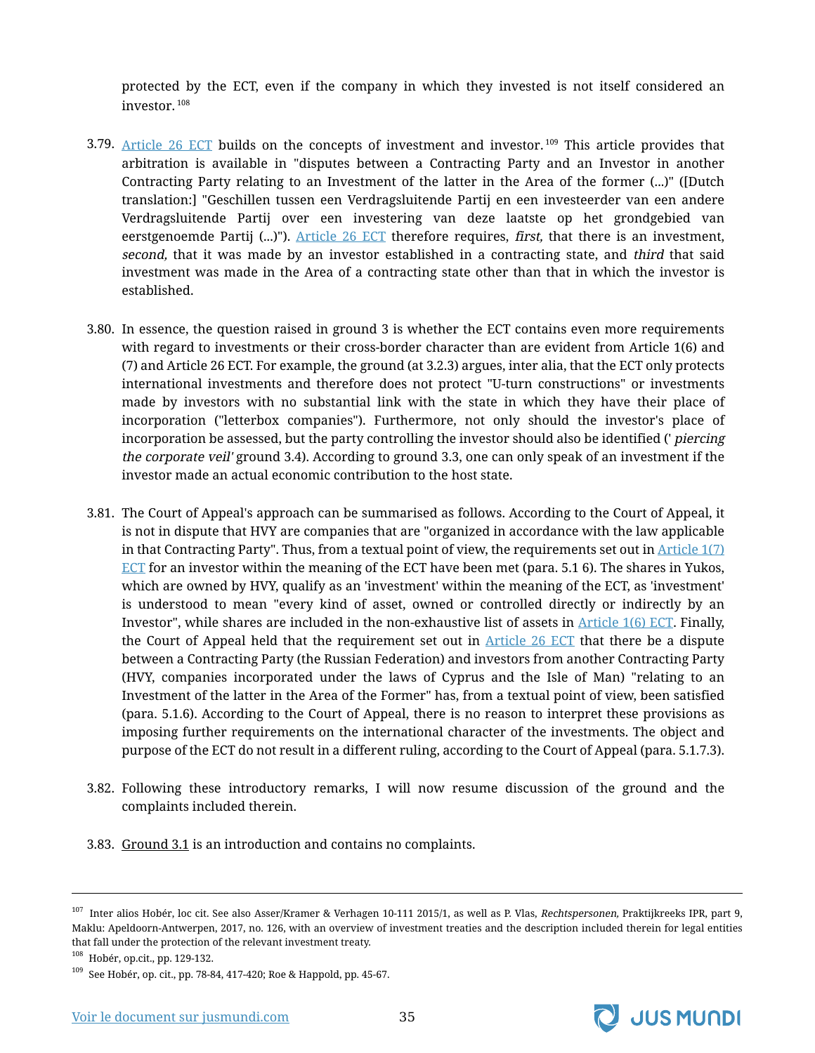protected by the ECT, even if the company in which they invested is not itself considered an investor.[108]

3.79. Article 26 ECT builds on the concepts of investment and investor.[109] This article provides that arbitration is available in "disputes between a Contracting Party and an Investor in another Contracting Party relating to an Investment of the latter in the Area of the former (...)" ([Dutch translation:] "Geschillen tussen een Verdragsluitende Partij en een investeerder van een andere Verdragsluitende Partij over een investering van deze laatste op het grondgebied van eerstgenoemde Partij (...)"). Article 26 ECT therefore requires, *first,* that there is an investment, *second,* that it was made by an investor established in a contracting state, and *third* that said investment was made in the Area of a contracting state other than that in which the investor is established.

3.80. In essence, the question raised in ground 3 is whether the ECT contains even more requirements with regard to investments or their cross-border character than are evident from Article 1(6) and (7) and Article 26 ECT. For example, the ground (at 3.2.3) argues, inter alia, that the ECT only protects international investments and therefore does not protect "U-turn constructions" or investments made by investors with no substantial link with the state in which they have their place of incorporation ("letterbox companies"). Furthermore, not only should the investor's place of incorporation be assessed, but the party controlling the investor should also be identified (' *piercing the corporate veil'* ground 3.4). According to ground 3.3, one can only speak of an investment if the investor made an actual economic contribution to the host state.

3.81. The Court of Appeal's approach can be summarised as follows. According to the Court of Appeal, it is not in dispute that HVY are companies that are "organized in accordance with the law applicable in that Contracting Party". Thus, from a textual point of view, the requirements set out in Article 1(7) ECT for an investor within the meaning of the ECT have been met (para. 5.1 6). The shares in Yukos, which are owned by HVY, qualify as an 'investment' within the meaning of the ECT, as 'investment' is understood to mean "every kind of asset, owned or controlled directly or indirectly by an Investor", while shares are included in the non-exhaustive list of assets in Article 1(6) ECT. Finally, the Court of Appeal held that the requirement set out in Article 26 ECT that there be a dispute between a Contracting Party (the Russian Federation) and investors from another Contracting Party (HVY, companies incorporated under the laws of Cyprus and the Isle of Man) "relating to an Investment of the latter in the Area of the Former" has, from a textual point of view, been satisfied (para. 5.1.6). According to the Court of Appeal, there is no reason to interpret these provisions as imposing further requirements on the international character of the investments. The object and purpose of the ECT do not result in a different ruling, according to the Court of Appeal (para. 5.1.7.3).

3.82. Following these introductory remarks, I will now resume discussion of the ground and the complaints included therein.

3.83. Ground 3.1 is an introduction and contains no complaints.

---

[107] Inter alios Hobér, loc cit. See also Asser/Kramer & Verhagen 10-111 2015/1, as well as P. Vlas, *Rechtspersonen,* Praktijkreeks IPR, part 9, Maklu: Apeldoorn-Antwerpen, 2017, no. 126, with an overview of investment treaties and the description included therein for legal entities that fall under the protection of the relevant investment treaty.

[108] Hobér, op.cit., pp. 129-132.

[109] See Hobér, op. cit., pp. 78-84, 417-420; Roe & Happold, pp. 45-67.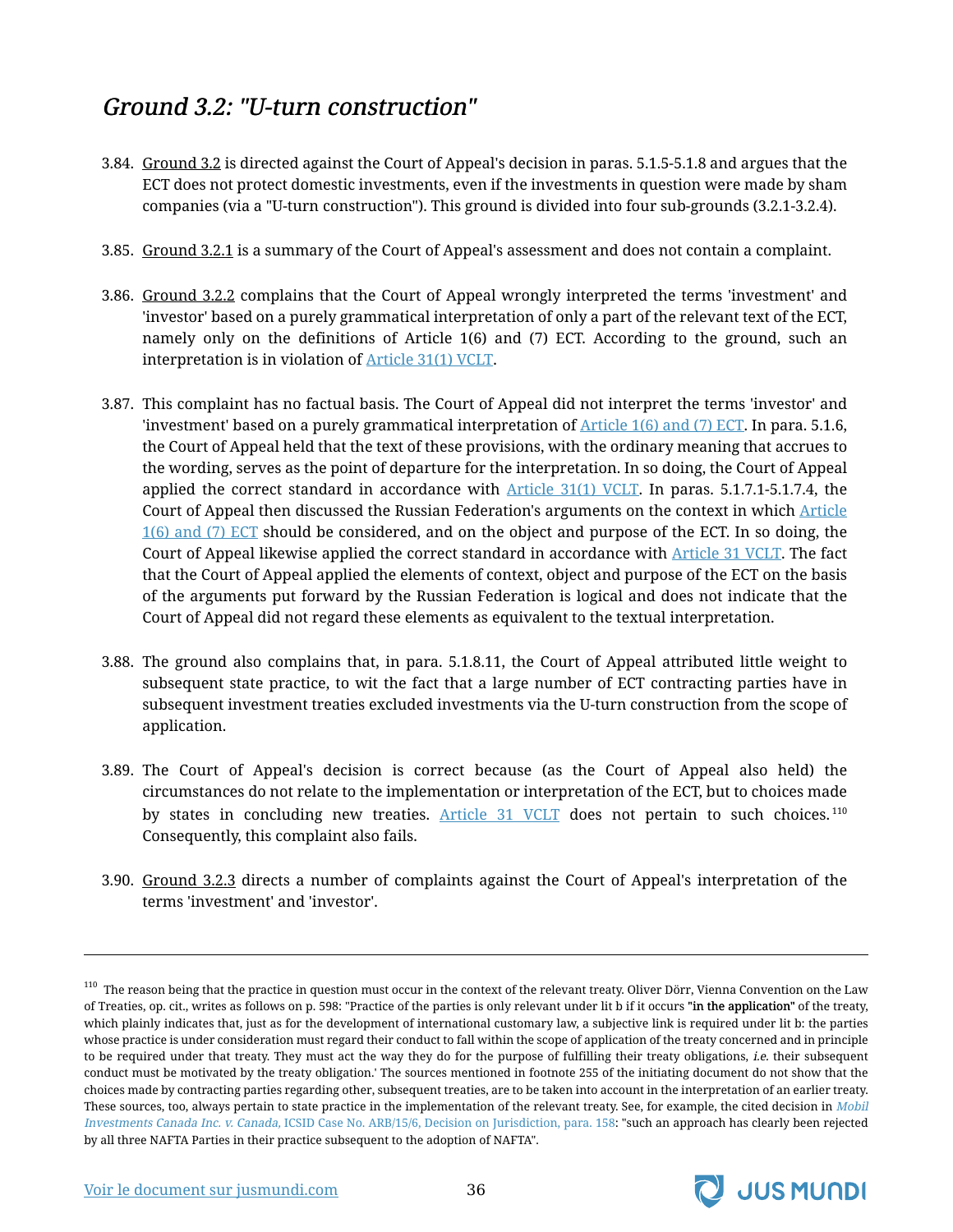## *Ground 3.2: "U-turn construction"*

3.84. Ground 3.2 is directed against the Court of Appeal's decision in paras. 5.1.5-5.1.8 and argues that the ECT does not protect domestic investments, even if the investments in question were made by sham companies (via a "U-turn construction"). This ground is divided into four sub-grounds (3.2.1-3.2.4).

3.85. Ground 3.2.1 is a summary of the Court of Appeal's assessment and does not contain a complaint.

3.86. Ground 3.2.2 complains that the Court of Appeal wrongly interpreted the terms 'investment' and 'investor' based on a purely grammatical interpretation of only a part of the relevant text of the ECT, namely only on the definitions of Article 1(6) and (7) ECT. According to the ground, such an interpretation is in violation of Article 31(1) VCLT.

3.87. This complaint has no factual basis. The Court of Appeal did not interpret the terms 'investor' and 'investment' based on a purely grammatical interpretation of Article 1(6) and (7) ECT. In para. 5.1.6, the Court of Appeal held that the text of these provisions, with the ordinary meaning that accrues to the wording, serves as the point of departure for the interpretation. In so doing, the Court of Appeal applied the correct standard in accordance with Article 31(1) VCLT. In paras. 5.1.7.1-5.1.7.4, the Court of Appeal then discussed the Russian Federation's arguments on the context in which Article 1(6) and (7) ECT should be considered, and on the object and purpose of the ECT. In so doing, the Court of Appeal likewise applied the correct standard in accordance with Article 31 VCLT. The fact that the Court of Appeal applied the elements of context, object and purpose of the ECT on the basis of the arguments put forward by the Russian Federation is logical and does not indicate that the Court of Appeal did not regard these elements as equivalent to the textual interpretation.

3.88. The ground also complains that, in para. 5.1.8.11, the Court of Appeal attributed little weight to subsequent state practice, to wit the fact that a large number of ECT contracting parties have in subsequent investment treaties excluded investments via the U-turn construction from the scope of application.

3.89. The Court of Appeal's decision is correct because (as the Court of Appeal also held) the circumstances do not relate to the implementation or interpretation of the ECT, but to choices made by states in concluding new treaties. Article 31 VCLT does not pertain to such choices.[110] Consequently, this complaint also fails.

3.90. Ground 3.2.3 directs a number of complaints against the Court of Appeal's interpretation of the terms 'investment' and 'investor'.

---

[110] The reason being that the practice in question must occur in the context of the relevant treaty. Oliver Dörr, Vienna Convention on the Law of Treaties, op. cit., writes as follows on p. 598: "Practice of the parties is only relevant under lit b if it occurs "in the application" of the treaty, which plainly indicates that, just as for the development of international customary law, a subjective link is required under lit b: the parties whose practice is under consideration must regard their conduct to fall within the scope of application of the treaty concerned and in principle to be required under that treaty. They must act the way they do for the purpose of fulfilling their treaty obligations, *i.e.* their subsequent conduct must be motivated by the treaty obligation.' The sources mentioned in footnote 255 of the initiating document do not show that the choices made by contracting parties regarding other, subsequent treaties, are to be taken into account in the interpretation of an earlier treaty. These sources, too, always pertain to state practice in the implementation of the relevant treaty. See, for example, the cited decision in *Mobil Investments Canada Inc. v. Canada*, ICSID Case No. ARB/15/6, Decision on Jurisdiction, para. 158: "such an approach has clearly been rejected by all three NAFTA Parties in their practice subsequent to the adoption of NAFTA".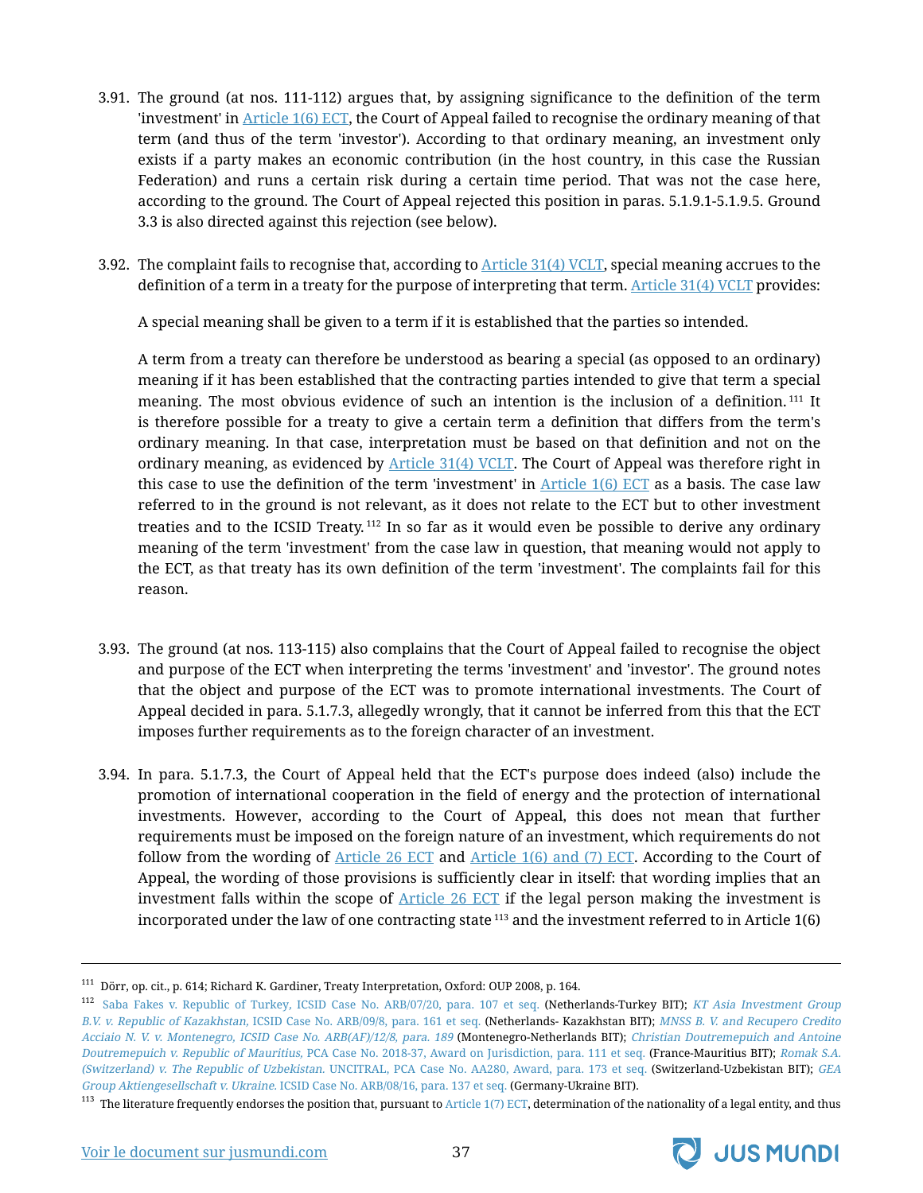3.91. The ground (at nos. 111-112) argues that, by assigning significance to the definition of the term 'investment' in Article 1(6) ECT, the Court of Appeal failed to recognise the ordinary meaning of that term (and thus of the term 'investor'). According to that ordinary meaning, an investment only exists if a party makes an economic contribution (in the host country, in this case the Russian Federation) and runs a certain risk during a certain time period. That was not the case here, according to the ground. The Court of Appeal rejected this position in paras. 5.1.9.1-5.1.9.5. Ground 3.3 is also directed against this rejection (see below).

3.92. The complaint fails to recognise that, according to Article 31(4) VCLT, special meaning accrues to the definition of a term in a treaty for the purpose of interpreting that term. Article 31(4) VCLT provides:

A special meaning shall be given to a term if it is established that the parties so intended.

A term from a treaty can therefore be understood as bearing a special (as opposed to an ordinary) meaning if it has been established that the contracting parties intended to give that term a special meaning. The most obvious evidence of such an intention is the inclusion of a definition.[111] It is therefore possible for a treaty to give a certain term a definition that differs from the term's ordinary meaning. In that case, interpretation must be based on that definition and not on the ordinary meaning, as evidenced by Article 31(4) VCLT. The Court of Appeal was therefore right in this case to use the definition of the term 'investment' in Article 1(6) ECT as a basis. The case law referred to in the ground is not relevant, as it does not relate to the ECT but to other investment treaties and to the ICSID Treaty.[112] In so far as it would even be possible to derive any ordinary meaning of the term 'investment' from the case law in question, that meaning would not apply to the ECT, as that treaty has its own definition of the term 'investment'. The complaints fail for this reason.

3.93. The ground (at nos. 113-115) also complains that the Court of Appeal failed to recognise the object and purpose of the ECT when interpreting the terms 'investment' and 'investor'. The ground notes that the object and purpose of the ECT was to promote international investments. The Court of Appeal decided in para. 5.1.7.3, allegedly wrongly, that it cannot be inferred from this that the ECT imposes further requirements as to the foreign character of an investment.

3.94. In para. 5.1.7.3, the Court of Appeal held that the ECT's purpose does indeed (also) include the promotion of international cooperation in the field of energy and the protection of international investments. However, according to the Court of Appeal, this does not mean that further requirements must be imposed on the foreign nature of an investment, which requirements do not follow from the wording of Article 26 ECT and Article 1(6) and (7) ECT. According to the Court of Appeal, the wording of those provisions is sufficiently clear in itself: that wording implies that an investment falls within the scope of Article 26 ECT if the legal person making the investment is incorporated under the law of one contracting state[113] and the investment referred to in Article 1(6)

---

[111] Dörr, op. cit., p. 614; Richard K. Gardiner, Treaty Interpretation, Oxford: OUP 2008, p. 164.

[112] Saba Fakes v. Republic of Turkey, ICSID Case No. ARB/07/20, para. 107 et seq. (Netherlands-Turkey BIT); *KT Asia Investment Group B.V. v. Republic of Kazakhstan,* ICSID Case No. ARB/09/8, para. 161 et seq. (Netherlands- Kazakhstan BIT); *MNSS B. V. and Recupero Credito Acciaio N. V. v. Montenegro, ICSID Case No. ARB(AF)/12/8, para. 189* (Montenegro-Netherlands BIT); *Christian Doutremepuich and Antoine Doutremepuich v. Republic of Mauritius,* PCA Case No. 2018-37, Award on Jurisdiction, para. 111 et seq. (France-Mauritius BIT); *Romak S.A. (Switzerland) v. The Republic of Uzbekistan.* UNCITRAL, PCA Case No. AA280, Award, para. 173 et seq. (Switzerland-Uzbekistan BIT); *GEA Group Aktiengesellschaft v. Ukraine.* ICSID Case No. ARB/08/16, para. 137 et seq. (Germany-Ukraine BIT).

[113] The literature frequently endorses the position that, pursuant to Article 1(7) ECT, determination of the nationality of a legal entity, and thus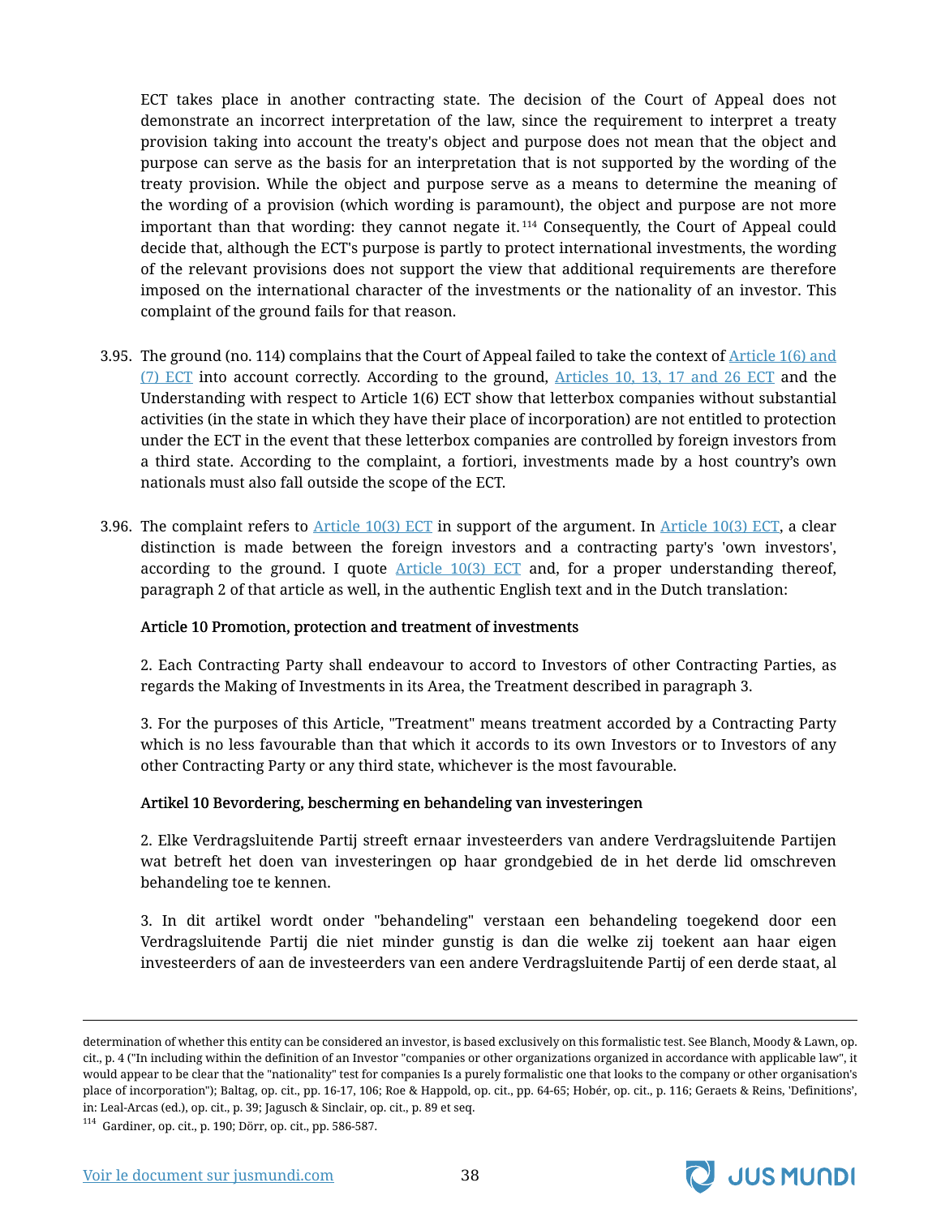ECT takes place in another contracting state. The decision of the Court of Appeal does not demonstrate an incorrect interpretation of the law, since the requirement to interpret a treaty provision taking into account the treaty's object and purpose does not mean that the object and purpose can serve as the basis for an interpretation that is not supported by the wording of the treaty provision. While the object and purpose serve as a means to determine the meaning of the wording of a provision (which wording is paramount), the object and purpose are not more important than that wording: they cannot negate it.[114] Consequently, the Court of Appeal could decide that, although the ECT's purpose is partly to protect international investments, the wording of the relevant provisions does not support the view that additional requirements are therefore imposed on the international character of the investments or the nationality of an investor. This complaint of the ground fails for that reason.

3.95. The ground (no. 114) complains that the Court of Appeal failed to take the context of Article 1(6) and (7) ECT into account correctly. According to the ground, Articles 10, 13, 17 and 26 ECT and the Understanding with respect to Article 1(6) ECT show that letterbox companies without substantial activities (in the state in which they have their place of incorporation) are not entitled to protection under the ECT in the event that these letterbox companies are controlled by foreign investors from a third state. According to the complaint, a fortiori, investments made by a host country's own nationals must also fall outside the scope of the ECT.

3.96. The complaint refers to Article 10(3) ECT in support of the argument. In Article 10(3) ECT, a clear distinction is made between the foreign investors and a contracting party's 'own investors', according to the ground. I quote Article 10(3) ECT and, for a proper understanding thereof, paragraph 2 of that article as well, in the authentic English text and in the Dutch translation:

**Article 10 Promotion, protection and treatment of investments**

2. Each Contracting Party shall endeavour to accord to Investors of other Contracting Parties, as regards the Making of Investments in its Area, the Treatment described in paragraph 3.

3. For the purposes of this Article, "Treatment" means treatment accorded by a Contracting Party which is no less favourable than that which it accords to its own Investors or to Investors of any other Contracting Party or any third state, whichever is the most favourable.

**Artikel 10 Bevordering, bescherming en behandeling van investeringen**

2. Elke Verdragsluitende Partij streeft ernaar investeerders van andere Verdragsluitende Partijen wat betreft het doen van investeringen op haar grondgebied de in het derde lid omschreven behandeling toe te kennen.

3. In dit artikel wordt onder "behandeling" verstaan een behandeling toegekend door een Verdragsluitende Partij die niet minder gunstig is dan die welke zij toekent aan haar eigen investeerders of aan de investeerders van een andere Verdragsluitende Partij of een derde staat, al

---

determination of whether this entity can be considered an investor, is based exclusively on this formalistic test. See Blanch, Moody & Lawn, op. cit., p. 4 ("In including within the definition of an Investor "companies or other organizations organized in accordance with applicable law", it would appear to be clear that the "nationality" test for companies Is a purely formalistic one that looks to the company or other organisation's place of incorporation"); Baltag, op. cit., pp. 16-17, 106; Roe & Happold, op. cit., pp. 64-65; Hobér, op. cit., p. 116; Geraets & Reins, 'Definitions', in: Leal-Arcas (ed.), op. cit., p. 39; Jagusch & Sinclair, op. cit., p. 89 et seq.

[114] Gardiner, op. cit., p. 190; Dörr, op. cit., pp. 586-587.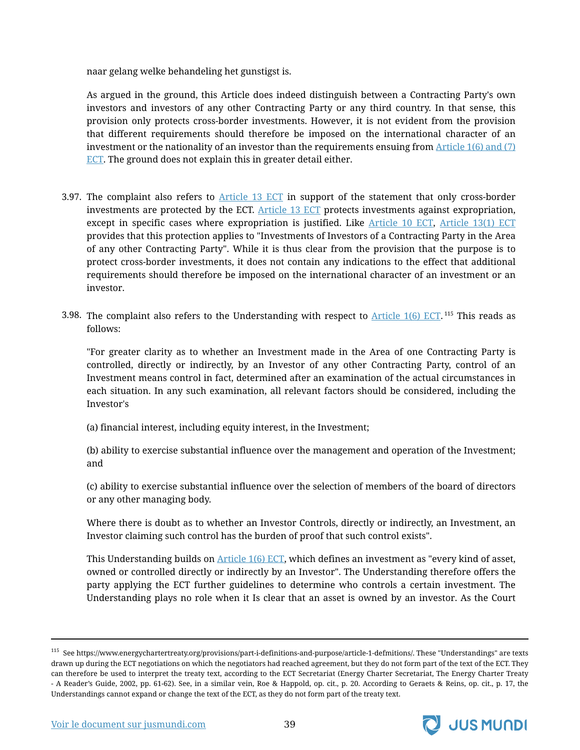naar gelang welke behandeling het gunstigst is.

As argued in the ground, this Article does indeed distinguish between a Contracting Party's own investors and investors of any other Contracting Party or any third country. In that sense, this provision only protects cross-border investments. However, it is not evident from the provision that different requirements should therefore be imposed on the international character of an investment or the nationality of an investor than the requirements ensuing from Article 1(6) and (7) ECT. The ground does not explain this in greater detail either.

3.97. The complaint also refers to Article 13 ECT in support of the statement that only cross-border investments are protected by the ECT. Article 13 ECT protects investments against expropriation, except in specific cases where expropriation is justified. Like Article 10 ECT, Article 13(1) ECT provides that this protection applies to "Investments of Investors of a Contracting Party in the Area of any other Contracting Party". While it is thus clear from the provision that the purpose is to protect cross-border investments, it does not contain any indications to the effect that additional requirements should therefore be imposed on the international character of an investment or an investor.

3.98. The complaint also refers to the Understanding with respect to Article 1(6) ECT.[115] This reads as follows:

"For greater clarity as to whether an Investment made in the Area of one Contracting Party is controlled, directly or indirectly, by an Investor of any other Contracting Party, control of an Investment means control in fact, determined after an examination of the actual circumstances in each situation. In any such examination, all relevant factors should be considered, including the Investor's

(a) financial interest, including equity interest, in the Investment;

(b) ability to exercise substantial influence over the management and operation of the Investment; and

(c) ability to exercise substantial influence over the selection of members of the board of directors or any other managing body.

Where there is doubt as to whether an Investor Controls, directly or indirectly, an Investment, an Investor claiming such control has the burden of proof that such control exists".

This Understanding builds on Article 1(6) ECT, which defines an investment as "every kind of asset, owned or controlled directly or indirectly by an Investor". The Understanding therefore offers the party applying the ECT further guidelines to determine who controls a certain investment. The Understanding plays no role when it Is clear that an asset is owned by an investor. As the Court

---

[115] See https://www.energychartertreaty.org/provisions/part-i-definitions-and-purpose/article-1-defmitions/. These "Understandings" are texts drawn up during the ECT negotiations on which the negotiators had reached agreement, but they do not form part of the text of the ECT. They can therefore be used to interpret the treaty text, according to the ECT Secretariat (Energy Charter Secretariat, The Energy Charter Treaty - A Reader's Guide, 2002, pp. 61-62). See, in a similar vein, Roe & Happold, op. cit., p. 20. According to Geraets & Reins, op. cit., p. 17, the Understandings cannot expand or change the text of the ECT, as they do not form part of the treaty text.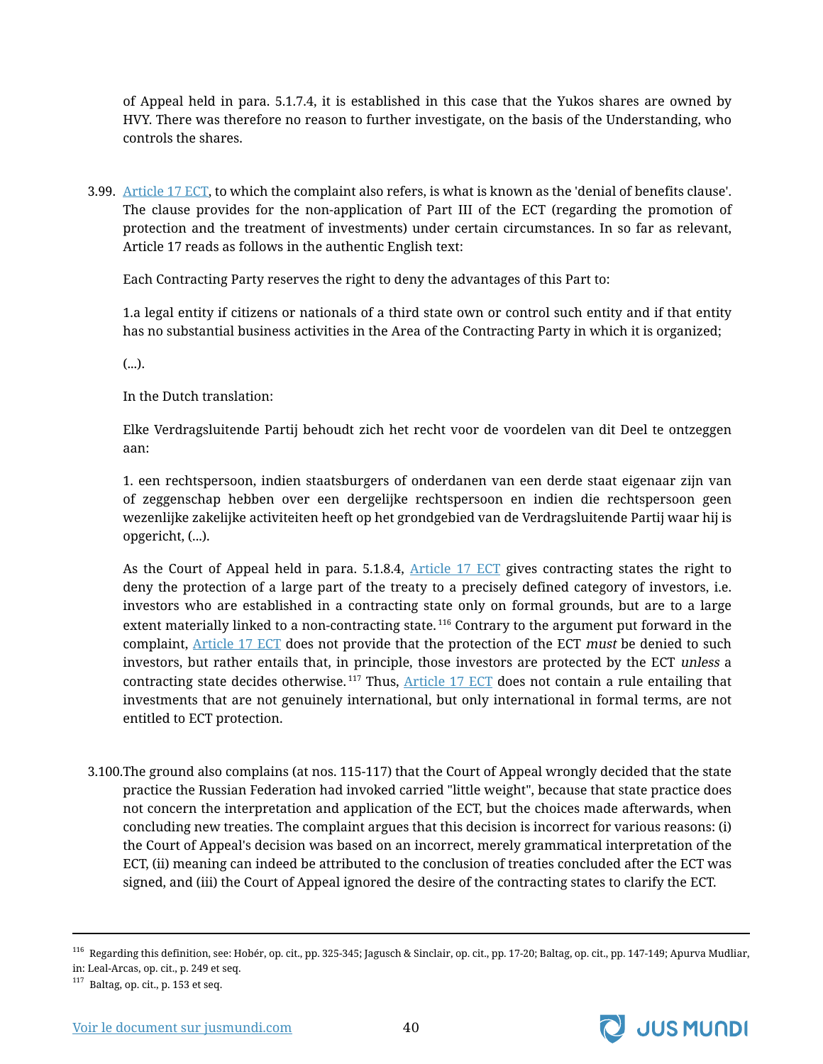of Appeal held in para. 5.1.7.4, it is established in this case that the Yukos shares are owned by HVY. There was therefore no reason to further investigate, on the basis of the Understanding, who controls the shares.

3.99. Article 17 ECT, to which the complaint also refers, is what is known as the 'denial of benefits clause'. The clause provides for the non-application of Part III of the ECT (regarding the promotion of protection and the treatment of investments) under certain circumstances. In so far as relevant, Article 17 reads as follows in the authentic English text:

Each Contracting Party reserves the right to deny the advantages of this Part to:

1.a legal entity if citizens or nationals of a third state own or control such entity and if that entity has no substantial business activities in the Area of the Contracting Party in which it is organized;

(...).

In the Dutch translation:

Elke Verdragsluitende Partij behoudt zich het recht voor de voordelen van dit Deel te ontzeggen aan:

1. een rechtspersoon, indien staatsburgers of onderdanen van een derde staat eigenaar zijn van of zeggenschap hebben over een dergelijke rechtspersoon en indien die rechtspersoon geen wezenlijke zakelijke activiteiten heeft op het grondgebied van de Verdragsluitende Partij waar hij is opgericht, (...).

As the Court of Appeal held in para. 5.1.8.4, Article 17 ECT gives contracting states the right to deny the protection of a large part of the treaty to a precisely defined category of investors, i.e. investors who are established in a contracting state only on formal grounds, but are to a large extent materially linked to a non-contracting state.[116] Contrary to the argument put forward in the complaint, Article 17 ECT does not provide that the protection of the ECT *must* be denied to such investors, but rather entails that, in principle, those investors are protected by the ECT *unless* a contracting state decides otherwise.[117] Thus, Article 17 ECT does not contain a rule entailing that investments that are not genuinely international, but only international in formal terms, are not entitled to ECT protection.

3.100. The ground also complains (at nos. 115-117) that the Court of Appeal wrongly decided that the state practice the Russian Federation had invoked carried "little weight", because that state practice does not concern the interpretation and application of the ECT, but the choices made afterwards, when concluding new treaties. The complaint argues that this decision is incorrect for various reasons: (i) the Court of Appeal's decision was based on an incorrect, merely grammatical interpretation of the ECT, (ii) meaning can indeed be attributed to the conclusion of treaties concluded after the ECT was signed, and (iii) the Court of Appeal ignored the desire of the contracting states to clarify the ECT.

---

[116] Regarding this definition, see: Hobér, op. cit., pp. 325-345; Jagusch & Sinclair, op. cit., pp. 17-20; Baltag, op. cit., pp. 147-149; Apurva Mudliar, in: Leal-Arcas, op. cit., p. 249 et seq.

[117] Baltag, op. cit., p. 153 et seq.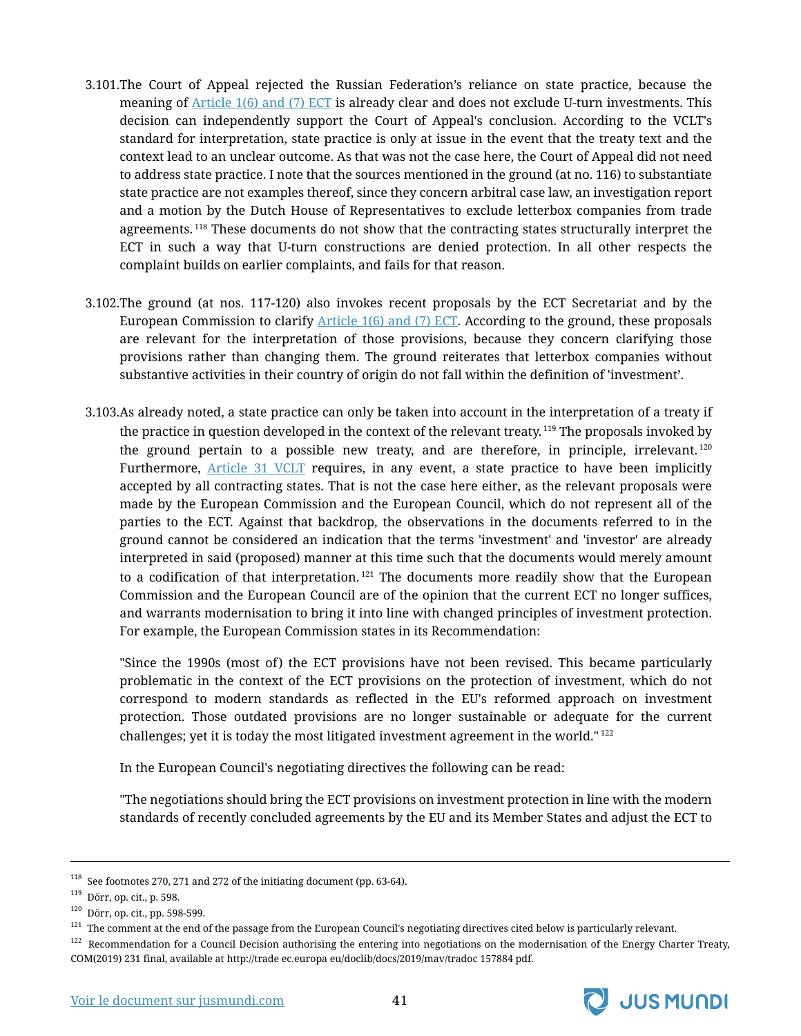3.101.The Court of Appeal rejected the Russian Federation's reliance on state practice, because the meaning of Article 1(6) and (7) ECT is already clear and does not exclude U-turn investments. This decision can independently support the Court of Appeal's conclusion. According to the VCLT's standard for interpretation, state practice is only at issue in the event that the treaty text and the context lead to an unclear outcome. As that was not the case here, the Court of Appeal did not need to address state practice. I note that the sources mentioned in the ground (at no. 116) to substantiate state practice are not examples thereof, since they concern arbitral case law, an investigation report and a motion by the Dutch House of Representatives to exclude letterbox companies from trade agreements.[118] These documents do not show that the contracting states structurally interpret the ECT in such a way that U-turn constructions are denied protection. In all other respects the complaint builds on earlier complaints, and fails for that reason.

3.102.The ground (at nos. 117-120) also invokes recent proposals by the ECT Secretariat and by the European Commission to clarify Article 1(6) and (7) ECT. According to the ground, these proposals are relevant for the interpretation of those provisions, because they concern clarifying those provisions rather than changing them. The ground reiterates that letterbox companies without substantive activities in their country of origin do not fall within the definition of 'investment'.

3.103.As already noted, a state practice can only be taken into account in the interpretation of a treaty if the practice in question developed in the context of the relevant treaty.[119] The proposals invoked by the ground pertain to a possible new treaty, and are therefore, in principle, irrelevant.[120] Furthermore, Article 31 VCLT requires, in any event, a state practice to have been implicitly accepted by all contracting states. That is not the case here either, as the relevant proposals were made by the European Commission and the European Council, which do not represent all of the parties to the ECT. Against that backdrop, the observations in the documents referred to in the ground cannot be considered an indication that the terms 'investment' and 'investor' are already interpreted in said (proposed) manner at this time such that the documents would merely amount to a codification of that interpretation.[121] The documents more readily show that the European Commission and the European Council are of the opinion that the current ECT no longer suffices, and warrants modernisation to bring it into line with changed principles of investment protection. For example, the European Commission states in its Recommendation:

"Since the 1990s (most of) the ECT provisions have not been revised. This became particularly problematic in the context of the ECT provisions on the protection of investment, which do not correspond to modern standards as reflected in the EU's reformed approach on investment protection. Those outdated provisions are no longer sustainable or adequate for the current challenges; yet it is today the most litigated investment agreement in the world."[122]

In the European Council's negotiating directives the following can be read:

"The negotiations should bring the ECT provisions on investment protection in line with the modern standards of recently concluded agreements by the EU and its Member States and adjust the ECT to

---

[118] See footnotes 270, 271 and 272 of the initiating document (pp. 63-64).

[119] Dörr, op. cit., p. 598.

[120] Dörr, op. cit., pp. 598-599.

[121] The comment at the end of the passage from the European Council's negotiating directives cited below is particularly relevant.

[122] Recommendation for a Council Decision authorising the entering into negotiations on the modernisation of the Energy Charter Treaty, COM(2019) 231 final, available at http://trade ec.europa eu/doclib/docs/2019/mav/tradoc 157884 pdf.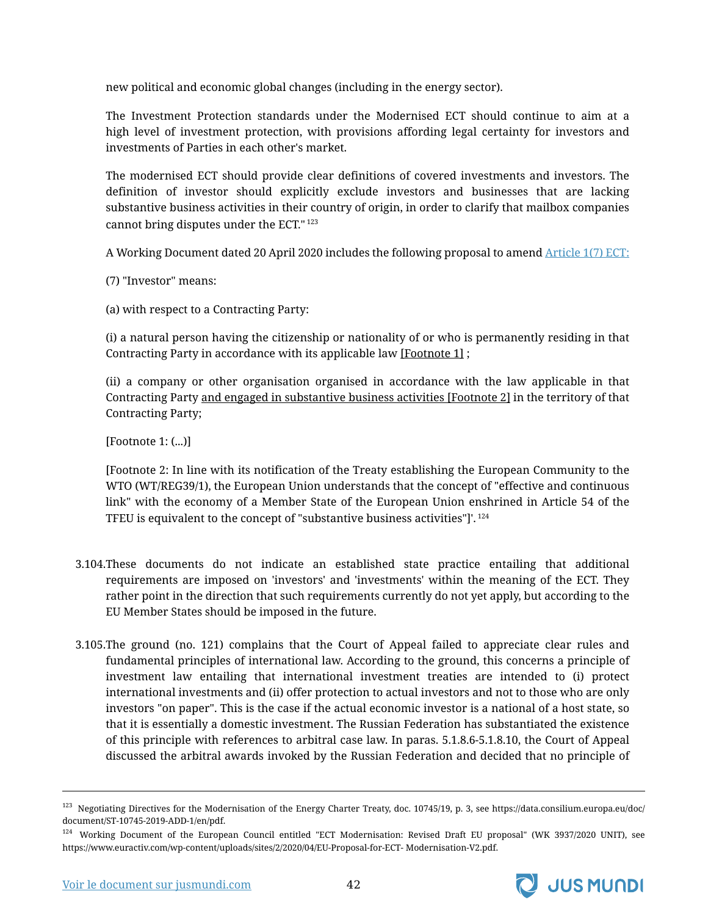new political and economic global changes (including in the energy sector).

The Investment Protection standards under the Modernised ECT should continue to aim at a high level of investment protection, with provisions affording legal certainty for investors and investments of Parties in each other's market.

The modernised ECT should provide clear definitions of covered investments and investors. The definition of investor should explicitly exclude investors and businesses that are lacking substantive business activities in their country of origin, in order to clarify that mailbox companies cannot bring disputes under the ECT." [123]

A Working Document dated 20 April 2020 includes the following proposal to amend Article 1(7) ECT:

(7) "Investor" means:

(a) with respect to a Contracting Party:

(i) a natural person having the citizenship or nationality of or who is permanently residing in that Contracting Party in accordance with its applicable law [Footnote 1] ;

(ii) a company or other organisation organised in accordance with the law applicable in that Contracting Party and engaged in substantive business activities [Footnote 2] in the territory of that Contracting Party;

[Footnote 1: (...)]

[Footnote 2: In line with its notification of the Treaty establishing the European Community to the WTO (WT/REG39/1), the European Union understands that the concept of "effective and continuous link" with the economy of a Member State of the European Union enshrined in Article 54 of the TFEU is equivalent to the concept of "substantive business activities"]'. [124]

3.104. These documents do not indicate an established state practice entailing that additional requirements are imposed on 'investors' and 'investments' within the meaning of the ECT. They rather point in the direction that such requirements currently do not yet apply, but according to the EU Member States should be imposed in the future.

3.105. The ground (no. 121) complains that the Court of Appeal failed to appreciate clear rules and fundamental principles of international law. According to the ground, this concerns a principle of investment law entailing that international investment treaties are intended to (i) protect international investments and (ii) offer protection to actual investors and not to those who are only investors "on paper". This is the case if the actual economic investor is a national of a host state, so that it is essentially a domestic investment. The Russian Federation has substantiated the existence of this principle with references to arbitral case law. In paras. 5.1.8.6-5.1.8.10, the Court of Appeal discussed the arbitral awards invoked by the Russian Federation and decided that no principle of

---

[123] Negotiating Directives for the Modernisation of the Energy Charter Treaty, doc. 10745/19, p. 3, see https://data.consilium.europa.eu/doc/document/ST-10745-2019-ADD-1/en/pdf.

[124] Working Document of the European Council entitled "ECT Modernisation: Revised Draft EU proposal" (WK 3937/2020 UNIT), see https://www.euractiv.com/wp-content/uploads/sites/2/2020/04/EU-Proposal-for-ECT- Modernisation-V2.pdf.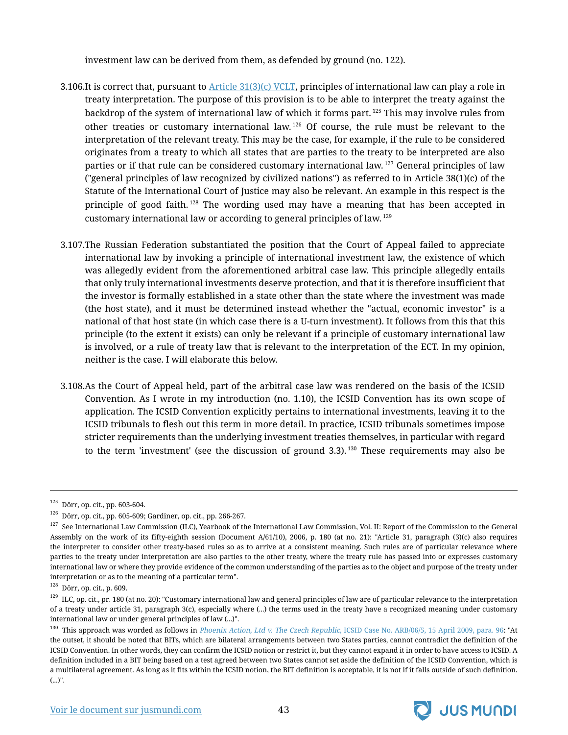investment law can be derived from them, as defended by ground (no. 122).

3.106.It is correct that, pursuant to [Article 31(3)(c) VCLT](), principles of international law can play a role in treaty interpretation. The purpose of this provision is to be able to interpret the treaty against the backdrop of the system of international law of which it forms part.[125] This may involve rules from other treaties or customary international law.[126] Of course, the rule must be relevant to the interpretation of the relevant treaty. This may be the case, for example, if the rule to be considered originates from a treaty to which all states that are parties to the treaty to be interpreted are also parties or if that rule can be considered customary international law.[127] General principles of law ("general principles of law recognized by civilized nations") as referred to in Article 38(1)(c) of the Statute of the International Court of Justice may also be relevant. An example in this respect is the principle of good faith.[128] The wording used may have a meaning that has been accepted in customary international law or according to general principles of law.[129]

3.107.The Russian Federation substantiated the position that the Court of Appeal failed to appreciate international law by invoking a principle of international investment law, the existence of which was allegedly evident from the aforementioned arbitral case law. This principle allegedly entails that only truly international investments deserve protection, and that it is therefore insufficient that the investor is formally established in a state other than the state where the investment was made (the host state), and it must be determined instead whether the "actual, economic investor" is a national of that host state (in which case there is a U-turn investment). It follows from this that this principle (to the extent it exists) can only be relevant if a principle of customary international law is involved, or a rule of treaty law that is relevant to the interpretation of the ECT. In my opinion, neither is the case. I will elaborate this below.

3.108.As the Court of Appeal held, part of the arbitral case law was rendered on the basis of the ICSID Convention. As I wrote in my introduction (no. 1.10), the ICSID Convention has its own scope of application. The ICSID Convention explicitly pertains to international investments, leaving it to the ICSID tribunals to flesh out this term in more detail. In practice, ICSID tribunals sometimes impose stricter requirements than the underlying investment treaties themselves, in particular with regard to the term 'investment' (see the discussion of ground 3.3).[130] These requirements may also be

---

[125] Dörr, op. cit., pp. 603-604.

[126] Dörr, op. cit., pp. 605-609; Gardiner, op. cit., pp. 266-267.

[127] See International Law Commission (ILC), Yearbook of the International Law Commission, Vol. II: Report of the Commission to the General Assembly on the work of its fifty-eighth session (Document A/61/10), 2006, p. 180 (at no. 21): "Article 31, paragraph (3)(c) also requires the interpreter to consider other treaty-based rules so as to arrive at a consistent meaning. Such rules are of particular relevance where parties to the treaty under interpretation are also parties to the other treaty, where the treaty rule has passed into or expresses customary international law or where they provide evidence of the common understanding of the parties as to the object and purpose of the treaty under interpretation or as to the meaning of a particular term".

[128] Dörr, op. cit., p. 609.

[129] ILC, op. cit., pr. 180 (at no. 20): "Customary international law and general principles of law are of particular relevance to the interpretation of a treaty under article 31, paragraph 3(c), especially where (...) the terms used in the treaty have a recognized meaning under customary international law or under general principles of law (...)".

[130] This approach was worded as follows in *Phoenix Action, Ltd v. The Czech Republic,* ICSID Case No. ARB/06/5, 15 April 2009, para. 96: "At the outset, it should be noted that BITs, which are bilateral arrangements between two States parties, cannot contradict the definition of the ICSID Convention. In other words, they can confirm the ICSID notion or restrict it, but they cannot expand it in order to have access to ICSID. A definition included in a BIT being based on a test agreed between two States cannot set aside the definition of the ICSID Convention, which is a multilateral agreement. As long as it fits within the ICSID notion, the BIT definition is acceptable, it is not if it falls outside of such definition. (...)".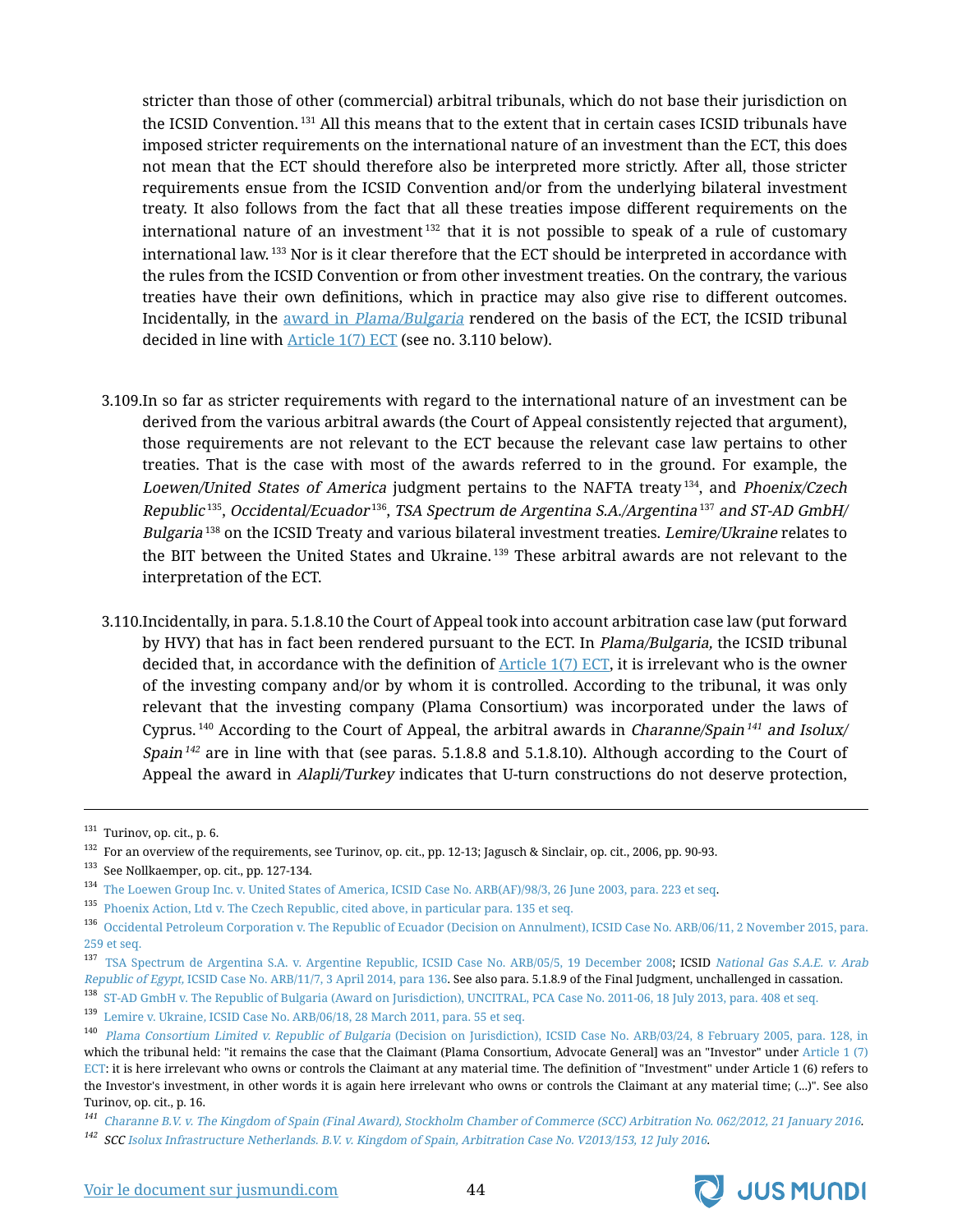stricter than those of other (commercial) arbitral tribunals, which do not base their jurisdiction on the ICSID Convention.[131] All this means that to the extent that in certain cases ICSID tribunals have imposed stricter requirements on the international nature of an investment than the ECT, this does not mean that the ECT should therefore also be interpreted more strictly. After all, those stricter requirements ensue from the ICSID Convention and/or from the underlying bilateral investment treaty. It also follows from the fact that all these treaties impose different requirements on the international nature of an investment[132] that it is not possible to speak of a rule of customary international law.[133] Nor is it clear therefore that the ECT should be interpreted in accordance with the rules from the ICSID Convention or from other investment treaties. On the contrary, the various treaties have their own definitions, which in practice may also give rise to different outcomes. Incidentally, in the award in *Plama/Bulgaria* rendered on the basis of the ECT, the ICSID tribunal decided in line with Article 1(7) ECT (see no. 3.110 below).

3.109. In so far as stricter requirements with regard to the international nature of an investment can be derived from the various arbitral awards (the Court of Appeal consistently rejected that argument), those requirements are not relevant to the ECT because the relevant case law pertains to other treaties. That is the case with most of the awards referred to in the ground. For example, the *Loewen/United States of America* judgment pertains to the NAFTA treaty[134], and *Phoenix/Czech Republic*[135], *Occidental/Ecuador*[136], *TSA Spectrum de Argentina S.A./Argentina*[137] *and ST-AD GmbH/Bulgaria*[138] on the ICSID Treaty and various bilateral investment treaties. *Lemire/Ukraine* relates to the BIT between the United States and Ukraine.[139] These arbitral awards are not relevant to the interpretation of the ECT.

3.110. Incidentally, in para. 5.1.8.10 the Court of Appeal took into account arbitration case law (put forward by HVY) that has in fact been rendered pursuant to the ECT. In *Plama/Bulgaria,* the ICSID tribunal decided that, in accordance with the definition of Article 1(7) ECT, it is irrelevant who is the owner of the investing company and/or by whom it is controlled. According to the tribunal, it was only relevant that the investing company (Plama Consortium) was incorporated under the laws of Cyprus.[140] According to the Court of Appeal, the arbitral awards in *Charanne/Spain*[141] *and Isolux/Spain*[142] are in line with that (see paras. 5.1.8.8 and 5.1.8.10). Although according to the Court of Appeal the award in *Alapli/Turkey* indicates that U-turn constructions do not deserve protection,

---

[131] Turinov, op. cit., p. 6.

[132] For an overview of the requirements, see Turinov, op. cit., pp. 12-13; Jagusch & Sinclair, op. cit., 2006, pp. 90-93.

[133] See Nollkaemper, op. cit., pp. 127-134.

[134] The Loewen Group Inc. v. United States of America, ICSID Case No. ARB(AF)/98/3, 26 June 2003, para. 223 et seq.

[135] Phoenix Action, Ltd v. The Czech Republic, cited above, in particular para. 135 et seq.

[136] Occidental Petroleum Corporation v. The Republic of Ecuador (Decision on Annulment), ICSID Case No. ARB/06/11, 2 November 2015, para. 259 et seq.

[137] TSA Spectrum de Argentina S.A. v. Argentine Republic, ICSID Case No. ARB/05/5, 19 December 2008; ICSID *National Gas S.A.E. v. Arab Republic of Egypt*, ICSID Case No. ARB/11/7, 3 April 2014, para 136. See also para. 5.1.8.9 of the Final Judgment, unchallenged in cassation.

[138] ST-AD GmbH v. The Republic of Bulgaria (Award on Jurisdiction), UNCITRAL, PCA Case No. 2011-06, 18 July 2013, para. 408 et seq.

[139] Lemire v. Ukraine, ICSID Case No. ARB/06/18, 28 March 2011, para. 55 et seq.

[140] *Plama Consortium Limited v. Republic of Bulgaria* (Decision on Jurisdiction), ICSID Case No. ARB/03/24, 8 February 2005, para. 128, in which the tribunal held: "it remains the case that the Claimant (Plama Consortium, Advocate General] was an "Investor" under Article 1 (7) ECT: it is here irrelevant who owns or controls the Claimant at any material time. The definition of "Investment" under Article 1 (6) refers to the Investor's investment, in other words it is again here irrelevant who owns or controls the Claimant at any material time; (...)". See also Turinov, op. cit., p. 16.

[141] *Charanne B.V. v. The Kingdom of Spain (Final Award), Stockholm Chamber of Commerce (SCC) Arbitration No. 062/2012, 21 January 2016.*

[142] *SCC Isolux Infrastructure Netherlands. B.V. v. Kingdom of Spain, Arbitration Case No. V2013/153, 12 July 2016.*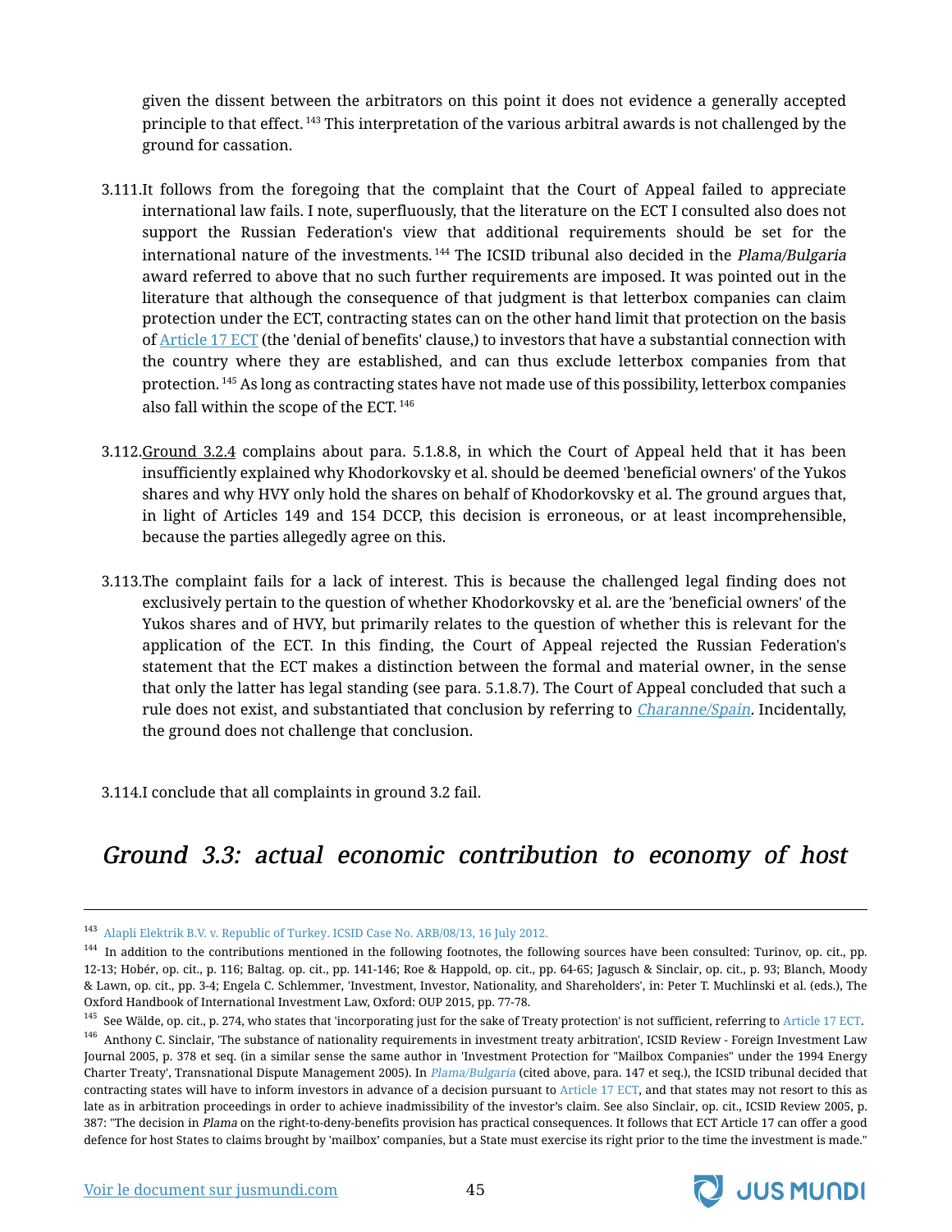given the dissent between the arbitrators on this point it does not evidence a generally accepted principle to that effect.[143] This interpretation of the various arbitral awards is not challenged by the ground for cassation.

3.111. It follows from the foregoing that the complaint that the Court of Appeal failed to appreciate international law fails. I note, superfluously, that the literature on the ECT I consulted also does not support the Russian Federation's view that additional requirements should be set for the international nature of the investments.[144] The ICSID tribunal also decided in the *Plama/Bulgaria* award referred to above that no such further requirements are imposed. It was pointed out in the literature that although the consequence of that judgment is that letterbox companies can claim protection under the ECT, contracting states can on the other hand limit that protection on the basis of Article 17 ECT (the 'denial of benefits' clause,) to investors that have a substantial connection with the country where they are established, and can thus exclude letterbox companies from that protection.[145] As long as contracting states have not made use of this possibility, letterbox companies also fall within the scope of the ECT.[146]

3.112. Ground 3.2.4 complains about para. 5.1.8.8, in which the Court of Appeal held that it has been insufficiently explained why Khodorkovsky et al. should be deemed 'beneficial owners' of the Yukos shares and why HVY only hold the shares on behalf of Khodorkovsky et al. The ground argues that, in light of Articles 149 and 154 DCCP, this decision is erroneous, or at least incomprehensible, because the parties allegedly agree on this.

3.113. The complaint fails for a lack of interest. This is because the challenged legal finding does not exclusively pertain to the question of whether Khodorkovsky et al. are the 'beneficial owners' of the Yukos shares and of HVY, but primarily relates to the question of whether this is relevant for the application of the ECT. In this finding, the Court of Appeal rejected the Russian Federation's statement that the ECT makes a distinction between the formal and material owner, in the sense that only the latter has legal standing (see para. 5.1.8.7). The Court of Appeal concluded that such a rule does not exist, and substantiated that conclusion by referring to *Charanne/Spain*. Incidentally, the ground does not challenge that conclusion.

3.114. I conclude that all complaints in ground 3.2 fail.

## *Ground 3.3: actual economic contribution to economy of host*

---

[143] Alapli Elektrik B.V. v. Republic of Turkey. ICSID Case No. ARB/08/13, 16 July 2012.

[144] In addition to the contributions mentioned in the following footnotes, the following sources have been consulted: Turinov, op. cit., pp. 12-13; Hobér, op. cit., p. 116; Baltag. op. cit., pp. 141-146; Roe & Happold, op. cit., pp. 64-65; Jagusch & Sinclair, op. cit., p. 93; Blanch, Moody & Lawn, op. cit., pp. 3-4; Engela C. Schlemmer, 'Investment, Investor, Nationality, and Shareholders', in: Peter T. Muchlinski et al. (eds.), The Oxford Handbook of International Investment Law, Oxford: OUP 2015, pp. 77-78.

[145] See Wälde, op. cit., p. 274, who states that 'incorporating just for the sake of Treaty protection' is not sufficient, referring to Article 17 ECT.

[146] Anthony C. Sinclair, 'The substance of nationality requirements in investment treaty arbitration', ICSID Review - Foreign Investment Law Journal 2005, p. 378 et seq. (in a similar sense the same author in 'Investment Protection for "Mailbox Companies" under the 1994 Energy Charter Treaty', Transnational Dispute Management 2005). In *Plama/Bulgaria* (cited above, para. 147 et seq.), the ICSID tribunal decided that contracting states will have to inform investors in advance of a decision pursuant to Article 17 ECT, and that states may not resort to this as late as in arbitration proceedings in order to achieve inadmissibility of the investor's claim. See also Sinclair, op. cit., ICSID Review 2005, p. 387: "The decision in *Plama* on the right-to-deny-benefits provision has practical consequences. It follows that ECT Article 17 can offer a good defence for host States to claims brought by 'mailbox' companies, but a State must exercise its right prior to the time the investment is made."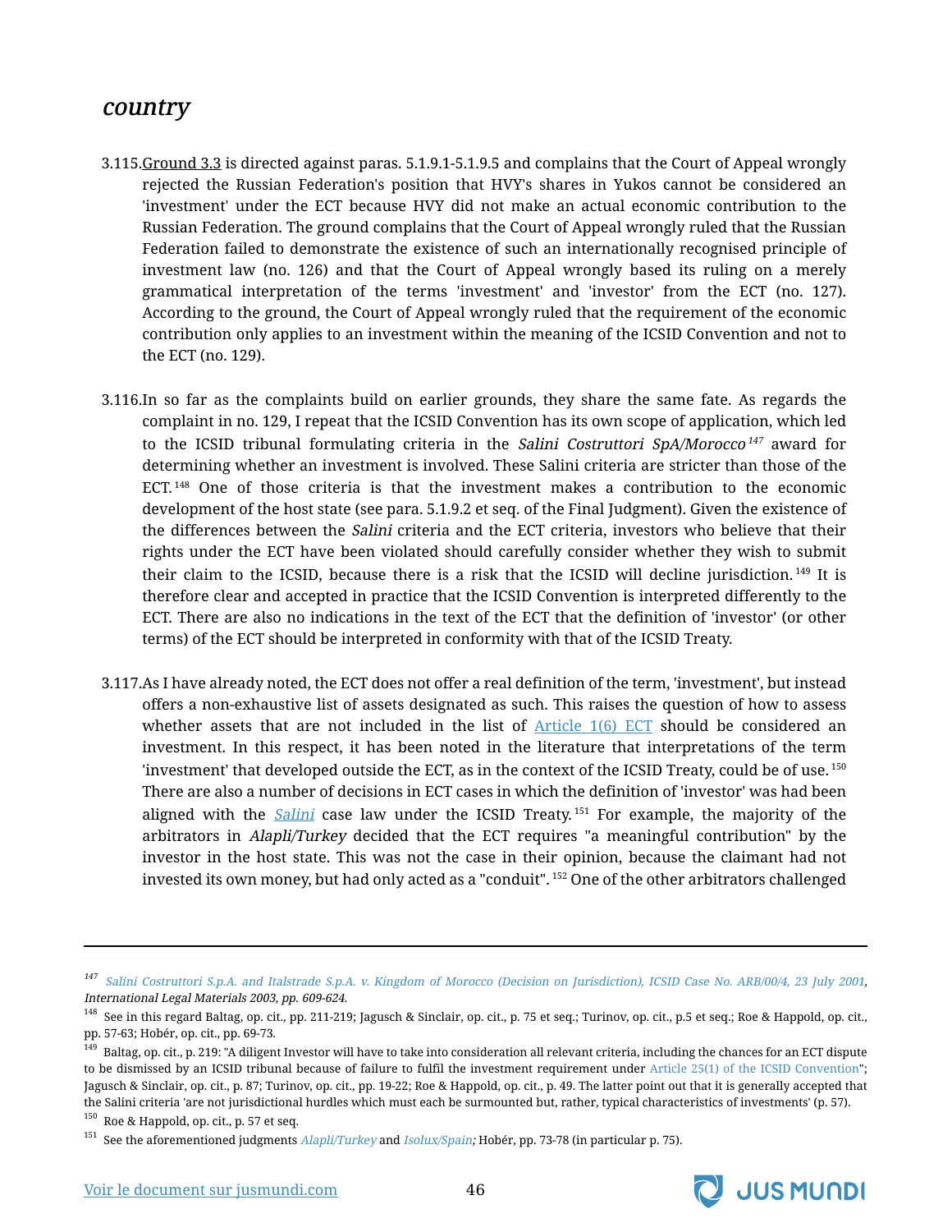## *country*

3.115. Ground 3.3 is directed against paras. 5.1.9.1-5.1.9.5 and complains that the Court of Appeal wrongly rejected the Russian Federation's position that HVY's shares in Yukos cannot be considered an 'investment' under the ECT because HVY did not make an actual economic contribution to the Russian Federation. The ground complains that the Court of Appeal wrongly ruled that the Russian Federation failed to demonstrate the existence of such an internationally recognised principle of investment law (no. 126) and that the Court of Appeal wrongly based its ruling on a merely grammatical interpretation of the terms 'investment' and 'investor' from the ECT (no. 127). According to the ground, the Court of Appeal wrongly ruled that the requirement of the economic contribution only applies to an investment within the meaning of the ICSID Convention and not to the ECT (no. 129).

3.116. In so far as the complaints build on earlier grounds, they share the same fate. As regards the complaint in no. 129, I repeat that the ICSID Convention has its own scope of application, which led to the ICSID tribunal formulating criteria in the *Salini Costruttori SpA/Morocco*[147] award for determining whether an investment is involved. These Salini criteria are stricter than those of the ECT.[148] One of those criteria is that the investment makes a contribution to the economic development of the host state (see para. 5.1.9.2 et seq. of the Final Judgment). Given the existence of the differences between the *Salini* criteria and the ECT criteria, investors who believe that their rights under the ECT have been violated should carefully consider whether they wish to submit their claim to the ICSID, because there is a risk that the ICSID will decline jurisdiction.[149] It is therefore clear and accepted in practice that the ICSID Convention is interpreted differently to the ECT. There are also no indications in the text of the ECT that the definition of 'investor' (or other terms) of the ECT should be interpreted in conformity with that of the ICSID Treaty.

3.117. As I have already noted, the ECT does not offer a real definition of the term, 'investment', but instead offers a non-exhaustive list of assets designated as such. This raises the question of how to assess whether assets that are not included in the list of Article 1(6) ECT should be considered an investment. In this respect, it has been noted in the literature that interpretations of the term 'investment' that developed outside the ECT, as in the context of the ICSID Treaty, could be of use.[150] There are also a number of decisions in ECT cases in which the definition of 'investor' was had been aligned with the *Salini* case law under the ICSID Treaty.[151] For example, the majority of the arbitrators in *Alapli/Turkey* decided that the ECT requires "a meaningful contribution" by the investor in the host state. This was not the case in their opinion, because the claimant had not invested its own money, but had only acted as a "conduit".[152] One of the other arbitrators challenged

---

[147] *Salini Costruttori S.p.A. and Italstrade S.p.A. v. Kingdom of Morocco (Decision on Jurisdiction), ICSID Case No. ARB/00/4, 23 July 2001, International Legal Materials 2003, pp. 609-624.*

[148] See in this regard Baltag, op. cit., pp. 211-219; Jagusch & Sinclair, op. cit., p. 75 et seq.; Turinov, op. cit., p.5 et seq.; Roe & Happold, op. cit., pp. 57-63; Hobér, op. cit., pp. 69-73.

[149] Baltag, op. cit., p. 219: "A diligent Investor will have to take into consideration all relevant criteria, including the chances for an ECT dispute to be dismissed by an ICSID tribunal because of failure to fulfil the investment requirement under Article 25(1) of the ICSID Convention"; Jagusch & Sinclair, op. cit., p. 87; Turinov, op. cit., pp. 19-22; Roe & Happold, op. cit., p. 49. The latter point out that it is generally accepted that the Salini criteria 'are not jurisdictional hurdles which must each be surmounted but, rather, typical characteristics of investments' (p. 57).

[150] Roe & Happold, op. cit., p. 57 et seq.

[151] See the aforementioned judgments *Alapli/Turkey* and *Isolux/Spain;* Hobér, pp. 73-78 (in particular p. 75).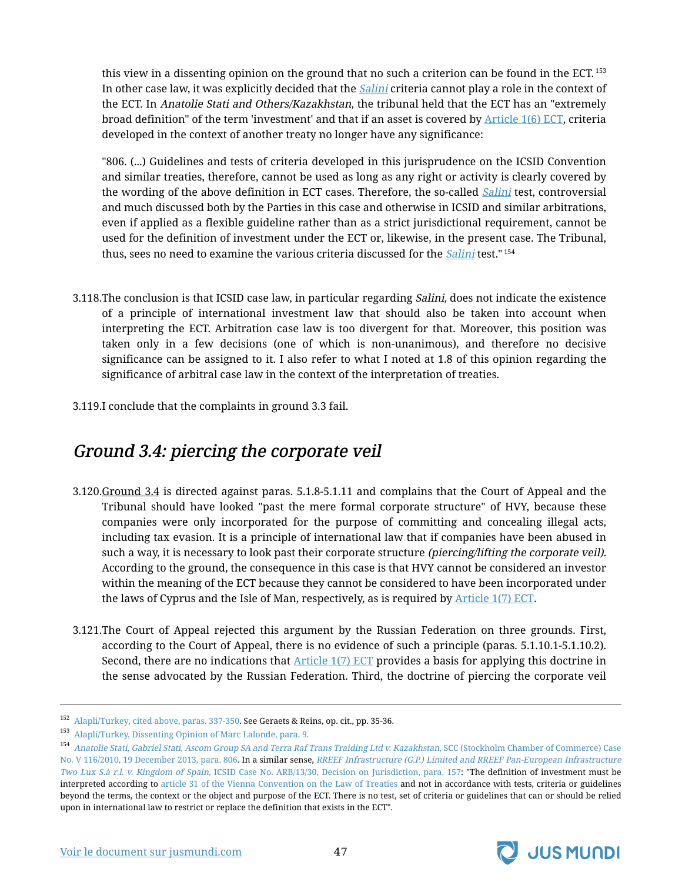this view in a dissenting opinion on the ground that no such a criterion can be found in the ECT.[153] In other case law, it was explicitly decided that the *Salini* criteria cannot play a role in the context of the ECT. In *Anatolie Stati and Others/Kazakhstan,* the tribunal held that the ECT has an "extremely broad definition" of the term 'investment' and that if an asset is covered by Article 1(6) ECT, criteria developed in the context of another treaty no longer have any significance:

"806. (...) Guidelines and tests of criteria developed in this jurisprudence on the ICSID Convention and similar treaties, therefore, cannot be used as long as any right or activity is clearly covered by the wording of the above definition in ECT cases. Therefore, the so-called *Salini* test, controversial and much discussed both by the Parties in this case and otherwise in ICSID and similar arbitrations, even if applied as a flexible guideline rather than as a strict jurisdictional requirement, cannot be used for the definition of investment under the ECT or, likewise, in the present case. The Tribunal, thus, sees no need to examine the various criteria discussed for the *Salini* test."[154]

3.118. The conclusion is that ICSID case law, in particular regarding *Salini,* does not indicate the existence of a principle of international investment law that should also be taken into account when interpreting the ECT. Arbitration case law is too divergent for that. Moreover, this position was taken only in a few decisions (one of which is non-unanimous), and therefore no decisive significance can be assigned to it. I also refer to what I noted at 1.8 of this opinion regarding the significance of arbitral case law in the context of the interpretation of treaties.

3.119. I conclude that the complaints in ground 3.3 fail.

## *Ground 3.4: piercing the corporate veil*

3.120. Ground 3.4 is directed against paras. 5.1.8-5.1.11 and complains that the Court of Appeal and the Tribunal should have looked "past the mere formal corporate structure" of HVY, because these companies were only incorporated for the purpose of committing and concealing illegal acts, including tax evasion. It is a principle of international law that if companies have been abused in such a way, it is necessary to look past their corporate structure *(piercing/lifting the corporate veil).* According to the ground, the consequence in this case is that HVY cannot be considered an investor within the meaning of the ECT because they cannot be considered to have been incorporated under the laws of Cyprus and the Isle of Man, respectively, as is required by Article 1(7) ECT.

3.121. The Court of Appeal rejected this argument by the Russian Federation on three grounds. First, according to the Court of Appeal, there is no evidence of such a principle (paras. 5.1.10.1-5.1.10.2). Second, there are no indications that Article 1(7) ECT provides a basis for applying this doctrine in the sense advocated by the Russian Federation. Third, the doctrine of piercing the corporate veil

---

[152] Alapli/Turkey, cited above, paras. 337-350. See Geraets & Reins, op. cit., pp. 35-36.

[153] Alapli/Turkey, Dissenting Opinion of Marc Lalonde, para. 9.

[154] *Anatolie Stati, Gabriel Stati, Ascom Group SA and Terra Raf Trans Traiding Ltd v. Kazakhstan,* SCC (Stockholm Chamber of Commerce) Case No. V 116/2010, 19 December 2013, para. 806. In a similar sense, *RREEF Infrastructure (G.P.) Limited and RREEF Pan-European Infrastructure Two Lux S.à r.l. v. Kingdom of Spain,* ICSID Case No. ARB/13/30, Decision on Jurisdiction, para. 157: "The definition of investment must be interpreted according to article 31 of the Vienna Convention on the Law of Treaties and not in accordance with tests, criteria or guidelines beyond the terms, the context or the object and purpose of the ECT. There is no test, set of criteria or guidelines that can or should be relied upon in international law to restrict or replace the definition that exists in the ECT".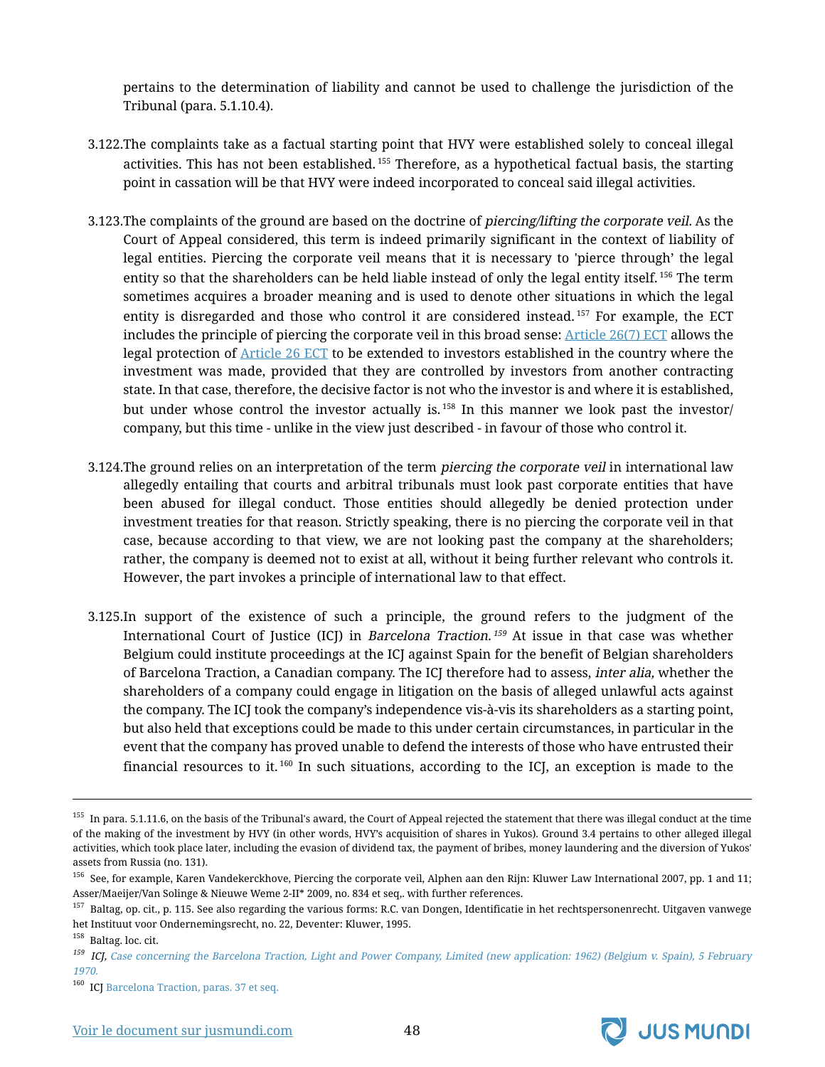pertains to the determination of liability and cannot be used to challenge the jurisdiction of the Tribunal (para. 5.1.10.4).

3.122. The complaints take as a factual starting point that HVY were established solely to conceal illegal activities. This has not been established.[155] Therefore, as a hypothetical factual basis, the starting point in cassation will be that HVY were indeed incorporated to conceal said illegal activities.

3.123. The complaints of the ground are based on the doctrine of *piercing/lifting the corporate veil*. As the Court of Appeal considered, this term is indeed primarily significant in the context of liability of legal entities. Piercing the corporate veil means that it is necessary to 'pierce through' the legal entity so that the shareholders can be held liable instead of only the legal entity itself.[156] The term sometimes acquires a broader meaning and is used to denote other situations in which the legal entity is disregarded and those who control it are considered instead.[157] For example, the ECT includes the principle of piercing the corporate veil in this broad sense: Article 26(7) ECT allows the legal protection of Article 26 ECT to be extended to investors established in the country where the investment was made, provided that they are controlled by investors from another contracting state. In that case, therefore, the decisive factor is not who the investor is and where it is established, but under whose control the investor actually is.[158] In this manner we look past the investor/company, but this time - unlike in the view just described - in favour of those who control it.

3.124. The ground relies on an interpretation of the term *piercing the corporate veil* in international law allegedly entailing that courts and arbitral tribunals must look past corporate entities that have been abused for illegal conduct. Those entities should allegedly be denied protection under investment treaties for that reason. Strictly speaking, there is no piercing the corporate veil in that case, because according to that view, we are not looking past the company at the shareholders; rather, the company is deemed not to exist at all, without it being further relevant who controls it. However, the part invokes a principle of international law to that effect.

3.125. In support of the existence of such a principle, the ground refers to the judgment of the International Court of Justice (ICJ) in *Barcelona Traction*.[159] At issue in that case was whether Belgium could institute proceedings at the ICJ against Spain for the benefit of Belgian shareholders of Barcelona Traction, a Canadian company. The ICJ therefore had to assess, *inter alia,* whether the shareholders of a company could engage in litigation on the basis of alleged unlawful acts against the company. The ICJ took the company's independence vis-à-vis its shareholders as a starting point, but also held that exceptions could be made to this under certain circumstances, in particular in the event that the company has proved unable to defend the interests of those who have entrusted their financial resources to it.[160] In such situations, according to the ICJ, an exception is made to the

---

[155] In para. 5.1.11.6, on the basis of the Tribunal's award, the Court of Appeal rejected the statement that there was illegal conduct at the time of the making of the investment by HVY (in other words, HVY's acquisition of shares in Yukos). Ground 3.4 pertains to other alleged illegal activities, which took place later, including the evasion of dividend tax, the payment of bribes, money laundering and the diversion of Yukos' assets from Russia (no. 131).

[156] See, for example, Karen Vandekerckhove, Piercing the corporate veil, Alphen aan den Rijn: Kluwer Law International 2007, pp. 1 and 11; Asser/Maeijer/Van Solinge & Nieuwe Weme 2-II* 2009, no. 834 et seq,. with further references.

[157] Baltag, op. cit., p. 115. See also regarding the various forms: R.C. van Dongen, Identificatie in het rechtspersonenrecht. Uitgaven vanwege het Instituut voor Ondernemingsrecht, no. 22, Deventer: Kluwer, 1995.

[158] Baltag. loc. cit.

[159] *ICJ, Case concerning the Barcelona Traction, Light and Power Company, Limited (new application: 1962) (Belgium v. Spain), 5 February 1970.*

[160] ICJ Barcelona Traction, paras. 37 et seq.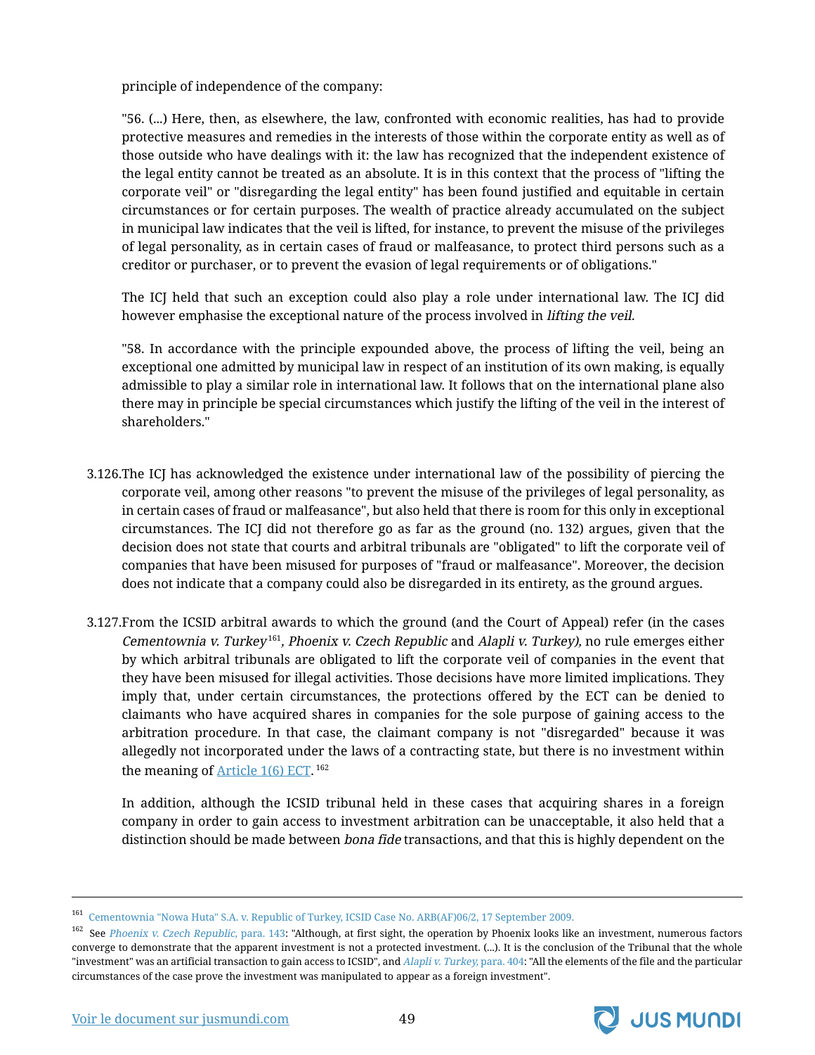principle of independence of the company:

"56. (...) Here, then, as elsewhere, the law, confronted with economic realities, has had to provide protective measures and remedies in the interests of those within the corporate entity as well as of those outside who have dealings with it: the law has recognized that the independent existence of the legal entity cannot be treated as an absolute. It is in this context that the process of "lifting the corporate veil" or "disregarding the legal entity" has been found justified and equitable in certain circumstances or for certain purposes. The wealth of practice already accumulated on the subject in municipal law indicates that the veil is lifted, for instance, to prevent the misuse of the privileges of legal personality, as in certain cases of fraud or malfeasance, to protect third persons such as a creditor or purchaser, or to prevent the evasion of legal requirements or of obligations."

The ICJ held that such an exception could also play a role under international law. The ICJ did however emphasise the exceptional nature of the process involved in *lifting the veil.*

"58. In accordance with the principle expounded above, the process of lifting the veil, being an exceptional one admitted by municipal law in respect of an institution of its own making, is equally admissible to play a similar role in international law. It follows that on the international plane also there may in principle be special circumstances which justify the lifting of the veil in the interest of shareholders."

3.126. The ICJ has acknowledged the existence under international law of the possibility of piercing the corporate veil, among other reasons "to prevent the misuse of the privileges of legal personality, as in certain cases of fraud or malfeasance", but also held that there is room for this only in exceptional circumstances. The ICJ did not therefore go as far as the ground (no. 132) argues, given that the decision does not state that courts and arbitral tribunals are "obligated" to lift the corporate veil of companies that have been misused for purposes of "fraud or malfeasance". Moreover, the decision does not indicate that a company could also be disregarded in its entirety, as the ground argues.

3.127. From the ICSID arbitral awards to which the ground (and the Court of Appeal) refer (in the cases *Cementownia v. Turkey*[161]*, Phoenix v. Czech Republic* and *Alapli v. Turkey),* no rule emerges either by which arbitral tribunals are obligated to lift the corporate veil of companies in the event that they have been misused for illegal activities. Those decisions have more limited implications. They imply that, under certain circumstances, the protections offered by the ECT can be denied to claimants who have acquired shares in companies for the sole purpose of gaining access to the arbitration procedure. In that case, the claimant company is not "disregarded" because it was allegedly not incorporated under the laws of a contracting state, but there is no investment within the meaning of Article 1(6) ECT.[162]

In addition, although the ICSID tribunal held in these cases that acquiring shares in a foreign company in order to gain access to investment arbitration can be unacceptable, it also held that a distinction should be made between *bona fide* transactions, and that this is highly dependent on the

---

[161] Cementownia "Nowa Huta" S.A. v. Republic of Turkey, ICSID Case No. ARB(AF)06/2, 17 September 2009.

[162] See *Phoenix v. Czech Republic,* para. 143: "Although, at first sight, the operation by Phoenix looks like an investment, numerous factors converge to demonstrate that the apparent investment is not a protected investment. (...). It is the conclusion of the Tribunal that the whole "investment" was an artificial transaction to gain access to ICSID", and *Alapli v. Turkey,* para. 404: "All the elements of the file and the particular circumstances of the case prove the investment was manipulated to appear as a foreign investment".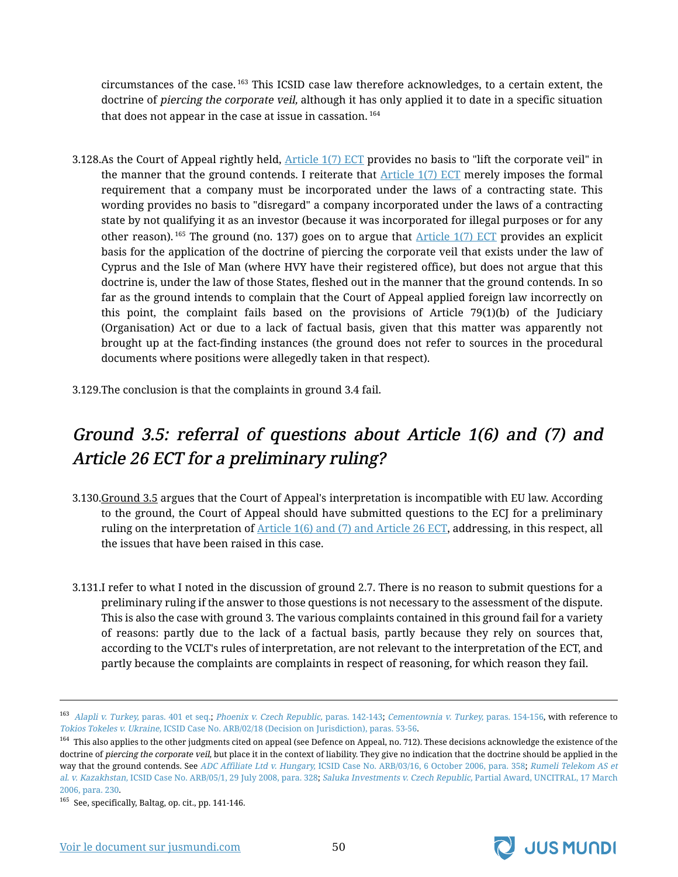circumstances of the case.[163] This ICSID case law therefore acknowledges, to a certain extent, the doctrine of *piercing the corporate veil,* although it has only applied it to date in a specific situation that does not appear in the case at issue in cassation.[164]

3.128. As the Court of Appeal rightly held, Article 1(7) ECT provides no basis to "lift the corporate veil" in the manner that the ground contends. I reiterate that Article 1(7) ECT merely imposes the formal requirement that a company must be incorporated under the laws of a contracting state. This wording provides no basis to "disregard" a company incorporated under the laws of a contracting state by not qualifying it as an investor (because it was incorporated for illegal purposes or for any other reason).[165] The ground (no. 137) goes on to argue that Article 1(7) ECT provides an explicit basis for the application of the doctrine of piercing the corporate veil that exists under the law of Cyprus and the Isle of Man (where HVY have their registered office), but does not argue that this doctrine is, under the law of those States, fleshed out in the manner that the ground contends. In so far as the ground intends to complain that the Court of Appeal applied foreign law incorrectly on this point, the complaint fails based on the provisions of Article 79(1)(b) of the Judiciary (Organisation) Act or due to a lack of factual basis, given that this matter was apparently not brought up at the fact-finding instances (the ground does not refer to sources in the procedural documents where positions were allegedly taken in that respect).

3.129. The conclusion is that the complaints in ground 3.4 fail.

## *Ground 3.5: referral of questions about Article 1(6) and (7) and Article 26 ECT for a preliminary ruling?*

3.130. Ground 3.5 argues that the Court of Appeal's interpretation is incompatible with EU law. According to the ground, the Court of Appeal should have submitted questions to the ECJ for a preliminary ruling on the interpretation of Article 1(6) and (7) and Article 26 ECT, addressing, in this respect, all the issues that have been raised in this case.

3.131. I refer to what I noted in the discussion of ground 2.7. There is no reason to submit questions for a preliminary ruling if the answer to those questions is not necessary to the assessment of the dispute. This is also the case with ground 3. The various complaints contained in this ground fail for a variety of reasons: partly due to the lack of a factual basis, partly because they rely on sources that, according to the VCLT's rules of interpretation, are not relevant to the interpretation of the ECT, and partly because the complaints are complaints in respect of reasoning, for which reason they fail.

---

[163] *Alapli v. Turkey,* paras. 401 et seq.; *Phoenix v. Czech Republic,* paras. 142-143; *Cementownia v. Turkey,* paras. 154-156, with reference to *Tokios Tokeles v. Ukraine,* ICSID Case No. ARB/02/18 (Decision on Jurisdiction), paras. 53-56.

[164] This also applies to the other judgments cited on appeal (see Defence on Appeal, no. 712). These decisions acknowledge the existence of the doctrine of *piercing the corporate veil,* but place it in the context of liability. They give no indication that the doctrine should be applied in the way that the ground contends. See *ADC Affiliate Ltd v. Hungary,* ICSID Case No. ARB/03/16, 6 October 2006, para. 358; *Rumeli Telekom AS et al. v. Kazakhstan,* ICSID Case No. ARB/05/1, 29 July 2008, para. 328; *Saluka Investments v. Czech Republic,* Partial Award, UNCITRAL, 17 March 2006, para. 230.

[165] See, specifically, Baltag, op. cit., pp. 141-146.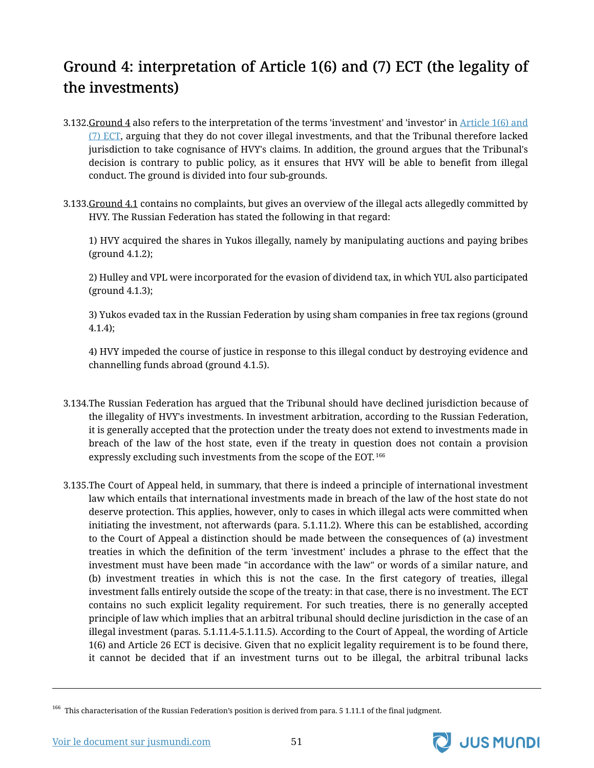## Ground 4: interpretation of Article 1(6) and (7) ECT (the legality of the investments)

3.132. Ground 4 also refers to the interpretation of the terms 'investment' and 'investor' in Article 1(6) and (7) ECT, arguing that they do not cover illegal investments, and that the Tribunal therefore lacked jurisdiction to take cognisance of HVY's claims. In addition, the ground argues that the Tribunal's decision is contrary to public policy, as it ensures that HVY will be able to benefit from illegal conduct. The ground is divided into four sub-grounds.

3.133. Ground 4.1 contains no complaints, but gives an overview of the illegal acts allegedly committed by HVY. The Russian Federation has stated the following in that regard:

1) HVY acquired the shares in Yukos illegally, namely by manipulating auctions and paying bribes (ground 4.1.2);

2) Hulley and VPL were incorporated for the evasion of dividend tax, in which YUL also participated (ground 4.1.3);

3) Yukos evaded tax in the Russian Federation by using sham companies in free tax regions (ground 4.1.4);

4) HVY impeded the course of justice in response to this illegal conduct by destroying evidence and channelling funds abroad (ground 4.1.5).

3.134. The Russian Federation has argued that the Tribunal should have declined jurisdiction because of the illegality of HVY's investments. In investment arbitration, according to the Russian Federation, it is generally accepted that the protection under the treaty does not extend to investments made in breach of the law of the host state, even if the treaty in question does not contain a provision expressly excluding such investments from the scope of the EOT.[166]

3.135. The Court of Appeal held, in summary, that there is indeed a principle of international investment law which entails that international investments made in breach of the law of the host state do not deserve protection. This applies, however, only to cases in which illegal acts were committed when initiating the investment, not afterwards (para. 5.1.11.2). Where this can be established, according to the Court of Appeal a distinction should be made between the consequences of (a) investment treaties in which the definition of the term 'investment' includes a phrase to the effect that the investment must have been made "in accordance with the law" or words of a similar nature, and (b) investment treaties in which this is not the case. In the first category of treaties, illegal investment falls entirely outside the scope of the treaty: in that case, there is no investment. The ECT contains no such explicit legality requirement. For such treaties, there is no generally accepted principle of law which implies that an arbitral tribunal should decline jurisdiction in the case of an illegal investment (paras. 5.1.11.4-5.1.11.5). According to the Court of Appeal, the wording of Article 1(6) and Article 26 ECT is decisive. Given that no explicit legality requirement is to be found there, it cannot be decided that if an investment turns out to be illegal, the arbitral tribunal lacks

---

[166] This characterisation of the Russian Federation's position is derived from para. 5 1.11.1 of the final judgment.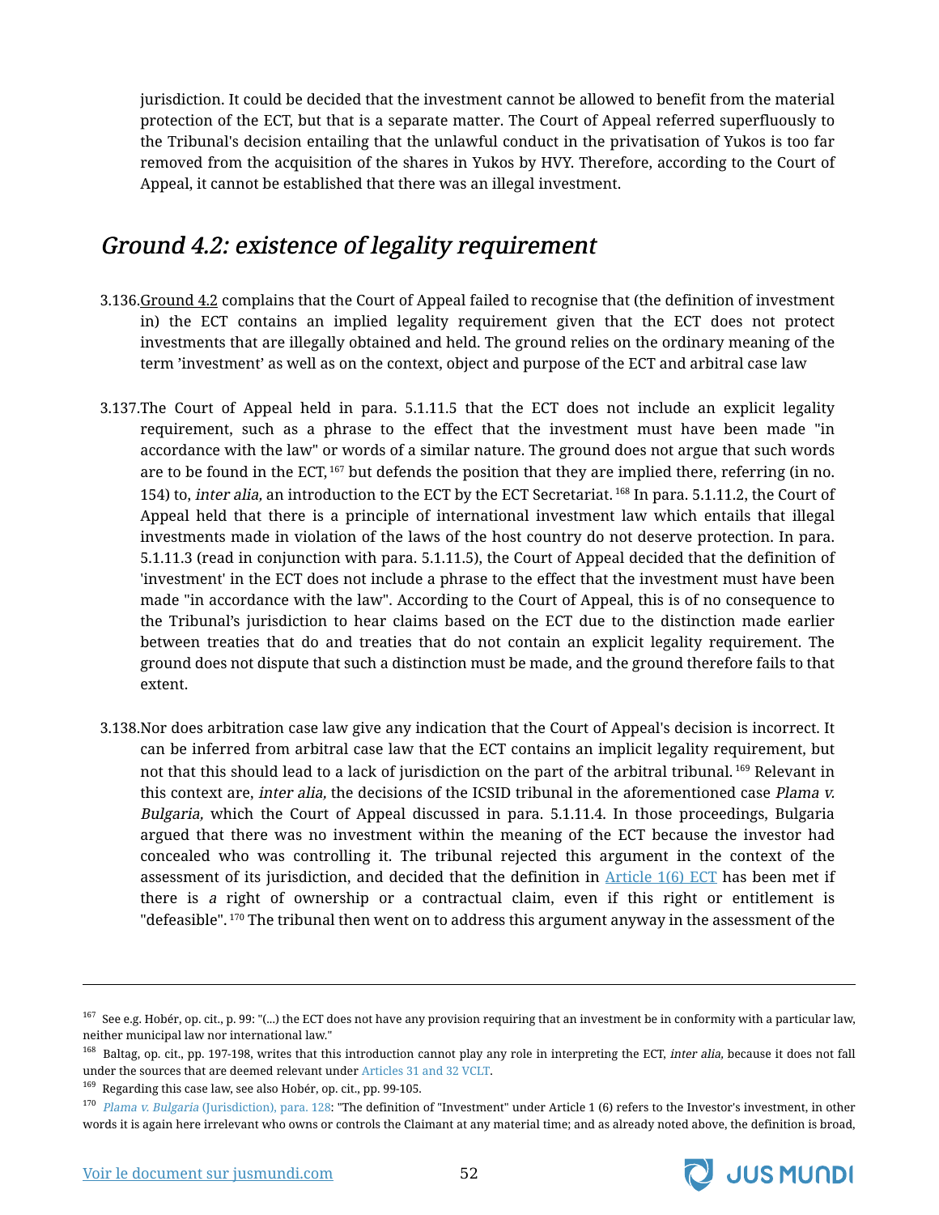jurisdiction. It could be decided that the investment cannot be allowed to benefit from the material protection of the ECT, but that is a separate matter. The Court of Appeal referred superfluously to the Tribunal's decision entailing that the unlawful conduct in the privatisation of Yukos is too far removed from the acquisition of the shares in Yukos by HVY. Therefore, according to the Court of Appeal, it cannot be established that there was an illegal investment.

## *Ground 4.2: existence of legality requirement*

3.136. Ground 4.2 complains that the Court of Appeal failed to recognise that (the definition of investment in) the ECT contains an implied legality requirement given that the ECT does not protect investments that are illegally obtained and held. The ground relies on the ordinary meaning of the term 'investment' as well as on the context, object and purpose of the ECT and arbitral case law

3.137. The Court of Appeal held in para. 5.1.11.5 that the ECT does not include an explicit legality requirement, such as a phrase to the effect that the investment must have been made "in accordance with the law" or words of a similar nature. The ground does not argue that such words are to be found in the ECT,[167] but defends the position that they are implied there, referring (in no. 154) to, *inter alia,* an introduction to the ECT by the ECT Secretariat.[168] In para. 5.1.11.2, the Court of Appeal held that there is a principle of international investment law which entails that illegal investments made in violation of the laws of the host country do not deserve protection. In para. 5.1.11.3 (read in conjunction with para. 5.1.11.5), the Court of Appeal decided that the definition of 'investment' in the ECT does not include a phrase to the effect that the investment must have been made "in accordance with the law". According to the Court of Appeal, this is of no consequence to the Tribunal's jurisdiction to hear claims based on the ECT due to the distinction made earlier between treaties that do and treaties that do not contain an explicit legality requirement. The ground does not dispute that such a distinction must be made, and the ground therefore fails to that extent.

3.138. Nor does arbitration case law give any indication that the Court of Appeal's decision is incorrect. It can be inferred from arbitral case law that the ECT contains an implicit legality requirement, but not that this should lead to a lack of jurisdiction on the part of the arbitral tribunal.[169] Relevant in this context are, *inter alia,* the decisions of the ICSID tribunal in the aforementioned case *Plama v. Bulgaria,* which the Court of Appeal discussed in para. 5.1.11.4. In those proceedings, Bulgaria argued that there was no investment within the meaning of the ECT because the investor had concealed who was controlling it. The tribunal rejected this argument in the context of the assessment of its jurisdiction, and decided that the definition in Article 1(6) ECT has been met if there is *a* right of ownership or a contractual claim, even if this right or entitlement is "defeasible".[170] The tribunal then went on to address this argument anyway in the assessment of the

---

[167] See e.g. Hobér, op. cit., p. 99: "(...) the ECT does not have any provision requiring that an investment be in conformity with a particular law, neither municipal law nor international law."

[168] Baltag, op. cit., pp. 197-198, writes that this introduction cannot play any role in interpreting the ECT, *inter alia,* because it does not fall under the sources that are deemed relevant under Articles 31 and 32 VCLT.

[169] Regarding this case law, see also Hobér, op. cit., pp. 99-105.

[170] *Plama v. Bulgaria* (Jurisdiction), para. 128: "The definition of "Investment" under Article 1 (6) refers to the Investor's investment, in other words it is again here irrelevant who owns or controls the Claimant at any material time; and as already noted above, the definition is broad,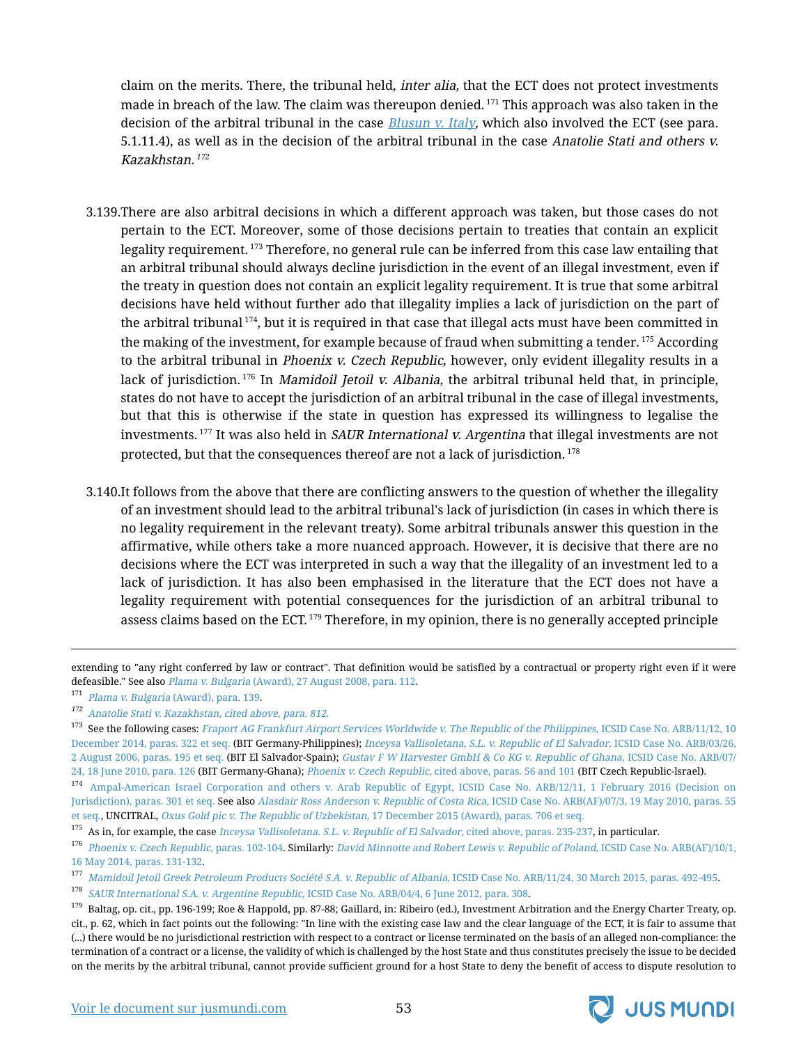claim on the merits. There, the tribunal held, *inter alia,* that the ECT does not protect investments made in breach of the law. The claim was thereupon denied. [171] This approach was also taken in the decision of the arbitral tribunal in the case *Blusun v. Italy*, which also involved the ECT (see para. 5.1.11.4), as well as in the decision of the arbitral tribunal in the case *Anatolie Stati and others v. Kazakhstan.* [172]

3.139.There are also arbitral decisions in which a different approach was taken, but those cases do not pertain to the ECT. Moreover, some of those decisions pertain to treaties that contain an explicit legality requirement. [173] Therefore, no general rule can be inferred from this case law entailing that an arbitral tribunal should always decline jurisdiction in the event of an illegal investment, even if the treaty in question does not contain an explicit legality requirement. It is true that some arbitral decisions have held without further ado that illegality implies a lack of jurisdiction on the part of the arbitral tribunal [174], but it is required in that case that illegal acts must have been committed in the making of the investment, for example because of fraud when submitting a tender. [175] According to the arbitral tribunal in *Phoenix v. Czech Republic,* however, only evident illegality results in a lack of jurisdiction. [176] In *Mamidoil Jetoil v. Albania,* the arbitral tribunal held that, in principle, states do not have to accept the jurisdiction of an arbitral tribunal in the case of illegal investments, but that this is otherwise if the state in question has expressed its willingness to legalise the investments. [177] It was also held in *SAUR International v. Argentina* that illegal investments are not protected, but that the consequences thereof are not a lack of jurisdiction. [178]

3.140.It follows from the above that there are conflicting answers to the question of whether the illegality of an investment should lead to the arbitral tribunal's lack of jurisdiction (in cases in which there is no legality requirement in the relevant treaty). Some arbitral tribunals answer this question in the affirmative, while others take a more nuanced approach. However, it is decisive that there are no decisions where the ECT was interpreted in such a way that the illegality of an investment led to a lack of jurisdiction. It has also been emphasised in the literature that the ECT does not have a legality requirement with potential consequences for the jurisdiction of an arbitral tribunal to assess claims based on the ECT. [179] Therefore, in my opinion, there is no generally accepted principle

---

extending to "any right conferred by law or contract". That definition would be satisfied by a contractual or property right even if it were defeasible." See also *Plama v. Bulgaria* (Award), 27 August 2008, para. 112.

[171] *Plama v. Bulgaria* (Award), para. 139.

[172] *Anatolie Stati v. Kazakhstan, cited above, para. 812.*

[173] See the following cases: *Fraport AG Frankfurt Airport Services Worldwide v. The Republic of the Philippines,* ICSID Case No. ARB/11/12, 10 December 2014, paras. 322 et seq. (BIT Germany-Philippines); *Inceysa Vallisoletana, S.L. v. Republic of El Salvador,* ICSID Case No. ARB/03/26, 2 August 2006, paras. 195 et seq. (BIT El Salvador-Spain); *Gustav F W Harvester GmbH & Co KG v. Republic of Ghana,* ICSID Case No. ARB/07/24, 18 June 2010, para. 126 (BIT Germany-Ghana); *Phoenix v. Czech Republic,* cited above, paras. 56 and 101 (BIT Czech Republic-lsrael).

[174] Ampal-American Israel Corporation and others v. Arab Republic of Egypt, ICSID Case No. ARB/12/11, 1 February 2016 (Decision on Jurisdiction), paras. 301 et seq. See also *Alasdair Ross Anderson v. Republic of Costa Rica,* ICSID Case No. ARB(AF)/07/3, 19 May 2010, paras. 55 et seq., UNCITRAL, *Oxus Gold pic v. The Republic of Uzbekistan,* 17 December 2015 (Award), paras. 706 et seq.

[175] As in, for example, the case *Inceysa Vallisoletana. S.L. v. Republic of El Salvador,* cited above, paras. 235-237, in particular.

[176] *Phoenix v. Czech Republic,* paras. 102-104. Similarly: *David Minnotte and Robert Lewis v. Republic of Poland,* ICSID Case No. ARB(AF)/10/1, 16 May 2014, paras. 131-132.

[177] *Mamidoil Jetoil Greek Petroleum Products Société S.A. v. Republic of Albania,* ICSID Case No. ARB/11/24, 30 March 2015, paras. 492-495.

[178] *SAUR International S.A. v. Argentine Republic,* ICSID Case No. ARB/04/4, 6 June 2012, para. 308.

[179] Baltag, op. cit., pp. 196-199; Roe & Happold, pp. 87-88; Gaillard, in: Ribeiro (ed.), Investment Arbitration and the Energy Charter Treaty, op. cit., p. 62, which in fact points out the following: "In line with the existing case law and the clear language of the ECT, it is fair to assume that (...) there would be no jurisdictional restriction with respect to a contract or license terminated on the basis of an alleged non-compliance: the termination of a contract or a license, the validity of which is challenged by the host State and thus constitutes precisely the issue to be decided on the merits by the arbitral tribunal, cannot provide sufficient ground for a host State to deny the benefit of access to dispute resolution to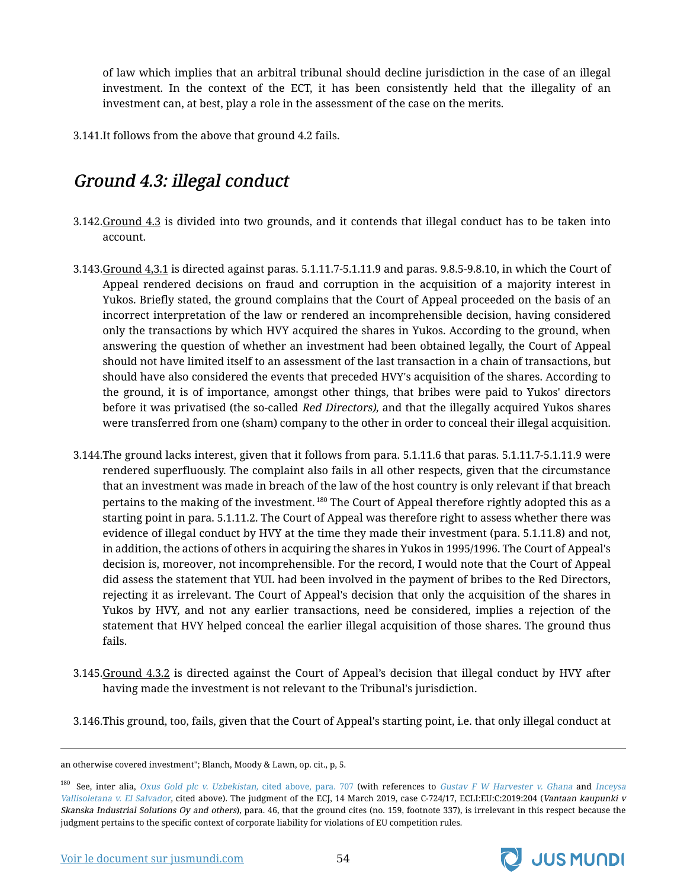of law which implies that an arbitral tribunal should decline jurisdiction in the case of an illegal investment. In the context of the ECT, it has been consistently held that the illegality of an investment can, at best, play a role in the assessment of the case on the merits.

3.141.It follows from the above that ground 4.2 fails.

## *Ground 4.3: illegal conduct*

3.142.Ground 4.3 is divided into two grounds, and it contends that illegal conduct has to be taken into account.

3.143.Ground 4,3.1 is directed against paras. 5.1.11.7-5.1.11.9 and paras. 9.8.5-9.8.10, in which the Court of Appeal rendered decisions on fraud and corruption in the acquisition of a majority interest in Yukos. Briefly stated, the ground complains that the Court of Appeal proceeded on the basis of an incorrect interpretation of the law or rendered an incomprehensible decision, having considered only the transactions by which HVY acquired the shares in Yukos. According to the ground, when answering the question of whether an investment had been obtained legally, the Court of Appeal should not have limited itself to an assessment of the last transaction in a chain of transactions, but should have also considered the events that preceded HVY's acquisition of the shares. According to the ground, it is of importance, amongst other things, that bribes were paid to Yukos' directors before it was privatised (the so-called *Red Directors),* and that the illegally acquired Yukos shares were transferred from one (sham) company to the other in order to conceal their illegal acquisition.

3.144.The ground lacks interest, given that it follows from para. 5.1.11.6 that paras. 5.1.11.7-5.1.11.9 were rendered superfluously. The complaint also fails in all other respects, given that the circumstance that an investment was made in breach of the law of the host country is only relevant if that breach pertains to the making of the investment.[180] The Court of Appeal therefore rightly adopted this as a starting point in para. 5.1.11.2. The Court of Appeal was therefore right to assess whether there was evidence of illegal conduct by HVY at the time they made their investment (para. 5.1.11.8) and not, in addition, the actions of others in acquiring the shares in Yukos in 1995/1996. The Court of Appeal's decision is, moreover, not incomprehensible. For the record, I would note that the Court of Appeal did assess the statement that YUL had been involved in the payment of bribes to the Red Directors, rejecting it as irrelevant. The Court of Appeal's decision that only the acquisition of the shares in Yukos by HVY, and not any earlier transactions, need be considered, implies a rejection of the statement that HVY helped conceal the earlier illegal acquisition of those shares. The ground thus fails.

3.145.Ground 4.3.2 is directed against the Court of Appeal's decision that illegal conduct by HVY after having made the investment is not relevant to the Tribunal's jurisdiction.

3.146.This ground, too, fails, given that the Court of Appeal's starting point, i.e. that only illegal conduct at

---

an otherwise covered investment"; Blanch, Moody & Lawn, op. cit., p, 5.

[180] See, inter alia, *Oxus Gold plc v. Uzbekistan,* cited above, para. 707 (with references to *Gustav F W Harvester v. Ghana* and *Inceysa Vallisoletana v. El Salvador*, cited above). The judgment of the ECJ, 14 March 2019, case C-724/17, ECLI:EU:C:2019:204 (*Vantaan kaupunki v Skanska Industrial Solutions Oy and others*), para. 46, that the ground cites (no. 159, footnote 337), is irrelevant in this respect because the judgment pertains to the specific context of corporate liability for violations of EU competition rules.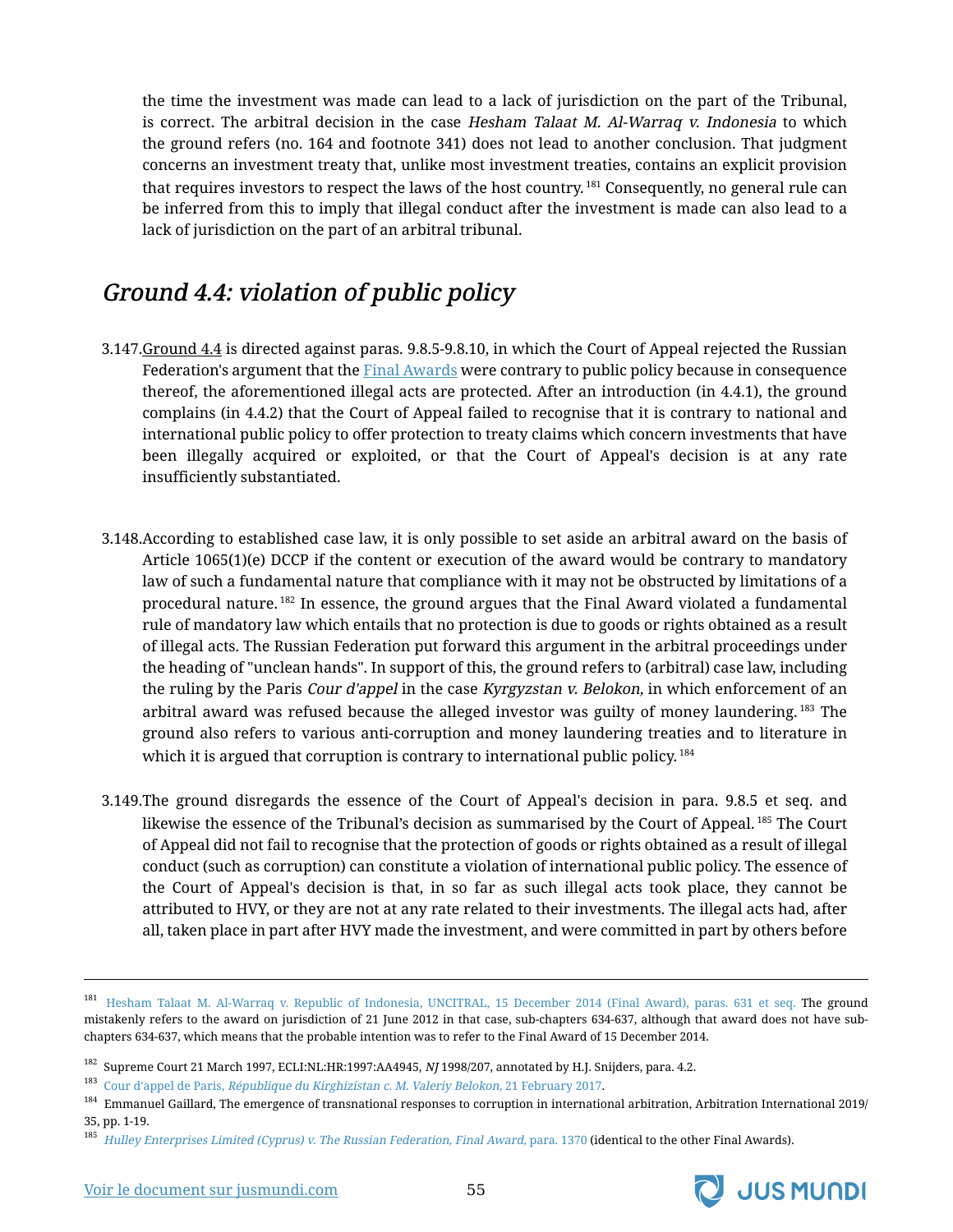the time the investment was made can lead to a lack of jurisdiction on the part of the Tribunal, is correct. The arbitral decision in the case *Hesham Talaat M. Al-Warraq v. Indonesia* to which the ground refers (no. 164 and footnote 341) does not lead to another conclusion. That judgment concerns an investment treaty that, unlike most investment treaties, contains an explicit provision that requires investors to respect the laws of the host country.[181] Consequently, no general rule can be inferred from this to imply that illegal conduct after the investment is made can also lead to a lack of jurisdiction on the part of an arbitral tribunal.

## *Ground 4.4: violation of public policy*

3.147. Ground 4.4 is directed against paras. 9.8.5-9.8.10, in which the Court of Appeal rejected the Russian Federation's argument that the Final Awards were contrary to public policy because in consequence thereof, the aforementioned illegal acts are protected. After an introduction (in 4.4.1), the ground complains (in 4.4.2) that the Court of Appeal failed to recognise that it is contrary to national and international public policy to offer protection to treaty claims which concern investments that have been illegally acquired or exploited, or that the Court of Appeal's decision is at any rate insufficiently substantiated.

3.148. According to established case law, it is only possible to set aside an arbitral award on the basis of Article 1065(1)(e) DCCP if the content or execution of the award would be contrary to mandatory law of such a fundamental nature that compliance with it may not be obstructed by limitations of a procedural nature.[182] In essence, the ground argues that the Final Award violated a fundamental rule of mandatory law which entails that no protection is due to goods or rights obtained as a result of illegal acts. The Russian Federation put forward this argument in the arbitral proceedings under the heading of "unclean hands". In support of this, the ground refers to (arbitral) case law, including the ruling by the Paris *Cour d'appel* in the case *Kyrgyzstan v. Belokon,* in which enforcement of an arbitral award was refused because the alleged investor was guilty of money laundering.[183] The ground also refers to various anti-corruption and money laundering treaties and to literature in which it is argued that corruption is contrary to international public policy.[184]

3.149. The ground disregards the essence of the Court of Appeal's decision in para. 9.8.5 et seq. and likewise the essence of the Tribunal's decision as summarised by the Court of Appeal.[185] The Court of Appeal did not fail to recognise that the protection of goods or rights obtained as a result of illegal conduct (such as corruption) can constitute a violation of international public policy. The essence of the Court of Appeal's decision is that, in so far as such illegal acts took place, they cannot be attributed to HVY, or they are not at any rate related to their investments. The illegal acts had, after all, taken place in part after HVY made the investment, and were committed in part by others before

---

[181] Hesham Talaat M. Al-Warraq v. Republic of Indonesia, UNCITRAL, 15 December 2014 (Final Award), paras. 631 et seq. The ground mistakenly refers to the award on jurisdiction of 21 June 2012 in that case, sub-chapters 634-637, although that award does not have sub-chapters 634-637, which means that the probable intention was to refer to the Final Award of 15 December 2014.

[182] Supreme Court 21 March 1997, ECLI:NL:HR:1997:AA4945, *NJ* 1998/207, annotated by H.J. Snijders, para. 4.2.

[183] Cour d'appel de Paris, *République du Kirghizistan c. M. Valeriy Belokon,* 21 February 2017.

[184] Emmanuel Gaillard, The emergence of transnational responses to corruption in international arbitration, Arbitration International 2019/35, pp. 1-19.

[185] *Hulley Enterprises Limited (Cyprus) v. The Russian Federation, Final Award,* para. 1370 (identical to the other Final Awards).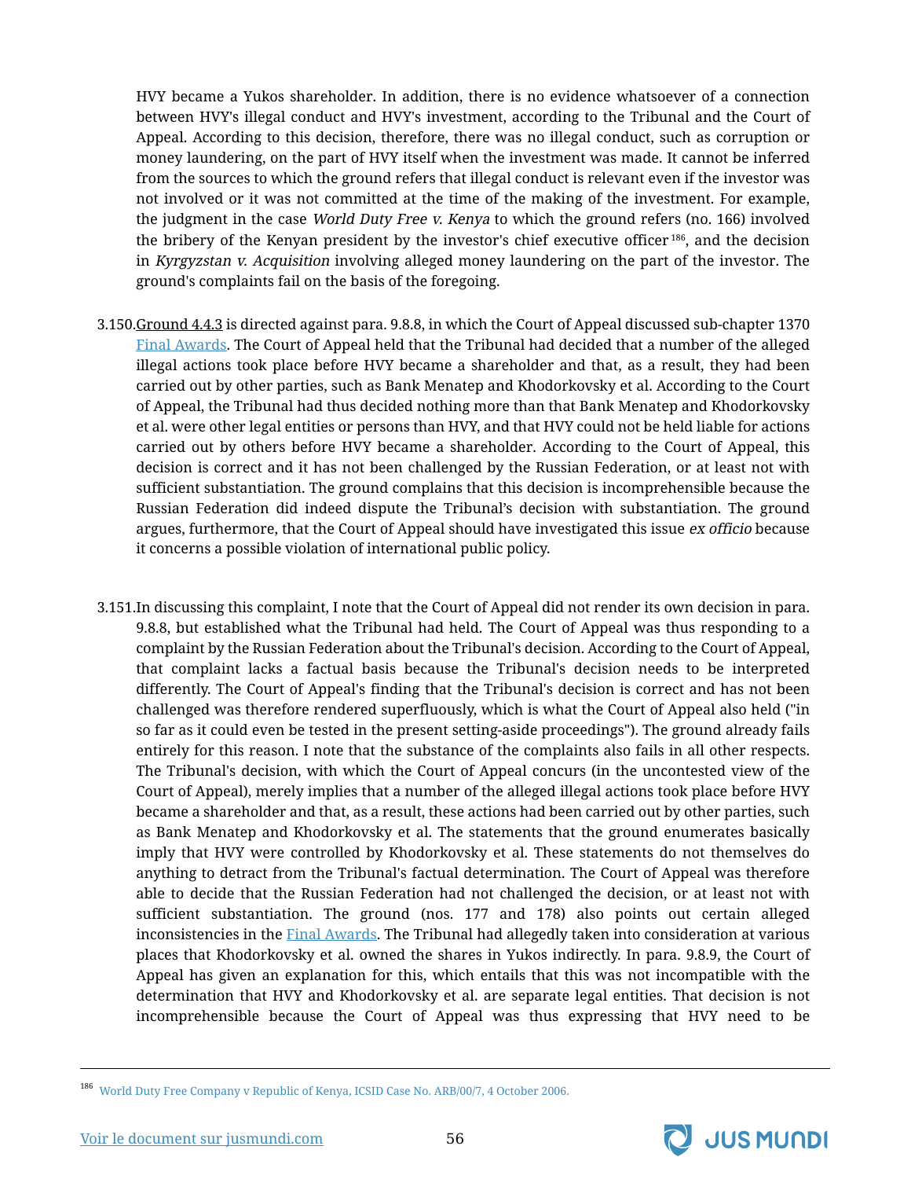HVY became a Yukos shareholder. In addition, there is no evidence whatsoever of a connection between HVY's illegal conduct and HVY's investment, according to the Tribunal and the Court of Appeal. According to this decision, therefore, there was no illegal conduct, such as corruption or money laundering, on the part of HVY itself when the investment was made. It cannot be inferred from the sources to which the ground refers that illegal conduct is relevant even if the investor was not involved or it was not committed at the time of the making of the investment. For example, the judgment in the case *World Duty Free v. Kenya* to which the ground refers (no. 166) involved the bribery of the Kenyan president by the investor's chief executive officer[186], and the decision in *Kyrgyzstan v. Acquisition* involving alleged money laundering on the part of the investor. The ground's complaints fail on the basis of the foregoing.

3.150. Ground 4.4.3 is directed against para. 9.8.8, in which the Court of Appeal discussed sub-chapter 1370 Final Awards. The Court of Appeal held that the Tribunal had decided that a number of the alleged illegal actions took place before HVY became a shareholder and that, as a result, they had been carried out by other parties, such as Bank Menatep and Khodorkovsky et al. According to the Court of Appeal, the Tribunal had thus decided nothing more than that Bank Menatep and Khodorkovsky et al. were other legal entities or persons than HVY, and that HVY could not be held liable for actions carried out by others before HVY became a shareholder. According to the Court of Appeal, this decision is correct and it has not been challenged by the Russian Federation, or at least not with sufficient substantiation. The ground complains that this decision is incomprehensible because the Russian Federation did indeed dispute the Tribunal's decision with substantiation. The ground argues, furthermore, that the Court of Appeal should have investigated this issue *ex officio* because it concerns a possible violation of international public policy.

3.151. In discussing this complaint, I note that the Court of Appeal did not render its own decision in para. 9.8.8, but established what the Tribunal had held. The Court of Appeal was thus responding to a complaint by the Russian Federation about the Tribunal's decision. According to the Court of Appeal, that complaint lacks a factual basis because the Tribunal's decision needs to be interpreted differently. The Court of Appeal's finding that the Tribunal's decision is correct and has not been challenged was therefore rendered superfluously, which is what the Court of Appeal also held ("in so far as it could even be tested in the present setting-aside proceedings"). The ground already fails entirely for this reason. I note that the substance of the complaints also fails in all other respects. The Tribunal's decision, with which the Court of Appeal concurs (in the uncontested view of the Court of Appeal), merely implies that a number of the alleged illegal actions took place before HVY became a shareholder and that, as a result, these actions had been carried out by other parties, such as Bank Menatep and Khodorkovsky et al. The statements that the ground enumerates basically imply that HVY were controlled by Khodorkovsky et al. These statements do not themselves do anything to detract from the Tribunal's factual determination. The Court of Appeal was therefore able to decide that the Russian Federation had not challenged the decision, or at least not with sufficient substantiation. The ground (nos. 177 and 178) also points out certain alleged inconsistencies in the Final Awards. The Tribunal had allegedly taken into consideration at various places that Khodorkovsky et al. owned the shares in Yukos indirectly. In para. 9.8.9, the Court of Appeal has given an explanation for this, which entails that this was not incompatible with the determination that HVY and Khodorkovsky et al. are separate legal entities. That decision is not incomprehensible because the Court of Appeal was thus expressing that HVY need to be

[186] World Duty Free Company v Republic of Kenya, ICSID Case No. ARB/00/7, 4 October 2006.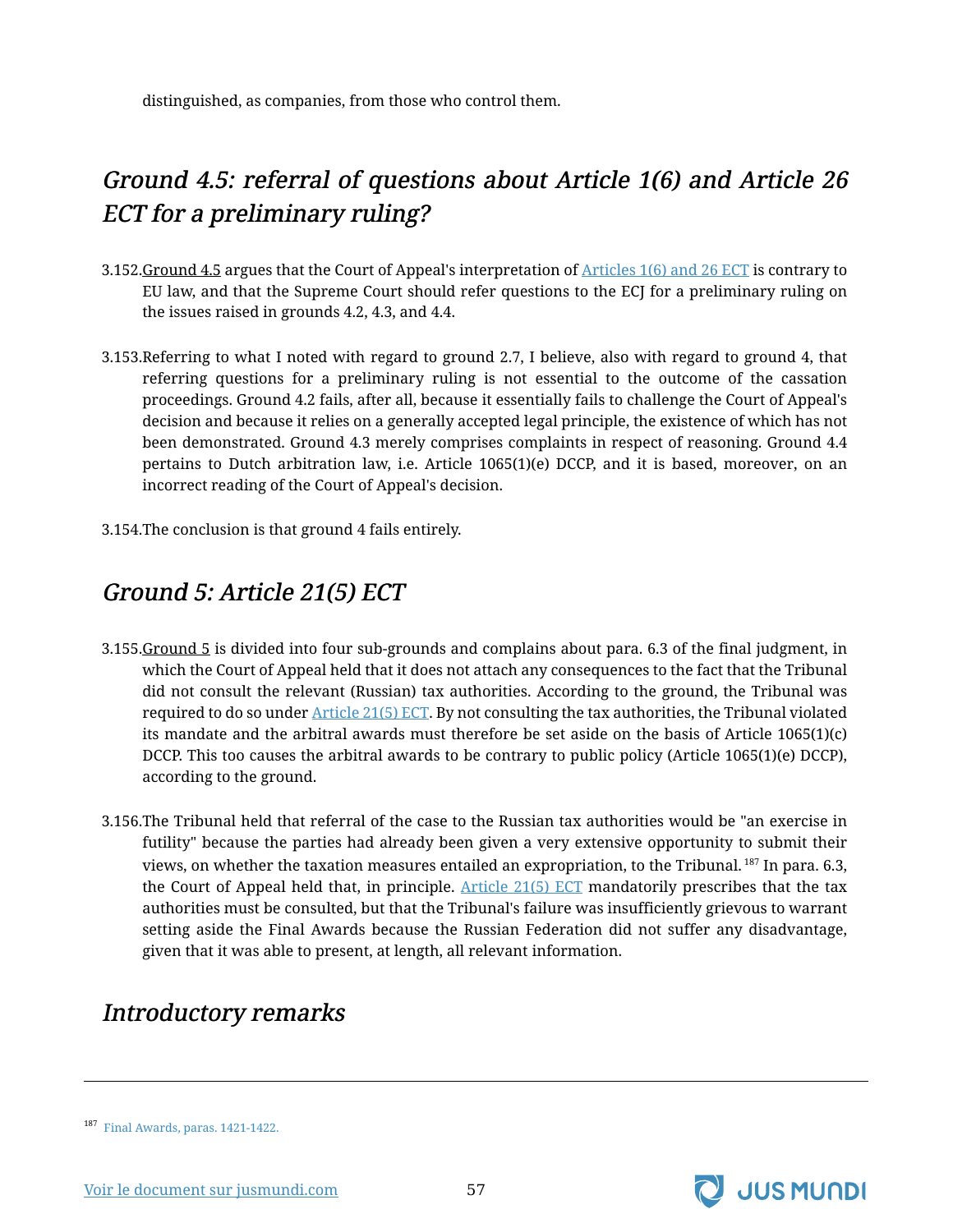distinguished, as companies, from those who control them.

## *Ground 4.5: referral of questions about Article 1(6) and Article 26 ECT for a preliminary ruling?*

3.152. Ground 4.5 argues that the Court of Appeal's interpretation of Articles 1(6) and 26 ECT is contrary to EU law, and that the Supreme Court should refer questions to the ECJ for a preliminary ruling on the issues raised in grounds 4.2, 4.3, and 4.4.

3.153. Referring to what I noted with regard to ground 2.7, I believe, also with regard to ground 4, that referring questions for a preliminary ruling is not essential to the outcome of the cassation proceedings. Ground 4.2 fails, after all, because it essentially fails to challenge the Court of Appeal's decision and because it relies on a generally accepted legal principle, the existence of which has not been demonstrated. Ground 4.3 merely comprises complaints in respect of reasoning. Ground 4.4 pertains to Dutch arbitration law, i.e. Article 1065(1)(e) DCCP, and it is based, moreover, on an incorrect reading of the Court of Appeal's decision.

3.154. The conclusion is that ground 4 fails entirely.

## *Ground 5: Article 21(5) ECT*

3.155. Ground 5 is divided into four sub-grounds and complains about para. 6.3 of the final judgment, in which the Court of Appeal held that it does not attach any consequences to the fact that the Tribunal did not consult the relevant (Russian) tax authorities. According to the ground, the Tribunal was required to do so under Article 21(5) ECT. By not consulting the tax authorities, the Tribunal violated its mandate and the arbitral awards must therefore be set aside on the basis of Article 1065(1)(c) DCCP. This too causes the arbitral awards to be contrary to public policy (Article 1065(1)(e) DCCP), according to the ground.

3.156. The Tribunal held that referral of the case to the Russian tax authorities would be "an exercise in futility" because the parties had already been given a very extensive opportunity to submit their views, on whether the taxation measures entailed an expropriation, to the Tribunal. [187] In para. 6.3, the Court of Appeal held that, in principle. Article 21(5) ECT mandatorily prescribes that the tax authorities must be consulted, but that the Tribunal's failure was insufficiently grievous to warrant setting aside the Final Awards because the Russian Federation did not suffer any disadvantage, given that it was able to present, at length, all relevant information.

## *Introductory remarks*

---

[187] Final Awards, paras. 1421-1422.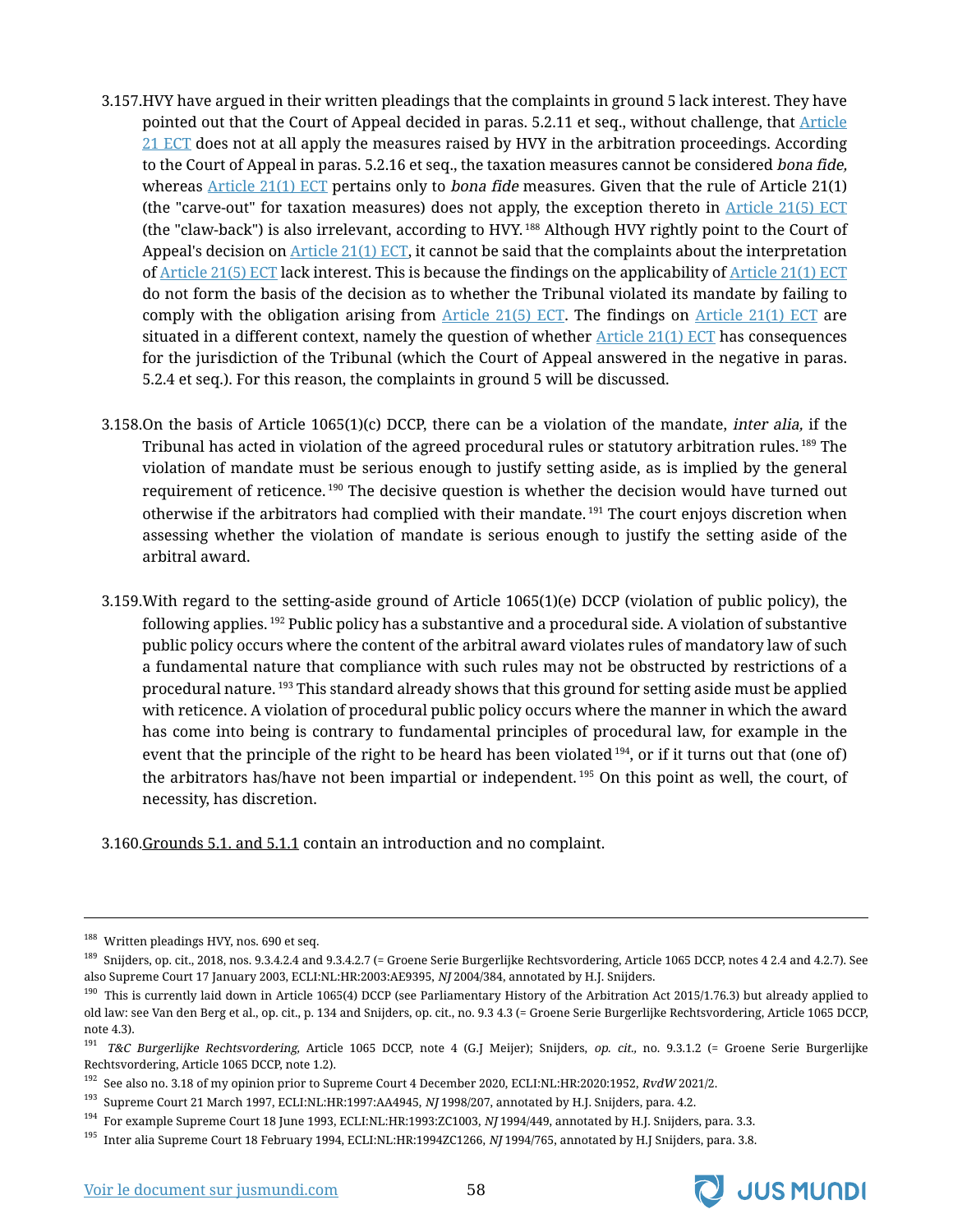3.157.HVY have argued in their written pleadings that the complaints in ground 5 lack interest. They have pointed out that the Court of Appeal decided in paras. 5.2.11 et seq., without challenge, that Article 21 ECT does not at all apply the measures raised by HVY in the arbitration proceedings. According to the Court of Appeal in paras. 5.2.16 et seq., the taxation measures cannot be considered *bona fide,* whereas Article 21(1) ECT pertains only to *bona fide* measures. Given that the rule of Article 21(1) (the "carve-out" for taxation measures) does not apply, the exception thereto in Article 21(5) ECT (the "claw-back") is also irrelevant, according to HVY.[188] Although HVY rightly point to the Court of Appeal's decision on Article 21(1) ECT, it cannot be said that the complaints about the interpretation of Article 21(5) ECT lack interest. This is because the findings on the applicability of Article 21(1) ECT do not form the basis of the decision as to whether the Tribunal violated its mandate by failing to comply with the obligation arising from Article 21(5) ECT. The findings on Article 21(1) ECT are situated in a different context, namely the question of whether Article 21(1) ECT has consequences for the jurisdiction of the Tribunal (which the Court of Appeal answered in the negative in paras. 5.2.4 et seq.). For this reason, the complaints in ground 5 will be discussed.

3.158.On the basis of Article 1065(1)(c) DCCP, there can be a violation of the mandate, *inter alia,* if the Tribunal has acted in violation of the agreed procedural rules or statutory arbitration rules.[189] The violation of mandate must be serious enough to justify setting aside, as is implied by the general requirement of reticence.[190] The decisive question is whether the decision would have turned out otherwise if the arbitrators had complied with their mandate.[191] The court enjoys discretion when assessing whether the violation of mandate is serious enough to justify the setting aside of the arbitral award.

3.159.With regard to the setting-aside ground of Article 1065(1)(e) DCCP (violation of public policy), the following applies.[192] Public policy has a substantive and a procedural side. A violation of substantive public policy occurs where the content of the arbitral award violates rules of mandatory law of such a fundamental nature that compliance with such rules may not be obstructed by restrictions of a procedural nature.[193] This standard already shows that this ground for setting aside must be applied with reticence. A violation of procedural public policy occurs where the manner in which the award has come into being is contrary to fundamental principles of procedural law, for example in the event that the principle of the right to be heard has been violated[194], or if it turns out that (one of) the arbitrators has/have not been impartial or independent.[195] On this point as well, the court, of necessity, has discretion.

3.160.Grounds 5.1. and 5.1.1 contain an introduction and no complaint.

---

[188] Written pleadings HVY, nos. 690 et seq.

[189] Snijders, op. cit., 2018, nos. 9.3.4.2.4 and 9.3.4.2.7 (= Groene Serie Burgerlijke Rechtsvordering, Article 1065 DCCP, notes 4 2.4 and 4.2.7). See also Supreme Court 17 January 2003, ECLI:NL:HR:2003:AE9395, *NJ* 2004/384, annotated by H.J. Snijders.

[190] This is currently laid down in Article 1065(4) DCCP (see Parliamentary History of the Arbitration Act 2015/1.76.3) but already applied to old law: see Van den Berg et al., op. cit., p. 134 and Snijders, op. cit., no. 9.3 4.3 (= Groene Serie Burgerlijke Rechtsvordering, Article 1065 DCCP, note 4.3).

[191] *T&C Burgerlijke Rechtsvordering,* Article 1065 DCCP, note 4 (G.J Meijer); Snijders, *op. cit.,* no. 9.3.1.2 (= Groene Serie Burgerlijke Rechtsvordering, Article 1065 DCCP, note 1.2).

[192] See also no. 3.18 of my opinion prior to Supreme Court 4 December 2020, ECLI:NL:HR:2020:1952, *RvdW* 2021/2.

[193] Supreme Court 21 March 1997, ECLI:NL:HR:1997:AA4945, *NJ* 1998/207, annotated by H.J. Snijders, para. 4.2.

[194] For example Supreme Court 18 June 1993, ECLI:NL:HR:1993:ZC1003, *NJ* 1994/449, annotated by H.J. Snijders, para. 3.3.

[195] Inter alia Supreme Court 18 February 1994, ECLI:NL:HR:1994ZC1266, *NJ* 1994/765, annotated by H.J Snijders, para. 3.8.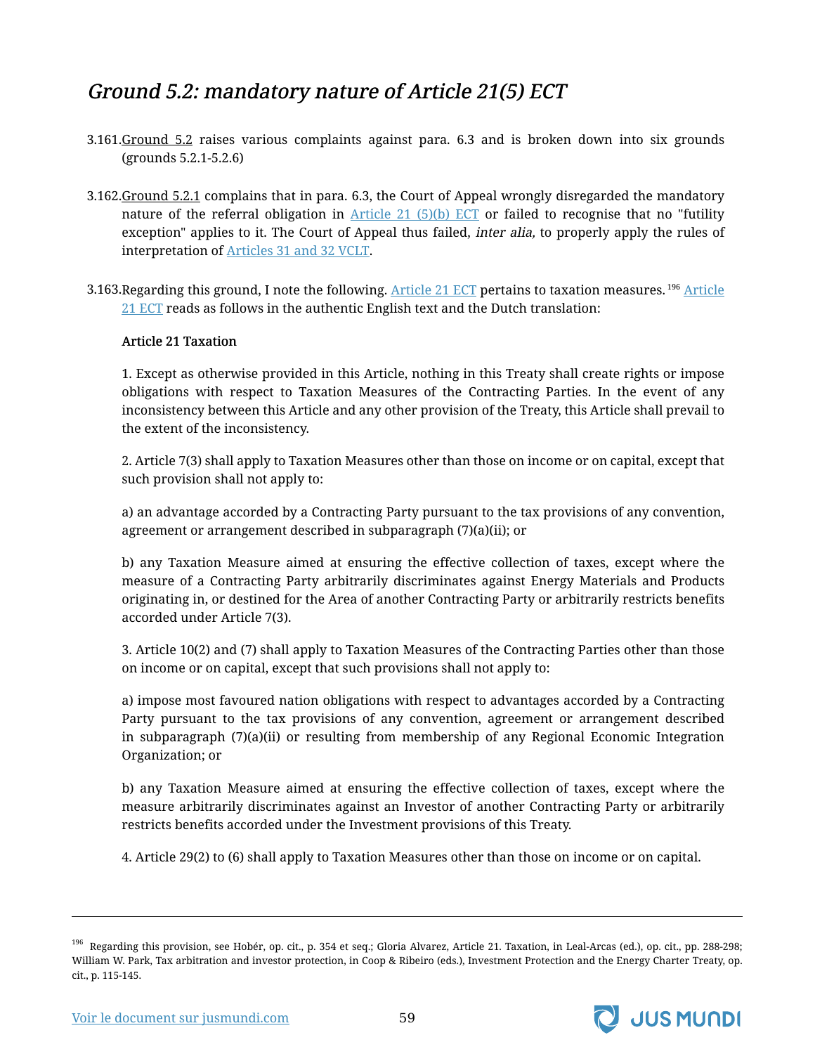## *Ground 5.2: mandatory nature of Article 21(5) ECT*

3.161. Ground 5.2 raises various complaints against para. 6.3 and is broken down into six grounds (grounds 5.2.1-5.2.6)

3.162. Ground 5.2.1 complains that in para. 6.3, the Court of Appeal wrongly disregarded the mandatory nature of the referral obligation in Article 21 (5)(b) ECT or failed to recognise that no "futility exception" applies to it. The Court of Appeal thus failed, *inter alia,* to properly apply the rules of interpretation of Articles 31 and 32 VCLT.

3.163. Regarding this ground, I note the following. Article 21 ECT pertains to taxation measures.[196] Article 21 ECT reads as follows in the authentic English text and the Dutch translation:

**Article 21 Taxation**

1. Except as otherwise provided in this Article, nothing in this Treaty shall create rights or impose obligations with respect to Taxation Measures of the Contracting Parties. In the event of any inconsistency between this Article and any other provision of the Treaty, this Article shall prevail to the extent of the inconsistency.

2. Article 7(3) shall apply to Taxation Measures other than those on income or on capital, except that such provision shall not apply to:

a) an advantage accorded by a Contracting Party pursuant to the tax provisions of any convention, agreement or arrangement described in subparagraph (7)(a)(ii); or

b) any Taxation Measure aimed at ensuring the effective collection of taxes, except where the measure of a Contracting Party arbitrarily discriminates against Energy Materials and Products originating in, or destined for the Area of another Contracting Party or arbitrarily restricts benefits accorded under Article 7(3).

3. Article 10(2) and (7) shall apply to Taxation Measures of the Contracting Parties other than those on income or on capital, except that such provisions shall not apply to:

a) impose most favoured nation obligations with respect to advantages accorded by a Contracting Party pursuant to the tax provisions of any convention, agreement or arrangement described in subparagraph (7)(a)(ii) or resulting from membership of any Regional Economic Integration Organization; or

b) any Taxation Measure aimed at ensuring the effective collection of taxes, except where the measure arbitrarily discriminates against an Investor of another Contracting Party or arbitrarily restricts benefits accorded under the Investment provisions of this Treaty.

4. Article 29(2) to (6) shall apply to Taxation Measures other than those on income or on capital.

---

[196] Regarding this provision, see Hobér, op. cit., p. 354 et seq.; Gloria Alvarez, Article 21. Taxation, in Leal-Arcas (ed.), op. cit., pp. 288-298; William W. Park, Tax arbitration and investor protection, in Coop & Ribeiro (eds.), Investment Protection and the Energy Charter Treaty, op. cit., p. 115-145.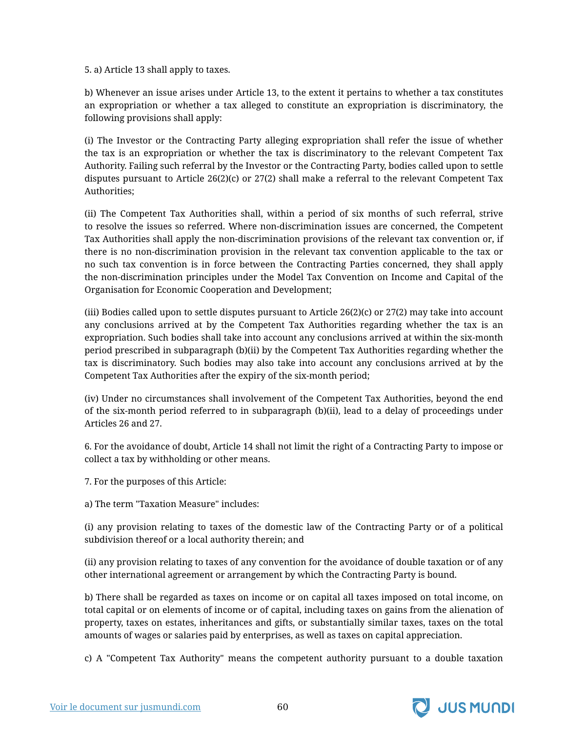5. a) Article 13 shall apply to taxes.

b) Whenever an issue arises under Article 13, to the extent it pertains to whether a tax constitutes an expropriation or whether a tax alleged to constitute an expropriation is discriminatory, the following provisions shall apply:

(i) The Investor or the Contracting Party alleging expropriation shall refer the issue of whether the tax is an expropriation or whether the tax is discriminatory to the relevant Competent Tax Authority. Failing such referral by the Investor or the Contracting Party, bodies called upon to settle disputes pursuant to Article 26(2)(c) or 27(2) shall make a referral to the relevant Competent Tax Authorities;

(ii) The Competent Tax Authorities shall, within a period of six months of such referral, strive to resolve the issues so referred. Where non-discrimination issues are concerned, the Competent Tax Authorities shall apply the non-discrimination provisions of the relevant tax convention or, if there is no non-discrimination provision in the relevant tax convention applicable to the tax or no such tax convention is in force between the Contracting Parties concerned, they shall apply the non-discrimination principles under the Model Tax Convention on Income and Capital of the Organisation for Economic Cooperation and Development;

(iii) Bodies called upon to settle disputes pursuant to Article 26(2)(c) or 27(2) may take into account any conclusions arrived at by the Competent Tax Authorities regarding whether the tax is an expropriation. Such bodies shall take into account any conclusions arrived at within the six-month period prescribed in subparagraph (b)(ii) by the Competent Tax Authorities regarding whether the tax is discriminatory. Such bodies may also take into account any conclusions arrived at by the Competent Tax Authorities after the expiry of the six-month period;

(iv) Under no circumstances shall involvement of the Competent Tax Authorities, beyond the end of the six-month period referred to in subparagraph (b)(ii), lead to a delay of proceedings under Articles 26 and 27.

6. For the avoidance of doubt, Article 14 shall not limit the right of a Contracting Party to impose or collect a tax by withholding or other means.

7. For the purposes of this Article:

a) The term "Taxation Measure" includes:

(i) any provision relating to taxes of the domestic law of the Contracting Party or of a political subdivision thereof or a local authority therein; and

(ii) any provision relating to taxes of any convention for the avoidance of double taxation or of any other international agreement or arrangement by which the Contracting Party is bound.

b) There shall be regarded as taxes on income or on capital all taxes imposed on total income, on total capital or on elements of income or of capital, including taxes on gains from the alienation of property, taxes on estates, inheritances and gifts, or substantially similar taxes, taxes on the total amounts of wages or salaries paid by enterprises, as well as taxes on capital appreciation.

c) A "Competent Tax Authority" means the competent authority pursuant to a double taxation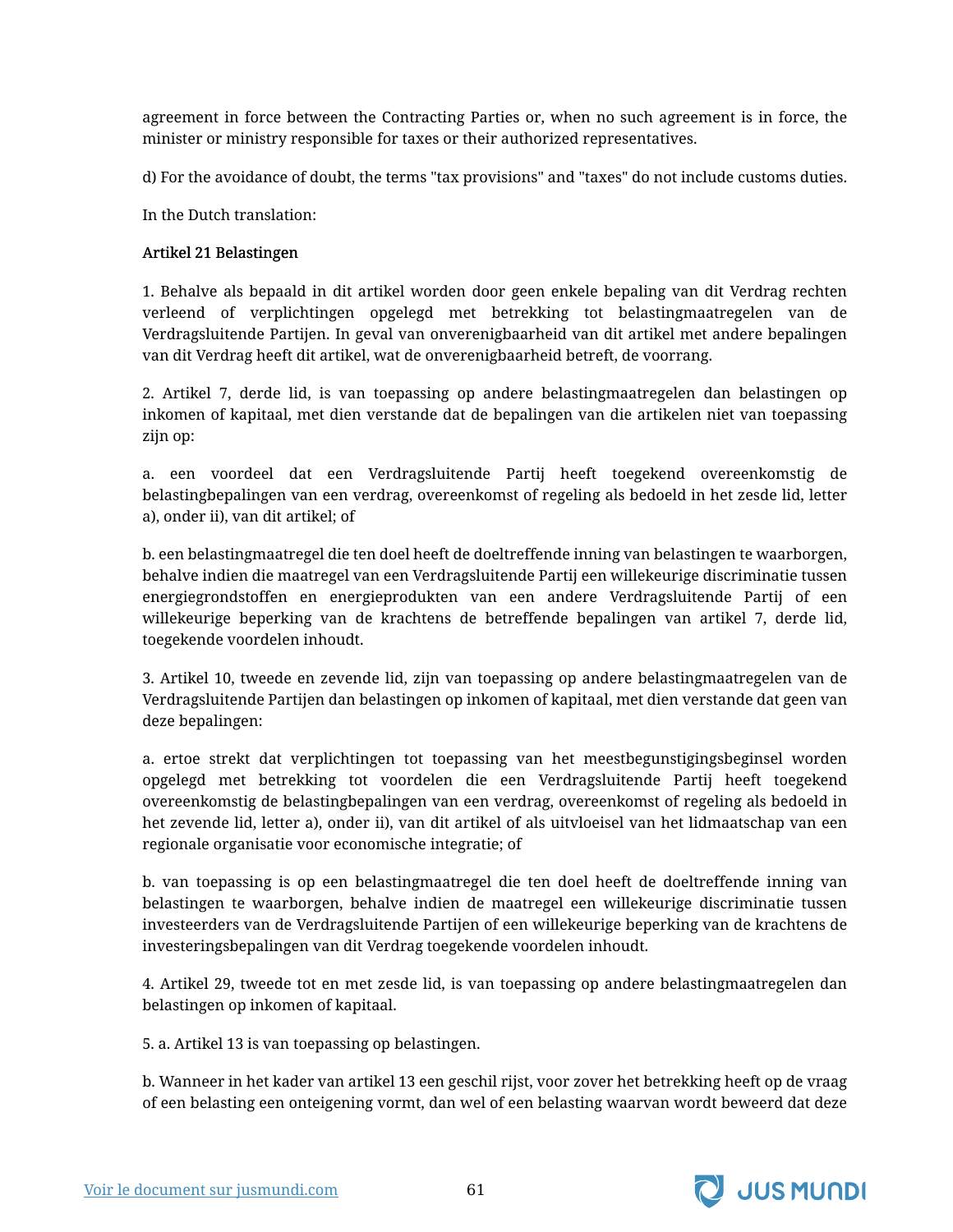agreement in force between the Contracting Parties or, when no such agreement is in force, the minister or ministry responsible for taxes or their authorized representatives.

d) For the avoidance of doubt, the terms "tax provisions" and "taxes" do not include customs duties.

In the Dutch translation:

**Artikel 21 Belastingen**

1. Behalve als bepaald in dit artikel worden door geen enkele bepaling van dit Verdrag rechten verleend of verplichtingen opgelegd met betrekking tot belastingmaatregelen van de Verdragsluitende Partijen. In geval van onverenigbaarheid van dit artikel met andere bepalingen van dit Verdrag heeft dit artikel, wat de onverenigbaarheid betreft, de voorrang.

2. Artikel 7, derde lid, is van toepassing op andere belastingmaatregelen dan belastingen op inkomen of kapitaal, met dien verstande dat de bepalingen van die artikelen niet van toepassing zijn op:

a. een voordeel dat een Verdragsluitende Partij heeft toegekend overeenkomstig de belastingbepalingen van een verdrag, overeenkomst of regeling als bedoeld in het zesde lid, letter a), onder ii), van dit artikel; of

b. een belastingmaatregel die ten doel heeft de doeltreffende inning van belastingen te waarborgen, behalve indien die maatregel van een Verdragsluitende Partij een willekeurige discriminatie tussen energiegrondstoffen en energieprodukten van een andere Verdragsluitende Partij of een willekeurige beperking van de krachtens de betreffende bepalingen van artikel 7, derde lid, toegekende voordelen inhoudt.

3. Artikel 10, tweede en zevende lid, zijn van toepassing op andere belastingmaatregelen van de Verdragsluitende Partijen dan belastingen op inkomen of kapitaal, met dien verstande dat geen van deze bepalingen:

a. ertoe strekt dat verplichtingen tot toepassing van het meestbegunstigingsbeginsel worden opgelegd met betrekking tot voordelen die een Verdragsluitende Partij heeft toegekend overeenkomstig de belastingbepalingen van een verdrag, overeenkomst of regeling als bedoeld in het zevende lid, letter a), onder ii), van dit artikel of als uitvloeisel van het lidmaatschap van een regionale organisatie voor economische integratie; of

b. van toepassing is op een belastingmaatregel die ten doel heeft de doeltreffende inning van belastingen te waarborgen, behalve indien de maatregel een willekeurige discriminatie tussen investeerders van de Verdragsluitende Partijen of een willekeurige beperking van de krachtens de investeringsbepalingen van dit Verdrag toegekende voordelen inhoudt.

4. Artikel 29, tweede tot en met zesde lid, is van toepassing op andere belastingmaatregelen dan belastingen op inkomen of kapitaal.

5. a. Artikel 13 is van toepassing op belastingen.

b. Wanneer in het kader van artikel 13 een geschil rijst, voor zover het betrekking heeft op de vraag of een belasting een onteigening vormt, dan wel of een belasting waarvan wordt beweerd dat deze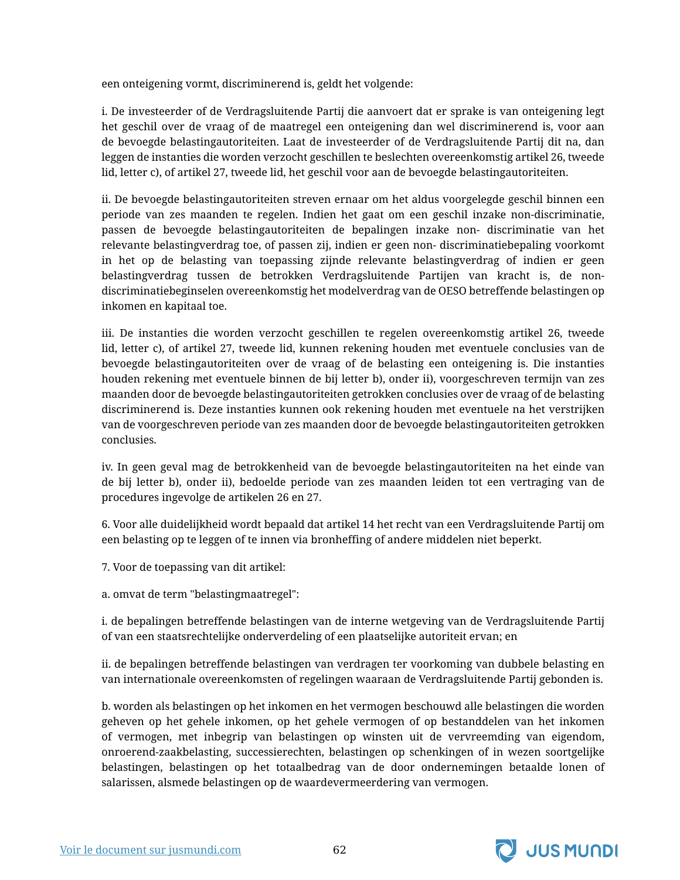een onteigening vormt, discriminerend is, geldt het volgende:

i. De investeerder of de Verdragsluitende Partij die aanvoert dat er sprake is van onteigening legt het geschil over de vraag of de maatregel een onteigening dan wel discriminerend is, voor aan de bevoegde belastingautoriteiten. Laat de investeerder of de Verdragsluitende Partij dit na, dan leggen de instanties die worden verzocht geschillen te beslechten overeenkomstig artikel 26, tweede lid, letter c), of artikel 27, tweede lid, het geschil voor aan de bevoegde belastingautoriteiten.

ii. De bevoegde belastingautoriteiten streven ernaar om het aldus voorgelegde geschil binnen een periode van zes maanden te regelen. Indien het gaat om een geschil inzake non-discriminatie, passen de bevoegde belastingautoriteiten de bepalingen inzake non- discriminatie van het relevante belastingverdrag toe, of passen zij, indien er geen non- discriminatiebepaling voorkomt in het op de belasting van toepassing zijnde relevante belastingverdrag of indien er geen belastingverdrag tussen de betrokken Verdragsluitende Partijen van kracht is, de non-discriminatiebeginselen overeenkomstig het modelverdrag van de OESO betreffende belastingen op inkomen en kapitaal toe.

iii. De instanties die worden verzocht geschillen te regelen overeenkomstig artikel 26, tweede lid, letter c), of artikel 27, tweede lid, kunnen rekening houden met eventuele conclusies van de bevoegde belastingautoriteiten over de vraag of de belasting een onteigening is. Die instanties houden rekening met eventuele binnen de bij letter b), onder ii), voorgeschreven termijn van zes maanden door de bevoegde belastingautoriteiten getrokken conclusies over de vraag of de belasting discriminerend is. Deze instanties kunnen ook rekening houden met eventuele na het verstrijken van de voorgeschreven periode van zes maanden door de bevoegde belastingautoriteiten getrokken conclusies.

iv. In geen geval mag de betrokkenheid van de bevoegde belastingautoriteiten na het einde van de bij letter b), onder ii), bedoelde periode van zes maanden leiden tot een vertraging van de procedures ingevolge de artikelen 26 en 27.

6. Voor alle duidelijkheid wordt bepaald dat artikel 14 het recht van een Verdragsluitende Partij om een belasting op te leggen of te innen via bronheffing of andere middelen niet beperkt.

7. Voor de toepassing van dit artikel:

a. omvat de term "belastingmaatregel":

i. de bepalingen betreffende belastingen van de interne wetgeving van de Verdragsluitende Partij of van een staatsrechtelijke onderverdeling of een plaatselijke autoriteit ervan; en

ii. de bepalingen betreffende belastingen van verdragen ter voorkoming van dubbele belasting en van internationale overeenkomsten of regelingen waaraan de Verdragsluitende Partij gebonden is.

b. worden als belastingen op het inkomen en het vermogen beschouwd alle belastingen die worden geheven op het gehele inkomen, op het gehele vermogen of op bestanddelen van het inkomen of vermogen, met inbegrip van belastingen op winsten uit de vervreemding van eigendom, onroerend-zaakbelasting, successierechten, belastingen op schenkingen of in wezen soortgelijke belastingen, belastingen op het totaalbedrag van de door ondernemingen betaalde lonen of salarissen, alsmede belastingen op de waardevermeerdering van vermogen.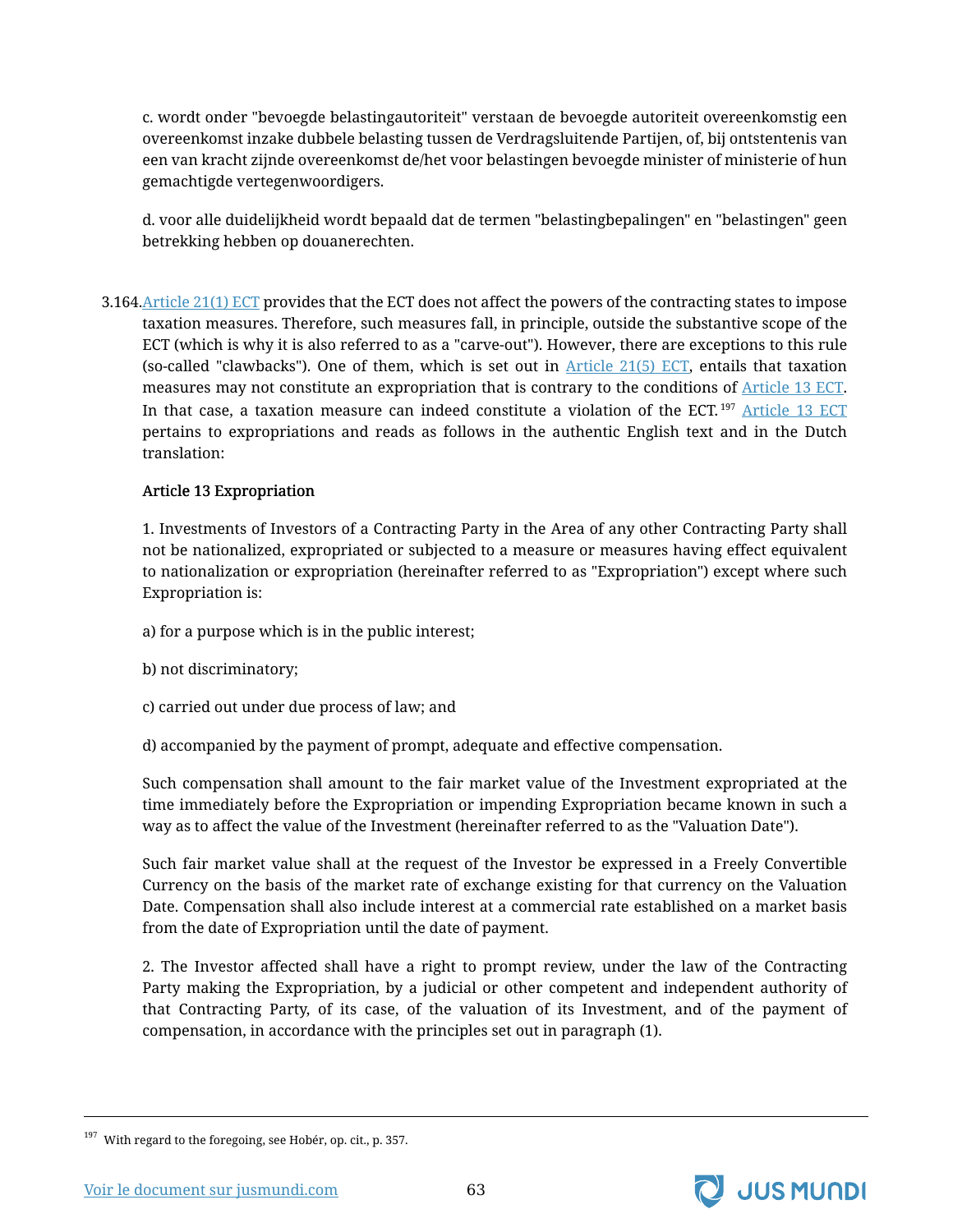c. wordt onder "bevoegde belastingautoriteit" verstaan de bevoegde autoriteit overeenkomstig een overeenkomst inzake dubbele belasting tussen de Verdragsluitende Partijen, of, bij ontstentenis van een van kracht zijnde overeenkomst de/het voor belastingen bevoegde minister of ministerie of hun gemachtigde vertegenwoordigers.

d. voor alle duidelijkheid wordt bepaald dat de termen "belastingbepalingen" en "belastingen" geen betrekking hebben op douanerechten.

3.164. Article 21(1) ECT provides that the ECT does not affect the powers of the contracting states to impose taxation measures. Therefore, such measures fall, in principle, outside the substantive scope of the ECT (which is why it is also referred to as a "carve-out"). However, there are exceptions to this rule (so-called "clawbacks"). One of them, which is set out in Article 21(5) ECT, entails that taxation measures may not constitute an expropriation that is contrary to the conditions of Article 13 ECT. In that case, a taxation measure can indeed constitute a violation of the ECT.[197] Article 13 ECT pertains to expropriations and reads as follows in the authentic English text and in the Dutch translation:

**Article 13 Expropriation**

1. Investments of Investors of a Contracting Party in the Area of any other Contracting Party shall not be nationalized, expropriated or subjected to a measure or measures having effect equivalent to nationalization or expropriation (hereinafter referred to as "Expropriation") except where such Expropriation is:

a) for a purpose which is in the public interest;

b) not discriminatory;

c) carried out under due process of law; and

d) accompanied by the payment of prompt, adequate and effective compensation.

Such compensation shall amount to the fair market value of the Investment expropriated at the time immediately before the Expropriation or impending Expropriation became known in such a way as to affect the value of the Investment (hereinafter referred to as the "Valuation Date").

Such fair market value shall at the request of the Investor be expressed in a Freely Convertible Currency on the basis of the market rate of exchange existing for that currency on the Valuation Date. Compensation shall also include interest at a commercial rate established on a market basis from the date of Expropriation until the date of payment.

2. The Investor affected shall have a right to prompt review, under the law of the Contracting Party making the Expropriation, by a judicial or other competent and independent authority of that Contracting Party, of its case, of the valuation of its Investment, and of the payment of compensation, in accordance with the principles set out in paragraph (1).

---

[197] With regard to the foregoing, see Hobér, op. cit., p. 357.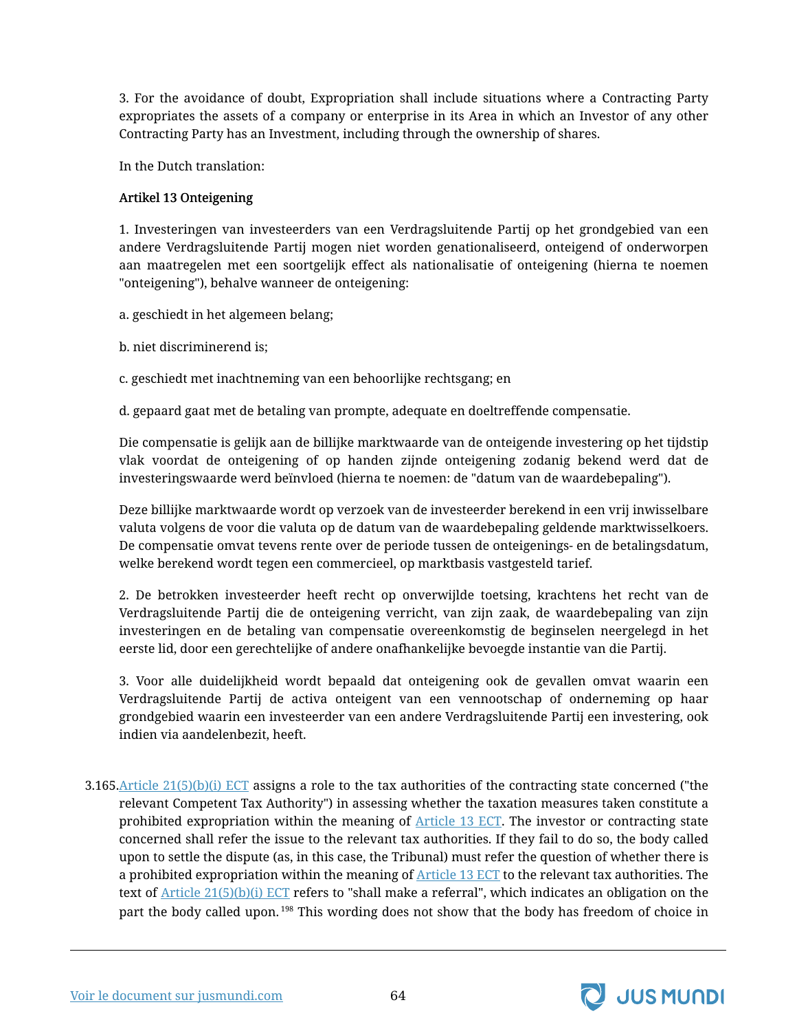3. For the avoidance of doubt, Expropriation shall include situations where a Contracting Party expropriates the assets of a company or enterprise in its Area in which an Investor of any other Contracting Party has an Investment, including through the ownership of shares.

In the Dutch translation:

**Artikel 13 Onteigening**

1. Investeringen van investeerders van een Verdragsluitende Partij op het grondgebied van een andere Verdragsluitende Partij mogen niet worden genationaliseerd, onteigend of onderworpen aan maatregelen met een soortgelijk effect als nationalisatie of onteigening (hierna te noemen "onteigening"), behalve wanneer de onteigening:

a. geschiedt in het algemeen belang;

b. niet discriminerend is;

c. geschiedt met inachtneming van een behoorlijke rechtsgang; en

d. gepaard gaat met de betaling van prompte, adequate en doeltreffende compensatie.

Die compensatie is gelijk aan de billijke marktwaarde van de onteigende investering op het tijdstip vlak voordat de onteigening of op handen zijnde onteigening zodanig bekend werd dat de investeringswaarde werd beïnvloed (hierna te noemen: de "datum van de waardebepaling").

Deze billijke marktwaarde wordt op verzoek van de investeerder berekend in een vrij inwisselbare valuta volgens de voor die valuta op de datum van de waardebepaling geldende marktwisselkoers. De compensatie omvat tevens rente over de periode tussen de onteigenings- en de betalingsdatum, welke berekend wordt tegen een commercieel, op marktbasis vastgesteld tarief.

2. De betrokken investeerder heeft recht op onverwijlde toetsing, krachtens het recht van de Verdragsluitende Partij die de onteigening verricht, van zijn zaak, de waardebepaling van zijn investeringen en de betaling van compensatie overeenkomstig de beginselen neergelegd in het eerste lid, door een gerechtelijke of andere onafhankelijke bevoegde instantie van die Partij.

3. Voor alle duidelijkheid wordt bepaald dat onteigening ook de gevallen omvat waarin een Verdragsluitende Partij de activa onteigent van een vennootschap of onderneming op haar grondgebied waarin een investeerder van een andere Verdragsluitende Partij een investering, ook indien via aandelenbezit, heeft.

3.165. Article 21(5)(b)(i) ECT assigns a role to the tax authorities of the contracting state concerned ("the relevant Competent Tax Authority") in assessing whether the taxation measures taken constitute a prohibited expropriation within the meaning of Article 13 ECT. The investor or contracting state concerned shall refer the issue to the relevant tax authorities. If they fail to do so, the body called upon to settle the dispute (as, in this case, the Tribunal) must refer the question of whether there is a prohibited expropriation within the meaning of Article 13 ECT to the relevant tax authorities. The text of Article 21(5)(b)(i) ECT refers to "shall make a referral", which indicates an obligation on the part the body called upon.[198] This wording does not show that the body has freedom of choice in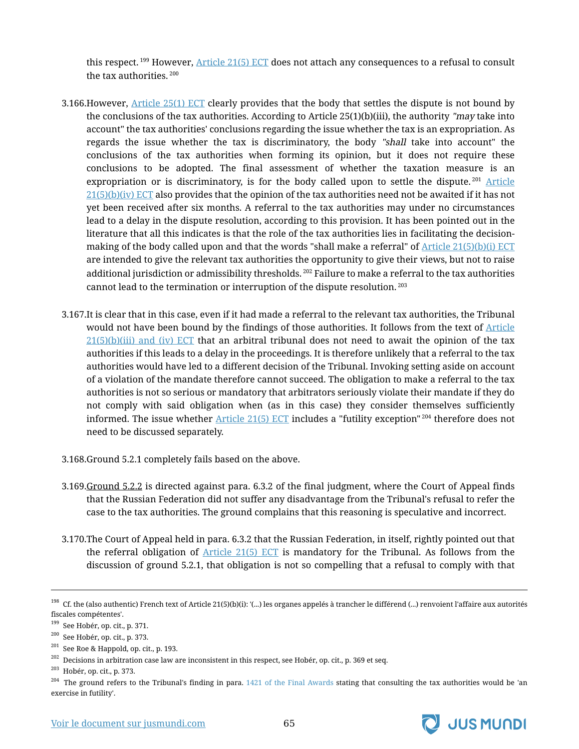this respect.[199] However, Article 21(5) ECT does not attach any consequences to a refusal to consult the tax authorities.[200]

3.166. However, Article 25(1) ECT clearly provides that the body that settles the dispute is not bound by the conclusions of the tax authorities. According to Article 25(1)(b)(iii), the authority *"may* take into account" the tax authorities' conclusions regarding the issue whether the tax is an expropriation. As regards the issue whether the tax is discriminatory, the body *"shall* take into account" the conclusions of the tax authorities when forming its opinion, but it does not require these conclusions to be adopted. The final assessment of whether the taxation measure is an expropriation or is discriminatory, is for the body called upon to settle the dispute.[201] Article 21(5)(b)(iv) ECT also provides that the opinion of the tax authorities need not be awaited if it has not yet been received after six months. A referral to the tax authorities may under no circumstances lead to a delay in the dispute resolution, according to this provision. It has been pointed out in the literature that all this indicates is that the role of the tax authorities lies in facilitating the decision-making of the body called upon and that the words "shall make a referral" of Article 21(5)(b)(i) ECT are intended to give the relevant tax authorities the opportunity to give their views, but not to raise additional jurisdiction or admissibility thresholds.[202] Failure to make a referral to the tax authorities cannot lead to the termination or interruption of the dispute resolution.[203]

3.167. It is clear that in this case, even if it had made a referral to the relevant tax authorities, the Tribunal would not have been bound by the findings of those authorities. It follows from the text of Article 21(5)(b)(iii) and (iv) ECT that an arbitral tribunal does not need to await the opinion of the tax authorities if this leads to a delay in the proceedings. It is therefore unlikely that a referral to the tax authorities would have led to a different decision of the Tribunal. Invoking setting aside on account of a violation of the mandate therefore cannot succeed. The obligation to make a referral to the tax authorities is not so serious or mandatory that arbitrators seriously violate their mandate if they do not comply with said obligation when (as in this case) they consider themselves sufficiently informed. The issue whether Article 21(5) ECT includes a "futility exception"[204] therefore does not need to be discussed separately.

3.168. Ground 5.2.1 completely fails based on the above.

3.169. Ground 5.2.2 is directed against para. 6.3.2 of the final judgment, where the Court of Appeal finds that the Russian Federation did not suffer any disadvantage from the Tribunal's refusal to refer the case to the tax authorities. The ground complains that this reasoning is speculative and incorrect.

3.170. The Court of Appeal held in para. 6.3.2 that the Russian Federation, in itself, rightly pointed out that the referral obligation of Article 21(5) ECT is mandatory for the Tribunal. As follows from the discussion of ground 5.2.1, that obligation is not so compelling that a refusal to comply with that

---

[198] Cf. the (also authentic) French text of Article 21(5)(b)(i): '(...) les organes appelés à trancher le différend (...) renvoient l'affaire aux autorités fiscales compétentes'.

[199] See Hobér, op. cit., p. 371.

[200] See Hobér, op. cit., p. 373.

[201] See Roe & Happold, op. cit., p. 193.

[202] Decisions in arbitration case law are inconsistent in this respect, see Hobér, op. cit., p. 369 et seq.

[203] Hobér, op. cit., p. 373.

[204] The ground refers to the Tribunal's finding in para. 1421 of the Final Awards stating that consulting the tax authorities would be 'an exercise in futility'.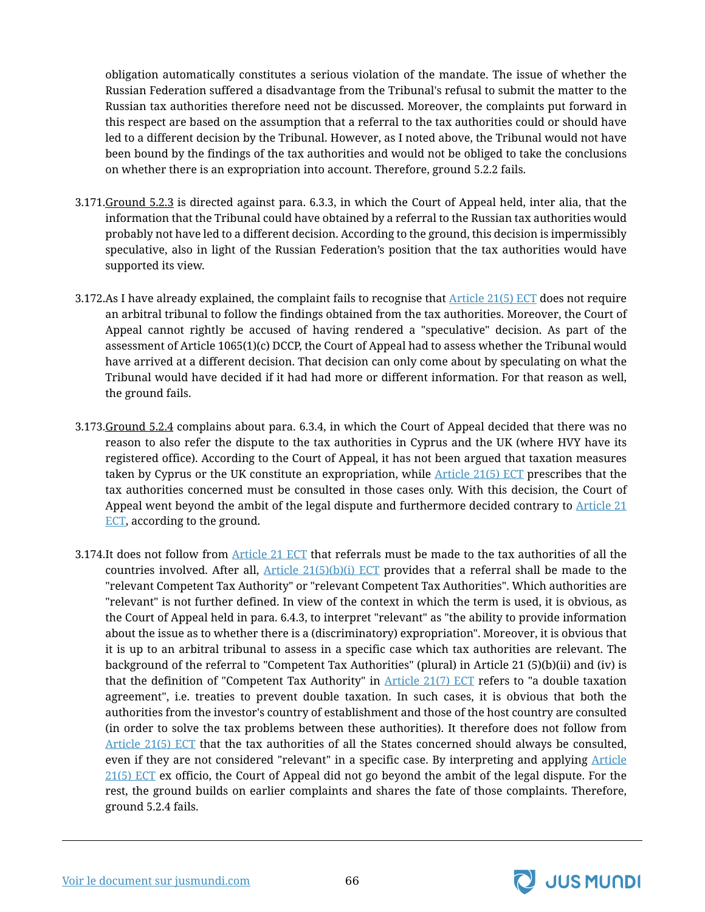obligation automatically constitutes a serious violation of the mandate. The issue of whether the Russian Federation suffered a disadvantage from the Tribunal's refusal to submit the matter to the Russian tax authorities therefore need not be discussed. Moreover, the complaints put forward in this respect are based on the assumption that a referral to the tax authorities could or should have led to a different decision by the Tribunal. However, as I noted above, the Tribunal would not have been bound by the findings of the tax authorities and would not be obliged to take the conclusions on whether there is an expropriation into account. Therefore, ground 5.2.2 fails.

3.171. Ground 5.2.3 is directed against para. 6.3.3, in which the Court of Appeal held, inter alia, that the information that the Tribunal could have obtained by a referral to the Russian tax authorities would probably not have led to a different decision. According to the ground, this decision is impermissibly speculative, also in light of the Russian Federation's position that the tax authorities would have supported its view.

3.172. As I have already explained, the complaint fails to recognise that Article 21(5) ECT does not require an arbitral tribunal to follow the findings obtained from the tax authorities. Moreover, the Court of Appeal cannot rightly be accused of having rendered a "speculative" decision. As part of the assessment of Article 1065(1)(c) DCCP, the Court of Appeal had to assess whether the Tribunal would have arrived at a different decision. That decision can only come about by speculating on what the Tribunal would have decided if it had had more or different information. For that reason as well, the ground fails.

3.173. Ground 5.2.4 complains about para. 6.3.4, in which the Court of Appeal decided that there was no reason to also refer the dispute to the tax authorities in Cyprus and the UK (where HVY have its registered office). According to the Court of Appeal, it has not been argued that taxation measures taken by Cyprus or the UK constitute an expropriation, while Article 21(5) ECT prescribes that the tax authorities concerned must be consulted in those cases only. With this decision, the Court of Appeal went beyond the ambit of the legal dispute and furthermore decided contrary to Article 21 ECT, according to the ground.

3.174. It does not follow from Article 21 ECT that referrals must be made to the tax authorities of all the countries involved. After all, Article 21(5)(b)(i) ECT provides that a referral shall be made to the "relevant Competent Tax Authority" or "relevant Competent Tax Authorities". Which authorities are "relevant" is not further defined. In view of the context in which the term is used, it is obvious, as the Court of Appeal held in para. 6.4.3, to interpret "relevant" as "the ability to provide information about the issue as to whether there is a (discriminatory) expropriation". Moreover, it is obvious that it is up to an arbitral tribunal to assess in a specific case which tax authorities are relevant. The background of the referral to "Competent Tax Authorities" (plural) in Article 21 (5)(b)(ii) and (iv) is that the definition of "Competent Tax Authority" in Article 21(7) ECT refers to "a double taxation agreement", i.e. treaties to prevent double taxation. In such cases, it is obvious that both the authorities from the investor's country of establishment and those of the host country are consulted (in order to solve the tax problems between these authorities). It therefore does not follow from Article 21(5) ECT that the tax authorities of all the States concerned should always be consulted, even if they are not considered "relevant" in a specific case. By interpreting and applying Article 21(5) ECT ex officio, the Court of Appeal did not go beyond the ambit of the legal dispute. For the rest, the ground builds on earlier complaints and shares the fate of those complaints. Therefore, ground 5.2.4 fails.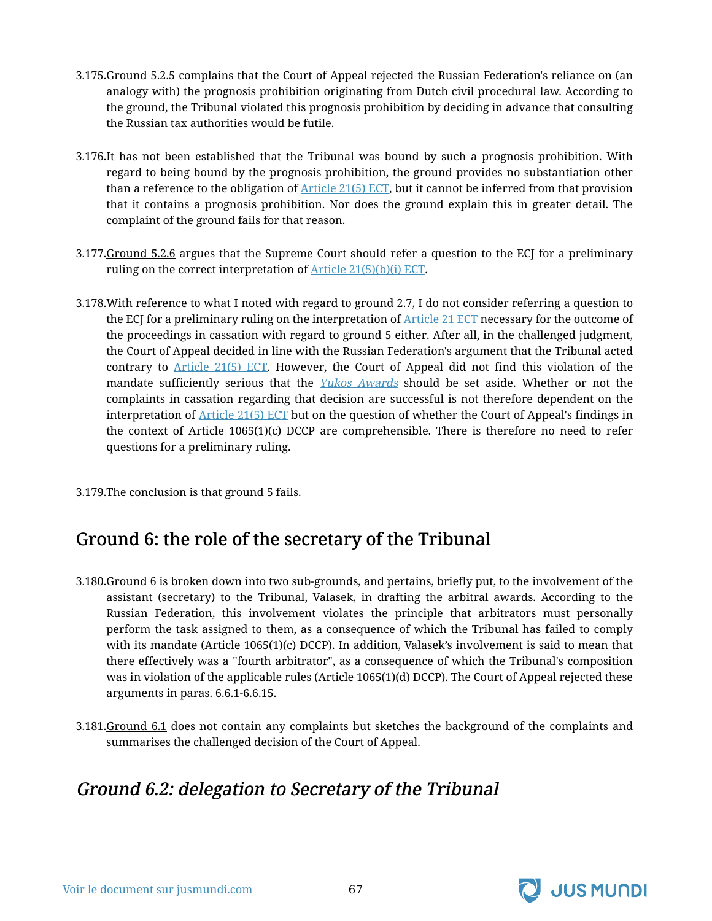3.175. Ground 5.2.5 complains that the Court of Appeal rejected the Russian Federation's reliance on (an analogy with) the prognosis prohibition originating from Dutch civil procedural law. According to the ground, the Tribunal violated this prognosis prohibition by deciding in advance that consulting the Russian tax authorities would be futile.

3.176. It has not been established that the Tribunal was bound by such a prognosis prohibition. With regard to being bound by the prognosis prohibition, the ground provides no substantiation other than a reference to the obligation of Article 21(5) ECT, but it cannot be inferred from that provision that it contains a prognosis prohibition. Nor does the ground explain this in greater detail. The complaint of the ground fails for that reason.

3.177. Ground 5.2.6 argues that the Supreme Court should refer a question to the ECJ for a preliminary ruling on the correct interpretation of Article 21(5)(b)(i) ECT.

3.178. With reference to what I noted with regard to ground 2.7, I do not consider referring a question to the ECJ for a preliminary ruling on the interpretation of Article 21 ECT necessary for the outcome of the proceedings in cassation with regard to ground 5 either. After all, in the challenged judgment, the Court of Appeal decided in line with the Russian Federation's argument that the Tribunal acted contrary to Article 21(5) ECT. However, the Court of Appeal did not find this violation of the mandate sufficiently serious that the *Yukos Awards* should be set aside. Whether or not the complaints in cassation regarding that decision are successful is not therefore dependent on the interpretation of Article 21(5) ECT but on the question of whether the Court of Appeal's findings in the context of Article 1065(1)(c) DCCP are comprehensible. There is therefore no need to refer questions for a preliminary ruling.

3.179. The conclusion is that ground 5 fails.

## Ground 6: the role of the secretary of the Tribunal

3.180. Ground 6 is broken down into two sub-grounds, and pertains, briefly put, to the involvement of the assistant (secretary) to the Tribunal, Valasek, in drafting the arbitral awards. According to the Russian Federation, this involvement violates the principle that arbitrators must personally perform the task assigned to them, as a consequence of which the Tribunal has failed to comply with its mandate (Article 1065(1)(c) DCCP). In addition, Valasek's involvement is said to mean that there effectively was a "fourth arbitrator", as a consequence of which the Tribunal's composition was in violation of the applicable rules (Article 1065(1)(d) DCCP). The Court of Appeal rejected these arguments in paras. 6.6.1-6.6.15.

3.181. Ground 6.1 does not contain any complaints but sketches the background of the complaints and summarises the challenged decision of the Court of Appeal.

### *Ground 6.2: delegation to Secretary of the Tribunal*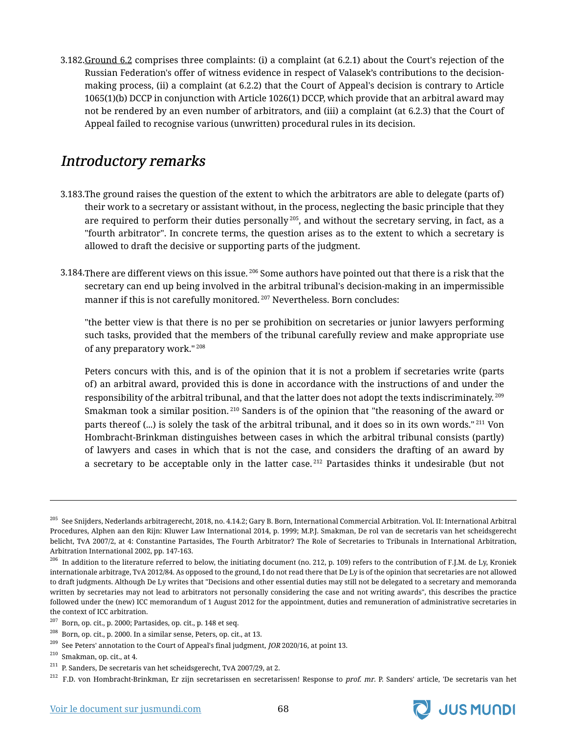3.182. Ground 6.2 comprises three complaints: (i) a complaint (at 6.2.1) about the Court's rejection of the Russian Federation's offer of witness evidence in respect of Valasek's contributions to the decision-making process, (ii) a complaint (at 6.2.2) that the Court of Appeal's decision is contrary to Article 1065(1)(b) DCCP in conjunction with Article 1026(1) DCCP, which provide that an arbitral award may not be rendered by an even number of arbitrators, and (iii) a complaint (at 6.2.3) that the Court of Appeal failed to recognise various (unwritten) procedural rules in its decision.

## *Introductory remarks*

3.183. The ground raises the question of the extent to which the arbitrators are able to delegate (parts of) their work to a secretary or assistant without, in the process, neglecting the basic principle that they are required to perform their duties personally[205], and without the secretary serving, in fact, as a "fourth arbitrator". In concrete terms, the question arises as to the extent to which a secretary is allowed to draft the decisive or supporting parts of the judgment.

3.184. There are different views on this issue.[206] Some authors have pointed out that there is a risk that the secretary can end up being involved in the arbitral tribunal's decision-making in an impermissible manner if this is not carefully monitored.[207] Nevertheless. Born concludes:

"the better view is that there is no per se prohibition on secretaries or junior lawyers performing such tasks, provided that the members of the tribunal carefully review and make appropriate use of any preparatory work."[208]

Peters concurs with this, and is of the opinion that it is not a problem if secretaries write (parts of) an arbitral award, provided this is done in accordance with the instructions of and under the responsibility of the arbitral tribunal, and that the latter does not adopt the texts indiscriminately.[209] Smakman took a similar position.[210] Sanders is of the opinion that "the reasoning of the award or parts thereof (...) is solely the task of the arbitral tribunal, and it does so in its own words."[211] Von Hombracht-Brinkman distinguishes between cases in which the arbitral tribunal consists (partly) of lawyers and cases in which that is not the case, and considers the drafting of an award by a secretary to be acceptable only in the latter case.[212] Partasides thinks it undesirable (but not

---

[205] See Snijders, Nederlands arbitragerecht, 2018, no. 4.14.2; Gary B. Born, International Commercial Arbitration. Vol. II: International Arbitral Procedures, Alphen aan den Rijn: Kluwer Law International 2014, p. 1999; M.P.J. Smakman, De rol van de secretaris van het scheidsgerecht belicht, TvA 2007/2, at 4: Constantine Partasides, The Fourth Arbitrator? The Role of Secretaries to Tribunals in International Arbitration, Arbitration International 2002, pp. 147-163.

[206] In addition to the literature referred to below, the initiating document (no. 212, p. 109) refers to the contribution of F.J.M. de Ly, Kroniek internationale arbitrage, TvA 2012/84. As opposed to the ground, I do not read there that De Ly is of the opinion that secretaries are not allowed to draft judgments. Although De Ly writes that "Decisions and other essential duties may still not be delegated to a secretary and memoranda written by secretaries may not lead to arbitrators not personally considering the case and not writing awards", this describes the practice followed under the (new) ICC memorandum of 1 August 2012 for the appointment, duties and remuneration of administrative secretaries in the context of ICC arbitration.

[207] Born, op. cit., p. 2000; Partasides, op. cit., p. 148 et seq.

[208] Born, op. cit., p. 2000. In a similar sense, Peters, op. cit., at 13.

[209] See Peters' annotation to the Court of Appeal's final judgment, *JOR* 2020/16, at point 13.

[210] Smakman, op. cit., at 4.

[211] P. Sanders, De secretaris van het scheidsgerecht, TvA 2007/29, at 2.

[212] F.D. von Hombracht-Brinkman, Er zijn secretarissen en secretarissen! Response to *prof. mr.* P. Sanders' article, 'De secretaris van het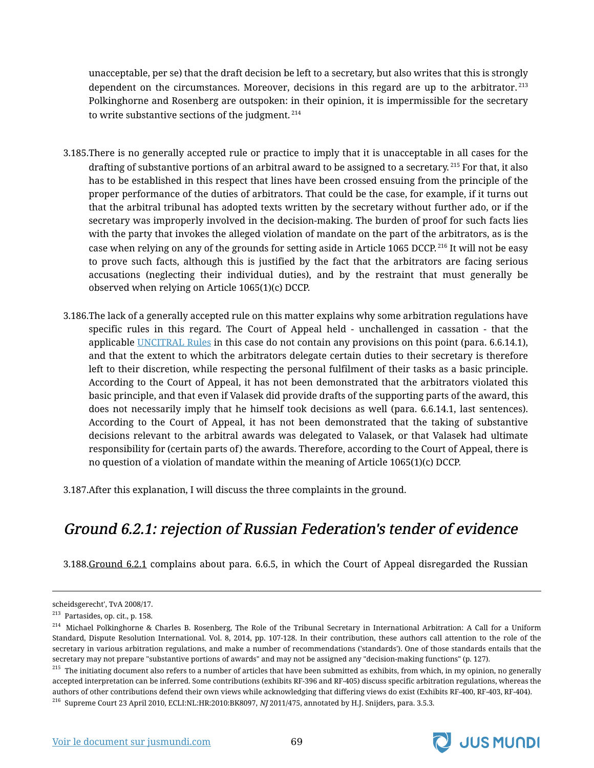unacceptable, per se) that the draft decision be left to a secretary, but also writes that this is strongly dependent on the circumstances. Moreover, decisions in this regard are up to the arbitrator.[213] Polkinghorne and Rosenberg are outspoken: in their opinion, it is impermissible for the secretary to write substantive sections of the judgment.[214]

3.185. There is no generally accepted rule or practice to imply that it is unacceptable in all cases for the drafting of substantive portions of an arbitral award to be assigned to a secretary.[215] For that, it also has to be established in this respect that lines have been crossed ensuing from the principle of the proper performance of the duties of arbitrators. That could be the case, for example, if it turns out that the arbitral tribunal has adopted texts written by the secretary without further ado, or if the secretary was improperly involved in the decision-making. The burden of proof for such facts lies with the party that invokes the alleged violation of mandate on the part of the arbitrators, as is the case when relying on any of the grounds for setting aside in Article 1065 DCCP.[216] It will not be easy to prove such facts, although this is justified by the fact that the arbitrators are facing serious accusations (neglecting their individual duties), and by the restraint that must generally be observed when relying on Article 1065(1)(c) DCCP.

3.186. The lack of a generally accepted rule on this matter explains why some arbitration regulations have specific rules in this regard. The Court of Appeal held - unchallenged in cassation - that the applicable UNCITRAL Rules in this case do not contain any provisions on this point (para. 6.6.14.1), and that the extent to which the arbitrators delegate certain duties to their secretary is therefore left to their discretion, while respecting the personal fulfilment of their tasks as a basic principle. According to the Court of Appeal, it has not been demonstrated that the arbitrators violated this basic principle, and that even if Valasek did provide drafts of the supporting parts of the award, this does not necessarily imply that he himself took decisions as well (para. 6.6.14.1, last sentences). According to the Court of Appeal, it has not been demonstrated that the taking of substantive decisions relevant to the arbitral awards was delegated to Valasek, or that Valasek had ultimate responsibility for (certain parts of) the awards. Therefore, according to the Court of Appeal, there is no question of a violation of mandate within the meaning of Article 1065(1)(c) DCCP.

3.187. After this explanation, I will discuss the three complaints in the ground.

## *Ground 6.2.1: rejection of Russian Federation's tender of evidence*

3.188. Ground 6.2.1 complains about para. 6.6.5, in which the Court of Appeal disregarded the Russian

---

scheidsgerecht', TvA 2008/17.

[213] Partasides, op. cit., p. 158.

[214] Michael Polkinghorne & Charles B. Rosenberg, The Role of the Tribunal Secretary in International Arbitration: A Call for a Uniform Standard, Dispute Resolution International. Vol. 8, 2014, pp. 107-128. In their contribution, these authors call attention to the role of the secretary in various arbitration regulations, and make a number of recommendations ('standards'). One of those standards entails that the secretary may not prepare "substantive portions of awards" and may not be assigned any "decision-making functions" (p. 127).

[215] The initiating document also refers to a number of articles that have been submitted as exhibits, from which, in my opinion, no generally accepted interpretation can be inferred. Some contributions (exhibits RF-396 and RF-405) discuss specific arbitration regulations, whereas the authors of other contributions defend their own views while acknowledging that differing views do exist (Exhibits RF-400, RF-403, RF-404).

[216] Supreme Court 23 April 2010, ECLI:NL:HR:2010:BK8097, *NJ* 2011/475, annotated by H.J. Snijders, para. 3.5.3.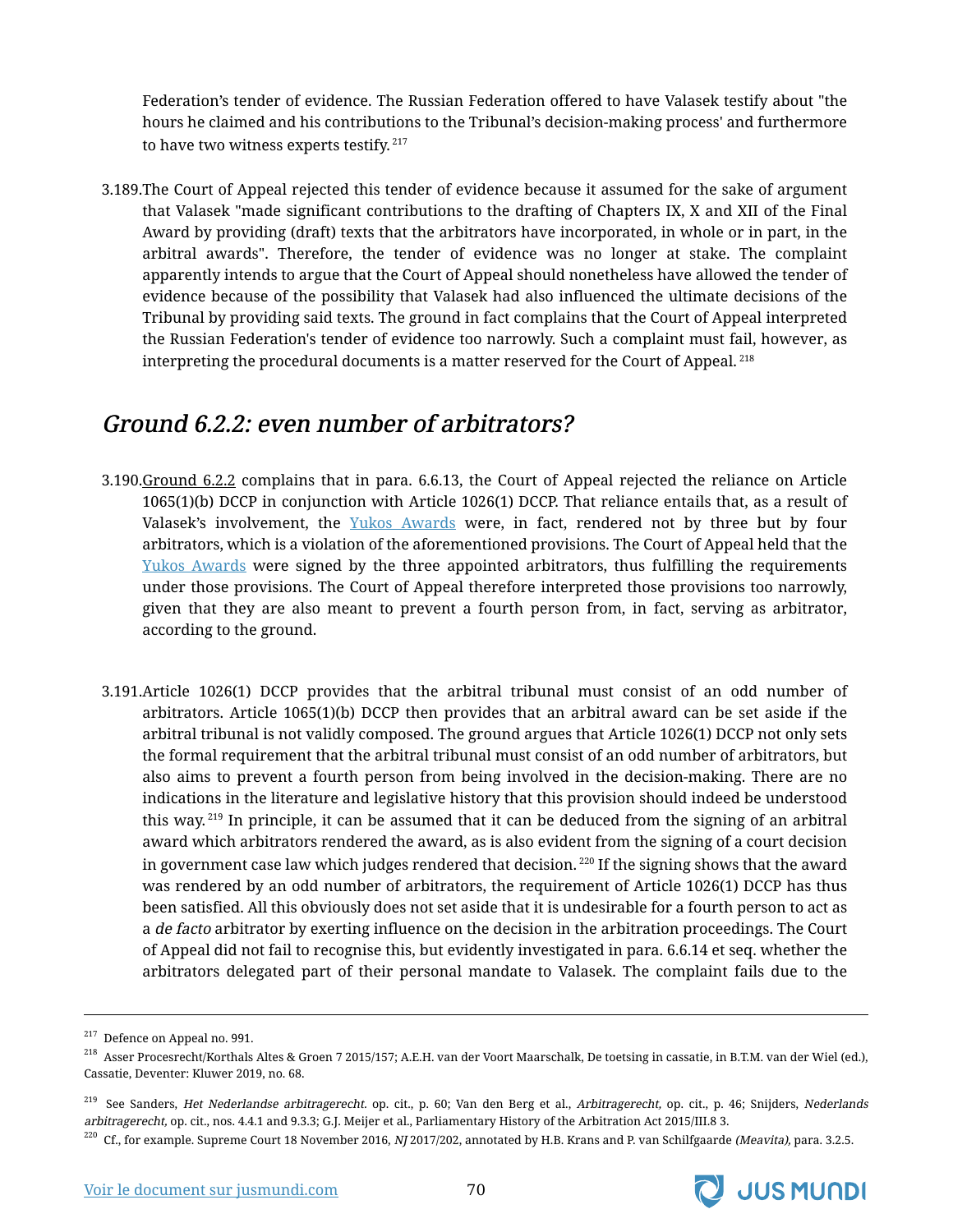Federation's tender of evidence. The Russian Federation offered to have Valasek testify about "the hours he claimed and his contributions to the Tribunal's decision-making process' and furthermore to have two witness experts testify.[217]

3.189.The Court of Appeal rejected this tender of evidence because it assumed for the sake of argument that Valasek "made significant contributions to the drafting of Chapters IX, X and XII of the Final Award by providing (draft) texts that the arbitrators have incorporated, in whole or in part, in the arbitral awards". Therefore, the tender of evidence was no longer at stake. The complaint apparently intends to argue that the Court of Appeal should nonetheless have allowed the tender of evidence because of the possibility that Valasek had also influenced the ultimate decisions of the Tribunal by providing said texts. The ground in fact complains that the Court of Appeal interpreted the Russian Federation's tender of evidence too narrowly. Such a complaint must fail, however, as interpreting the procedural documents is a matter reserved for the Court of Appeal.[218]

## *Ground 6.2.2: even number of arbitrators?*

3.190.Ground 6.2.2 complains that in para. 6.6.13, the Court of Appeal rejected the reliance on Article 1065(1)(b) DCCP in conjunction with Article 1026(1) DCCP. That reliance entails that, as a result of Valasek's involvement, the Yukos Awards were, in fact, rendered not by three but by four arbitrators, which is a violation of the aforementioned provisions. The Court of Appeal held that the Yukos Awards were signed by the three appointed arbitrators, thus fulfilling the requirements under those provisions. The Court of Appeal therefore interpreted those provisions too narrowly, given that they are also meant to prevent a fourth person from, in fact, serving as arbitrator, according to the ground.

3.191.Article 1026(1) DCCP provides that the arbitral tribunal must consist of an odd number of arbitrators. Article 1065(1)(b) DCCP then provides that an arbitral award can be set aside if the arbitral tribunal is not validly composed. The ground argues that Article 1026(1) DCCP not only sets the formal requirement that the arbitral tribunal must consist of an odd number of arbitrators, but also aims to prevent a fourth person from being involved in the decision-making. There are no indications in the literature and legislative history that this provision should indeed be understood this way.[219] In principle, it can be assumed that it can be deduced from the signing of an arbitral award which arbitrators rendered the award, as is also evident from the signing of a court decision in government case law which judges rendered that decision.[220] If the signing shows that the award was rendered by an odd number of arbitrators, the requirement of Article 1026(1) DCCP has thus been satisfied. All this obviously does not set aside that it is undesirable for a fourth person to act as a *de facto* arbitrator by exerting influence on the decision in the arbitration proceedings. The Court of Appeal did not fail to recognise this, but evidently investigated in para. 6.6.14 et seq. whether the arbitrators delegated part of their personal mandate to Valasek. The complaint fails due to the

---

[217] Defence on Appeal no. 991.

[218] Asser Procesrecht/Korthals Altes & Groen 7 2015/157; A.E.H. van der Voort Maarschalk, De toetsing in cassatie, in B.T.M. van der Wiel (ed.), Cassatie, Deventer: Kluwer 2019, no. 68.

[219] See Sanders, *Het Nederlandse arbitragerecht.* op. cit., p. 60; Van den Berg et al., *Arbitragerecht,* op. cit., p. 46; Snijders, *Nederlands arbitragerecht,* op. cit., nos. 4.4.1 and 9.3.3; G.J. Meijer et al., Parliamentary History of the Arbitration Act 2015/III.8 3.

[220] Cf., for example. Supreme Court 18 November 2016, *NJ* 2017/202, annotated by H.B. Krans and P. van Schilfgaarde *(Meavita),* para. 3.2.5.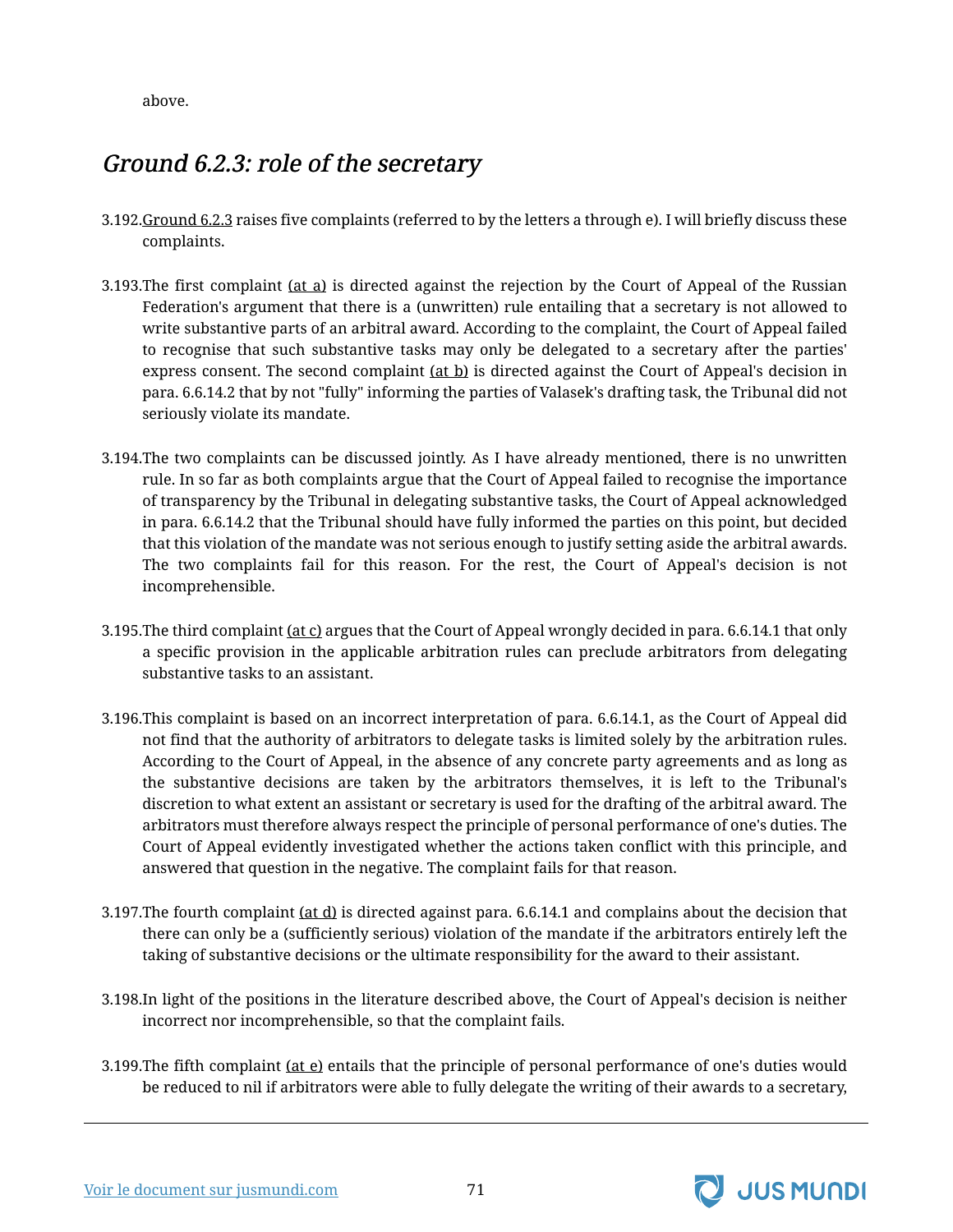above.

## *Ground 6.2.3: role of the secretary*

3.192. Ground 6.2.3 raises five complaints (referred to by the letters a through e). I will briefly discuss these complaints.

3.193. The first complaint (at a) is directed against the rejection by the Court of Appeal of the Russian Federation's argument that there is a (unwritten) rule entailing that a secretary is not allowed to write substantive parts of an arbitral award. According to the complaint, the Court of Appeal failed to recognise that such substantive tasks may only be delegated to a secretary after the parties' express consent. The second complaint (at b) is directed against the Court of Appeal's decision in para. 6.6.14.2 that by not "fully" informing the parties of Valasek's drafting task, the Tribunal did not seriously violate its mandate.

3.194. The two complaints can be discussed jointly. As I have already mentioned, there is no unwritten rule. In so far as both complaints argue that the Court of Appeal failed to recognise the importance of transparency by the Tribunal in delegating substantive tasks, the Court of Appeal acknowledged in para. 6.6.14.2 that the Tribunal should have fully informed the parties on this point, but decided that this violation of the mandate was not serious enough to justify setting aside the arbitral awards. The two complaints fail for this reason. For the rest, the Court of Appeal's decision is not incomprehensible.

3.195. The third complaint (at c) argues that the Court of Appeal wrongly decided in para. 6.6.14.1 that only a specific provision in the applicable arbitration rules can preclude arbitrators from delegating substantive tasks to an assistant.

3.196. This complaint is based on an incorrect interpretation of para. 6.6.14.1, as the Court of Appeal did not find that the authority of arbitrators to delegate tasks is limited solely by the arbitration rules. According to the Court of Appeal, in the absence of any concrete party agreements and as long as the substantive decisions are taken by the arbitrators themselves, it is left to the Tribunal's discretion to what extent an assistant or secretary is used for the drafting of the arbitral award. The arbitrators must therefore always respect the principle of personal performance of one's duties. The Court of Appeal evidently investigated whether the actions taken conflict with this principle, and answered that question in the negative. The complaint fails for that reason.

3.197. The fourth complaint (at d) is directed against para. 6.6.14.1 and complains about the decision that there can only be a (sufficiently serious) violation of the mandate if the arbitrators entirely left the taking of substantive decisions or the ultimate responsibility for the award to their assistant.

3.198. In light of the positions in the literature described above, the Court of Appeal's decision is neither incorrect nor incomprehensible, so that the complaint fails.

3.199. The fifth complaint (at e) entails that the principle of personal performance of one's duties would be reduced to nil if arbitrators were able to fully delegate the writing of their awards to a secretary,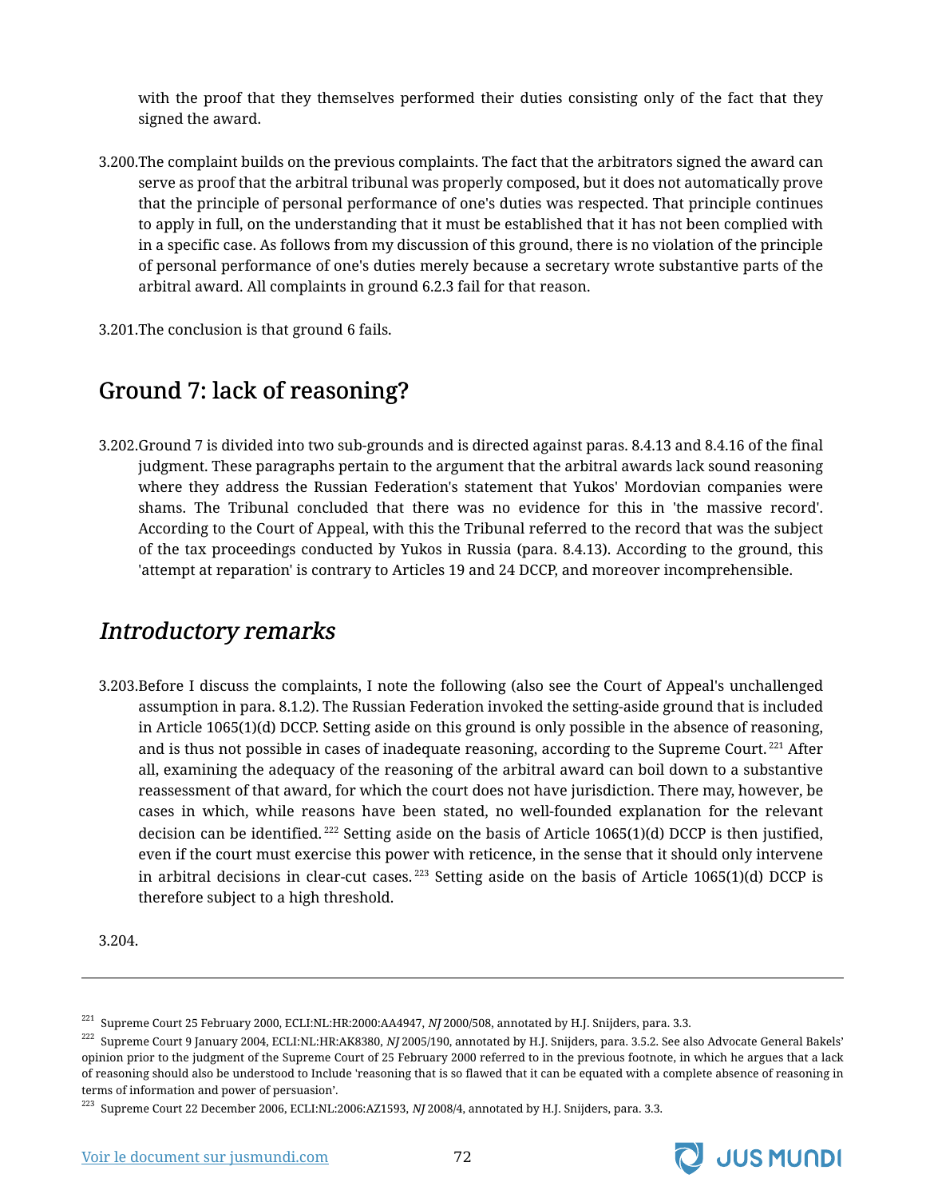with the proof that they themselves performed their duties consisting only of the fact that they signed the award.

3.200.The complaint builds on the previous complaints. The fact that the arbitrators signed the award can serve as proof that the arbitral tribunal was properly composed, but it does not automatically prove that the principle of personal performance of one's duties was respected. That principle continues to apply in full, on the understanding that it must be established that it has not been complied with in a specific case. As follows from my discussion of this ground, there is no violation of the principle of personal performance of one's duties merely because a secretary wrote substantive parts of the arbitral award. All complaints in ground 6.2.3 fail for that reason.

3.201.The conclusion is that ground 6 fails.

## Ground 7: lack of reasoning?

3.202.Ground 7 is divided into two sub-grounds and is directed against paras. 8.4.13 and 8.4.16 of the final judgment. These paragraphs pertain to the argument that the arbitral awards lack sound reasoning where they address the Russian Federation's statement that Yukos' Mordovian companies were shams. The Tribunal concluded that there was no evidence for this in 'the massive record'. According to the Court of Appeal, with this the Tribunal referred to the record that was the subject of the tax proceedings conducted by Yukos in Russia (para. 8.4.13). According to the ground, this 'attempt at reparation' is contrary to Articles 19 and 24 DCCP, and moreover incomprehensible.

## *Introductory remarks*

3.203.Before I discuss the complaints, I note the following (also see the Court of Appeal's unchallenged assumption in para. 8.1.2). The Russian Federation invoked the setting-aside ground that is included in Article 1065(1)(d) DCCP. Setting aside on this ground is only possible in the absence of reasoning, and is thus not possible in cases of inadequate reasoning, according to the Supreme Court.[221] After all, examining the adequacy of the reasoning of the arbitral award can boil down to a substantive reassessment of that award, for which the court does not have jurisdiction. There may, however, be cases in which, while reasons have been stated, no well-founded explanation for the relevant decision can be identified.[222] Setting aside on the basis of Article 1065(1)(d) DCCP is then justified, even if the court must exercise this power with reticence, in the sense that it should only intervene in arbitral decisions in clear-cut cases.[223] Setting aside on the basis of Article 1065(1)(d) DCCP is therefore subject to a high threshold.

3.204.

---

[221] Supreme Court 25 February 2000, ECLI:NL:HR:2000:AA4947, *NJ* 2000/508, annotated by H.J. Snijders, para. 3.3.

[222] Supreme Court 9 January 2004, ECLI:NL:HR:AK8380, *NJ* 2005/190, annotated by H.J. Snijders, para. 3.5.2. See also Advocate General Bakels' opinion prior to the judgment of the Supreme Court of 25 February 2000 referred to in the previous footnote, in which he argues that a lack of reasoning should also be understood to Include 'reasoning that is so flawed that it can be equated with a complete absence of reasoning in terms of information and power of persuasion'.

[223] Supreme Court 22 December 2006, ECLI:NL:2006:AZ1593, *NJ* 2008/4, annotated by H.J. Snijders, para. 3.3.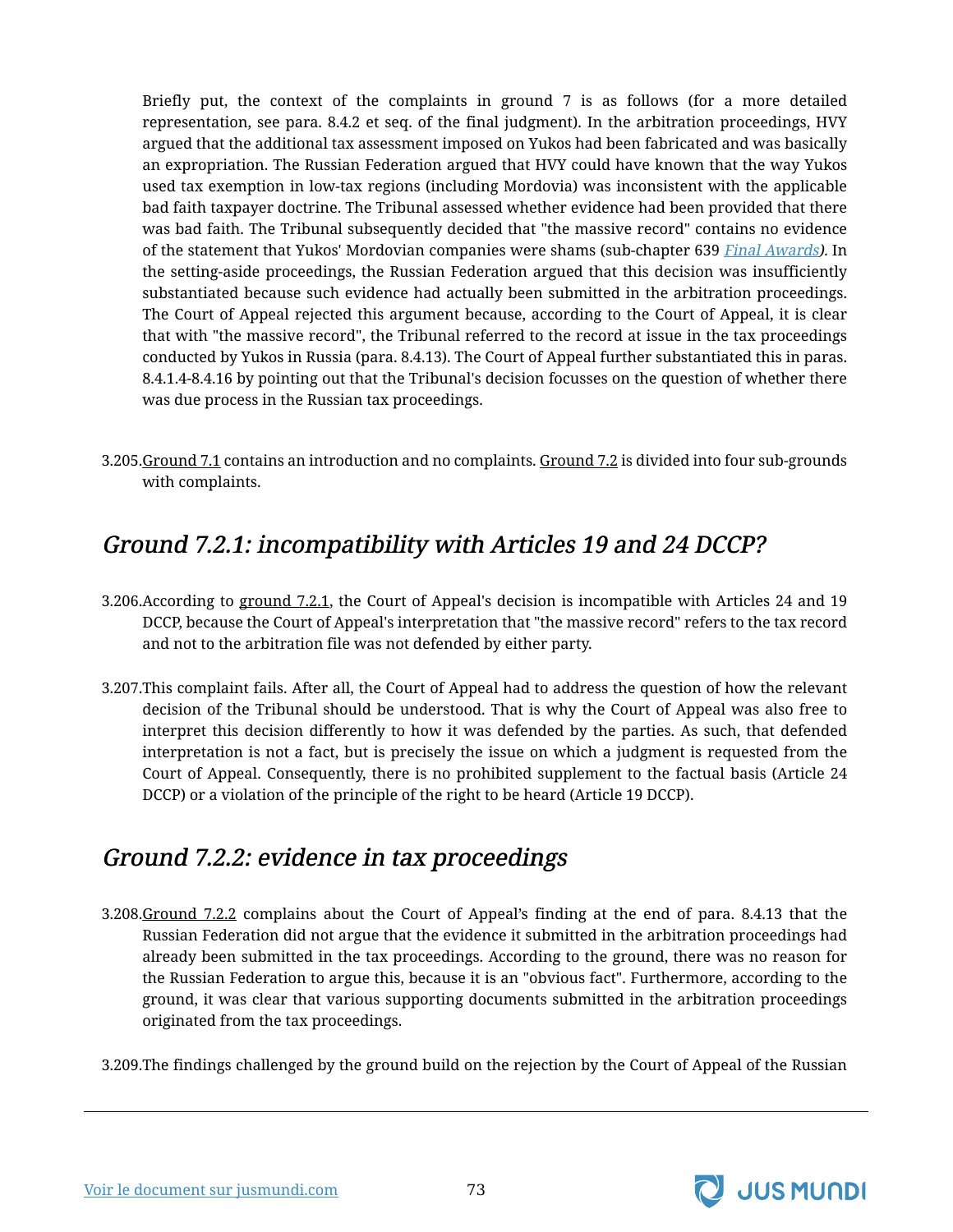Briefly put, the context of the complaints in ground 7 is as follows (for a more detailed representation, see para. 8.4.2 et seq. of the final judgment). In the arbitration proceedings, HVY argued that the additional tax assessment imposed on Yukos had been fabricated and was basically an expropriation. The Russian Federation argued that HVY could have known that the way Yukos used tax exemption in low-tax regions (including Mordovia) was inconsistent with the applicable bad faith taxpayer doctrine. The Tribunal assessed whether evidence had been provided that there was bad faith. The Tribunal subsequently decided that "the massive record" contains no evidence of the statement that Yukos' Mordovian companies were shams (sub-chapter 639 *Final Awards*). In the setting-aside proceedings, the Russian Federation argued that this decision was insufficiently substantiated because such evidence had actually been submitted in the arbitration proceedings. The Court of Appeal rejected this argument because, according to the Court of Appeal, it is clear that with "the massive record", the Tribunal referred to the record at issue in the tax proceedings conducted by Yukos in Russia (para. 8.4.13). The Court of Appeal further substantiated this in paras. 8.4.1.4-8.4.16 by pointing out that the Tribunal's decision focusses on the question of whether there was due process in the Russian tax proceedings.

3.205. Ground 7.1 contains an introduction and no complaints. Ground 7.2 is divided into four sub-grounds with complaints.

## *Ground 7.2.1: incompatibility with Articles 19 and 24 DCCP?*

3.206. According to ground 7.2.1, the Court of Appeal's decision is incompatible with Articles 24 and 19 DCCP, because the Court of Appeal's interpretation that "the massive record" refers to the tax record and not to the arbitration file was not defended by either party.

3.207. This complaint fails. After all, the Court of Appeal had to address the question of how the relevant decision of the Tribunal should be understood. That is why the Court of Appeal was also free to interpret this decision differently to how it was defended by the parties. As such, that defended interpretation is not a fact, but is precisely the issue on which a judgment is requested from the Court of Appeal. Consequently, there is no prohibited supplement to the factual basis (Article 24 DCCP) or a violation of the principle of the right to be heard (Article 19 DCCP).

## *Ground 7.2.2: evidence in tax proceedings*

3.208. Ground 7.2.2 complains about the Court of Appeal's finding at the end of para. 8.4.13 that the Russian Federation did not argue that the evidence it submitted in the arbitration proceedings had already been submitted in the tax proceedings. According to the ground, there was no reason for the Russian Federation to argue this, because it is an "obvious fact". Furthermore, according to the ground, it was clear that various supporting documents submitted in the arbitration proceedings originated from the tax proceedings.

3.209. The findings challenged by the ground build on the rejection by the Court of Appeal of the Russian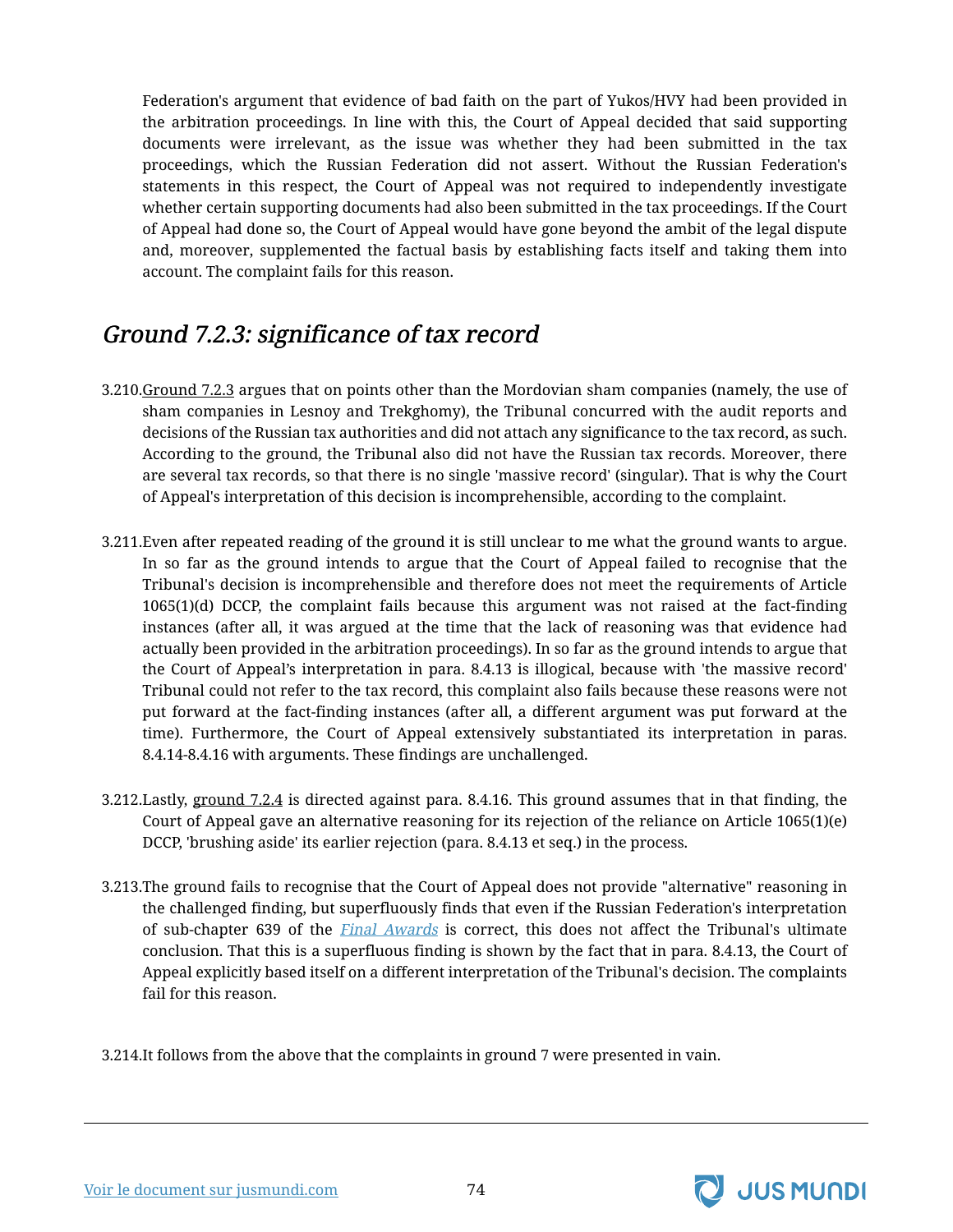Federation's argument that evidence of bad faith on the part of Yukos/HVY had been provided in the arbitration proceedings. In line with this, the Court of Appeal decided that said supporting documents were irrelevant, as the issue was whether they had been submitted in the tax proceedings, which the Russian Federation did not assert. Without the Russian Federation's statements in this respect, the Court of Appeal was not required to independently investigate whether certain supporting documents had also been submitted in the tax proceedings. If the Court of Appeal had done so, the Court of Appeal would have gone beyond the ambit of the legal dispute and, moreover, supplemented the factual basis by establishing facts itself and taking them into account. The complaint fails for this reason.

## *Ground 7.2.3: significance of tax record*

3.210. Ground 7.2.3 argues that on points other than the Mordovian sham companies (namely, the use of sham companies in Lesnoy and Trekghomy), the Tribunal concurred with the audit reports and decisions of the Russian tax authorities and did not attach any significance to the tax record, as such. According to the ground, the Tribunal also did not have the Russian tax records. Moreover, there are several tax records, so that there is no single 'massive record' (singular). That is why the Court of Appeal's interpretation of this decision is incomprehensible, according to the complaint.

3.211. Even after repeated reading of the ground it is still unclear to me what the ground wants to argue. In so far as the ground intends to argue that the Court of Appeal failed to recognise that the Tribunal's decision is incomprehensible and therefore does not meet the requirements of Article 1065(1)(d) DCCP, the complaint fails because this argument was not raised at the fact-finding instances (after all, it was argued at the time that the lack of reasoning was that evidence had actually been provided in the arbitration proceedings). In so far as the ground intends to argue that the Court of Appeal's interpretation in para. 8.4.13 is illogical, because with 'the massive record' Tribunal could not refer to the tax record, this complaint also fails because these reasons were not put forward at the fact-finding instances (after all, a different argument was put forward at the time). Furthermore, the Court of Appeal extensively substantiated its interpretation in paras. 8.4.14-8.4.16 with arguments. These findings are unchallenged.

3.212. Lastly, ground 7.2.4 is directed against para. 8.4.16. This ground assumes that in that finding, the Court of Appeal gave an alternative reasoning for its rejection of the reliance on Article 1065(1)(e) DCCP, 'brushing aside' its earlier rejection (para. 8.4.13 et seq.) in the process.

3.213. The ground fails to recognise that the Court of Appeal does not provide "alternative" reasoning in the challenged finding, but superfluously finds that even if the Russian Federation's interpretation of sub-chapter 639 of the *Final Awards* is correct, this does not affect the Tribunal's ultimate conclusion. That this is a superfluous finding is shown by the fact that in para. 8.4.13, the Court of Appeal explicitly based itself on a different interpretation of the Tribunal's decision. The complaints fail for this reason.

3.214. It follows from the above that the complaints in ground 7 were presented in vain.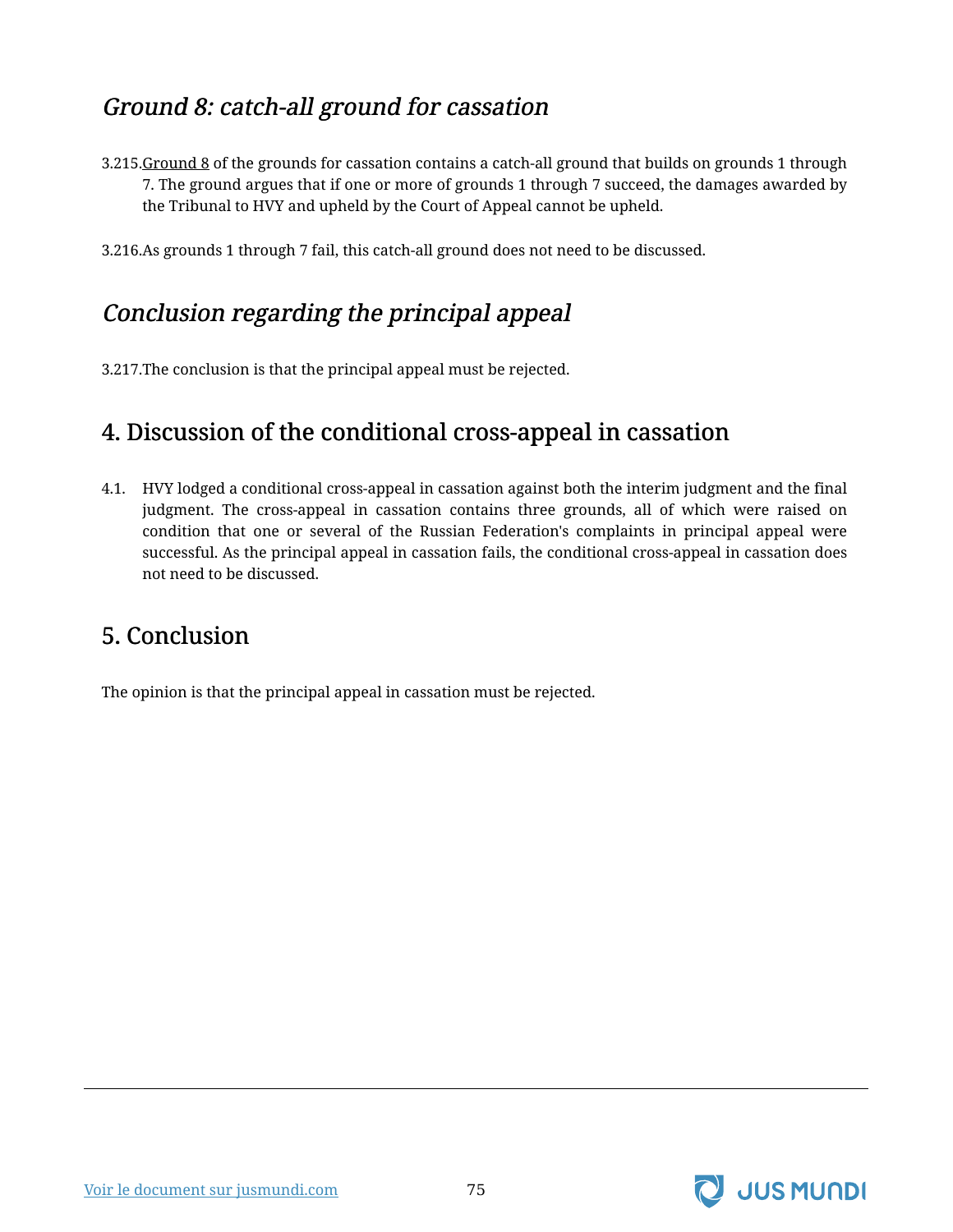## *Ground 8: catch-all ground for cassation*

3.215. Ground 8 of the grounds for cassation contains a catch-all ground that builds on grounds 1 through 7. The ground argues that if one or more of grounds 1 through 7 succeed, the damages awarded by the Tribunal to HVY and upheld by the Court of Appeal cannot be upheld.

3.216. As grounds 1 through 7 fail, this catch-all ground does not need to be discussed.

## *Conclusion regarding the principal appeal*

3.217. The conclusion is that the principal appeal must be rejected.

## 4. Discussion of the conditional cross-appeal in cassation

4.1. HVY lodged a conditional cross-appeal in cassation against both the interim judgment and the final judgment. The cross-appeal in cassation contains three grounds, all of which were raised on condition that one or several of the Russian Federation's complaints in principal appeal were successful. As the principal appeal in cassation fails, the conditional cross-appeal in cassation does not need to be discussed.

## 5. Conclusion

The opinion is that the principal appeal in cassation must be rejected.